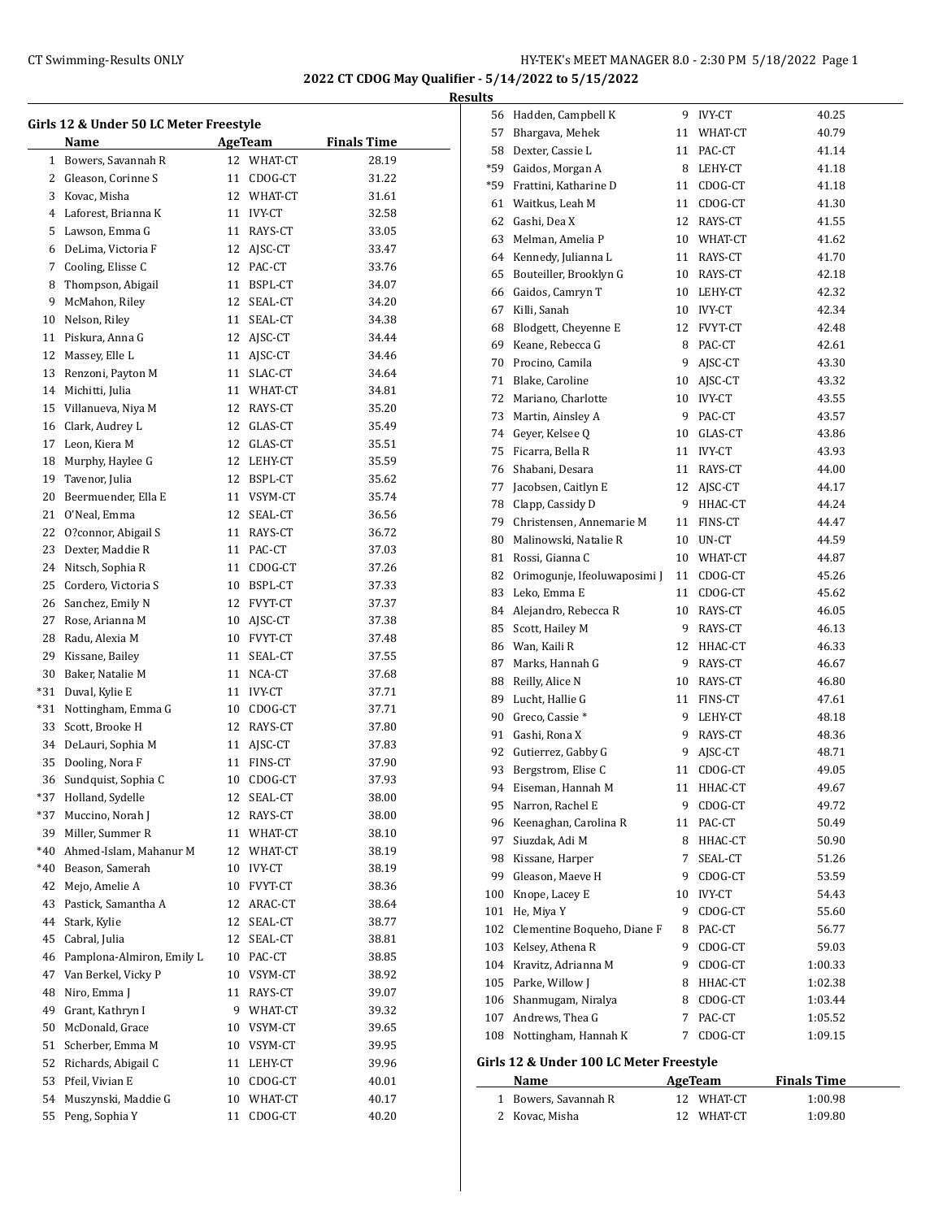**2022 CT CDOG May Qualifier - 5/14/2022 to 5/15/2022**

**Results**

### Girls 12 & Under 50 LC Meter Freestyle

| | Name | Age | Team | Finals Time |
|---|---|---|---|---|
| 1 | Bowers, Savannah R | 12 | WHAT-CT | 28.19 |
| 2 | Gleason, Corinne S | 11 | CDOG-CT | 31.22 |
| 3 | Kovac, Misha | 12 | WHAT-CT | 31.61 |
| 4 | Laforest, Brianna K | 11 | IVY-CT | 32.58 |
| 5 | Lawson, Emma G | 11 | RAYS-CT | 33.05 |
| 6 | DeLima, Victoria F | 12 | AJSC-CT | 33.47 |
| 7 | Cooling, Elisse C | 12 | PAC-CT | 33.76 |
| 8 | Thompson, Abigail | 11 | BSPL-CT | 34.07 |
| 9 | McMahon, Riley | 12 | SEAL-CT | 34.20 |
| 10 | Nelson, Riley | 11 | SEAL-CT | 34.38 |
| 11 | Piskura, Anna G | 12 | AJSC-CT | 34.44 |
| 12 | Massey, Elle L | 11 | AJSC-CT | 34.46 |
| 13 | Renzoni, Payton M | 11 | SLAC-CT | 34.64 |
| 14 | Michitti, Julia | 11 | WHAT-CT | 34.81 |
| 15 | Villanueva, Niya M | 12 | RAYS-CT | 35.20 |
| 16 | Clark, Audrey L | 12 | GLAS-CT | 35.49 |
| 17 | Leon, Kiera M | 12 | GLAS-CT | 35.51 |
| 18 | Murphy, Haylee G | 12 | LEHY-CT | 35.59 |
| 19 | Tavenor, Julia | 12 | BSPL-CT | 35.62 |
| 20 | Beermuender, Ella E | 11 | VSYM-CT | 35.74 |
| 21 | O'Neal, Emma | 12 | SEAL-CT | 36.56 |
| 22 | O?connor, Abigail S | 11 | RAYS-CT | 36.72 |
| 23 | Dexter, Maddie R | 11 | PAC-CT | 37.03 |
| 24 | Nitsch, Sophia R | 11 | CDOG-CT | 37.26 |
| 25 | Cordero, Victoria S | 10 | BSPL-CT | 37.33 |
| 26 | Sanchez, Emily N | 12 | FVYT-CT | 37.37 |
| 27 | Rose, Arianna M | 10 | AJSC-CT | 37.38 |
| 28 | Radu, Alexia M | 10 | FVYT-CT | 37.48 |
| 29 | Kissane, Bailey | 11 | SEAL-CT | 37.55 |
| 30 | Baker, Natalie M | 11 | NCA-CT | 37.68 |
| *31 | Duval, Kylie E | 11 | IVY-CT | 37.71 |
| *31 | Nottingham, Emma G | 10 | CDOG-CT | 37.71 |
| 33 | Scott, Brooke H | 12 | RAYS-CT | 37.80 |
| 34 | DeLauri, Sophia M | 11 | AJSC-CT | 37.83 |
| 35 | Dooling, Nora F | 11 | FINS-CT | 37.90 |
| 36 | Sundquist, Sophia C | 10 | CDOG-CT | 37.93 |
| *37 | Holland, Sydelle | 12 | SEAL-CT | 38.00 |
| *37 | Muccino, Norah J | 12 | RAYS-CT | 38.00 |
| 39 | Miller, Summer R | 11 | WHAT-CT | 38.10 |
| *40 | Ahmed-Islam, Mahanur M | 12 | WHAT-CT | 38.19 |
| *40 | Beason, Samerah | 10 | IVY-CT | 38.19 |
| 42 | Mejo, Amelie A | 10 | FVYT-CT | 38.36 |
| 43 | Pastick, Samantha A | 12 | ARAC-CT | 38.64 |
| 44 | Stark, Kylie | 12 | SEAL-CT | 38.77 |
| 45 | Cabral, Julia | 12 | SEAL-CT | 38.81 |
| 46 | Pamplona-Almiron, Emily L | 10 | PAC-CT | 38.85 |
| 47 | Van Berkel, Vicky P | 10 | VSYM-CT | 38.92 |
| 48 | Niro, Emma J | 11 | RAYS-CT | 39.07 |
| 49 | Grant, Kathryn I | 9 | WHAT-CT | 39.32 |
| 50 | McDonald, Grace | 10 | VSYM-CT | 39.65 |
| 51 | Scherber, Emma M | 10 | VSYM-CT | 39.95 |
| 52 | Richards, Abigail C | 11 | LEHY-CT | 39.96 |
| 53 | Pfeil, Vivian E | 10 | CDOG-CT | 40.01 |
| 54 | Muszynski, Maddie G | 10 | WHAT-CT | 40.17 |
| 55 | Peng, Sophia Y | 11 | CDOG-CT | 40.20 |
| 56 | Hadden, Campbell K | 9 | IVY-CT | 40.25 |
| 57 | Bhargava, Mehek | 11 | WHAT-CT | 40.79 |
| 58 | Dexter, Cassie L | 11 | PAC-CT | 41.14 |
| *59 | Gaidos, Morgan A | 8 | LEHY-CT | 41.18 |
| *59 | Frattini, Katharine D | 11 | CDOG-CT | 41.18 |
| 61 | Waitkus, Leah M | 11 | CDOG-CT | 41.30 |
| 62 | Gashi, Dea X | 12 | RAYS-CT | 41.55 |
| 63 | Melman, Amelia P | 10 | WHAT-CT | 41.62 |
| 64 | Kennedy, Julianna L | 11 | RAYS-CT | 41.70 |
| 65 | Bouteiller, Brooklyn G | 10 | RAYS-CT | 42.18 |
| 66 | Gaidos, Camryn T | 10 | LEHY-CT | 42.32 |
| 67 | Killi, Sanah | 10 | IVY-CT | 42.34 |
| 68 | Blodgett, Cheyenne E | 12 | FVYT-CT | 42.48 |
| 69 | Keane, Rebecca G | 8 | PAC-CT | 42.61 |
| 70 | Procino, Camila | 9 | AJSC-CT | 43.30 |
| 71 | Blake, Caroline | 10 | AJSC-CT | 43.32 |
| 72 | Mariano, Charlotte | 10 | IVY-CT | 43.55 |
| 73 | Martin, Ainsley A | 9 | PAC-CT | 43.57 |
| 74 | Geyer, Kelsee Q | 10 | GLAS-CT | 43.86 |
| 75 | Ficarra, Bella R | 11 | IVY-CT | 43.93 |
| 76 | Shabani, Desara | 11 | RAYS-CT | 44.00 |
| 77 | Jacobsen, Caitlyn E | 12 | AJSC-CT | 44.17 |
| 78 | Clapp, Cassidy D | 9 | HHAC-CT | 44.24 |
| 79 | Christensen, Annemarie M | 11 | FINS-CT | 44.47 |
| 80 | Malinowski, Natalie R | 10 | UN-CT | 44.59 |
| 81 | Rossi, Gianna C | 10 | WHAT-CT | 44.87 |
| 82 | Orimogunje, Ifeoluwaposimi J | 11 | CDOG-CT | 45.26 |
| 83 | Leko, Emma E | 11 | CDOG-CT | 45.62 |
| 84 | Alejandro, Rebecca R | 10 | RAYS-CT | 46.05 |
| 85 | Scott, Hailey M | 9 | RAYS-CT | 46.13 |
| 86 | Wan, Kaili R | 12 | HHAC-CT | 46.33 |
| 87 | Marks, Hannah G | 9 | RAYS-CT | 46.67 |
| 88 | Reilly, Alice N | 10 | RAYS-CT | 46.80 |
| 89 | Lucht, Hallie G | 11 | FINS-CT | 47.61 |
| 90 | Greco, Cassie * | 9 | LEHY-CT | 48.18 |
| 91 | Gashi, Rona X | 9 | RAYS-CT | 48.36 |
| 92 | Gutierrez, Gabby G | 9 | AJSC-CT | 48.71 |
| 93 | Bergstrom, Elise C | 11 | CDOG-CT | 49.05 |
| 94 | Eiseman, Hannah M | 11 | HHAC-CT | 49.67 |
| 95 | Narron, Rachel E | 9 | CDOG-CT | 49.72 |
| 96 | Keenaghan, Carolina R | 11 | PAC-CT | 50.49 |
| 97 | Siuzdak, Adi M | 8 | HHAC-CT | 50.90 |
| 98 | Kissane, Harper | 7 | SEAL-CT | 51.26 |
| 99 | Gleason, Maeve H | 9 | CDOG-CT | 53.59 |
| 100 | Knope, Lacey E | 10 | IVY-CT | 54.43 |
| 101 | He, Miya Y | 9 | CDOG-CT | 55.60 |
| 102 | Clementine Boqueho, Diane F | 8 | PAC-CT | 56.77 |
| 103 | Kelsey, Athena R | 9 | CDOG-CT | 59.03 |
| 104 | Kravitz, Adrianna M | 9 | CDOG-CT | 1:00.33 |
| 105 | Parke, Willow J | 8 | HHAC-CT | 1:02.38 |
| 106 | Shanmugam, Niralya | 8 | CDOG-CT | 1:03.44 |
| 107 | Andrews, Thea G | 7 | PAC-CT | 1:05.52 |
| 108 | Nottingham, Hannah K | 7 | CDOG-CT | 1:09.15 |

### Girls 12 & Under 100 LC Meter Freestyle

| | Name | Age | Team | Finals Time |
|---|---|---|---|---|
| 1 | Bowers, Savannah R | 12 | WHAT-CT | 1:00.98 |
| 2 | Kovac, Misha | 12 | WHAT-CT | 1:09.80 |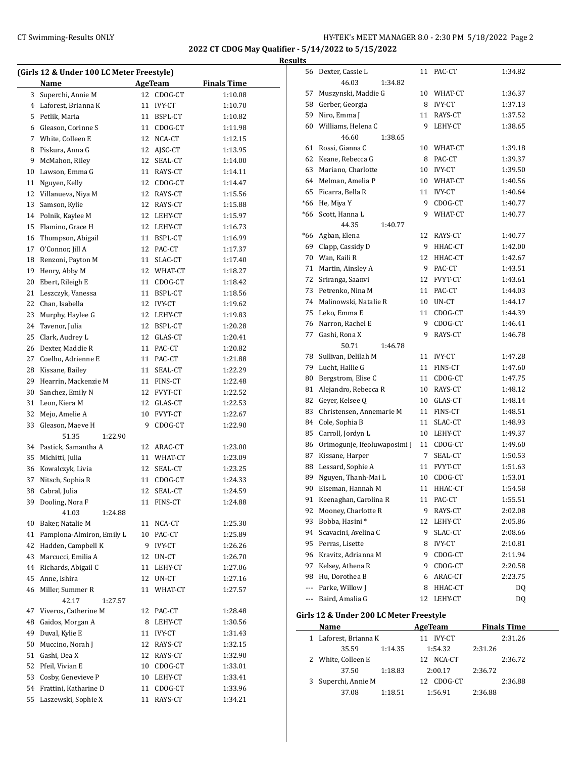## 2022 CT CDOG May Qualifier - 5/14/2022 to 5/15/2022

### Results

#### (Girls 12 & Under 100 LC Meter Freestyle)

| | Name | Age | Team | Finals Time |
|---|---|---|---|---|
| 3 | Superchi, Annie M | 12 | CDOG-CT | 1:10.08 |
| 4 | Laforest, Brianna K | 11 | IVY-CT | 1:10.70 |
| 5 | Petlik, Maria | 11 | BSPL-CT | 1:10.82 |
| 6 | Gleason, Corinne S | 11 | CDOG-CT | 1:11.98 |
| 7 | White, Colleen E | 12 | NCA-CT | 1:12.15 |
| 8 | Piskura, Anna G | 12 | AJSC-CT | 1:13.95 |
| 9 | McMahon, Riley | 12 | SEAL-CT | 1:14.00 |
| 10 | Lawson, Emma G | 11 | RAYS-CT | 1:14.11 |
| 11 | Nguyen, Kelly | 12 | CDOG-CT | 1:14.47 |
| 12 | Villanueva, Niya M | 12 | RAYS-CT | 1:15.56 |
| 13 | Samson, Kylie | 12 | RAYS-CT | 1:15.88 |
| 14 | Polnik, Kaylee M | 12 | LEHY-CT | 1:15.97 |
| 15 | Flamino, Grace H | 12 | LEHY-CT | 1:16.73 |
| 16 | Thompson, Abigail | 11 | BSPL-CT | 1:16.99 |
| 17 | O'Connor, Jill A | 12 | PAC-CT | 1:17.37 |
| 18 | Renzoni, Payton M | 11 | SLAC-CT | 1:17.40 |
| 19 | Henry, Abby M | 12 | WHAT-CT | 1:18.27 |
| 20 | Ebert, Rileigh E | 11 | CDOG-CT | 1:18.42 |
| 21 | Leszczyk, Vanessa | 11 | BSPL-CT | 1:18.56 |
| 22 | Chan, Isabella | 12 | IVY-CT | 1:19.62 |
| 23 | Murphy, Haylee G | 12 | LEHY-CT | 1:19.83 |
| 24 | Tavenor, Julia | 12 | BSPL-CT | 1:20.28 |
| 25 | Clark, Audrey L | 12 | GLAS-CT | 1:20.41 |
| 26 | Dexter, Maddie R | 11 | PAC-CT | 1:20.82 |
| 27 | Coelho, Adrienne E | 11 | PAC-CT | 1:21.88 |
| 28 | Kissane, Bailey | 11 | SEAL-CT | 1:22.29 |
| 29 | Hearrin, Mackenzie M | 11 | FINS-CT | 1:22.48 |
| 30 | Sanchez, Emily N | 12 | FVYT-CT | 1:22.52 |
| 31 | Leon, Kiera M | 12 | GLAS-CT | 1:22.53 |
| 32 | Mejo, Amelie A | 10 | FVYT-CT | 1:22.67 |
| 33 | Gleason, Maeve H | 9 | CDOG-CT | 1:22.90 |
| | 51.35 1:22.90 | | | |
| 34 | Pastick, Samantha A | 12 | ARAC-CT | 1:23.00 |
| 35 | Michitti, Julia | 11 | WHAT-CT | 1:23.09 |
| 36 | Kowalczyk, Livia | 12 | SEAL-CT | 1:23.25 |
| 37 | Nitsch, Sophia R | 11 | CDOG-CT | 1:24.33 |
| 38 | Cabral, Julia | 12 | SEAL-CT | 1:24.59 |
| 39 | Dooling, Nora F | 11 | FINS-CT | 1:24.88 |
| | 41.03 1:24.88 | | | |
| 40 | Baker, Natalie M | 11 | NCA-CT | 1:25.30 |
| 41 | Pamplona-Almiron, Emily L | 10 | PAC-CT | 1:25.89 |
| 42 | Hadden, Campbell K | 9 | IVY-CT | 1:26.26 |
| 43 | Marcucci, Emilia A | 12 | UN-CT | 1:26.70 |
| 44 | Richards, Abigail C | 11 | LEHY-CT | 1:27.06 |
| 45 | Anne, Ishira | 12 | UN-CT | 1:27.16 |
| 46 | Miller, Summer R | 11 | WHAT-CT | 1:27.57 |
| | 42.17 1:27.57 | | | |
| 47 | Viveros, Catherine M | 12 | PAC-CT | 1:28.48 |
| 48 | Gaidos, Morgan A | 8 | LEHY-CT | 1:30.56 |
| 49 | Duval, Kylie E | 11 | IVY-CT | 1:31.43 |
| 50 | Muccino, Norah J | 12 | RAYS-CT | 1:32.15 |
| 51 | Gashi, Dea X | 12 | RAYS-CT | 1:32.90 |
| 52 | Pfeil, Vivian E | 10 | CDOG-CT | 1:33.01 |
| 53 | Cosby, Genevieve P | 10 | LEHY-CT | 1:33.41 |
| 54 | Frattini, Katharine D | 11 | CDOG-CT | 1:33.96 |
| 55 | Laszewski, Sophie X | 11 | RAYS-CT | 1:34.21 |
| 56 | Dexter, Cassie L | 11 | PAC-CT | 1:34.82 |
| | 46.03 1:34.82 | | | |
| 57 | Muszynski, Maddie G | 10 | WHAT-CT | 1:36.37 |
| 58 | Gerber, Georgia | 8 | IVY-CT | 1:37.13 |
| 59 | Niro, Emma J | 11 | RAYS-CT | 1:37.52 |
| 60 | Williams, Helena C | 9 | LEHY-CT | 1:38.65 |
| | 46.60 1:38.65 | | | |
| 61 | Rossi, Gianna C | 10 | WHAT-CT | 1:39.18 |
| 62 | Keane, Rebecca G | 8 | PAC-CT | 1:39.37 |
| 63 | Mariano, Charlotte | 10 | IVY-CT | 1:39.50 |
| 64 | Melman, Amelia P | 10 | WHAT-CT | 1:40.56 |
| 65 | Ficarra, Bella R | 11 | IVY-CT | 1:40.64 |
| *66 | He, Miya Y | 9 | CDOG-CT | 1:40.77 |
| *66 | Scott, Hanna L | 9 | WHAT-CT | 1:40.77 |
| | 44.35 1:40.77 | | | |
| *66 | Agban, Elena | 12 | RAYS-CT | 1:40.77 |
| 69 | Clapp, Cassidy D | 9 | HHAC-CT | 1:42.00 |
| 70 | Wan, Kaili R | 12 | HHAC-CT | 1:42.67 |
| 71 | Martin, Ainsley A | 9 | PAC-CT | 1:43.51 |
| 72 | Sriranga, Saanvi | 12 | FVYT-CT | 1:43.61 |
| 73 | Petrenko, Nina M | 11 | PAC-CT | 1:44.03 |
| 74 | Malinowski, Natalie R | 10 | UN-CT | 1:44.17 |
| 75 | Leko, Emma E | 11 | CDOG-CT | 1:44.39 |
| 76 | Narron, Rachel E | 9 | CDOG-CT | 1:46.41 |
| 77 | Gashi, Rona X | 9 | RAYS-CT | 1:46.78 |
| | 50.71 1:46.78 | | | |
| 78 | Sullivan, Delilah M | 11 | IVY-CT | 1:47.28 |
| 79 | Lucht, Hallie G | 11 | FINS-CT | 1:47.60 |
| 80 | Bergstrom, Elise C | 11 | CDOG-CT | 1:47.75 |
| 81 | Alejandro, Rebecca R | 10 | RAYS-CT | 1:48.12 |
| 82 | Geyer, Kelsee Q | 10 | GLAS-CT | 1:48.14 |
| 83 | Christensen, Annemarie M | 11 | FINS-CT | 1:48.51 |
| 84 | Cole, Sophia B | 11 | SLAC-CT | 1:48.93 |
| 85 | Carroll, Jordyn L | 10 | LEHY-CT | 1:49.37 |
| 86 | Orimogunje, Ifeoluwaposimi J | 11 | CDOG-CT | 1:49.60 |
| 87 | Kissane, Harper | 7 | SEAL-CT | 1:50.53 |
| 88 | Lessard, Sophie A | 11 | FVYT-CT | 1:51.63 |
| 89 | Nguyen, Thanh-Mai L | 10 | CDOG-CT | 1:53.01 |
| 90 | Eiseman, Hannah M | 11 | HHAC-CT | 1:54.58 |
| 91 | Keenaghan, Carolina R | 11 | PAC-CT | 1:55.51 |
| 92 | Mooney, Charlotte R | 9 | RAYS-CT | 2:02.08 |
| 93 | Bobba, Hasini * | 12 | LEHY-CT | 2:05.86 |
| 94 | Scavacini, Avelina C | 9 | SLAC-CT | 2:08.66 |
| 95 | Perras, Lisette | 8 | IVY-CT | 2:10.81 |
| 96 | Kravitz, Adrianna M | 9 | CDOG-CT | 2:11.94 |
| 97 | Kelsey, Athena R | 9 | CDOG-CT | 2:20.58 |
| 98 | Hu, Dorothea B | 6 | ARAC-CT | 2:23.75 |
| --- | Parke, Willow J | 8 | HHAC-CT | DQ |
| --- | Baird, Amalia G | 12 | LEHY-CT | DQ |

#### Girls 12 & Under 200 LC Meter Freestyle

| | Name | Age | Team | Finals Time |
|---|---|---|---|---|
| 1 | Laforest, Brianna K | 11 | IVY-CT | 2:31.26 |
| | 35.59 1:14.35 1:54.32 2:31.26 | | | |
| 2 | White, Colleen E | 12 | NCA-CT | 2:36.72 |
| | 37.50 1:18.83 2:00.17 2:36.72 | | | |
| 3 | Superchi, Annie M | 12 | CDOG-CT | 2:36.88 |
| | 37.08 1:18.51 1:56.91 2:36.88 | | | |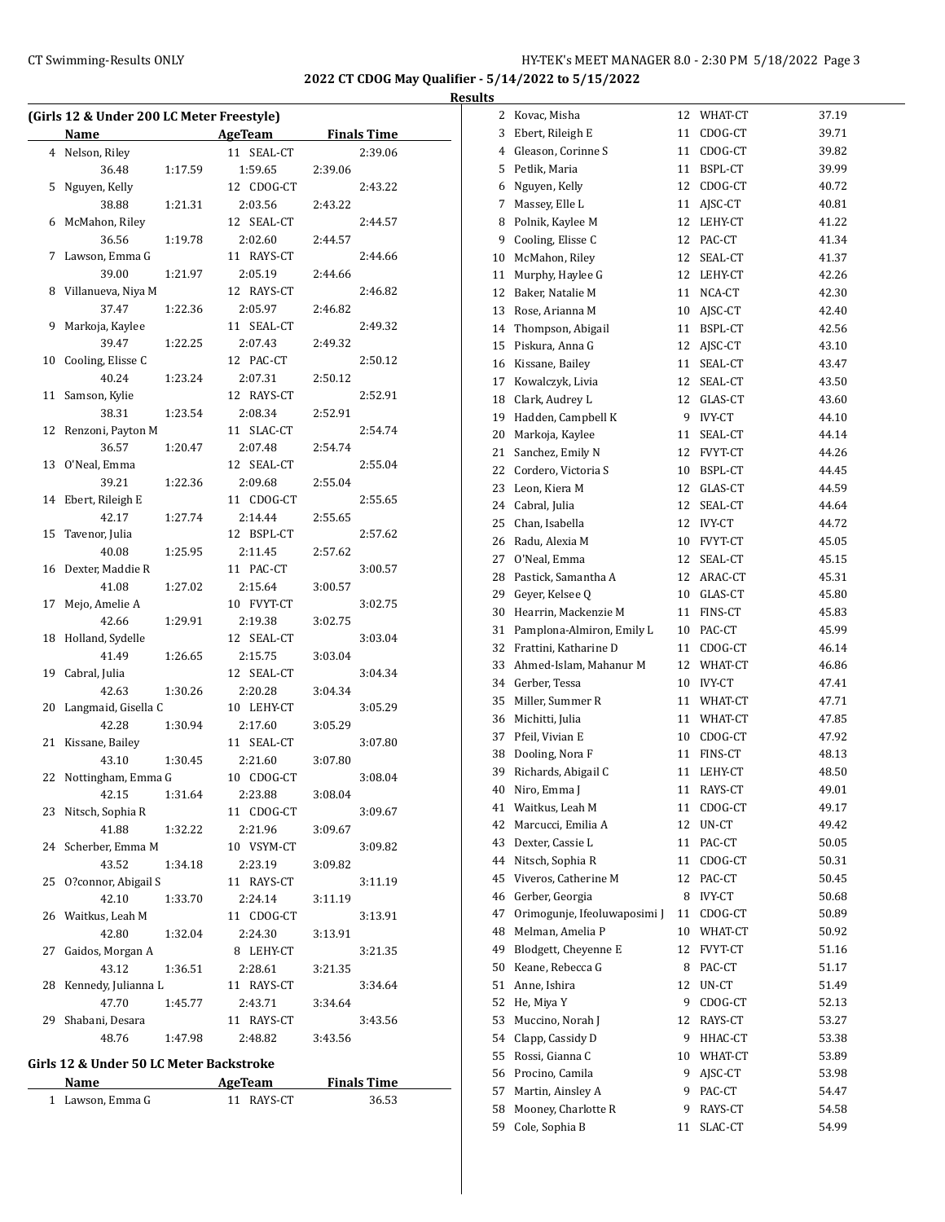**2022 CT CDOG May Qualifier - 5/14/2022 to 5/15/2022**

**Results**

### (Girls 12 & Under 200 LC Meter Freestyle)

| | Name | AgeTeam | | Finals Time |
|---|---|---|---|---|
| 4 | Nelson, Riley | 11 | SEAL-CT | 2:39.06 |
| | 36.48 | 1:17.59 | 1:59.65 | 2:39.06 |
| 5 | Nguyen, Kelly | 12 | CDOG-CT | 2:43.22 |
| | 38.88 | 1:21.31 | 2:03.56 | 2:43.22 |
| 6 | McMahon, Riley | 12 | SEAL-CT | 2:44.57 |
| | 36.56 | 1:19.78 | 2:02.60 | 2:44.57 |
| 7 | Lawson, Emma G | 11 | RAYS-CT | 2:44.66 |
| | 39.00 | 1:21.97 | 2:05.19 | 2:44.66 |
| 8 | Villanueva, Niya M | 12 | RAYS-CT | 2:46.82 |
| | 37.47 | 1:22.36 | 2:05.97 | 2:46.82 |
| 9 | Markoja, Kaylee | 11 | SEAL-CT | 2:49.32 |
| | 39.47 | 1:22.25 | 2:07.43 | 2:49.32 |
| 10 | Cooling, Elisse C | 12 | PAC-CT | 2:50.12 |
| | 40.24 | 1:23.24 | 2:07.31 | 2:50.12 |
| 11 | Samson, Kylie | 12 | RAYS-CT | 2:52.91 |
| | 38.31 | 1:23.54 | 2:08.34 | 2:52.91 |
| 12 | Renzoni, Payton M | 11 | SLAC-CT | 2:54.74 |
| | 36.57 | 1:20.47 | 2:07.48 | 2:54.74 |
| 13 | O'Neal, Emma | 12 | SEAL-CT | 2:55.04 |
| | 39.21 | 1:22.36 | 2:09.68 | 2:55.04 |
| 14 | Ebert, Rileigh E | 11 | CDOG-CT | 2:55.65 |
| | 42.17 | 1:27.74 | 2:14.44 | 2:55.65 |
| 15 | Tavenor, Julia | 12 | BSPL-CT | 2:57.62 |
| | 40.08 | 1:25.95 | 2:11.45 | 2:57.62 |
| 16 | Dexter, Maddie R | 11 | PAC-CT | 3:00.57 |
| | 41.08 | 1:27.02 | 2:15.64 | 3:00.57 |
| 17 | Mejo, Amelie A | 10 | FVYT-CT | 3:02.75 |
| | 42.66 | 1:29.91 | 2:19.38 | 3:02.75 |
| 18 | Holland, Sydelle | 12 | SEAL-CT | 3:03.04 |
| | 41.49 | 1:26.65 | 2:15.75 | 3:03.04 |
| 19 | Cabral, Julia | 12 | SEAL-CT | 3:04.34 |
| | 42.63 | 1:30.26 | 2:20.28 | 3:04.34 |
| 20 | Langmaid, Gisella C | 10 | LEHY-CT | 3:05.29 |
| | 42.28 | 1:30.94 | 2:17.60 | 3:05.29 |
| 21 | Kissane, Bailey | 11 | SEAL-CT | 3:07.80 |
| | 43.10 | 1:30.45 | 2:21.60 | 3:07.80 |
| 22 | Nottingham, Emma G | 10 | CDOG-CT | 3:08.04 |
| | 42.15 | 1:31.64 | 2:23.88 | 3:08.04 |
| 23 | Nitsch, Sophia R | 11 | CDOG-CT | 3:09.67 |
| | 41.88 | 1:32.22 | 2:21.96 | 3:09.67 |
| 24 | Scherber, Emma M | 10 | VSYM-CT | 3:09.82 |
| | 43.52 | 1:34.18 | 2:23.19 | 3:09.82 |
| 25 | O?connor, Abigail S | 11 | RAYS-CT | 3:11.19 |
| | 42.10 | 1:33.70 | 2:24.14 | 3:11.19 |
| 26 | Waitkus, Leah M | 11 | CDOG-CT | 3:13.91 |
| | 42.80 | 1:32.04 | 2:24.30 | 3:13.91 |
| 27 | Gaidos, Morgan A | 8 | LEHY-CT | 3:21.35 |
| | 43.12 | 1:36.51 | 2:28.61 | 3:21.35 |
| 28 | Kennedy, Julianna L | 11 | RAYS-CT | 3:34.64 |
| | 47.70 | 1:45.77 | 2:43.71 | 3:34.64 |
| 29 | Shabani, Desara | 11 | RAYS-CT | 3:43.56 |
| | 48.76 | 1:47.98 | 2:48.82 | 3:43.56 |

### Girls 12 & Under 50 LC Meter Backstroke

| | Name | Age | Team | Finals Time |
|---|---|---|---|---|
| 1 | Lawson, Emma G | 11 | RAYS-CT | 36.53 |
| 2 | Kovac, Misha | 12 | WHAT-CT | 37.19 |
| 3 | Ebert, Rileigh E | 11 | CDOG-CT | 39.71 |
| 4 | Gleason, Corinne S | 11 | CDOG-CT | 39.82 |
| 5 | Petlik, Maria | 11 | BSPL-CT | 39.99 |
| 6 | Nguyen, Kelly | 12 | CDOG-CT | 40.72 |
| 7 | Massey, Elle L | 11 | AJSC-CT | 40.81 |
| 8 | Polnik, Kaylee M | 12 | LEHY-CT | 41.22 |
| 9 | Cooling, Elisse C | 12 | PAC-CT | 41.34 |
| 10 | McMahon, Riley | 12 | SEAL-CT | 41.37 |
| 11 | Murphy, Haylee G | 12 | LEHY-CT | 42.26 |
| 12 | Baker, Natalie M | 11 | NCA-CT | 42.30 |
| 13 | Rose, Arianna M | 10 | AJSC-CT | 42.40 |
| 14 | Thompson, Abigail | 11 | BSPL-CT | 42.56 |
| 15 | Piskura, Anna G | 12 | AJSC-CT | 43.10 |
| 16 | Kissane, Bailey | 11 | SEAL-CT | 43.47 |
| 17 | Kowalczyk, Livia | 12 | SEAL-CT | 43.50 |
| 18 | Clark, Audrey L | 12 | GLAS-CT | 43.60 |
| 19 | Hadden, Campbell K | 9 | IVY-CT | 44.10 |
| 20 | Markoja, Kaylee | 11 | SEAL-CT | 44.14 |
| 21 | Sanchez, Emily N | 12 | FVYT-CT | 44.26 |
| 22 | Cordero, Victoria S | 10 | BSPL-CT | 44.45 |
| 23 | Leon, Kiera M | 12 | GLAS-CT | 44.59 |
| 24 | Cabral, Julia | 12 | SEAL-CT | 44.64 |
| 25 | Chan, Isabella | 12 | IVY-CT | 44.72 |
| 26 | Radu, Alexia M | 10 | FVYT-CT | 45.05 |
| 27 | O'Neal, Emma | 12 | SEAL-CT | 45.15 |
| 28 | Pastick, Samantha A | 12 | ARAC-CT | 45.31 |
| 29 | Geyer, Kelsee Q | 10 | GLAS-CT | 45.80 |
| 30 | Hearrin, Mackenzie M | 11 | FINS-CT | 45.83 |
| 31 | Pamplona-Almiron, Emily L | 10 | PAC-CT | 45.99 |
| 32 | Frattini, Katharine D | 11 | CDOG-CT | 46.14 |
| 33 | Ahmed-Islam, Mahanur M | 12 | WHAT-CT | 46.86 |
| 34 | Gerber, Tessa | 10 | IVY-CT | 47.41 |
| 35 | Miller, Summer R | 11 | WHAT-CT | 47.71 |
| 36 | Michitti, Julia | 11 | WHAT-CT | 47.85 |
| 37 | Pfeil, Vivian E | 10 | CDOG-CT | 47.92 |
| 38 | Dooling, Nora F | 11 | FINS-CT | 48.13 |
| 39 | Richards, Abigail C | 11 | LEHY-CT | 48.50 |
| 40 | Niro, Emma J | 11 | RAYS-CT | 49.01 |
| 41 | Waitkus, Leah M | 11 | CDOG-CT | 49.17 |
| 42 | Marcucci, Emilia A | 12 | UN-CT | 49.42 |
| 43 | Dexter, Cassie L | 11 | PAC-CT | 50.05 |
| 44 | Nitsch, Sophia R | 11 | CDOG-CT | 50.31 |
| 45 | Viveros, Catherine M | 12 | PAC-CT | 50.45 |
| 46 | Gerber, Georgia | 8 | IVY-CT | 50.68 |
| 47 | Orimogunje, Ifeoluwaposimi J | 11 | CDOG-CT | 50.89 |
| 48 | Melman, Amelia P | 10 | WHAT-CT | 50.92 |
| 49 | Blodgett, Cheyenne E | 12 | FVYT-CT | 51.16 |
| 50 | Keane, Rebecca G | 8 | PAC-CT | 51.17 |
| 51 | Anne, Ishira | 12 | UN-CT | 51.49 |
| 52 | He, Miya Y | 9 | CDOG-CT | 52.13 |
| 53 | Muccino, Norah J | 12 | RAYS-CT | 53.27 |
| 54 | Clapp, Cassidy D | 9 | HHAC-CT | 53.38 |
| 55 | Rossi, Gianna C | 10 | WHAT-CT | 53.89 |
| 56 | Procino, Camila | 9 | AJSC-CT | 53.98 |
| 57 | Martin, Ainsley A | 9 | PAC-CT | 54.47 |
| 58 | Mooney, Charlotte R | 9 | RAYS-CT | 54.58 |
| 59 | Cole, Sophia B | 11 | SLAC-CT | 54.99 |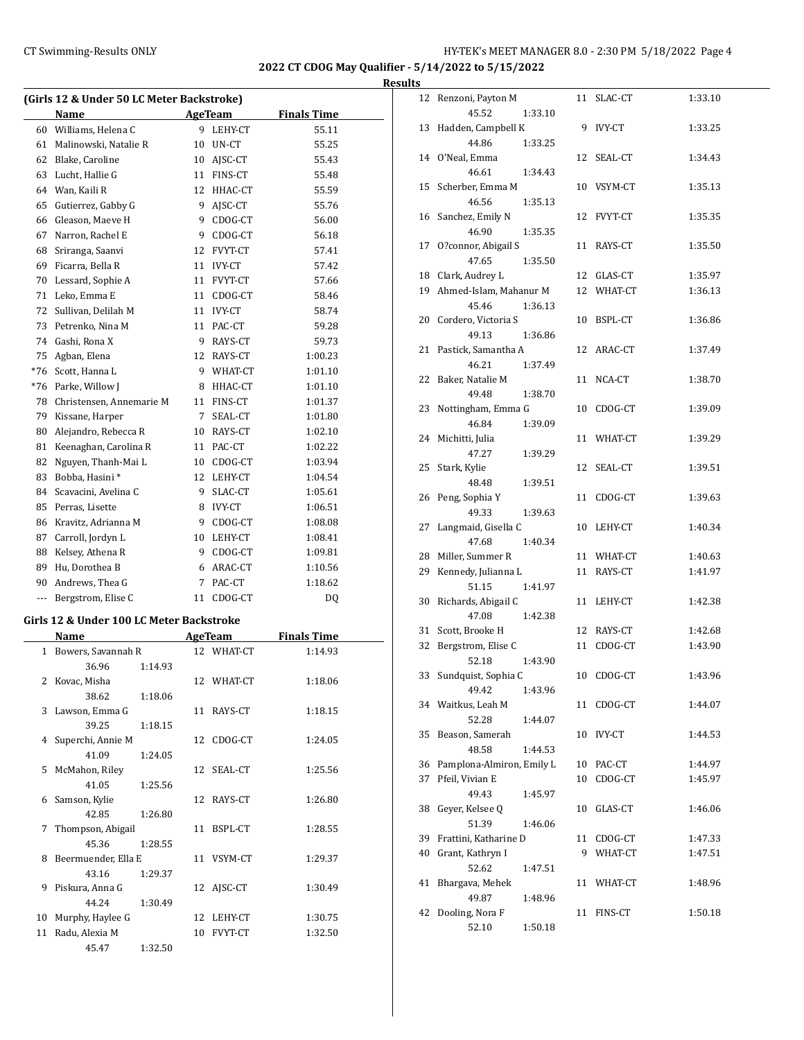# 2022 CT CDOG May Qualifier - 5/14/2022 to 5/15/2022

## Results

### (Girls 12 & Under 50 LC Meter Backstroke)

| | Name | Age | Team | Finals Time |
|---|---|---|---|---|
| 60 | Williams, Helena C | 9 | LEHY-CT | 55.11 |
| 61 | Malinowski, Natalie R | 10 | UN-CT | 55.25 |
| 62 | Blake, Caroline | 10 | AJSC-CT | 55.43 |
| 63 | Lucht, Hallie G | 11 | FINS-CT | 55.48 |
| 64 | Wan, Kaili R | 12 | HHAC-CT | 55.59 |
| 65 | Gutierrez, Gabby G | 9 | AJSC-CT | 55.76 |
| 66 | Gleason, Maeve H | 9 | CDOG-CT | 56.00 |
| 67 | Narron, Rachel E | 9 | CDOG-CT | 56.18 |
| 68 | Sriranga, Saanvi | 12 | FVYT-CT | 57.41 |
| 69 | Ficarra, Bella R | 11 | IVY-CT | 57.42 |
| 70 | Lessard, Sophie A | 11 | FVYT-CT | 57.66 |
| 71 | Leko, Emma E | 11 | CDOG-CT | 58.46 |
| 72 | Sullivan, Delilah M | 11 | IVY-CT | 58.74 |
| 73 | Petrenko, Nina M | 11 | PAC-CT | 59.28 |
| 74 | Gashi, Rona X | 9 | RAYS-CT | 59.73 |
| 75 | Agban, Elena | 12 | RAYS-CT | 1:00.23 |
| *76 | Scott, Hanna L | 9 | WHAT-CT | 1:01.10 |
| *76 | Parke, Willow J | 8 | HHAC-CT | 1:01.10 |
| 78 | Christensen, Annemarie M | 11 | FINS-CT | 1:01.37 |
| 79 | Kissane, Harper | 7 | SEAL-CT | 1:01.80 |
| 80 | Alejandro, Rebecca R | 10 | RAYS-CT | 1:02.10 |
| 81 | Keenaghan, Carolina R | 11 | PAC-CT | 1:02.22 |
| 82 | Nguyen, Thanh-Mai L | 10 | CDOG-CT | 1:03.94 |
| 83 | Bobba, Hasini * | 12 | LEHY-CT | 1:04.54 |
| 84 | Scavacini, Avelina C | 9 | SLAC-CT | 1:05.61 |
| 85 | Perras, Lisette | 8 | IVY-CT | 1:06.51 |
| 86 | Kravitz, Adrianna M | 9 | CDOG-CT | 1:08.08 |
| 87 | Carroll, Jordyn L | 10 | LEHY-CT | 1:08.41 |
| 88 | Kelsey, Athena R | 9 | CDOG-CT | 1:09.81 |
| 89 | Hu, Dorothea B | 6 | ARAC-CT | 1:10.56 |
| 90 | Andrews, Thea G | 7 | PAC-CT | 1:18.62 |
| --- | Bergstrom, Elise C | 11 | CDOG-CT | DQ |

### Girls 12 & Under 100 LC Meter Backstroke

| | Name | Age | Team | Finals Time | Splits |
|---|---|---|---|---|---|
| 1 | Bowers, Savannah R | 12 | WHAT-CT | 1:14.93 | 36.96 1:14.93 |
| 2 | Kovac, Misha | 12 | WHAT-CT | 1:18.06 | 38.62 1:18.06 |
| 3 | Lawson, Emma G | 11 | RAYS-CT | 1:18.15 | 39.25 1:18.15 |
| 4 | Superchi, Annie M | 12 | CDOG-CT | 1:24.05 | 41.09 1:24.05 |
| 5 | McMahon, Riley | 12 | SEAL-CT | 1:25.56 | 41.05 1:25.56 |
| 6 | Samson, Kylie | 12 | RAYS-CT | 1:26.80 | 42.85 1:26.80 |
| 7 | Thompson, Abigail | 11 | BSPL-CT | 1:28.55 | 45.36 1:28.55 |
| 8 | Beermuender, Ella E | 11 | VSYM-CT | 1:29.37 | 43.16 1:29.37 |
| 9 | Piskura, Anna G | 12 | AJSC-CT | 1:30.49 | 44.24 1:30.49 |
| 10 | Murphy, Haylee G | 12 | LEHY-CT | 1:30.75 | |
| 11 | Radu, Alexia M | 10 | FVYT-CT | 1:32.50 | 45.47 1:32.50 |
| 12 | Renzoni, Payton M | 11 | SLAC-CT | 1:33.10 | 45.52 1:33.10 |
| 13 | Hadden, Campbell K | 9 | IVY-CT | 1:33.25 | 44.86 1:33.25 |
| 14 | O'Neal, Emma | 12 | SEAL-CT | 1:34.43 | 46.61 1:34.43 |
| 15 | Scherber, Emma M | 10 | VSYM-CT | 1:35.13 | 46.56 1:35.13 |
| 16 | Sanchez, Emily N | 12 | FVYT-CT | 1:35.35 | 46.90 1:35.35 |
| 17 | O?connor, Abigail S | 11 | RAYS-CT | 1:35.50 | 47.65 1:35.50 |
| 18 | Clark, Audrey L | 12 | GLAS-CT | 1:35.97 | |
| 19 | Ahmed-Islam, Mahanur M | 12 | WHAT-CT | 1:36.13 | 45.46 1:36.13 |
| 20 | Cordero, Victoria S | 10 | BSPL-CT | 1:36.86 | 49.13 1:36.86 |
| 21 | Pastick, Samantha A | 12 | ARAC-CT | 1:37.49 | 46.21 1:37.49 |
| 22 | Baker, Natalie M | 11 | NCA-CT | 1:38.70 | 49.48 1:38.70 |
| 23 | Nottingham, Emma G | 10 | CDOG-CT | 1:39.09 | 46.84 1:39.09 |
| 24 | Michitti, Julia | 11 | WHAT-CT | 1:39.29 | 47.27 1:39.29 |
| 25 | Stark, Kylie | 12 | SEAL-CT | 1:39.51 | 48.48 1:39.51 |
| 26 | Peng, Sophia Y | 11 | CDOG-CT | 1:39.63 | 49.33 1:39.63 |
| 27 | Langmaid, Gisella C | 10 | LEHY-CT | 1:40.34 | 47.68 1:40.34 |
| 28 | Miller, Summer R | 11 | WHAT-CT | 1:40.63 | |
| 29 | Kennedy, Julianna L | 11 | RAYS-CT | 1:41.97 | 51.15 1:41.97 |
| 30 | Richards, Abigail C | 11 | LEHY-CT | 1:42.38 | 47.08 1:42.38 |
| 31 | Scott, Brooke H | 12 | RAYS-CT | 1:42.68 | |
| 32 | Bergstrom, Elise C | 11 | CDOG-CT | 1:43.90 | 52.18 1:43.90 |
| 33 | Sundquist, Sophia C | 10 | CDOG-CT | 1:43.96 | 49.42 1:43.96 |
| 34 | Waitkus, Leah M | 11 | CDOG-CT | 1:44.07 | 52.28 1:44.07 |
| 35 | Beason, Samerah | 10 | IVY-CT | 1:44.53 | 48.58 1:44.53 |
| 36 | Pamplona-Almiron, Emily L | 10 | PAC-CT | 1:44.97 | |
| 37 | Pfeil, Vivian E | 10 | CDOG-CT | 1:45.97 | 49.43 1:45.97 |
| 38 | Geyer, Kelsee Q | 10 | GLAS-CT | 1:46.06 | 51.39 1:46.06 |
| 39 | Frattini, Katharine D | 11 | CDOG-CT | 1:47.33 | |
| 40 | Grant, Kathryn I | 9 | WHAT-CT | 1:47.51 | 52.62 1:47.51 |
| 41 | Bhargava, Mehek | 11 | WHAT-CT | 1:48.96 | 49.87 1:48.96 |
| 42 | Dooling, Nora F | 11 | FINS-CT | 1:50.18 | 52.10 1:50.18 |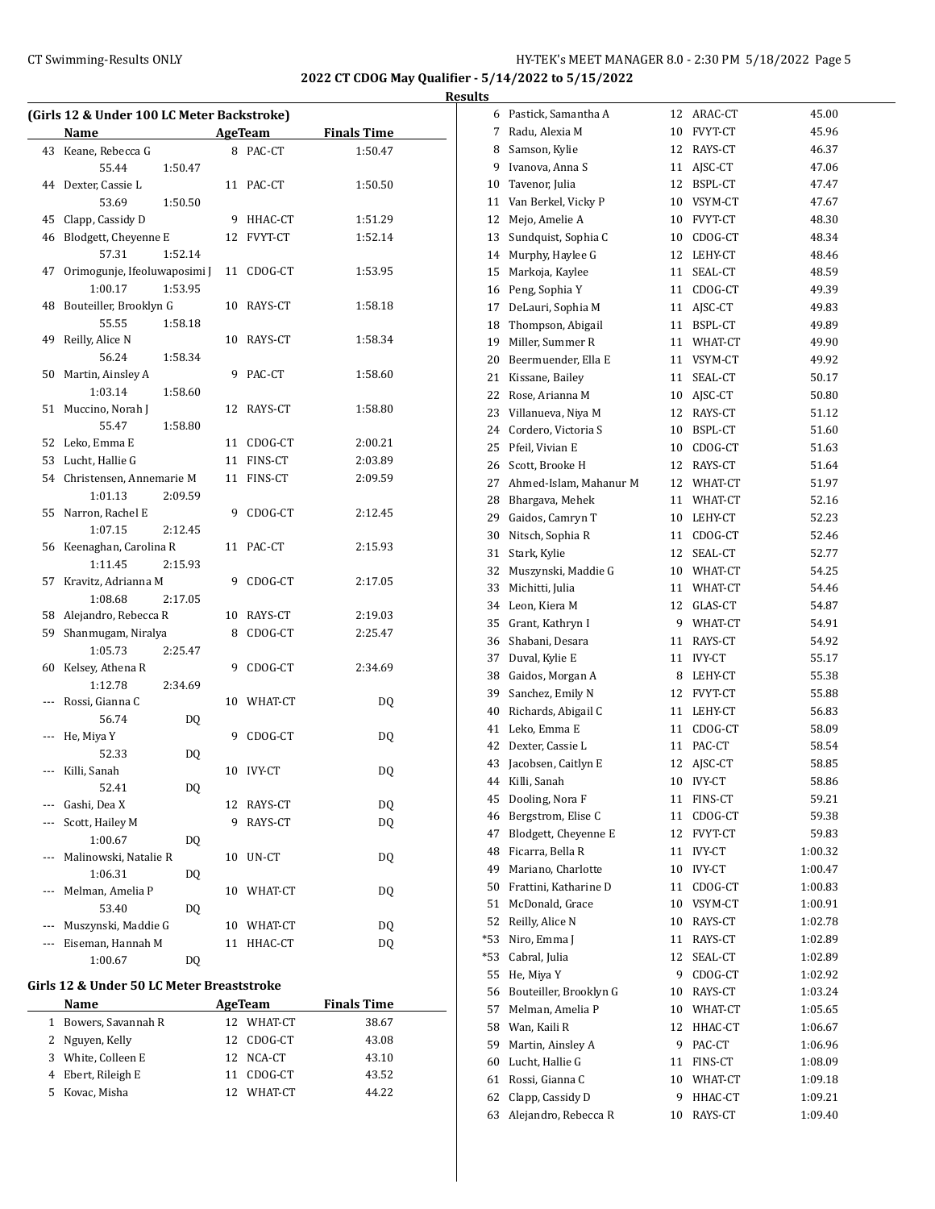2022 CT CDOG May Qualifier - 5/14/2022 to 5/15/2022

## Results

### (Girls 12 & Under 100 LC Meter Backstroke)

| | Name | Age | Team | Finals Time |
|---|---|---|---|---|
| 43 | Keane, Rebecca G | 8 | PAC-CT | 1:50.47 |
| | 55.44 1:50.47 | | | |
| 44 | Dexter, Cassie L | 11 | PAC-CT | 1:50.50 |
| | 53.69 1:50.50 | | | |
| 45 | Clapp, Cassidy D | 9 | HHAC-CT | 1:51.29 |
| 46 | Blodgett, Cheyenne E | 12 | FVYT-CT | 1:52.14 |
| | 57.31 1:52.14 | | | |
| 47 | Orimogunje, Ifeoluwaposimi J | 11 | CDOG-CT | 1:53.95 |
| | 1:00.17 1:53.95 | | | |
| 48 | Bouteiller, Brooklyn G | 10 | RAYS-CT | 1:58.18 |
| | 55.55 1:58.18 | | | |
| 49 | Reilly, Alice N | 10 | RAYS-CT | 1:58.34 |
| | 56.24 1:58.34 | | | |
| 50 | Martin, Ainsley A | 9 | PAC-CT | 1:58.60 |
| | 1:03.14 1:58.60 | | | |
| 51 | Muccino, Norah J | 12 | RAYS-CT | 1:58.80 |
| | 55.47 1:58.80 | | | |
| 52 | Leko, Emma E | 11 | CDOG-CT | 2:00.21 |
| 53 | Lucht, Hallie G | 11 | FINS-CT | 2:03.89 |
| 54 | Christensen, Annemarie M | 11 | FINS-CT | 2:09.59 |
| | 1:01.13 2:09.59 | | | |
| 55 | Narron, Rachel E | 9 | CDOG-CT | 2:12.45 |
| | 1:07.15 2:12.45 | | | |
| 56 | Keenaghan, Carolina R | 11 | PAC-CT | 2:15.93 |
| | 1:11.45 2:15.93 | | | |
| 57 | Kravitz, Adrianna M | 9 | CDOG-CT | 2:17.05 |
| | 1:08.68 2:17.05 | | | |
| 58 | Alejandro, Rebecca R | 10 | RAYS-CT | 2:19.03 |
| 59 | Shanmugam, Niralya | 8 | CDOG-CT | 2:25.47 |
| | 1:05.73 2:25.47 | | | |
| 60 | Kelsey, Athena R | 9 | CDOG-CT | 2:34.69 |
| | 1:12.78 2:34.69 | | | |
| --- | Rossi, Gianna C | 10 | WHAT-CT | DQ |
| | 56.74 DQ | | | |
| --- | He, Miya Y | 9 | CDOG-CT | DQ |
| | 52.33 DQ | | | |
| --- | Killi, Sanah | 10 | IVY-CT | DQ |
| | 52.41 DQ | | | |
| --- | Gashi, Dea X | 12 | RAYS-CT | DQ |
| --- | Scott, Hailey M | 9 | RAYS-CT | DQ |
| | 1:00.67 DQ | | | |
| --- | Malinowski, Natalie R | 10 | UN-CT | DQ |
| | 1:06.31 DQ | | | |
| --- | Melman, Amelia P | 10 | WHAT-CT | DQ |
| | 53.40 DQ | | | |
| --- | Muszynski, Maddie G | 10 | WHAT-CT | DQ |
| --- | Eiseman, Hannah M | 11 | HHAC-CT | DQ |
| | 1:00.67 DQ | | | |

### Girls 12 & Under 50 LC Meter Breaststroke

| | Name | Age | Team | Finals Time |
|---|---|---|---|---|
| 1 | Bowers, Savannah R | 12 | WHAT-CT | 38.67 |
| 2 | Nguyen, Kelly | 12 | CDOG-CT | 43.08 |
| 3 | White, Colleen E | 12 | NCA-CT | 43.10 |
| 4 | Ebert, Rileigh E | 11 | CDOG-CT | 43.52 |
| 5 | Kovac, Misha | 12 | WHAT-CT | 44.22 |
| 6 | Pastick, Samantha A | 12 | ARAC-CT | 45.00 |
| 7 | Radu, Alexia M | 10 | FVYT-CT | 45.96 |
| 8 | Samson, Kylie | 12 | RAYS-CT | 46.37 |
| 9 | Ivanova, Anna S | 11 | AJSC-CT | 47.06 |
| 10 | Tavenor, Julia | 12 | BSPL-CT | 47.47 |
| 11 | Van Berkel, Vicky P | 10 | VSYM-CT | 47.67 |
| 12 | Mejo, Amelie A | 10 | FVYT-CT | 48.30 |
| 13 | Sundquist, Sophia C | 10 | CDOG-CT | 48.34 |
| 14 | Murphy, Haylee G | 12 | LEHY-CT | 48.46 |
| 15 | Markoja, Kaylee | 11 | SEAL-CT | 48.59 |
| 16 | Peng, Sophia Y | 11 | CDOG-CT | 49.39 |
| 17 | DeLauri, Sophia M | 11 | AJSC-CT | 49.83 |
| 18 | Thompson, Abigail | 11 | BSPL-CT | 49.89 |
| 19 | Miller, Summer R | 11 | WHAT-CT | 49.90 |
| 20 | Beermuender, Ella E | 11 | VSYM-CT | 49.92 |
| 21 | Kissane, Bailey | 11 | SEAL-CT | 50.17 |
| 22 | Rose, Arianna M | 10 | AJSC-CT | 50.80 |
| 23 | Villanueva, Niya M | 12 | RAYS-CT | 51.12 |
| 24 | Cordero, Victoria S | 10 | BSPL-CT | 51.60 |
| 25 | Pfeil, Vivian E | 10 | CDOG-CT | 51.63 |
| 26 | Scott, Brooke H | 12 | RAYS-CT | 51.64 |
| 27 | Ahmed-Islam, Mahanur M | 12 | WHAT-CT | 51.97 |
| 28 | Bhargava, Mehek | 11 | WHAT-CT | 52.16 |
| 29 | Gaidos, Camryn T | 10 | LEHY-CT | 52.23 |
| 30 | Nitsch, Sophia R | 11 | CDOG-CT | 52.46 |
| 31 | Stark, Kylie | 12 | SEAL-CT | 52.77 |
| 32 | Muszynski, Maddie G | 10 | WHAT-CT | 54.25 |
| 33 | Michitti, Julia | 11 | WHAT-CT | 54.46 |
| 34 | Leon, Kiera M | 12 | GLAS-CT | 54.87 |
| 35 | Grant, Kathryn I | 9 | WHAT-CT | 54.91 |
| 36 | Shabani, Desara | 11 | RAYS-CT | 54.92 |
| 37 | Duval, Kylie E | 11 | IVY-CT | 55.17 |
| 38 | Gaidos, Morgan A | 8 | LEHY-CT | 55.38 |
| 39 | Sanchez, Emily N | 12 | FVYT-CT | 55.88 |
| 40 | Richards, Abigail C | 11 | LEHY-CT | 56.83 |
| 41 | Leko, Emma E | 11 | CDOG-CT | 58.09 |
| 42 | Dexter, Cassie L | 11 | PAC-CT | 58.54 |
| 43 | Jacobsen, Caitlyn E | 12 | AJSC-CT | 58.85 |
| 44 | Killi, Sanah | 10 | IVY-CT | 58.86 |
| 45 | Dooling, Nora F | 11 | FINS-CT | 59.21 |
| 46 | Bergstrom, Elise C | 11 | CDOG-CT | 59.38 |
| 47 | Blodgett, Cheyenne E | 12 | FVYT-CT | 59.83 |
| 48 | Ficarra, Bella R | 11 | IVY-CT | 1:00.32 |
| 49 | Mariano, Charlotte | 10 | IVY-CT | 1:00.47 |
| 50 | Frattini, Katharine D | 11 | CDOG-CT | 1:00.83 |
| 51 | McDonald, Grace | 10 | VSYM-CT | 1:00.91 |
| 52 | Reilly, Alice N | 10 | RAYS-CT | 1:02.78 |
| *53 | Niro, Emma J | 11 | RAYS-CT | 1:02.89 |
| *53 | Cabral, Julia | 12 | SEAL-CT | 1:02.89 |
| 55 | He, Miya Y | 9 | CDOG-CT | 1:02.92 |
| 56 | Bouteiller, Brooklyn G | 10 | RAYS-CT | 1:03.24 |
| 57 | Melman, Amelia P | 10 | WHAT-CT | 1:05.65 |
| 58 | Wan, Kaili R | 12 | HHAC-CT | 1:06.67 |
| 59 | Martin, Ainsley A | 9 | PAC-CT | 1:06.96 |
| 60 | Lucht, Hallie G | 11 | FINS-CT | 1:08.09 |
| 61 | Rossi, Gianna C | 10 | WHAT-CT | 1:09.18 |
| 62 | Clapp, Cassidy D | 9 | HHAC-CT | 1:09.21 |
| 63 | Alejandro, Rebecca R | 10 | RAYS-CT | 1:09.40 |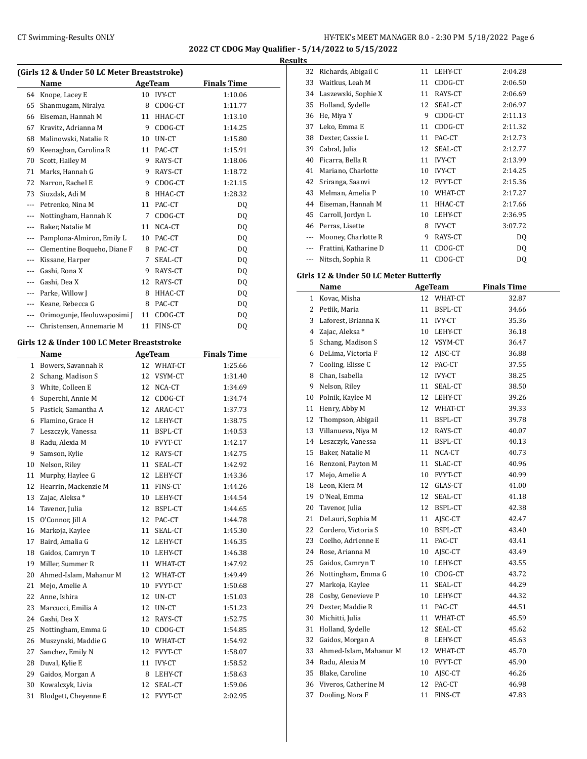## 2022 CT CDOG May Qualifier - 5/14/2022 to 5/15/2022

### Results

**(Girls 12 & Under 50 LC Meter Breaststroke)**

| | Name | Age | Team | Finals Time |
|---|---|---|---|---|
| 64 | Knope, Lacey E | 10 | IVY-CT | 1:10.06 |
| 65 | Shanmugam, Niralya | 8 | CDOG-CT | 1:11.77 |
| 66 | Eiseman, Hannah M | 11 | HHAC-CT | 1:13.10 |
| 67 | Kravitz, Adrianna M | 9 | CDOG-CT | 1:14.25 |
| 68 | Malinowski, Natalie R | 10 | UN-CT | 1:15.80 |
| 69 | Keenaghan, Carolina R | 11 | PAC-CT | 1:15.91 |
| 70 | Scott, Hailey M | 9 | RAYS-CT | 1:18.06 |
| 71 | Marks, Hannah G | 9 | RAYS-CT | 1:18.72 |
| 72 | Narron, Rachel E | 9 | CDOG-CT | 1:21.15 |
| 73 | Siuzdak, Adi M | 8 | HHAC-CT | 1:28.32 |
| --- | Petrenko, Nina M | 11 | PAC-CT | DQ |
| --- | Nottingham, Hannah K | 7 | CDOG-CT | DQ |
| --- | Baker, Natalie M | 11 | NCA-CT | DQ |
| --- | Pamplona-Almiron, Emily L | 10 | PAC-CT | DQ |
| --- | Clementine Boqueho, Diane F | 8 | PAC-CT | DQ |
| --- | Kissane, Harper | 7 | SEAL-CT | DQ |
| --- | Gashi, Rona X | 9 | RAYS-CT | DQ |
| --- | Gashi, Dea X | 12 | RAYS-CT | DQ |
| --- | Parke, Willow J | 8 | HHAC-CT | DQ |
| --- | Keane, Rebecca G | 8 | PAC-CT | DQ |
| --- | Orimogunje, Ifeoluwaposimi J | 11 | CDOG-CT | DQ |
| --- | Christensen, Annemarie M | 11 | FINS-CT | DQ |

**Girls 12 & Under 100 LC Meter Breaststroke**

| | Name | Age | Team | Finals Time |
|---|---|---|---|---|
| 1 | Bowers, Savannah R | 12 | WHAT-CT | 1:25.66 |
| 2 | Schang, Madison S | 12 | VSYM-CT | 1:31.40 |
| 3 | White, Colleen E | 12 | NCA-CT | 1:34.69 |
| 4 | Superchi, Annie M | 12 | CDOG-CT | 1:34.74 |
| 5 | Pastick, Samantha A | 12 | ARAC-CT | 1:37.73 |
| 6 | Flamino, Grace H | 12 | LEHY-CT | 1:38.75 |
| 7 | Leszczyk, Vanessa | 11 | BSPL-CT | 1:40.53 |
| 8 | Radu, Alexia M | 10 | FVYT-CT | 1:42.17 |
| 9 | Samson, Kylie | 12 | RAYS-CT | 1:42.75 |
| 10 | Nelson, Riley | 11 | SEAL-CT | 1:42.92 |
| 11 | Murphy, Haylee G | 12 | LEHY-CT | 1:43.36 |
| 12 | Hearrin, Mackenzie M | 11 | FINS-CT | 1:44.26 |
| 13 | Zajac, Aleksa * | 10 | LEHY-CT | 1:44.54 |
| 14 | Tavenor, Julia | 12 | BSPL-CT | 1:44.65 |
| 15 | O'Connor, Jill A | 12 | PAC-CT | 1:44.78 |
| 16 | Markoja, Kaylee | 11 | SEAL-CT | 1:45.30 |
| 17 | Baird, Amalia G | 12 | LEHY-CT | 1:46.35 |
| 18 | Gaidos, Camryn T | 10 | LEHY-CT | 1:46.38 |
| 19 | Miller, Summer R | 11 | WHAT-CT | 1:47.92 |
| 20 | Ahmed-Islam, Mahanur M | 12 | WHAT-CT | 1:49.49 |
| 21 | Mejo, Amelie A | 10 | FVYT-CT | 1:50.68 |
| 22 | Anne, Ishira | 12 | UN-CT | 1:51.03 |
| 23 | Marcucci, Emilia A | 12 | UN-CT | 1:51.23 |
| 24 | Gashi, Dea X | 12 | RAYS-CT | 1:52.75 |
| 25 | Nottingham, Emma G | 10 | CDOG-CT | 1:54.85 |
| 26 | Muszynski, Maddie G | 10 | WHAT-CT | 1:54.92 |
| 27 | Sanchez, Emily N | 12 | FVYT-CT | 1:58.07 |
| 28 | Duval, Kylie E | 11 | IVY-CT | 1:58.52 |
| 29 | Gaidos, Morgan A | 8 | LEHY-CT | 1:58.63 |
| 30 | Kowalczyk, Livia | 12 | SEAL-CT | 1:59.06 |
| 31 | Blodgett, Cheyenne E | 12 | FVYT-CT | 2:02.95 |
| 32 | Richards, Abigail C | 11 | LEHY-CT | 2:04.28 |
| 33 | Waitkus, Leah M | 11 | CDOG-CT | 2:06.50 |
| 34 | Laszewski, Sophie X | 11 | RAYS-CT | 2:06.69 |
| 35 | Holland, Sydelle | 12 | SEAL-CT | 2:06.97 |
| 36 | He, Miya Y | 9 | CDOG-CT | 2:11.13 |
| 37 | Leko, Emma E | 11 | CDOG-CT | 2:11.32 |
| 38 | Dexter, Cassie L | 11 | PAC-CT | 2:12.73 |
| 39 | Cabral, Julia | 12 | SEAL-CT | 2:12.77 |
| 40 | Ficarra, Bella R | 11 | IVY-CT | 2:13.99 |
| 41 | Mariano, Charlotte | 10 | IVY-CT | 2:14.25 |
| 42 | Sriranga, Saanvi | 12 | FVYT-CT | 2:15.36 |
| 43 | Melman, Amelia P | 10 | WHAT-CT | 2:17.27 |
| 44 | Eiseman, Hannah M | 11 | HHAC-CT | 2:17.66 |
| 45 | Carroll, Jordyn L | 10 | LEHY-CT | 2:36.95 |
| 46 | Perras, Lisette | 8 | IVY-CT | 3:07.72 |
| --- | Mooney, Charlotte R | 9 | RAYS-CT | DQ |
| --- | Frattini, Katharine D | 11 | CDOG-CT | DQ |
| --- | Nitsch, Sophia R | 11 | CDOG-CT | DQ |

**Girls 12 & Under 50 LC Meter Butterfly**

| | Name | Age | Team | Finals Time |
|---|---|---|---|---|
| 1 | Kovac, Misha | 12 | WHAT-CT | 32.87 |
| 2 | Petlik, Maria | 11 | BSPL-CT | 34.66 |
| 3 | Laforest, Brianna K | 11 | IVY-CT | 35.36 |
| 4 | Zajac, Aleksa * | 10 | LEHY-CT | 36.18 |
| 5 | Schang, Madison S | 12 | VSYM-CT | 36.47 |
| 6 | DeLima, Victoria F | 12 | AJSC-CT | 36.88 |
| 7 | Cooling, Elisse C | 12 | PAC-CT | 37.55 |
| 8 | Chan, Isabella | 12 | IVY-CT | 38.25 |
| 9 | Nelson, Riley | 11 | SEAL-CT | 38.50 |
| 10 | Polnik, Kaylee M | 12 | LEHY-CT | 39.26 |
| 11 | Henry, Abby M | 12 | WHAT-CT | 39.33 |
| 12 | Thompson, Abigail | 11 | BSPL-CT | 39.78 |
| 13 | Villanueva, Niya M | 12 | RAYS-CT | 40.07 |
| 14 | Leszczyk, Vanessa | 11 | BSPL-CT | 40.13 |
| 15 | Baker, Natalie M | 11 | NCA-CT | 40.73 |
| 16 | Renzoni, Payton M | 11 | SLAC-CT | 40.96 |
| 17 | Mejo, Amelie A | 10 | FVYT-CT | 40.99 |
| 18 | Leon, Kiera M | 12 | GLAS-CT | 41.00 |
| 19 | O'Neal, Emma | 12 | SEAL-CT | 41.18 |
| 20 | Tavenor, Julia | 12 | BSPL-CT | 42.38 |
| 21 | DeLauri, Sophia M | 11 | AJSC-CT | 42.47 |
| 22 | Cordero, Victoria S | 10 | BSPL-CT | 43.40 |
| 23 | Coelho, Adrienne E | 11 | PAC-CT | 43.41 |
| 24 | Rose, Arianna M | 10 | AJSC-CT | 43.49 |
| 25 | Gaidos, Camryn T | 10 | LEHY-CT | 43.55 |
| 26 | Nottingham, Emma G | 10 | CDOG-CT | 43.72 |
| 27 | Markoja, Kaylee | 11 | SEAL-CT | 44.29 |
| 28 | Cosby, Genevieve P | 10 | LEHY-CT | 44.32 |
| 29 | Dexter, Maddie R | 11 | PAC-CT | 44.51 |
| 30 | Michitti, Julia | 11 | WHAT-CT | 45.59 |
| 31 | Holland, Sydelle | 12 | SEAL-CT | 45.62 |
| 32 | Gaidos, Morgan A | 8 | LEHY-CT | 45.63 |
| 33 | Ahmed-Islam, Mahanur M | 12 | WHAT-CT | 45.70 |
| 34 | Radu, Alexia M | 10 | FVYT-CT | 45.90 |
| 35 | Blake, Caroline | 10 | AJSC-CT | 46.26 |
| 36 | Viveros, Catherine M | 12 | PAC-CT | 46.98 |
| 37 | Dooling, Nora F | 11 | FINS-CT | 47.83 |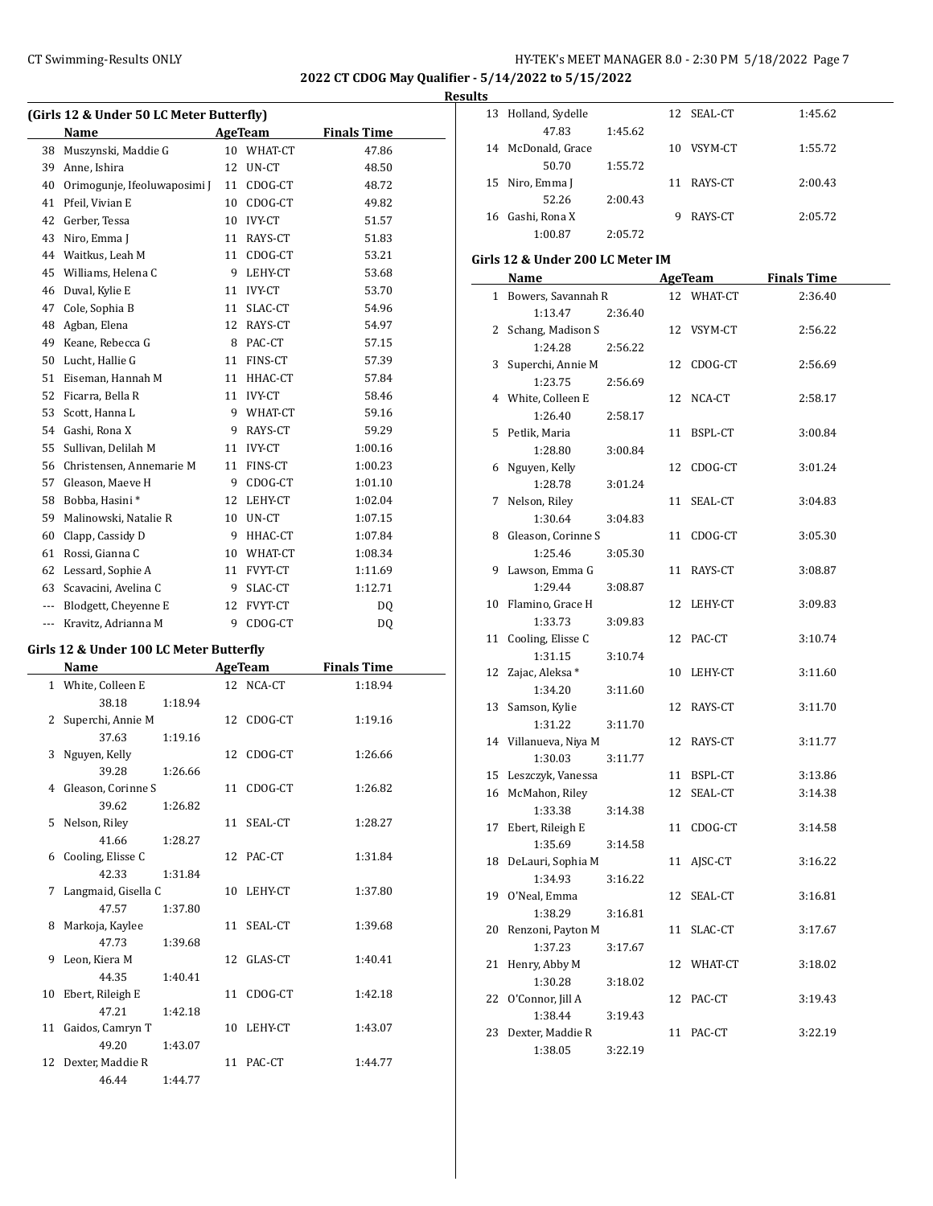# 2022 CT CDOG May Qualifier - 5/14/2022 to 5/15/2022

## Results

### (Girls 12 & Under 50 LC Meter Butterfly)

| | Name | Age | Team | Finals Time |
|---|---|---|---|---|
| 38 | Muszynski, Maddie G | 10 | WHAT-CT | 47.86 |
| 39 | Anne, Ishira | 12 | UN-CT | 48.50 |
| 40 | Orimogunje, Ifeoluwaposimi J | 11 | CDOG-CT | 48.72 |
| 41 | Pfeil, Vivian E | 10 | CDOG-CT | 49.82 |
| 42 | Gerber, Tessa | 10 | IVY-CT | 51.57 |
| 43 | Niro, Emma J | 11 | RAYS-CT | 51.83 |
| 44 | Waitkus, Leah M | 11 | CDOG-CT | 53.21 |
| 45 | Williams, Helena C | 9 | LEHY-CT | 53.68 |
| 46 | Duval, Kylie E | 11 | IVY-CT | 53.70 |
| 47 | Cole, Sophia B | 11 | SLAC-CT | 54.96 |
| 48 | Agban, Elena | 12 | RAYS-CT | 54.97 |
| 49 | Keane, Rebecca G | 8 | PAC-CT | 57.15 |
| 50 | Lucht, Hallie G | 11 | FINS-CT | 57.39 |
| 51 | Eiseman, Hannah M | 11 | HHAC-CT | 57.84 |
| 52 | Ficarra, Bella R | 11 | IVY-CT | 58.46 |
| 53 | Scott, Hanna L | 9 | WHAT-CT | 59.16 |
| 54 | Gashi, Rona X | 9 | RAYS-CT | 59.29 |
| 55 | Sullivan, Delilah M | 11 | IVY-CT | 1:00.16 |
| 56 | Christensen, Annemarie M | 11 | FINS-CT | 1:00.23 |
| 57 | Gleason, Maeve H | 9 | CDOG-CT | 1:01.10 |
| 58 | Bobba, Hasini * | 12 | LEHY-CT | 1:02.04 |
| 59 | Malinowski, Natalie R | 10 | UN-CT | 1:07.15 |
| 60 | Clapp, Cassidy D | 9 | HHAC-CT | 1:07.84 |
| 61 | Rossi, Gianna C | 10 | WHAT-CT | 1:08.34 |
| 62 | Lessard, Sophie A | 11 | FVYT-CT | 1:11.69 |
| 63 | Scavacini, Avelina C | 9 | SLAC-CT | 1:12.71 |
| --- | Blodgett, Cheyenne E | 12 | FVYT-CT | DQ |
| --- | Kravitz, Adrianna M | 9 | CDOG-CT | DQ |

### Girls 12 & Under 100 LC Meter Butterfly

| | Name | Age | Team | Finals Time |
|---|---|---|---|---|
| 1 | White, Colleen E | 12 | NCA-CT | 1:18.94 |
| | 38.18 1:18.94 | | | |
| 2 | Superchi, Annie M | 12 | CDOG-CT | 1:19.16 |
| | 37.63 1:19.16 | | | |
| 3 | Nguyen, Kelly | 12 | CDOG-CT | 1:26.66 |
| | 39.28 1:26.66 | | | |
| 4 | Gleason, Corinne S | 11 | CDOG-CT | 1:26.82 |
| | 39.62 1:26.82 | | | |
| 5 | Nelson, Riley | 11 | SEAL-CT | 1:28.27 |
| | 41.66 1:28.27 | | | |
| 6 | Cooling, Elisse C | 12 | PAC-CT | 1:31.84 |
| | 42.33 1:31.84 | | | |
| 7 | Langmaid, Gisella C | 10 | LEHY-CT | 1:37.80 |
| | 47.57 1:37.80 | | | |
| 8 | Markoja, Kaylee | 11 | SEAL-CT | 1:39.68 |
| | 47.73 1:39.68 | | | |
| 9 | Leon, Kiera M | 12 | GLAS-CT | 1:40.41 |
| | 44.35 1:40.41 | | | |
| 10 | Ebert, Rileigh E | 11 | CDOG-CT | 1:42.18 |
| | 47.21 1:42.18 | | | |
| 11 | Gaidos, Camryn T | 10 | LEHY-CT | 1:43.07 |
| | 49.20 1:43.07 | | | |
| 12 | Dexter, Maddie R | 11 | PAC-CT | 1:44.77 |
| | 46.44 1:44.77 | | | |
| 13 | Holland, Sydelle | 12 | SEAL-CT | 1:45.62 |
| | 47.83 1:45.62 | | | |
| 14 | McDonald, Grace | 10 | VSYM-CT | 1:55.72 |
| | 50.70 1:55.72 | | | |
| 15 | Niro, Emma J | 11 | RAYS-CT | 2:00.43 |
| | 52.26 2:00.43 | | | |
| 16 | Gashi, Rona X | 9 | RAYS-CT | 2:05.72 |
| | 1:00.87 2:05.72 | | | |

### Girls 12 & Under 200 LC Meter IM

| | Name | Age | Team | Finals Time |
|---|---|---|---|---|
| 1 | Bowers, Savannah R | 12 | WHAT-CT | 2:36.40 |
| | 1:13.47 2:36.40 | | | |
| 2 | Schang, Madison S | 12 | VSYM-CT | 2:56.22 |
| | 1:24.28 2:56.22 | | | |
| 3 | Superchi, Annie M | 12 | CDOG-CT | 2:56.69 |
| | 1:23.75 2:56.69 | | | |
| 4 | White, Colleen E | 12 | NCA-CT | 2:58.17 |
| | 1:26.40 2:58.17 | | | |
| 5 | Petlik, Maria | 11 | BSPL-CT | 3:00.84 |
| | 1:28.80 3:00.84 | | | |
| 6 | Nguyen, Kelly | 12 | CDOG-CT | 3:01.24 |
| | 1:28.78 3:01.24 | | | |
| 7 | Nelson, Riley | 11 | SEAL-CT | 3:04.83 |
| | 1:30.64 3:04.83 | | | |
| 8 | Gleason, Corinne S | 11 | CDOG-CT | 3:05.30 |
| | 1:25.46 3:05.30 | | | |
| 9 | Lawson, Emma G | 11 | RAYS-CT | 3:08.87 |
| | 1:29.44 3:08.87 | | | |
| 10 | Flamino, Grace H | 12 | LEHY-CT | 3:09.83 |
| | 1:33.73 3:09.83 | | | |
| 11 | Cooling, Elisse C | 12 | PAC-CT | 3:10.74 |
| | 1:31.15 3:10.74 | | | |
| 12 | Zajac, Aleksa * | 10 | LEHY-CT | 3:11.60 |
| | 1:34.20 3:11.60 | | | |
| 13 | Samson, Kylie | 12 | RAYS-CT | 3:11.70 |
| | 1:31.22 3:11.70 | | | |
| 14 | Villanueva, Niya M | 12 | RAYS-CT | 3:11.77 |
| | 1:30.03 3:11.77 | | | |
| 15 | Leszczyk, Vanessa | 11 | BSPL-CT | 3:13.86 |
| 16 | McMahon, Riley | 12 | SEAL-CT | 3:14.38 |
| | 1:33.38 3:14.38 | | | |
| 17 | Ebert, Rileigh E | 11 | CDOG-CT | 3:14.58 |
| | 1:35.69 3:14.58 | | | |
| 18 | DeLauri, Sophia M | 11 | AJSC-CT | 3:16.22 |
| | 1:34.93 3:16.22 | | | |
| 19 | O'Neal, Emma | 12 | SEAL-CT | 3:16.81 |
| | 1:38.29 3:16.81 | | | |
| 20 | Renzoni, Payton M | 11 | SLAC-CT | 3:17.67 |
| | 1:37.23 3:17.67 | | | |
| 21 | Henry, Abby M | 12 | WHAT-CT | 3:18.02 |
| | 1:30.28 3:18.02 | | | |
| 22 | O'Connor, Jill A | 12 | PAC-CT | 3:19.43 |
| | 1:38.44 3:19.43 | | | |
| 23 | Dexter, Maddie R | 11 | PAC-CT | 3:22.19 |
| | 1:38.05 3:22.19 | | | |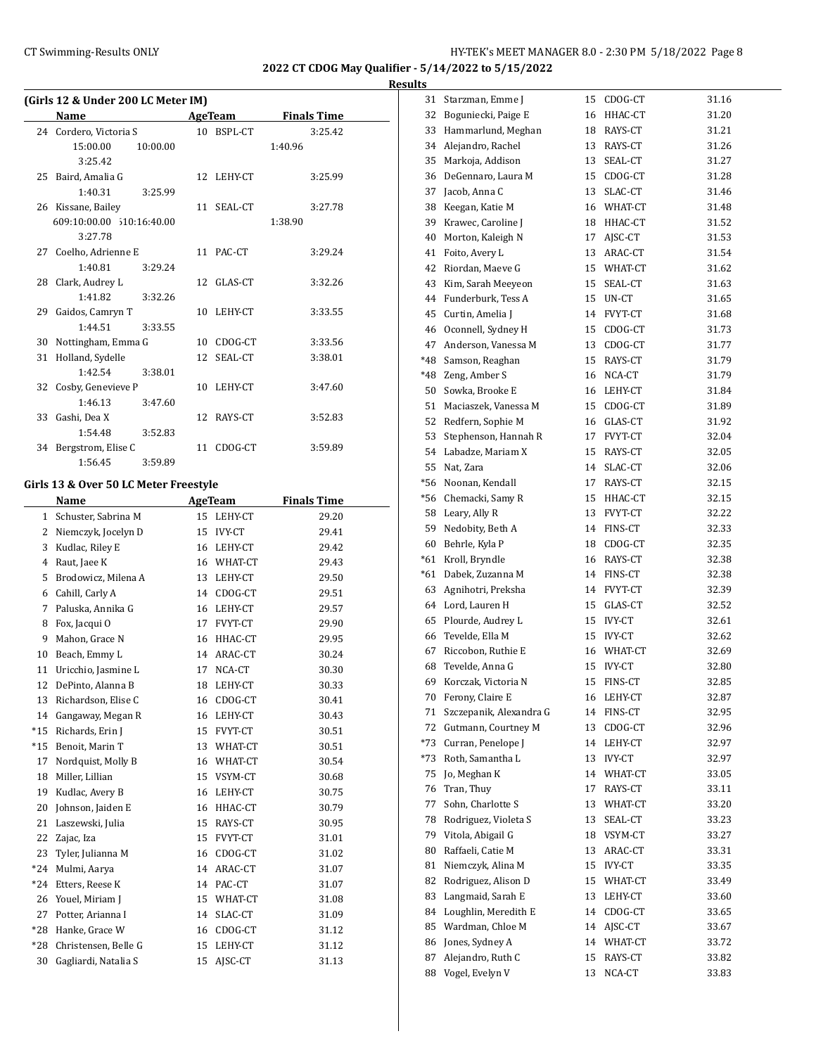## 2022 CT CDOG May Qualifier - 5/14/2022 to 5/15/2022

### Results

**(Girls 12 & Under 200 LC Meter IM)**

| | Name | Age | Team | Finals Time |
|---|---|---|---|---|
| 24 | Cordero, Victoria S | 10 | BSPL-CT | 3:25.42 |
| | 15:00.00 10:00.00 1:40.96 3:25.42 | | | |
| 25 | Baird, Amalia G | 12 | LEHY-CT | 3:25.99 |
| | 1:40.31 3:25.99 | | | |
| 26 | Kissane, Bailey | 11 | SEAL-CT | 3:27.78 |
| | 609:10:00.00 ͦ10:16:40.00 1:38.90 3:27.78 | | | |
| 27 | Coelho, Adrienne E | 11 | PAC-CT | 3:29.24 |
| | 1:40.81 3:29.24 | | | |
| 28 | Clark, Audrey L | 12 | GLAS-CT | 3:32.26 |
| | 1:41.82 3:32.26 | | | |
| 29 | Gaidos, Camryn T | 10 | LEHY-CT | 3:33.55 |
| | 1:44.51 3:33.55 | | | |
| 30 | Nottingham, Emma G | 10 | CDOG-CT | 3:33.56 |
| 31 | Holland, Sydelle | 12 | SEAL-CT | 3:38.01 |
| | 1:42.54 3:38.01 | | | |
| 32 | Cosby, Genevieve P | 10 | LEHY-CT | 3:47.60 |
| | 1:46.13 3:47.60 | | | |
| 33 | Gashi, Dea X | 12 | RAYS-CT | 3:52.83 |
| | 1:54.48 3:52.83 | | | |
| 34 | Bergstrom, Elise C | 11 | CDOG-CT | 3:59.89 |
| | 1:56.45 3:59.89 | | | |

**Girls 13 & Over 50 LC Meter Freestyle**

| | Name | Age | Team | Finals Time |
|---|---|---|---|---|
| 1 | Schuster, Sabrina M | 15 | LEHY-CT | 29.20 |
| 2 | Niemczyk, Jocelyn D | 15 | IVY-CT | 29.41 |
| 3 | Kudlac, Riley E | 16 | LEHY-CT | 29.42 |
| 4 | Raut, Jaee K | 16 | WHAT-CT | 29.43 |
| 5 | Brodowicz, Milena A | 13 | LEHY-CT | 29.50 |
| 6 | Cahill, Carly A | 14 | CDOG-CT | 29.51 |
| 7 | Paluska, Annika G | 16 | LEHY-CT | 29.57 |
| 8 | Fox, Jacqui O | 17 | FVYT-CT | 29.90 |
| 9 | Mahon, Grace N | 16 | HHAC-CT | 29.95 |
| 10 | Beach, Emmy L | 14 | ARAC-CT | 30.24 |
| 11 | Uricchio, Jasmine L | 17 | NCA-CT | 30.30 |
| 12 | DePinto, Alanna B | 18 | LEHY-CT | 30.33 |
| 13 | Richardson, Elise C | 16 | CDOG-CT | 30.41 |
| 14 | Gangaway, Megan R | 16 | LEHY-CT | 30.43 |
| *15 | Richards, Erin J | 15 | FVYT-CT | 30.51 |
| *15 | Benoit, Marin T | 13 | WHAT-CT | 30.51 |
| 17 | Nordquist, Molly B | 16 | WHAT-CT | 30.54 |
| 18 | Miller, Lillian | 15 | VSYM-CT | 30.68 |
| 19 | Kudlac, Avery B | 16 | LEHY-CT | 30.75 |
| 20 | Johnson, Jaiden E | 16 | HHAC-CT | 30.79 |
| 21 | Laszewski, Julia | 15 | RAYS-CT | 30.95 |
| 22 | Zajac, Iza | 15 | FVYT-CT | 31.01 |
| 23 | Tyler, Julianna M | 16 | CDOG-CT | 31.02 |
| *24 | Mulmi, Aarya | 14 | ARAC-CT | 31.07 |
| *24 | Etters, Reese K | 14 | PAC-CT | 31.07 |
| 26 | Youel, Miriam J | 15 | WHAT-CT | 31.08 |
| 27 | Potter, Arianna I | 14 | SLAC-CT | 31.09 |
| *28 | Hanke, Grace W | 16 | CDOG-CT | 31.12 |
| *28 | Christensen, Belle G | 15 | LEHY-CT | 31.12 |
| 30 | Gagliardi, Natalia S | 15 | AJSC-CT | 31.13 |
| 31 | Starzman, Emme J | 15 | CDOG-CT | 31.16 |
| 32 | Boguniecki, Paige E | 16 | HHAC-CT | 31.20 |
| 33 | Hammarlund, Meghan | 18 | RAYS-CT | 31.21 |
| 34 | Alejandro, Rachel | 13 | RAYS-CT | 31.26 |
| 35 | Markoja, Addison | 13 | SEAL-CT | 31.27 |
| 36 | DeGennaro, Laura M | 15 | CDOG-CT | 31.28 |
| 37 | Jacob, Anna C | 13 | SLAC-CT | 31.46 |
| 38 | Keegan, Katie M | 16 | WHAT-CT | 31.48 |
| 39 | Krawec, Caroline J | 18 | HHAC-CT | 31.52 |
| 40 | Morton, Kaleigh N | 17 | AJSC-CT | 31.53 |
| 41 | Foito, Avery L | 13 | ARAC-CT | 31.54 |
| 42 | Riordan, Maeve G | 15 | WHAT-CT | 31.62 |
| 43 | Kim, Sarah Meeyeon | 15 | SEAL-CT | 31.63 |
| 44 | Funderburk, Tess A | 15 | UN-CT | 31.65 |
| 45 | Curtin, Amelia J | 14 | FVYT-CT | 31.68 |
| 46 | Oconnell, Sydney H | 15 | CDOG-CT | 31.73 |
| 47 | Anderson, Vanessa M | 13 | CDOG-CT | 31.77 |
| *48 | Samson, Reaghan | 15 | RAYS-CT | 31.79 |
| *48 | Zeng, Amber S | 16 | NCA-CT | 31.79 |
| 50 | Sowka, Brooke E | 16 | LEHY-CT | 31.84 |
| 51 | Maciaszek, Vanessa M | 15 | CDOG-CT | 31.89 |
| 52 | Redfern, Sophie M | 16 | GLAS-CT | 31.92 |
| 53 | Stephenson, Hannah R | 17 | FVYT-CT | 32.04 |
| 54 | Labadze, Mariam X | 15 | RAYS-CT | 32.05 |
| 55 | Nat, Zara | 14 | SLAC-CT | 32.06 |
| *56 | Noonan, Kendall | 17 | RAYS-CT | 32.15 |
| *56 | Chemacki, Samy R | 15 | HHAC-CT | 32.15 |
| 58 | Leary, Ally R | 13 | FVYT-CT | 32.22 |
| 59 | Nedobity, Beth A | 14 | FINS-CT | 32.33 |
| 60 | Behrle, Kyla P | 18 | CDOG-CT | 32.35 |
| *61 | Kroll, Bryndle | 16 | RAYS-CT | 32.38 |
| *61 | Dabek, Zuzanna M | 14 | FINS-CT | 32.38 |
| 63 | Agnihotri, Preksha | 14 | FVYT-CT | 32.39 |
| 64 | Lord, Lauren H | 15 | GLAS-CT | 32.52 |
| 65 | Plourde, Audrey L | 15 | IVY-CT | 32.61 |
| 66 | Tevelde, Ella M | 15 | IVY-CT | 32.62 |
| 67 | Riccobon, Ruthie E | 16 | WHAT-CT | 32.69 |
| 68 | Tevelde, Anna G | 15 | IVY-CT | 32.80 |
| 69 | Korczak, Victoria N | 15 | FINS-CT | 32.85 |
| 70 | Ferony, Claire E | 16 | LEHY-CT | 32.87 |
| 71 | Szczepanik, Alexandra G | 14 | FINS-CT | 32.95 |
| 72 | Gutmann, Courtney M | 13 | CDOG-CT | 32.96 |
| *73 | Curran, Penelope J | 14 | LEHY-CT | 32.97 |
| *73 | Roth, Samantha L | 13 | IVY-CT | 32.97 |
| 75 | Jo, Meghan K | 14 | WHAT-CT | 33.05 |
| 76 | Tran, Thuy | 17 | RAYS-CT | 33.11 |
| 77 | Sohn, Charlotte S | 13 | WHAT-CT | 33.20 |
| 78 | Rodriguez, Violeta S | 13 | SEAL-CT | 33.23 |
| 79 | Vitola, Abigail G | 18 | VSYM-CT | 33.27 |
| 80 | Raffaeli, Catie M | 13 | ARAC-CT | 33.31 |
| 81 | Niemczyk, Alina M | 15 | IVY-CT | 33.35 |
| 82 | Rodriguez, Alison D | 15 | WHAT-CT | 33.49 |
| 83 | Langmaid, Sarah E | 13 | LEHY-CT | 33.60 |
| 84 | Loughlin, Meredith E | 14 | CDOG-CT | 33.65 |
| 85 | Wardman, Chloe M | 14 | AJSC-CT | 33.67 |
| 86 | Jones, Sydney A | 14 | WHAT-CT | 33.72 |
| 87 | Alejandro, Ruth C | 15 | RAYS-CT | 33.82 |
| 88 | Vogel, Evelyn V | 13 | NCA-CT | 33.83 |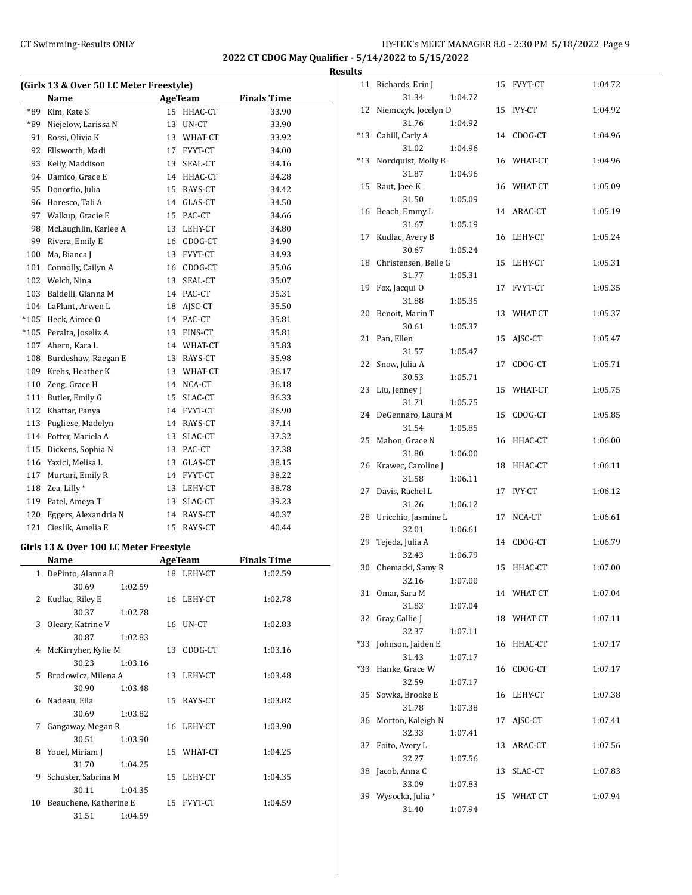**2022 CT CDOG May Qualifier - 5/14/2022 to 5/15/2022**

**Results**

**(Girls 13 & Over 50 LC Meter Freestyle)**

| | Name | Age | Team | Finals Time |
|---|---|---|---|---|
| *89 | Kim, Kate S | 15 | HHAC-CT | 33.90 |
| *89 | Niejelow, Larissa N | 13 | UN-CT | 33.90 |
| 91 | Rossi, Olivia K | 13 | WHAT-CT | 33.92 |
| 92 | Ellsworth, Madi | 17 | FVYT-CT | 34.00 |
| 93 | Kelly, Maddison | 13 | SEAL-CT | 34.16 |
| 94 | Damico, Grace E | 14 | HHAC-CT | 34.28 |
| 95 | Donorfio, Julia | 15 | RAYS-CT | 34.42 |
| 96 | Horesco, Tali A | 14 | GLAS-CT | 34.50 |
| 97 | Walkup, Gracie E | 15 | PAC-CT | 34.66 |
| 98 | McLaughlin, Karlee A | 13 | LEHY-CT | 34.80 |
| 99 | Rivera, Emily E | 16 | CDOG-CT | 34.90 |
| 100 | Ma, Bianca J | 13 | FVYT-CT | 34.93 |
| 101 | Connolly, Cailyn A | 16 | CDOG-CT | 35.06 |
| 102 | Welch, Nina | 13 | SEAL-CT | 35.07 |
| 103 | Baldelli, Gianna M | 14 | PAC-CT | 35.31 |
| 104 | LaPlant, Arwen L | 18 | AJSC-CT | 35.50 |
| *105 | Heck, Aimee O | 14 | PAC-CT | 35.81 |
| *105 | Peralta, Joseliz A | 13 | FINS-CT | 35.81 |
| 107 | Ahern, Kara L | 14 | WHAT-CT | 35.83 |
| 108 | Burdeshaw, Raegan E | 13 | RAYS-CT | 35.98 |
| 109 | Krebs, Heather K | 13 | WHAT-CT | 36.17 |
| 110 | Zeng, Grace H | 14 | NCA-CT | 36.18 |
| 111 | Butler, Emily G | 15 | SLAC-CT | 36.33 |
| 112 | Khattar, Panya | 14 | FVYT-CT | 36.90 |
| 113 | Pugliese, Madelyn | 14 | RAYS-CT | 37.14 |
| 114 | Potter, Mariela A | 13 | SLAC-CT | 37.32 |
| 115 | Dickens, Sophia N | 13 | PAC-CT | 37.38 |
| 116 | Yazici, Melisa L | 13 | GLAS-CT | 38.15 |
| 117 | Murtari, Emily R | 14 | FVYT-CT | 38.22 |
| 118 | Zea, Lilly * | 13 | LEHY-CT | 38.78 |
| 119 | Patel, Ameya T | 13 | SLAC-CT | 39.23 |
| 120 | Eggers, Alexandria N | 14 | RAYS-CT | 40.37 |
| 121 | Cieslik, Amelia E | 15 | RAYS-CT | 40.44 |

**Girls 13 & Over 100 LC Meter Freestyle**

| | Name | Age | Team | Finals Time | Splits |
|---|---|---|---|---|---|
| 1 | DePinto, Alanna B | 18 | LEHY-CT | 1:02.59 | 30.69 1:02.59 |
| 2 | Kudlac, Riley E | 16 | LEHY-CT | 1:02.78 | 30.37 1:02.78 |
| 3 | Oleary, Katrine V | 16 | UN-CT | 1:02.83 | 30.87 1:02.83 |
| 4 | McKirryher, Kylie M | 13 | CDOG-CT | 1:03.16 | 30.23 1:03.16 |
| 5 | Brodowicz, Milena A | 13 | LEHY-CT | 1:03.48 | 30.90 1:03.48 |
| 6 | Nadeau, Ella | 15 | RAYS-CT | 1:03.82 | 30.69 1:03.82 |
| 7 | Gangaway, Megan R | 16 | LEHY-CT | 1:03.90 | 30.51 1:03.90 |
| 8 | Youel, Miriam J | 15 | WHAT-CT | 1:04.25 | 31.70 1:04.25 |
| 9 | Schuster, Sabrina M | 15 | LEHY-CT | 1:04.35 | 30.11 1:04.35 |
| 10 | Beauchene, Katherine E | 15 | FVYT-CT | 1:04.59 | 31.51 1:04.59 |
| 11 | Richards, Erin J | 15 | FVYT-CT | 1:04.72 | 31.34 1:04.72 |
| 12 | Niemczyk, Jocelyn D | 15 | IVY-CT | 1:04.92 | 31.76 1:04.92 |
| *13 | Cahill, Carly A | 14 | CDOG-CT | 1:04.96 | 31.02 1:04.96 |
| *13 | Nordquist, Molly B | 16 | WHAT-CT | 1:04.96 | 31.87 1:04.96 |
| 15 | Raut, Jaee K | 16 | WHAT-CT | 1:05.09 | 31.50 1:05.09 |
| 16 | Beach, Emmy L | 14 | ARAC-CT | 1:05.19 | 31.67 1:05.19 |
| 17 | Kudlac, Avery B | 16 | LEHY-CT | 1:05.24 | 30.67 1:05.24 |
| 18 | Christensen, Belle G | 15 | LEHY-CT | 1:05.31 | 31.77 1:05.31 |
| 19 | Fox, Jacqui O | 17 | FVYT-CT | 1:05.35 | 31.88 1:05.35 |
| 20 | Benoit, Marin T | 13 | WHAT-CT | 1:05.37 | 30.61 1:05.37 |
| 21 | Pan, Ellen | 15 | AJSC-CT | 1:05.47 | 31.57 1:05.47 |
| 22 | Snow, Julia A | 17 | CDOG-CT | 1:05.71 | 30.53 1:05.71 |
| 23 | Liu, Jenney J | 15 | WHAT-CT | 1:05.75 | 31.71 1:05.75 |
| 24 | DeGennaro, Laura M | 15 | CDOG-CT | 1:05.85 | 31.54 1:05.85 |
| 25 | Mahon, Grace N | 16 | HHAC-CT | 1:06.00 | 31.80 1:06.00 |
| 26 | Krawec, Caroline J | 18 | HHAC-CT | 1:06.11 | 31.58 1:06.11 |
| 27 | Davis, Rachel L | 17 | IVY-CT | 1:06.12 | 31.26 1:06.12 |
| 28 | Uricchio, Jasmine L | 17 | NCA-CT | 1:06.61 | 32.01 1:06.61 |
| 29 | Tejeda, Julia A | 14 | CDOG-CT | 1:06.79 | 32.43 1:06.79 |
| 30 | Chemacki, Samy R | 15 | HHAC-CT | 1:07.00 | 32.16 1:07.00 |
| 31 | Omar, Sara M | 14 | WHAT-CT | 1:07.04 | 31.83 1:07.04 |
| 32 | Gray, Callie J | 18 | WHAT-CT | 1:07.11 | 32.37 1:07.11 |
| *33 | Johnson, Jaiden E | 16 | HHAC-CT | 1:07.17 | 31.43 1:07.17 |
| *33 | Hanke, Grace W | 16 | CDOG-CT | 1:07.17 | 32.59 1:07.17 |
| 35 | Sowka, Brooke E | 16 | LEHY-CT | 1:07.38 | 31.78 1:07.38 |
| 36 | Morton, Kaleigh N | 17 | AJSC-CT | 1:07.41 | 32.33 1:07.41 |
| 37 | Foito, Avery L | 13 | ARAC-CT | 1:07.56 | 32.27 1:07.56 |
| 38 | Jacob, Anna C | 13 | SLAC-CT | 1:07.83 | 33.09 1:07.83 |
| 39 | Wysocka, Julia * | 15 | WHAT-CT | 1:07.94 | 31.40 1:07.94 |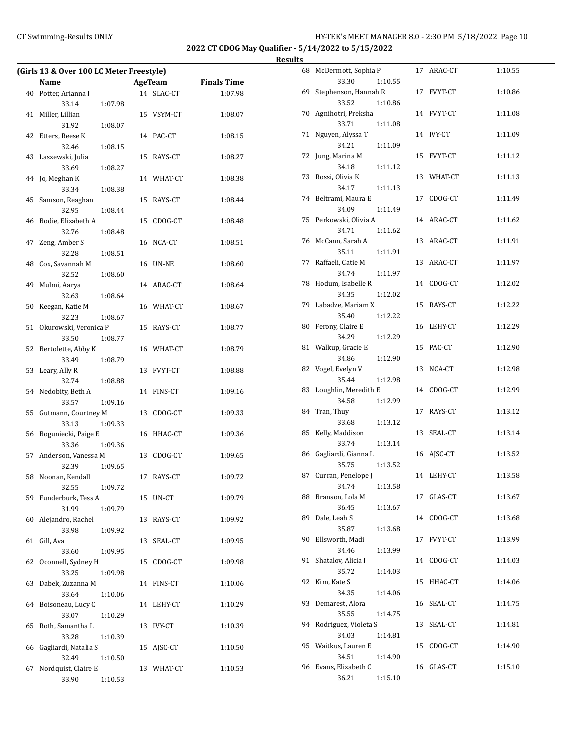## 2022 CT CDOG May Qualifier - 5/14/2022 to 5/15/2022

### Results

### (Girls 13 & Over 100 LC Meter Freestyle)

| | Name | Age | Team | Finals Time |
|---|---|---|---|---|
| 40 | Potter, Arianna I | 14 | SLAC-CT | 1:07.98 |
| | 33.14 1:07.98 | | | |
| 41 | Miller, Lillian | 15 | VSYM-CT | 1:08.07 |
| | 31.92 1:08.07 | | | |
| 42 | Etters, Reese K | 14 | PAC-CT | 1:08.15 |
| | 32.46 1:08.15 | | | |
| 43 | Laszewski, Julia | 15 | RAYS-CT | 1:08.27 |
| | 33.69 1:08.27 | | | |
| 44 | Jo, Meghan K | 14 | WHAT-CT | 1:08.38 |
| | 33.34 1:08.38 | | | |
| 45 | Samson, Reaghan | 15 | RAYS-CT | 1:08.44 |
| | 32.95 1:08.44 | | | |
| 46 | Bodie, Elizabeth A | 15 | CDOG-CT | 1:08.48 |
| | 32.76 1:08.48 | | | |
| 47 | Zeng, Amber S | 16 | NCA-CT | 1:08.51 |
| | 32.28 1:08.51 | | | |
| 48 | Cox, Savannah M | 16 | UN-NE | 1:08.60 |
| | 32.52 1:08.60 | | | |
| 49 | Mulmi, Aarya | 14 | ARAC-CT | 1:08.64 |
| | 32.63 1:08.64 | | | |
| 50 | Keegan, Katie M | 16 | WHAT-CT | 1:08.67 |
| | 32.23 1:08.67 | | | |
| 51 | Okurowski, Veronica P | 15 | RAYS-CT | 1:08.77 |
| | 33.50 1:08.77 | | | |
| 52 | Bertolette, Abby K | 16 | WHAT-CT | 1:08.79 |
| | 33.49 1:08.79 | | | |
| 53 | Leary, Ally R | 13 | FVYT-CT | 1:08.88 |
| | 32.74 1:08.88 | | | |
| 54 | Nedobity, Beth A | 14 | FINS-CT | 1:09.16 |
| | 33.57 1:09.16 | | | |
| 55 | Gutmann, Courtney M | 13 | CDOG-CT | 1:09.33 |
| | 33.13 1:09.33 | | | |
| 56 | Boguniecki, Paige E | 16 | HHAC-CT | 1:09.36 |
| | 33.36 1:09.36 | | | |
| 57 | Anderson, Vanessa M | 13 | CDOG-CT | 1:09.65 |
| | 32.39 1:09.65 | | | |
| 58 | Noonan, Kendall | 17 | RAYS-CT | 1:09.72 |
| | 32.55 1:09.72 | | | |
| 59 | Funderburk, Tess A | 15 | UN-CT | 1:09.79 |
| | 31.99 1:09.79 | | | |
| 60 | Alejandro, Rachel | 13 | RAYS-CT | 1:09.92 |
| | 33.98 1:09.92 | | | |
| 61 | Gill, Ava | 13 | SEAL-CT | 1:09.95 |
| | 33.60 1:09.95 | | | |
| 62 | Oconnell, Sydney H | 15 | CDOG-CT | 1:09.98 |
| | 33.25 1:09.98 | | | |
| 63 | Dabek, Zuzanna M | 14 | FINS-CT | 1:10.06 |
| | 33.64 1:10.06 | | | |
| 64 | Boisoneau, Lucy C | 14 | LEHY-CT | 1:10.29 |
| | 33.07 1:10.29 | | | |
| 65 | Roth, Samantha L | 13 | IVY-CT | 1:10.39 |
| | 33.28 1:10.39 | | | |
| 66 | Gagliardi, Natalia S | 15 | AJSC-CT | 1:10.50 |
| | 32.49 1:10.50 | | | |
| 67 | Nordquist, Claire E | 13 | WHAT-CT | 1:10.53 |
| | 33.90 1:10.53 | | | |
| 68 | McDermott, Sophia P | 17 | ARAC-CT | 1:10.55 |
| | 33.30 1:10.55 | | | |
| 69 | Stephenson, Hannah R | 17 | FVYT-CT | 1:10.86 |
| | 33.52 1:10.86 | | | |
| 70 | Agnihotri, Preksha | 14 | FVYT-CT | 1:11.08 |
| | 33.71 1:11.08 | | | |
| 71 | Nguyen, Alyssa T | 14 | IVY-CT | 1:11.09 |
| | 34.21 1:11.09 | | | |
| 72 | Jung, Marina M | 15 | FVYT-CT | 1:11.12 |
| | 34.18 1:11.12 | | | |
| 73 | Rossi, Olivia K | 13 | WHAT-CT | 1:11.13 |
| | 34.17 1:11.13 | | | |
| 74 | Beltrami, Maura E | 17 | CDOG-CT | 1:11.49 |
| | 34.09 1:11.49 | | | |
| 75 | Perkowski, Olivia A | 14 | ARAC-CT | 1:11.62 |
| | 34.71 1:11.62 | | | |
| 76 | McCann, Sarah A | 13 | ARAC-CT | 1:11.91 |
| | 35.11 1:11.91 | | | |
| 77 | Raffaeli, Catie M | 13 | ARAC-CT | 1:11.97 |
| | 34.74 1:11.97 | | | |
| 78 | Hodum, Isabelle R | 14 | CDOG-CT | 1:12.02 |
| | 34.35 1:12.02 | | | |
| 79 | Labadze, Mariam X | 15 | RAYS-CT | 1:12.22 |
| | 35.40 1:12.22 | | | |
| 80 | Ferony, Claire E | 16 | LEHY-CT | 1:12.29 |
| | 34.29 1:12.29 | | | |
| 81 | Walkup, Gracie E | 15 | PAC-CT | 1:12.90 |
| | 34.86 1:12.90 | | | |
| 82 | Vogel, Evelyn V | 13 | NCA-CT | 1:12.98 |
| | 35.44 1:12.98 | | | |
| 83 | Loughlin, Meredith E | 14 | CDOG-CT | 1:12.99 |
| | 34.58 1:12.99 | | | |
| 84 | Tran, Thuy | 17 | RAYS-CT | 1:13.12 |
| | 33.68 1:13.12 | | | |
| 85 | Kelly, Maddison | 13 | SEAL-CT | 1:13.14 |
| | 33.74 1:13.14 | | | |
| 86 | Gagliardi, Gianna L | 16 | AJSC-CT | 1:13.52 |
| | 35.75 1:13.52 | | | |
| 87 | Curran, Penelope J | 14 | LEHY-CT | 1:13.58 |
| | 34.74 1:13.58 | | | |
| 88 | Branson, Lola M | 17 | GLAS-CT | 1:13.67 |
| | 36.45 1:13.67 | | | |
| 89 | Dale, Leah S | 14 | CDOG-CT | 1:13.68 |
| | 35.87 1:13.68 | | | |
| 90 | Ellsworth, Madi | 17 | FVYT-CT | 1:13.99 |
| | 34.46 1:13.99 | | | |
| 91 | Shatalov, Alicia I | 14 | CDOG-CT | 1:14.03 |
| | 35.72 1:14.03 | | | |
| 92 | Kim, Kate S | 15 | HHAC-CT | 1:14.06 |
| | 34.35 1:14.06 | | | |
| 93 | Demarest, Alora | 16 | SEAL-CT | 1:14.75 |
| | 35.55 1:14.75 | | | |
| 94 | Rodriguez, Violeta S | 13 | SEAL-CT | 1:14.81 |
| | 34.03 1:14.81 | | | |
| 95 | Waitkus, Lauren E | 15 | CDOG-CT | 1:14.90 |
| | 34.51 1:14.90 | | | |
| 96 | Evans, Elizabeth C | 16 | GLAS-CT | 1:15.10 |
| | 36.21 1:15.10 | | | |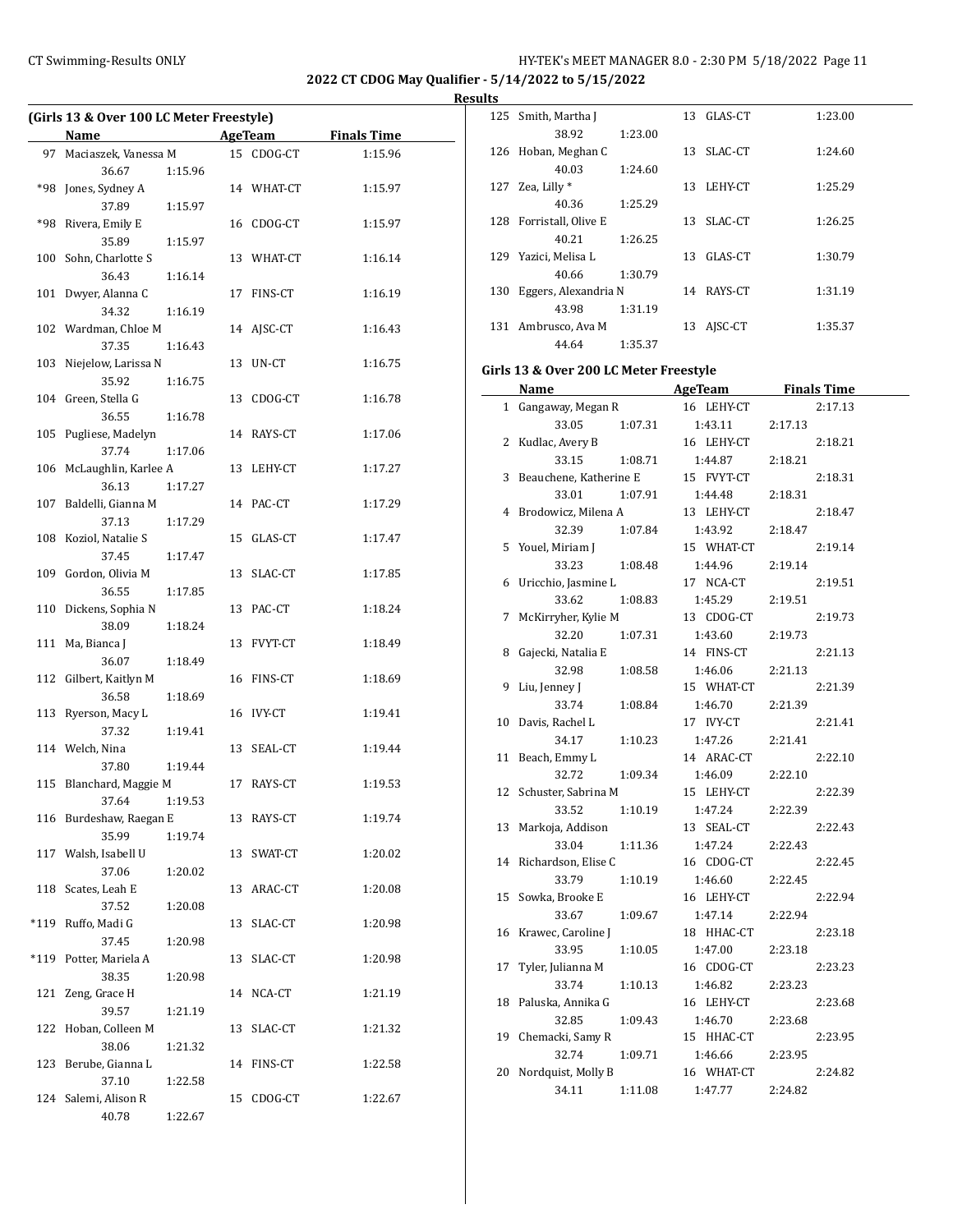## 2022 CT CDOG May Qualifier - 5/14/2022 to 5/15/2022

### Results

**(Girls 13 & Over 100 LC Meter Freestyle)**

| | Name | AgeTeam | | Finals Time |
|---|---|---|---|---|
| 97 | Maciaszek, Vanessa M | 15 | CDOG-CT | 1:15.96 |
| | 36.67 1:15.96 | | | |
| *98 | Jones, Sydney A | 14 | WHAT-CT | 1:15.97 |
| | 37.89 1:15.97 | | | |
| *98 | Rivera, Emily E | 16 | CDOG-CT | 1:15.97 |
| | 35.89 1:15.97 | | | |
| 100 | Sohn, Charlotte S | 13 | WHAT-CT | 1:16.14 |
| | 36.43 1:16.14 | | | |
| 101 | Dwyer, Alanna C | 17 | FINS-CT | 1:16.19 |
| | 34.32 1:16.19 | | | |
| 102 | Wardman, Chloe M | 14 | AJSC-CT | 1:16.43 |
| | 37.35 1:16.43 | | | |
| 103 | Niejelow, Larissa N | 13 | UN-CT | 1:16.75 |
| | 35.92 1:16.75 | | | |
| 104 | Green, Stella G | 13 | CDOG-CT | 1:16.78 |
| | 36.55 1:16.78 | | | |
| 105 | Pugliese, Madelyn | 14 | RAYS-CT | 1:17.06 |
| | 37.74 1:17.06 | | | |
| 106 | McLaughlin, Karlee A | 13 | LEHY-CT | 1:17.27 |
| | 36.13 1:17.27 | | | |
| 107 | Baldelli, Gianna M | 14 | PAC-CT | 1:17.29 |
| | 37.13 1:17.29 | | | |
| 108 | Koziol, Natalie S | 15 | GLAS-CT | 1:17.47 |
| | 37.45 1:17.47 | | | |
| 109 | Gordon, Olivia M | 13 | SLAC-CT | 1:17.85 |
| | 36.55 1:17.85 | | | |
| 110 | Dickens, Sophia N | 13 | PAC-CT | 1:18.24 |
| | 38.09 1:18.24 | | | |
| 111 | Ma, Bianca J | 13 | FVYT-CT | 1:18.49 |
| | 36.07 1:18.49 | | | |
| 112 | Gilbert, Kaitlyn M | 16 | FINS-CT | 1:18.69 |
| | 36.58 1:18.69 | | | |
| 113 | Ryerson, Macy L | 16 | IVY-CT | 1:19.41 |
| | 37.32 1:19.41 | | | |
| 114 | Welch, Nina | 13 | SEAL-CT | 1:19.44 |
| | 37.80 1:19.44 | | | |
| 115 | Blanchard, Maggie M | 17 | RAYS-CT | 1:19.53 |
| | 37.64 1:19.53 | | | |
| 116 | Burdeshaw, Raegan E | 13 | RAYS-CT | 1:19.74 |
| | 35.99 1:19.74 | | | |
| 117 | Walsh, Isabell U | 13 | SWAT-CT | 1:20.02 |
| | 37.06 1:20.02 | | | |
| 118 | Scates, Leah E | 13 | ARAC-CT | 1:20.08 |
| | 37.52 1:20.08 | | | |
| *119 | Ruffo, Madi G | 13 | SLAC-CT | 1:20.98 |
| | 37.45 1:20.98 | | | |
| *119 | Potter, Mariela A | 13 | SLAC-CT | 1:20.98 |
| | 38.35 1:20.98 | | | |
| 121 | Zeng, Grace H | 14 | NCA-CT | 1:21.19 |
| | 39.57 1:21.19 | | | |
| 122 | Hoban, Colleen M | 13 | SLAC-CT | 1:21.32 |
| | 38.06 1:21.32 | | | |
| 123 | Berube, Gianna L | 14 | FINS-CT | 1:22.58 |
| | 37.10 1:22.58 | | | |
| 124 | Salemi, Alison R | 15 | CDOG-CT | 1:22.67 |
| | 40.78 1:22.67 | | | |
| 125 | Smith, Martha J | 13 | GLAS-CT | 1:23.00 |
| | 38.92 1:23.00 | | | |
| 126 | Hoban, Meghan C | 13 | SLAC-CT | 1:24.60 |
| | 40.03 1:24.60 | | | |
| 127 | Zea, Lilly * | 13 | LEHY-CT | 1:25.29 |
| | 40.36 1:25.29 | | | |
| 128 | Forristall, Olive E | 13 | SLAC-CT | 1:26.25 |
| | 40.21 1:26.25 | | | |
| 129 | Yazici, Melisa L | 13 | GLAS-CT | 1:30.79 |
| | 40.66 1:30.79 | | | |
| 130 | Eggers, Alexandria N | 14 | RAYS-CT | 1:31.19 |
| | 43.98 1:31.19 | | | |
| 131 | Ambrusco, Ava M | 13 | AJSC-CT | 1:35.37 |
| | 44.64 1:35.37 | | | |

**Girls 13 & Over 200 LC Meter Freestyle**

| | Name | AgeTeam | | Finals Time |
|---|---|---|---|---|
| 1 | Gangaway, Megan R | 16 | LEHY-CT | 2:17.13 |
| | 33.05 1:07.31 1:43.11 2:17.13 | | | |
| 2 | Kudlac, Avery B | 16 | LEHY-CT | 2:18.21 |
| | 33.15 1:08.71 1:44.87 2:18.21 | | | |
| 3 | Beauchene, Katherine E | 15 | FVYT-CT | 2:18.31 |
| | 33.01 1:07.91 1:44.48 2:18.31 | | | |
| 4 | Brodowicz, Milena A | 13 | LEHY-CT | 2:18.47 |
| | 32.39 1:07.84 1:43.92 2:18.47 | | | |
| 5 | Youel, Miriam J | 15 | WHAT-CT | 2:19.14 |
| | 33.23 1:08.48 1:44.96 2:19.14 | | | |
| 6 | Uricchio, Jasmine L | 17 | NCA-CT | 2:19.51 |
| | 33.62 1:08.83 1:45.29 2:19.51 | | | |
| 7 | McKirryher, Kylie M | 13 | CDOG-CT | 2:19.73 |
| | 32.20 1:07.31 1:43.60 2:19.73 | | | |
| 8 | Gajecki, Natalia E | 14 | FINS-CT | 2:21.13 |
| | 32.98 1:08.58 1:46.06 2:21.13 | | | |
| 9 | Liu, Jenney J | 15 | WHAT-CT | 2:21.39 |
| | 33.74 1:08.84 1:46.70 2:21.39 | | | |
| 10 | Davis, Rachel L | 17 | IVY-CT | 2:21.41 |
| | 34.17 1:10.23 1:47.26 2:21.41 | | | |
| 11 | Beach, Emmy L | 14 | ARAC-CT | 2:22.10 |
| | 32.72 1:09.34 1:46.09 2:22.10 | | | |
| 12 | Schuster, Sabrina M | 15 | LEHY-CT | 2:22.39 |
| | 33.52 1:10.19 1:47.24 2:22.39 | | | |
| 13 | Markoja, Addison | 13 | SEAL-CT | 2:22.43 |
| | 33.04 1:11.36 1:47.24 2:22.43 | | | |
| 14 | Richardson, Elise C | 16 | CDOG-CT | 2:22.45 |
| | 33.79 1:10.19 1:46.60 2:22.45 | | | |
| 15 | Sowka, Brooke E | 16 | LEHY-CT | 2:22.94 |
| | 33.67 1:09.67 1:47.14 2:22.94 | | | |
| 16 | Krawec, Caroline J | 18 | HHAC-CT | 2:23.18 |
| | 33.95 1:10.05 1:47.00 2:23.18 | | | |
| 17 | Tyler, Julianna M | 16 | CDOG-CT | 2:23.23 |
| | 33.74 1:10.13 1:46.82 2:23.23 | | | |
| 18 | Paluska, Annika G | 16 | LEHY-CT | 2:23.68 |
| | 32.85 1:09.43 1:46.70 2:23.68 | | | |
| 19 | Chemacki, Samy R | 15 | HHAC-CT | 2:23.95 |
| | 32.74 1:09.71 1:46.66 2:23.95 | | | |
| 20 | Nordquist, Molly B | 16 | WHAT-CT | 2:24.82 |
| | 34.11 1:11.08 1:47.77 2:24.82 | | | |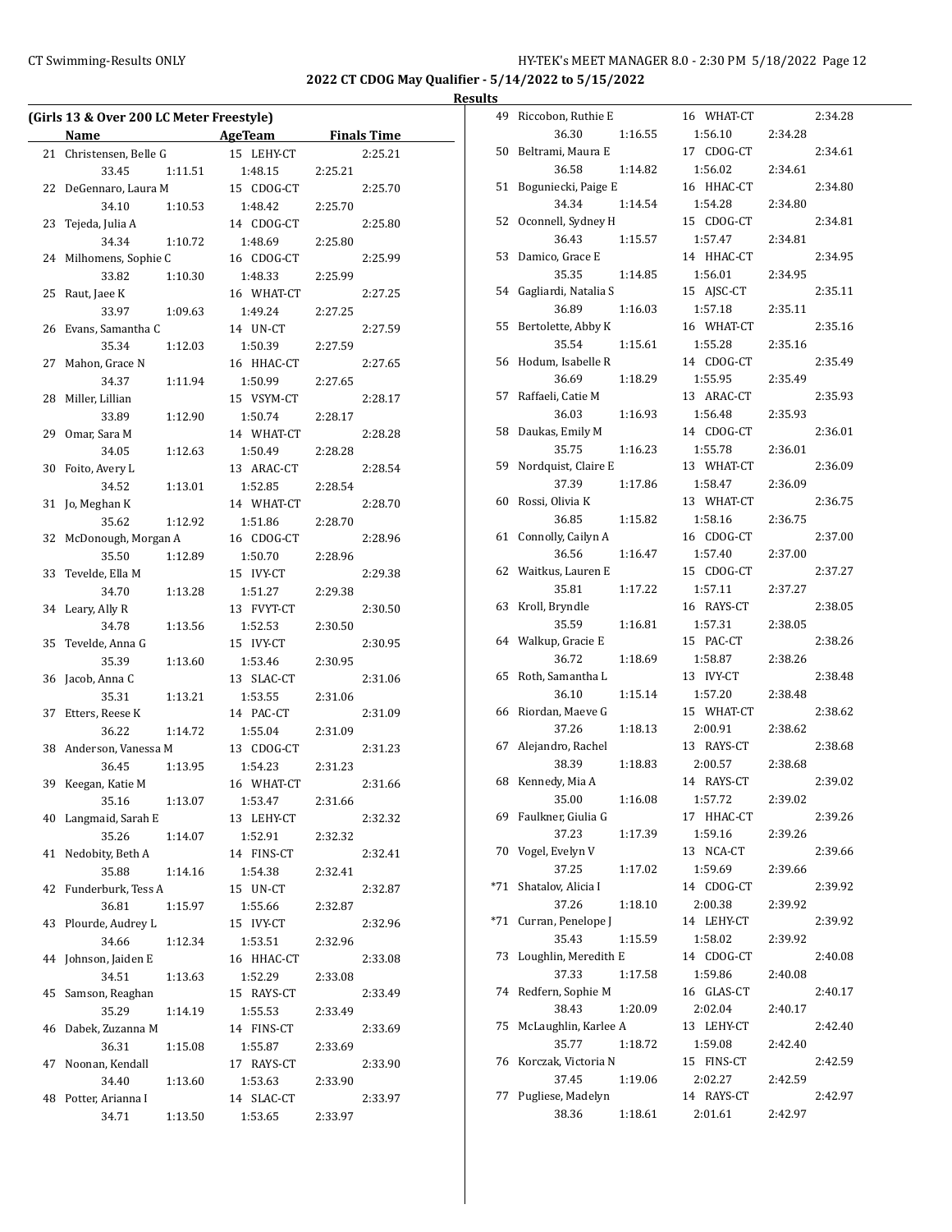## 2022 CT CDOG May Qualifier - 5/14/2022 to 5/15/2022

### Results

**(Girls 13 & Over 200 LC Meter Freestyle)**

| | Name | Age | Team | Finals Time | | | | |
|---|---|---|---|---|---|---|---|---|
| 21 | Christensen, Belle G | 15 | LEHY-CT | 2:25.21 | 33.45 | 1:11.51 | 1:48.15 | 2:25.21 |
| 22 | DeGennaro, Laura M | 15 | CDOG-CT | 2:25.70 | 34.10 | 1:10.53 | 1:48.42 | 2:25.70 |
| 23 | Tejeda, Julia A | 14 | CDOG-CT | 2:25.80 | 34.34 | 1:10.72 | 1:48.69 | 2:25.80 |
| 24 | Milhomens, Sophie C | 16 | CDOG-CT | 2:25.99 | 33.82 | 1:10.30 | 1:48.33 | 2:25.99 |
| 25 | Raut, Jaee K | 16 | WHAT-CT | 2:27.25 | 33.97 | 1:09.63 | 1:49.24 | 2:27.25 |
| 26 | Evans, Samantha C | 14 | UN-CT | 2:27.59 | 35.34 | 1:12.03 | 1:50.39 | 2:27.59 |
| 27 | Mahon, Grace N | 16 | HHAC-CT | 2:27.65 | 34.37 | 1:11.94 | 1:50.99 | 2:27.65 |
| 28 | Miller, Lillian | 15 | VSYM-CT | 2:28.17 | 33.89 | 1:12.90 | 1:50.74 | 2:28.17 |
| 29 | Omar, Sara M | 14 | WHAT-CT | 2:28.28 | 34.05 | 1:12.63 | 1:50.49 | 2:28.28 |
| 30 | Foito, Avery L | 13 | ARAC-CT | 2:28.54 | 34.52 | 1:13.01 | 1:52.85 | 2:28.54 |
| 31 | Jo, Meghan K | 14 | WHAT-CT | 2:28.70 | 35.62 | 1:12.92 | 1:51.86 | 2:28.70 |
| 32 | McDonough, Morgan A | 16 | CDOG-CT | 2:28.96 | 35.50 | 1:12.89 | 1:50.70 | 2:28.96 |
| 33 | Tevelde, Ella M | 15 | IVY-CT | 2:29.38 | 34.70 | 1:13.28 | 1:51.27 | 2:29.38 |
| 34 | Leary, Ally R | 13 | FVYT-CT | 2:30.50 | 34.78 | 1:13.56 | 1:52.53 | 2:30.50 |
| 35 | Tevelde, Anna G | 15 | IVY-CT | 2:30.95 | 35.39 | 1:13.60 | 1:53.46 | 2:30.95 |
| 36 | Jacob, Anna C | 13 | SLAC-CT | 2:31.06 | 35.31 | 1:13.21 | 1:53.55 | 2:31.06 |
| 37 | Etters, Reese K | 14 | PAC-CT | 2:31.09 | 36.22 | 1:14.72 | 1:55.04 | 2:31.09 |
| 38 | Anderson, Vanessa M | 13 | CDOG-CT | 2:31.23 | 36.45 | 1:13.95 | 1:54.23 | 2:31.23 |
| 39 | Keegan, Katie M | 16 | WHAT-CT | 2:31.66 | 35.16 | 1:13.07 | 1:53.47 | 2:31.66 |
| 40 | Langmaid, Sarah E | 13 | LEHY-CT | 2:32.32 | 35.26 | 1:14.07 | 1:52.91 | 2:32.32 |
| 41 | Nedobity, Beth A | 14 | FINS-CT | 2:32.41 | 35.88 | 1:14.16 | 1:54.38 | 2:32.41 |
| 42 | Funderburk, Tess A | 15 | UN-CT | 2:32.87 | 36.81 | 1:15.97 | 1:55.66 | 2:32.87 |
| 43 | Plourde, Audrey L | 15 | IVY-CT | 2:32.96 | 34.66 | 1:12.34 | 1:53.51 | 2:32.96 |
| 44 | Johnson, Jaiden E | 16 | HHAC-CT | 2:33.08 | 34.51 | 1:13.63 | 1:52.29 | 2:33.08 |
| 45 | Samson, Reaghan | 15 | RAYS-CT | 2:33.49 | 35.29 | 1:14.19 | 1:55.53 | 2:33.49 |
| 46 | Dabek, Zuzanna M | 14 | FINS-CT | 2:33.69 | 36.31 | 1:15.08 | 1:55.87 | 2:33.69 |
| 47 | Noonan, Kendall | 17 | RAYS-CT | 2:33.90 | 34.40 | 1:13.60 | 1:53.63 | 2:33.90 |
| 48 | Potter, Arianna I | 14 | SLAC-CT | 2:33.97 | 34.71 | 1:13.50 | 1:53.65 | 2:33.97 |
| 49 | Riccobon, Ruthie E | 16 | WHAT-CT | 2:34.28 | 36.30 | 1:16.55 | 1:56.10 | 2:34.28 |
| 50 | Beltrami, Maura E | 17 | CDOG-CT | 2:34.61 | 36.58 | 1:14.82 | 1:56.02 | 2:34.61 |
| 51 | Boguniecki, Paige E | 16 | HHAC-CT | 2:34.80 | 34.34 | 1:14.54 | 1:54.28 | 2:34.80 |
| 52 | Oconnell, Sydney H | 15 | CDOG-CT | 2:34.81 | 36.43 | 1:15.57 | 1:57.47 | 2:34.81 |
| 53 | Damico, Grace E | 14 | HHAC-CT | 2:34.95 | 35.35 | 1:14.85 | 1:56.01 | 2:34.95 |
| 54 | Gagliardi, Natalia S | 15 | AJSC-CT | 2:35.11 | 36.89 | 1:16.03 | 1:57.18 | 2:35.11 |
| 55 | Bertolette, Abby K | 16 | WHAT-CT | 2:35.16 | 35.54 | 1:15.61 | 1:55.28 | 2:35.16 |
| 56 | Hodum, Isabelle R | 14 | CDOG-CT | 2:35.49 | 36.69 | 1:18.29 | 1:55.95 | 2:35.49 |
| 57 | Raffaeli, Catie M | 13 | ARAC-CT | 2:35.93 | 36.03 | 1:16.93 | 1:56.48 | 2:35.93 |
| 58 | Daukas, Emily M | 14 | CDOG-CT | 2:36.01 | 35.75 | 1:16.23 | 1:55.78 | 2:36.01 |
| 59 | Nordquist, Claire E | 13 | WHAT-CT | 2:36.09 | 37.39 | 1:17.86 | 1:58.47 | 2:36.09 |
| 60 | Rossi, Olivia K | 13 | WHAT-CT | 2:36.75 | 36.85 | 1:15.82 | 1:58.16 | 2:36.75 |
| 61 | Connolly, Cailyn A | 16 | CDOG-CT | 2:37.00 | 36.56 | 1:16.47 | 1:57.40 | 2:37.00 |
| 62 | Waitkus, Lauren E | 15 | CDOG-CT | 2:37.27 | 35.81 | 1:17.22 | 1:57.11 | 2:37.27 |
| 63 | Kroll, Bryndle | 16 | RAYS-CT | 2:38.05 | 35.59 | 1:16.81 | 1:57.31 | 2:38.05 |
| 64 | Walkup, Gracie E | 15 | PAC-CT | 2:38.26 | 36.72 | 1:18.69 | 1:58.87 | 2:38.26 |
| 65 | Roth, Samantha L | 13 | IVY-CT | 2:38.48 | 36.10 | 1:15.14 | 1:57.20 | 2:38.48 |
| 66 | Riordan, Maeve G | 15 | WHAT-CT | 2:38.62 | 37.26 | 1:18.13 | 2:00.91 | 2:38.62 |
| 67 | Alejandro, Rachel | 13 | RAYS-CT | 2:38.68 | 38.39 | 1:18.83 | 2:00.57 | 2:38.68 |
| 68 | Kennedy, Mia A | 14 | RAYS-CT | 2:39.02 | 35.00 | 1:16.08 | 1:57.72 | 2:39.02 |
| 69 | Faulkner, Giulia G | 17 | HHAC-CT | 2:39.26 | 37.23 | 1:17.39 | 1:59.16 | 2:39.26 |
| 70 | Vogel, Evelyn V | 13 | NCA-CT | 2:39.66 | 37.25 | 1:17.02 | 1:59.69 | 2:39.66 |
| *71 | Shatalov, Alicia I | 14 | CDOG-CT | 2:39.92 | 37.26 | 1:18.10 | 2:00.38 | 2:39.92 |
| *71 | Curran, Penelope J | 14 | LEHY-CT | 2:39.92 | 35.43 | 1:15.59 | 1:58.02 | 2:39.92 |
| 73 | Loughlin, Meredith E | 14 | CDOG-CT | 2:40.08 | 37.33 | 1:17.58 | 1:59.86 | 2:40.08 |
| 74 | Redfern, Sophie M | 16 | GLAS-CT | 2:40.17 | 38.43 | 1:20.09 | 2:02.04 | 2:40.17 |
| 75 | McLaughlin, Karlee A | 13 | LEHY-CT | 2:42.40 | 35.77 | 1:18.72 | 1:59.08 | 2:42.40 |
| 76 | Korczak, Victoria N | 15 | FINS-CT | 2:42.59 | 37.45 | 1:19.06 | 2:02.27 | 2:42.59 |
| 77 | Pugliese, Madelyn | 14 | RAYS-CT | 2:42.97 | 38.36 | 1:18.61 | 2:01.61 | 2:42.97 |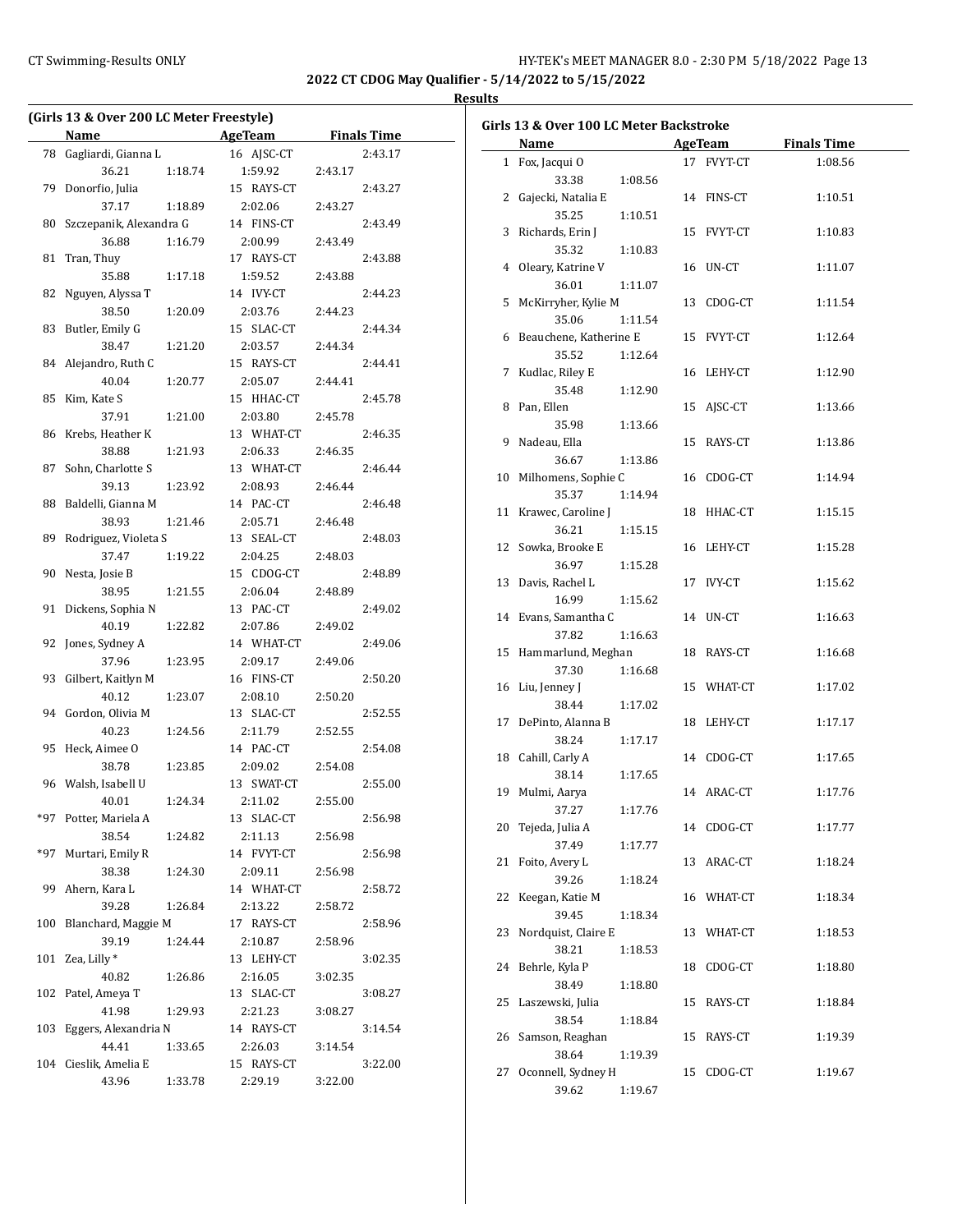**2022 CT CDOG May Qualifier - 5/14/2022 to 5/15/2022**

**Results**

### (Girls 13 & Over 200 LC Meter Freestyle)

| | Name | Age | Team | Finals Time |
|---|---|---|---|---|
| 78 | Gagliardi, Gianna L | 16 | AJSC-CT | 2:43.17 |
| | 36.21 1:18.74 1:59.92 2:43.17 | | | |
| 79 | Donorfio, Julia | 15 | RAYS-CT | 2:43.27 |
| | 37.17 1:18.89 2:02.06 2:43.27 | | | |
| 80 | Szczepanik, Alexandra G | 14 | FINS-CT | 2:43.49 |
| | 36.88 1:16.79 2:00.99 2:43.49 | | | |
| 81 | Tran, Thuy | 17 | RAYS-CT | 2:43.88 |
| | 35.88 1:17.18 1:59.52 2:43.88 | | | |
| 82 | Nguyen, Alyssa T | 14 | IVY-CT | 2:44.23 |
| | 38.50 1:20.09 2:03.76 2:44.23 | | | |
| 83 | Butler, Emily G | 15 | SLAC-CT | 2:44.34 |
| | 38.47 1:21.20 2:03.57 2:44.34 | | | |
| 84 | Alejandro, Ruth C | 15 | RAYS-CT | 2:44.41 |
| | 40.04 1:20.77 2:05.07 2:44.41 | | | |
| 85 | Kim, Kate S | 15 | HHAC-CT | 2:45.78 |
| | 37.91 1:21.00 2:03.80 2:45.78 | | | |
| 86 | Krebs, Heather K | 13 | WHAT-CT | 2:46.35 |
| | 38.88 1:21.93 2:06.33 2:46.35 | | | |
| 87 | Sohn, Charlotte S | 13 | WHAT-CT | 2:46.44 |
| | 39.13 1:23.92 2:08.93 2:46.44 | | | |
| 88 | Baldelli, Gianna M | 14 | PAC-CT | 2:46.48 |
| | 38.93 1:21.46 2:05.71 2:46.48 | | | |
| 89 | Rodriguez, Violeta S | 13 | SEAL-CT | 2:48.03 |
| | 37.47 1:19.22 2:04.25 2:48.03 | | | |
| 90 | Nesta, Josie B | 15 | CDOG-CT | 2:48.89 |
| | 38.95 1:21.55 2:06.04 2:48.89 | | | |
| 91 | Dickens, Sophia N | 13 | PAC-CT | 2:49.02 |
| | 40.19 1:22.82 2:07.86 2:49.02 | | | |
| 92 | Jones, Sydney A | 14 | WHAT-CT | 2:49.06 |
| | 37.96 1:23.95 2:09.17 2:49.06 | | | |
| 93 | Gilbert, Kaitlyn M | 16 | FINS-CT | 2:50.20 |
| | 40.12 1:23.07 2:08.10 2:50.20 | | | |
| 94 | Gordon, Olivia M | 13 | SLAC-CT | 2:52.55 |
| | 40.23 1:24.56 2:11.79 2:52.55 | | | |
| 95 | Heck, Aimee O | 14 | PAC-CT | 2:54.08 |
| | 38.78 1:23.85 2:09.02 2:54.08 | | | |
| 96 | Walsh, Isabell U | 13 | SWAT-CT | 2:55.00 |
| | 40.01 1:24.34 2:11.02 2:55.00 | | | |
| *97 | Potter, Mariela A | 13 | SLAC-CT | 2:56.98 |
| | 38.54 1:24.82 2:11.13 2:56.98 | | | |
| *97 | Murtari, Emily R | 14 | FVYT-CT | 2:56.98 |
| | 38.38 1:24.30 2:09.11 2:56.98 | | | |
| 99 | Ahern, Kara L | 14 | WHAT-CT | 2:58.72 |
| | 39.28 1:26.84 2:13.22 2:58.72 | | | |
| 100 | Blanchard, Maggie M | 17 | RAYS-CT | 2:58.96 |
| | 39.19 1:24.44 2:10.87 2:58.96 | | | |
| 101 | Zea, Lilly * | 13 | LEHY-CT | 3:02.35 |
| | 40.82 1:26.86 2:16.05 3:02.35 | | | |
| 102 | Patel, Ameya T | 13 | SLAC-CT | 3:08.27 |
| | 41.98 1:29.93 2:21.23 3:08.27 | | | |
| 103 | Eggers, Alexandria N | 14 | RAYS-CT | 3:14.54 |
| | 44.41 1:33.65 2:26.03 3:14.54 | | | |
| 104 | Cieslik, Amelia E | 15 | RAYS-CT | 3:22.00 |
| | 43.96 1:33.78 2:29.19 3:22.00 | | | |

### Girls 13 & Over 100 LC Meter Backstroke

| | Name | Age | Team | Finals Time |
|---|---|---|---|---|
| 1 | Fox, Jacqui O | 17 | FVYT-CT | 1:08.56 |
| | 33.38 1:08.56 | | | |
| 2 | Gajecki, Natalia E | 14 | FINS-CT | 1:10.51 |
| | 35.25 1:10.51 | | | |
| 3 | Richards, Erin J | 15 | FVYT-CT | 1:10.83 |
| | 35.32 1:10.83 | | | |
| 4 | Oleary, Katrine V | 16 | UN-CT | 1:11.07 |
| | 36.01 1:11.07 | | | |
| 5 | McKirryher, Kylie M | 13 | CDOG-CT | 1:11.54 |
| | 35.06 1:11.54 | | | |
| 6 | Beauchene, Katherine E | 15 | FVYT-CT | 1:12.64 |
| | 35.52 1:12.64 | | | |
| 7 | Kudlac, Riley E | 16 | LEHY-CT | 1:12.90 |
| | 35.48 1:12.90 | | | |
| 8 | Pan, Ellen | 15 | AJSC-CT | 1:13.66 |
| | 35.98 1:13.66 | | | |
| 9 | Nadeau, Ella | 15 | RAYS-CT | 1:13.86 |
| | 36.67 1:13.86 | | | |
| 10 | Milhomens, Sophie C | 16 | CDOG-CT | 1:14.94 |
| | 35.37 1:14.94 | | | |
| 11 | Krawec, Caroline J | 18 | HHAC-CT | 1:15.15 |
| | 36.21 1:15.15 | | | |
| 12 | Sowka, Brooke E | 16 | LEHY-CT | 1:15.28 |
| | 36.97 1:15.28 | | | |
| 13 | Davis, Rachel L | 17 | IVY-CT | 1:15.62 |
| | 16.99 1:15.62 | | | |
| 14 | Evans, Samantha C | 14 | UN-CT | 1:16.63 |
| | 37.82 1:16.63 | | | |
| 15 | Hammarlund, Meghan | 18 | RAYS-CT | 1:16.68 |
| | 37.30 1:16.68 | | | |
| 16 | Liu, Jenney J | 15 | WHAT-CT | 1:17.02 |
| | 38.44 1:17.02 | | | |
| 17 | DePinto, Alanna B | 18 | LEHY-CT | 1:17.17 |
| | 38.24 1:17.17 | | | |
| 18 | Cahill, Carly A | 14 | CDOG-CT | 1:17.65 |
| | 38.14 1:17.65 | | | |
| 19 | Mulmi, Aarya | 14 | ARAC-CT | 1:17.76 |
| | 37.27 1:17.76 | | | |
| 20 | Tejeda, Julia A | 14 | CDOG-CT | 1:17.77 |
| | 37.49 1:17.77 | | | |
| 21 | Foito, Avery L | 13 | ARAC-CT | 1:18.24 |
| | 39.26 1:18.24 | | | |
| 22 | Keegan, Katie M | 16 | WHAT-CT | 1:18.34 |
| | 39.45 1:18.34 | | | |
| 23 | Nordquist, Claire E | 13 | WHAT-CT | 1:18.53 |
| | 38.21 1:18.53 | | | |
| 24 | Behrle, Kyla P | 18 | CDOG-CT | 1:18.80 |
| | 38.49 1:18.80 | | | |
| 25 | Laszewski, Julia | 15 | RAYS-CT | 1:18.84 |
| | 38.54 1:18.84 | | | |
| 26 | Samson, Reaghan | 15 | RAYS-CT | 1:19.39 |
| | 38.64 1:19.39 | | | |
| 27 | Oconnell, Sydney H | 15 | CDOG-CT | 1:19.67 |
| | 39.62 1:19.67 | | | |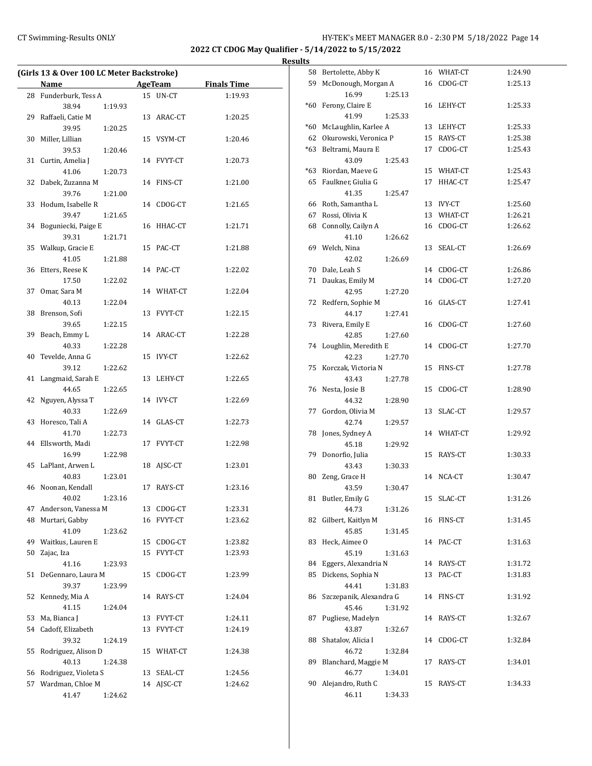## 2022 CT CDOG May Qualifier - 5/14/2022 to 5/15/2022

### Results

**(Girls 13 & Over 100 LC Meter Backstroke)**

| | Name | Age | Team | Finals Time |
|---|---|---|---|---|
| 28 | Funderburk, Tess A | 15 | UN-CT | 1:19.93 |
| | 38.94 1:19.93 | | | |
| 29 | Raffaeli, Catie M | 13 | ARAC-CT | 1:20.25 |
| | 39.95 1:20.25 | | | |
| 30 | Miller, Lillian | 15 | VSYM-CT | 1:20.46 |
| | 39.53 1:20.46 | | | |
| 31 | Curtin, Amelia J | 14 | FVYT-CT | 1:20.73 |
| | 41.06 1:20.73 | | | |
| 32 | Dabek, Zuzanna M | 14 | FINS-CT | 1:21.00 |
| | 39.76 1:21.00 | | | |
| 33 | Hodum, Isabelle R | 14 | CDOG-CT | 1:21.65 |
| | 39.47 1:21.65 | | | |
| 34 | Boguniecki, Paige E | 16 | HHAC-CT | 1:21.71 |
| | 39.31 1:21.71 | | | |
| 35 | Walkup, Gracie E | 15 | PAC-CT | 1:21.88 |
| | 41.05 1:21.88 | | | |
| 36 | Etters, Reese K | 14 | PAC-CT | 1:22.02 |
| | 17.50 1:22.02 | | | |
| 37 | Omar, Sara M | 14 | WHAT-CT | 1:22.04 |
| | 40.13 1:22.04 | | | |
| 38 | Brenson, Sofi | 13 | FVYT-CT | 1:22.15 |
| | 39.65 1:22.15 | | | |
| 39 | Beach, Emmy L | 14 | ARAC-CT | 1:22.28 |
| | 40.33 1:22.28 | | | |
| 40 | Tevelde, Anna G | 15 | IVY-CT | 1:22.62 |
| | 39.12 1:22.62 | | | |
| 41 | Langmaid, Sarah E | 13 | LEHY-CT | 1:22.65 |
| | 44.65 1:22.65 | | | |
| 42 | Nguyen, Alyssa T | 14 | IVY-CT | 1:22.69 |
| | 40.33 1:22.69 | | | |
| 43 | Horesco, Tali A | 14 | GLAS-CT | 1:22.73 |
| | 41.70 1:22.73 | | | |
| 44 | Ellsworth, Madi | 17 | FVYT-CT | 1:22.98 |
| | 16.99 1:22.98 | | | |
| 45 | LaPlant, Arwen L | 18 | AJSC-CT | 1:23.01 |
| | 40.83 1:23.01 | | | |
| 46 | Noonan, Kendall | 17 | RAYS-CT | 1:23.16 |
| | 40.02 1:23.16 | | | |
| 47 | Anderson, Vanessa M | 13 | CDOG-CT | 1:23.31 |
| 48 | Murtari, Gabby | 16 | FVYT-CT | 1:23.62 |
| | 41.09 1:23.62 | | | |
| 49 | Waitkus, Lauren E | 15 | CDOG-CT | 1:23.82 |
| 50 | Zajac, Iza | 15 | FVYT-CT | 1:23.93 |
| | 41.16 1:23.93 | | | |
| 51 | DeGennaro, Laura M | 15 | CDOG-CT | 1:23.99 |
| | 39.37 1:23.99 | | | |
| 52 | Kennedy, Mia A | 14 | RAYS-CT | 1:24.04 |
| | 41.15 1:24.04 | | | |
| 53 | Ma, Bianca J | 13 | FVYT-CT | 1:24.11 |
| 54 | Cadoff, Elizabeth | 13 | FVYT-CT | 1:24.19 |
| | 39.32 1:24.19 | | | |
| 55 | Rodriguez, Alison D | 15 | WHAT-CT | 1:24.38 |
| | 40.13 1:24.38 | | | |
| 56 | Rodriguez, Violeta S | 13 | SEAL-CT | 1:24.56 |
| 57 | Wardman, Chloe M | 14 | AJSC-CT | 1:24.62 |
| | 41.47 1:24.62 | | | |
| 58 | Bertolette, Abby K | 16 | WHAT-CT | 1:24.90 |
| 59 | McDonough, Morgan A | 16 | CDOG-CT | 1:25.13 |
| | 16.99 1:25.13 | | | |
| *60 | Ferony, Claire E | 16 | LEHY-CT | 1:25.33 |
| | 41.99 1:25.33 | | | |
| *60 | McLaughlin, Karlee A | 13 | LEHY-CT | 1:25.33 |
| 62 | Okurowski, Veronica P | 15 | RAYS-CT | 1:25.38 |
| *63 | Beltrami, Maura E | 17 | CDOG-CT | 1:25.43 |
| | 43.09 1:25.43 | | | |
| *63 | Riordan, Maeve G | 15 | WHAT-CT | 1:25.43 |
| 65 | Faulkner, Giulia G | 17 | HHAC-CT | 1:25.47 |
| | 41.35 1:25.47 | | | |
| 66 | Roth, Samantha L | 13 | IVY-CT | 1:25.60 |
| 67 | Rossi, Olivia K | 13 | WHAT-CT | 1:26.21 |
| 68 | Connolly, Cailyn A | 16 | CDOG-CT | 1:26.62 |
| | 41.10 1:26.62 | | | |
| 69 | Welch, Nina | 13 | SEAL-CT | 1:26.69 |
| | 42.02 1:26.69 | | | |
| 70 | Dale, Leah S | 14 | CDOG-CT | 1:26.86 |
| 71 | Daukas, Emily M | 14 | CDOG-CT | 1:27.20 |
| | 42.95 1:27.20 | | | |
| 72 | Redfern, Sophie M | 16 | GLAS-CT | 1:27.41 |
| | 44.17 1:27.41 | | | |
| 73 | Rivera, Emily E | 16 | CDOG-CT | 1:27.60 |
| | 42.85 1:27.60 | | | |
| 74 | Loughlin, Meredith E | 14 | CDOG-CT | 1:27.70 |
| | 42.23 1:27.70 | | | |
| 75 | Korczak, Victoria N | 15 | FINS-CT | 1:27.78 |
| | 43.43 1:27.78 | | | |
| 76 | Nesta, Josie B | 15 | CDOG-CT | 1:28.90 |
| | 44.32 1:28.90 | | | |
| 77 | Gordon, Olivia M | 13 | SLAC-CT | 1:29.57 |
| | 42.74 1:29.57 | | | |
| 78 | Jones, Sydney A | 14 | WHAT-CT | 1:29.92 |
| | 45.18 1:29.92 | | | |
| 79 | Donorfio, Julia | 15 | RAYS-CT | 1:30.33 |
| | 43.43 1:30.33 | | | |
| 80 | Zeng, Grace H | 14 | NCA-CT | 1:30.47 |
| | 43.59 1:30.47 | | | |
| 81 | Butler, Emily G | 15 | SLAC-CT | 1:31.26 |
| | 44.73 1:31.26 | | | |
| 82 | Gilbert, Kaitlyn M | 16 | FINS-CT | 1:31.45 |
| | 45.85 1:31.45 | | | |
| 83 | Heck, Aimee O | 14 | PAC-CT | 1:31.63 |
| | 45.19 1:31.63 | | | |
| 84 | Eggers, Alexandria N | 14 | RAYS-CT | 1:31.72 |
| 85 | Dickens, Sophia N | 13 | PAC-CT | 1:31.83 |
| | 44.41 1:31.83 | | | |
| 86 | Szczepanik, Alexandra G | 14 | FINS-CT | 1:31.92 |
| | 45.46 1:31.92 | | | |
| 87 | Pugliese, Madelyn | 14 | RAYS-CT | 1:32.67 |
| | 43.87 1:32.67 | | | |
| 88 | Shatalov, Alicia I | 14 | CDOG-CT | 1:32.84 |
| | 46.72 1:32.84 | | | |
| 89 | Blanchard, Maggie M | 17 | RAYS-CT | 1:34.01 |
| | 46.77 1:34.01 | | | |
| 90 | Alejandro, Ruth C | 15 | RAYS-CT | 1:34.33 |
| | 46.11 1:34.33 | | | |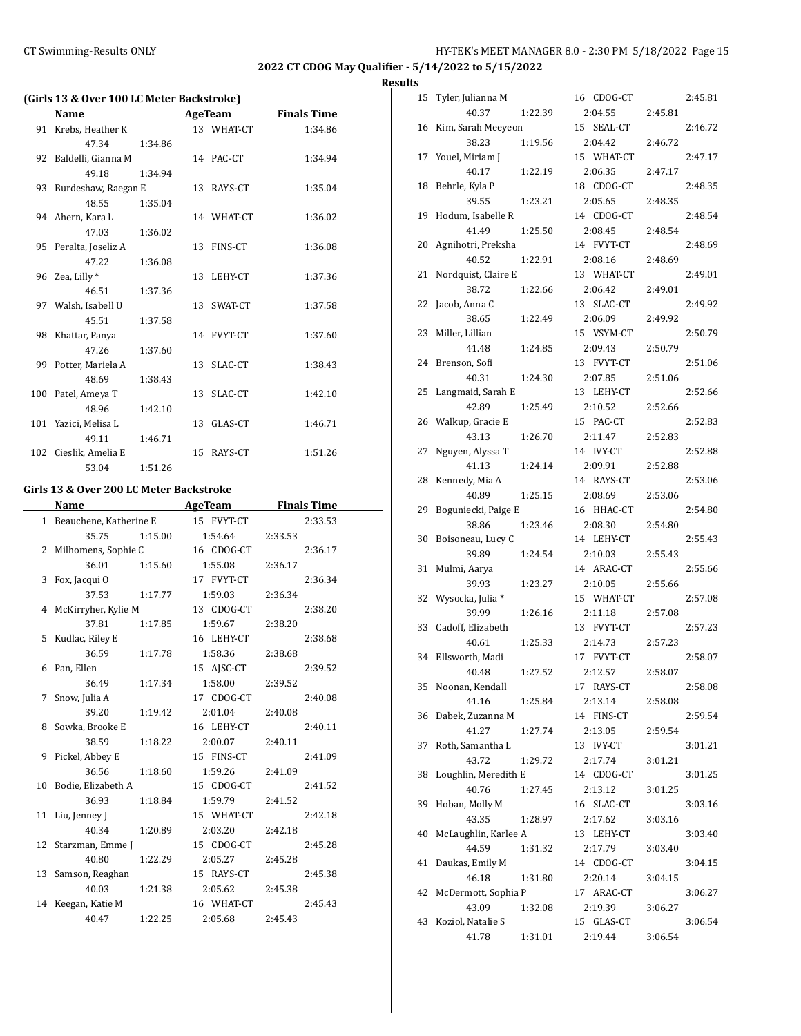**2022 CT CDOG May Qualifier - 5/14/2022 to 5/15/2022**

**Results**

### (Girls 13 & Over 100 LC Meter Backstroke)

| | Name | AgeTeam | | Finals Time |
|---|---|---|---|---|
| 91 | Krebs, Heather K | 13 | WHAT-CT | 1:34.86 |
| | 47.34 | 1:34.86 | | |
| 92 | Baldelli, Gianna M | 14 | PAC-CT | 1:34.94 |
| | 49.18 | 1:34.94 | | |
| 93 | Burdeshaw, Raegan E | 13 | RAYS-CT | 1:35.04 |
| | 48.55 | 1:35.04 | | |
| 94 | Ahern, Kara L | 14 | WHAT-CT | 1:36.02 |
| | 47.03 | 1:36.02 | | |
| 95 | Peralta, Joseliz A | 13 | FINS-CT | 1:36.08 |
| | 47.22 | 1:36.08 | | |
| 96 | Zea, Lilly * | 13 | LEHY-CT | 1:37.36 |
| | 46.51 | 1:37.36 | | |
| 97 | Walsh, Isabell U | 13 | SWAT-CT | 1:37.58 |
| | 45.51 | 1:37.58 | | |
| 98 | Khattar, Panya | 14 | FVYT-CT | 1:37.60 |
| | 47.26 | 1:37.60 | | |
| 99 | Potter, Mariela A | 13 | SLAC-CT | 1:38.43 |
| | 48.69 | 1:38.43 | | |
| 100 | Patel, Ameya T | 13 | SLAC-CT | 1:42.10 |
| | 48.96 | 1:42.10 | | |
| 101 | Yazici, Melisa L | 13 | GLAS-CT | 1:46.71 |
| | 49.11 | 1:46.71 | | |
| 102 | Cieslik, Amelia E | 15 | RAYS-CT | 1:51.26 |
| | 53.04 | 1:51.26 | | |

### Girls 13 & Over 200 LC Meter Backstroke

| | Name | | AgeTeam | | Finals Time |
|---|---|---|---|---|---|
| 1 | Beauchene, Katherine E | | 15 FVYT-CT | | 2:33.53 |
| | 35.75 | 1:15.00 | 1:54.64 | 2:33.53 | |
| 2 | Milhomens, Sophie C | | 16 CDOG-CT | | 2:36.17 |
| | 36.01 | 1:15.60 | 1:55.08 | 2:36.17 | |
| 3 | Fox, Jacqui O | | 17 FVYT-CT | | 2:36.34 |
| | 37.53 | 1:17.77 | 1:59.03 | 2:36.34 | |
| 4 | McKirryher, Kylie M | | 13 CDOG-CT | | 2:38.20 |
| | 37.81 | 1:17.85 | 1:59.67 | 2:38.20 | |
| 5 | Kudlac, Riley E | | 16 LEHY-CT | | 2:38.68 |
| | 36.59 | 1:17.78 | 1:58.36 | 2:38.68 | |
| 6 | Pan, Ellen | | 15 AJSC-CT | | 2:39.52 |
| | 36.49 | 1:17.34 | 1:58.00 | 2:39.52 | |
| 7 | Snow, Julia A | | 17 CDOG-CT | | 2:40.08 |
| | 39.20 | 1:19.42 | 2:01.04 | 2:40.08 | |
| 8 | Sowka, Brooke E | | 16 LEHY-CT | | 2:40.11 |
| | 38.59 | 1:18.22 | 2:00.07 | 2:40.11 | |
| 9 | Pickel, Abbey E | | 15 FINS-CT | | 2:41.09 |
| | 36.56 | 1:18.60 | 1:59.26 | 2:41.09 | |
| 10 | Bodie, Elizabeth A | | 15 CDOG-CT | | 2:41.52 |
| | 36.93 | 1:18.84 | 1:59.79 | 2:41.52 | |
| 11 | Liu, Jenney J | | 15 WHAT-CT | | 2:42.18 |
| | 40.34 | 1:20.89 | 2:03.20 | 2:42.18 | |
| 12 | Starzman, Emme J | | 15 CDOG-CT | | 2:45.28 |
| | 40.80 | 1:22.29 | 2:05.27 | 2:45.28 | |
| 13 | Samson, Reaghan | | 15 RAYS-CT | | 2:45.38 |
| | 40.03 | 1:21.38 | 2:05.62 | 2:45.38 | |
| 14 | Keegan, Katie M | | 16 WHAT-CT | | 2:45.43 |
| | 40.47 | 1:22.25 | 2:05.68 | 2:45.43 | |
| 15 | Tyler, Julianna M | | 16 CDOG-CT | | 2:45.81 |
| | 40.37 | 1:22.39 | 2:04.55 | 2:45.81 | |
| 16 | Kim, Sarah Meeyeon | | 15 SEAL-CT | | 2:46.72 |
| | 38.23 | 1:19.56 | 2:04.42 | 2:46.72 | |
| 17 | Youel, Miriam J | | 15 WHAT-CT | | 2:47.17 |
| | 40.17 | 1:22.19 | 2:06.35 | 2:47.17 | |
| 18 | Behrle, Kyla P | | 18 CDOG-CT | | 2:48.35 |
| | 39.55 | 1:23.21 | 2:05.65 | 2:48.35 | |
| 19 | Hodum, Isabelle R | | 14 CDOG-CT | | 2:48.54 |
| | 41.49 | 1:25.50 | 2:08.45 | 2:48.54 | |
| 20 | Agnihotri, Preksha | | 14 FVYT-CT | | 2:48.69 |
| | 40.52 | 1:22.91 | 2:08.16 | 2:48.69 | |
| 21 | Nordquist, Claire E | | 13 WHAT-CT | | 2:49.01 |
| | 38.72 | 1:22.66 | 2:06.42 | 2:49.01 | |
| 22 | Jacob, Anna C | | 13 SLAC-CT | | 2:49.92 |
| | 38.65 | 1:22.49 | 2:06.09 | 2:49.92 | |
| 23 | Miller, Lillian | | 15 VSYM-CT | | 2:50.79 |
| | 41.48 | 1:24.85 | 2:09.43 | 2:50.79 | |
| 24 | Brenson, Sofi | | 13 FVYT-CT | | 2:51.06 |
| | 40.31 | 1:24.30 | 2:07.85 | 2:51.06 | |
| 25 | Langmaid, Sarah E | | 13 LEHY-CT | | 2:52.66 |
| | 42.89 | 1:25.49 | 2:10.52 | 2:52.66 | |
| 26 | Walkup, Gracie E | | 15 PAC-CT | | 2:52.83 |
| | 43.13 | 1:26.70 | 2:11.47 | 2:52.83 | |
| 27 | Nguyen, Alyssa T | | 14 IVY-CT | | 2:52.88 |
| | 41.13 | 1:24.14 | 2:09.91 | 2:52.88 | |
| 28 | Kennedy, Mia A | | 14 RAYS-CT | | 2:53.06 |
| | 40.89 | 1:25.15 | 2:08.69 | 2:53.06 | |
| 29 | Boguniecki, Paige E | | 16 HHAC-CT | | 2:54.80 |
| | 38.86 | 1:23.46 | 2:08.30 | 2:54.80 | |
| 30 | Boisoneau, Lucy C | | 14 LEHY-CT | | 2:55.43 |
| | 39.89 | 1:24.54 | 2:10.03 | 2:55.43 | |
| 31 | Mulmi, Aarya | | 14 ARAC-CT | | 2:55.66 |
| | 39.93 | 1:23.27 | 2:10.05 | 2:55.66 | |
| 32 | Wysocka, Julia * | | 15 WHAT-CT | | 2:57.08 |
| | 39.99 | 1:26.16 | 2:11.18 | 2:57.08 | |
| 33 | Cadoff, Elizabeth | | 13 FVYT-CT | | 2:57.23 |
| | 40.61 | 1:25.33 | 2:14.73 | 2:57.23 | |
| 34 | Ellsworth, Madi | | 17 FVYT-CT | | 2:58.07 |
| | 40.48 | 1:27.52 | 2:12.57 | 2:58.07 | |
| 35 | Noonan, Kendall | | 17 RAYS-CT | | 2:58.08 |
| | 41.16 | 1:25.84 | 2:13.14 | 2:58.08 | |
| 36 | Dabek, Zuzanna M | | 14 FINS-CT | | 2:59.54 |
| | 41.27 | 1:27.74 | 2:13.05 | 2:59.54 | |
| 37 | Roth, Samantha L | | 13 IVY-CT | | 3:01.21 |
| | 43.72 | 1:29.72 | 2:17.74 | 3:01.21 | |
| 38 | Loughlin, Meredith E | | 14 CDOG-CT | | 3:01.25 |
| | 40.76 | 1:27.45 | 2:13.12 | 3:01.25 | |
| 39 | Hoban, Molly M | | 16 SLAC-CT | | 3:03.16 |
| | 43.35 | 1:28.97 | 2:17.62 | 3:03.16 | |
| 40 | McLaughlin, Karlee A | | 13 LEHY-CT | | 3:03.40 |
| | 44.59 | 1:31.32 | 2:17.79 | 3:03.40 | |
| 41 | Daukas, Emily M | | 14 CDOG-CT | | 3:04.15 |
| | 46.18 | 1:31.80 | 2:20.14 | 3:04.15 | |
| 42 | McDermott, Sophia P | | 17 ARAC-CT | | 3:06.27 |
| | 43.09 | 1:32.08 | 2:19.39 | 3:06.27 | |
| 43 | Koziol, Natalie S | | 15 GLAS-CT | | 3:06.54 |
| | 41.78 | 1:31.01 | 2:19.44 | 3:06.54 | |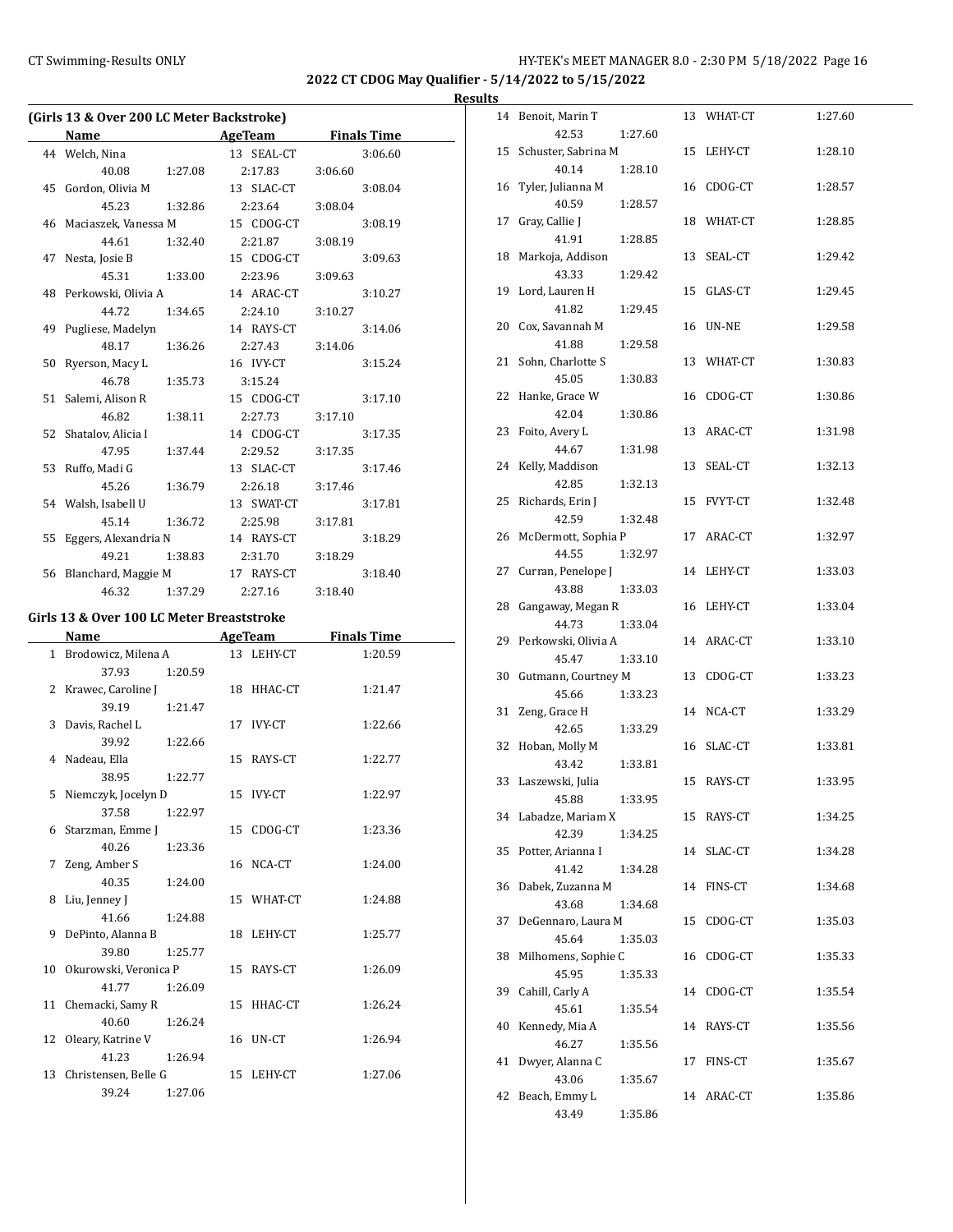2022 CT CDOG May Qualifier - 5/14/2022 to 5/15/2022

**Results**

### (Girls 13 & Over 200 LC Meter Backstroke)

| | Name | Age | Team | Finals Time |
|---|---|---|---|---|
| 44 | Welch, Nina | 13 | SEAL-CT | 3:06.60 |
| | 40.08 / 1:27.08 / 2:17.83 / 3:06.60 | | | |
| 45 | Gordon, Olivia M | 13 | SLAC-CT | 3:08.04 |
| | 45.23 / 1:32.86 / 2:23.64 / 3:08.04 | | | |
| 46 | Maciaszek, Vanessa M | 15 | CDOG-CT | 3:08.19 |
| | 44.61 / 1:32.40 / 2:21.87 / 3:08.19 | | | |
| 47 | Nesta, Josie B | 15 | CDOG-CT | 3:09.63 |
| | 45.31 / 1:33.00 / 2:23.96 / 3:09.63 | | | |
| 48 | Perkowski, Olivia A | 14 | ARAC-CT | 3:10.27 |
| | 44.72 / 1:34.65 / 2:24.10 / 3:10.27 | | | |
| 49 | Pugliese, Madelyn | 14 | RAYS-CT | 3:14.06 |
| | 48.17 / 1:36.26 / 2:27.43 / 3:14.06 | | | |
| 50 | Ryerson, Macy L | 16 | IVY-CT | 3:15.24 |
| | 46.78 / 1:35.73 / 3:15.24 | | | |
| 51 | Salemi, Alison R | 15 | CDOG-CT | 3:17.10 |
| | 46.82 / 1:38.11 / 2:27.73 / 3:17.10 | | | |
| 52 | Shatalov, Alicia I | 14 | CDOG-CT | 3:17.35 |
| | 47.95 / 1:37.44 / 2:29.52 / 3:17.35 | | | |
| 53 | Ruffo, Madi G | 13 | SLAC-CT | 3:17.46 |
| | 45.26 / 1:36.79 / 2:26.18 / 3:17.46 | | | |
| 54 | Walsh, Isabell U | 13 | SWAT-CT | 3:17.81 |
| | 45.14 / 1:36.72 / 2:25.98 / 3:17.81 | | | |
| 55 | Eggers, Alexandria N | 14 | RAYS-CT | 3:18.29 |
| | 49.21 / 1:38.83 / 2:31.70 / 3:18.29 | | | |
| 56 | Blanchard, Maggie M | 17 | RAYS-CT | 3:18.40 |
| | 46.32 / 1:37.29 / 2:27.16 / 3:18.40 | | | |

### Girls 13 & Over 100 LC Meter Breaststroke

| | Name | Age | Team | Finals Time |
|---|---|---|---|---|
| 1 | Brodowicz, Milena A | 13 | LEHY-CT | 1:20.59 |
| | 37.93 / 1:20.59 | | | |
| 2 | Krawec, Caroline J | 18 | HHAC-CT | 1:21.47 |
| | 39.19 / 1:21.47 | | | |
| 3 | Davis, Rachel L | 17 | IVY-CT | 1:22.66 |
| | 39.92 / 1:22.66 | | | |
| 4 | Nadeau, Ella | 15 | RAYS-CT | 1:22.77 |
| | 38.95 / 1:22.77 | | | |
| 5 | Niemczyk, Jocelyn D | 15 | IVY-CT | 1:22.97 |
| | 37.58 / 1:22.97 | | | |
| 6 | Starzman, Emme J | 15 | CDOG-CT | 1:23.36 |
| | 40.26 / 1:23.36 | | | |
| 7 | Zeng, Amber S | 16 | NCA-CT | 1:24.00 |
| | 40.35 / 1:24.00 | | | |
| 8 | Liu, Jenney J | 15 | WHAT-CT | 1:24.88 |
| | 41.66 / 1:24.88 | | | |
| 9 | DePinto, Alanna B | 18 | LEHY-CT | 1:25.77 |
| | 39.80 / 1:25.77 | | | |
| 10 | Okurowski, Veronica P | 15 | RAYS-CT | 1:26.09 |
| | 41.77 / 1:26.09 | | | |
| 11 | Chemacki, Samy R | 15 | HHAC-CT | 1:26.24 |
| | 40.60 / 1:26.24 | | | |
| 12 | Oleary, Katrine V | 16 | UN-CT | 1:26.94 |
| | 41.23 / 1:26.94 | | | |
| 13 | Christensen, Belle G | 15 | LEHY-CT | 1:27.06 |
| | 39.24 / 1:27.06 | | | |
| 14 | Benoit, Marin T | 13 | WHAT-CT | 1:27.60 |
| | 42.53 / 1:27.60 | | | |
| 15 | Schuster, Sabrina M | 15 | LEHY-CT | 1:28.10 |
| | 40.14 / 1:28.10 | | | |
| 16 | Tyler, Julianna M | 16 | CDOG-CT | 1:28.57 |
| | 40.59 / 1:28.57 | | | |
| 17 | Gray, Callie J | 18 | WHAT-CT | 1:28.85 |
| | 41.91 / 1:28.85 | | | |
| 18 | Markoja, Addison | 13 | SEAL-CT | 1:29.42 |
| | 43.33 / 1:29.42 | | | |
| 19 | Lord, Lauren H | 15 | GLAS-CT | 1:29.45 |
| | 41.82 / 1:29.45 | | | |
| 20 | Cox, Savannah M | 16 | UN-NE | 1:29.58 |
| | 41.88 / 1:29.58 | | | |
| 21 | Sohn, Charlotte S | 13 | WHAT-CT | 1:30.83 |
| | 45.05 / 1:30.83 | | | |
| 22 | Hanke, Grace W | 16 | CDOG-CT | 1:30.86 |
| | 42.04 / 1:30.86 | | | |
| 23 | Foito, Avery L | 13 | ARAC-CT | 1:31.98 |
| | 44.67 / 1:31.98 | | | |
| 24 | Kelly, Maddison | 13 | SEAL-CT | 1:32.13 |
| | 42.85 / 1:32.13 | | | |
| 25 | Richards, Erin J | 15 | FVYT-CT | 1:32.48 |
| | 42.59 / 1:32.48 | | | |
| 26 | McDermott, Sophia P | 17 | ARAC-CT | 1:32.97 |
| | 44.55 / 1:32.97 | | | |
| 27 | Curran, Penelope J | 14 | LEHY-CT | 1:33.03 |
| | 43.88 / 1:33.03 | | | |
| 28 | Gangaway, Megan R | 16 | LEHY-CT | 1:33.04 |
| | 44.73 / 1:33.04 | | | |
| 29 | Perkowski, Olivia A | 14 | ARAC-CT | 1:33.10 |
| | 45.47 / 1:33.10 | | | |
| 30 | Gutmann, Courtney M | 13 | CDOG-CT | 1:33.23 |
| | 45.66 / 1:33.23 | | | |
| 31 | Zeng, Grace H | 14 | NCA-CT | 1:33.29 |
| | 42.65 / 1:33.29 | | | |
| 32 | Hoban, Molly M | 16 | SLAC-CT | 1:33.81 |
| | 43.42 / 1:33.81 | | | |
| 33 | Laszewski, Julia | 15 | RAYS-CT | 1:33.95 |
| | 45.88 / 1:33.95 | | | |
| 34 | Labadze, Mariam X | 15 | RAYS-CT | 1:34.25 |
| | 42.39 / 1:34.25 | | | |
| 35 | Potter, Arianna I | 14 | SLAC-CT | 1:34.28 |
| | 41.42 / 1:34.28 | | | |
| 36 | Dabek, Zuzanna M | 14 | FINS-CT | 1:34.68 |
| | 43.68 / 1:34.68 | | | |
| 37 | DeGennaro, Laura M | 15 | CDOG-CT | 1:35.03 |
| | 45.64 / 1:35.03 | | | |
| 38 | Milhomens, Sophie C | 16 | CDOG-CT | 1:35.33 |
| | 45.95 / 1:35.33 | | | |
| 39 | Cahill, Carly A | 14 | CDOG-CT | 1:35.54 |
| | 45.61 / 1:35.54 | | | |
| 40 | Kennedy, Mia A | 14 | RAYS-CT | 1:35.56 |
| | 46.27 / 1:35.56 | | | |
| 41 | Dwyer, Alanna C | 17 | FINS-CT | 1:35.67 |
| | 43.06 / 1:35.67 | | | |
| 42 | Beach, Emmy L | 14 | ARAC-CT | 1:35.86 |
| | 43.49 / 1:35.86 | | | |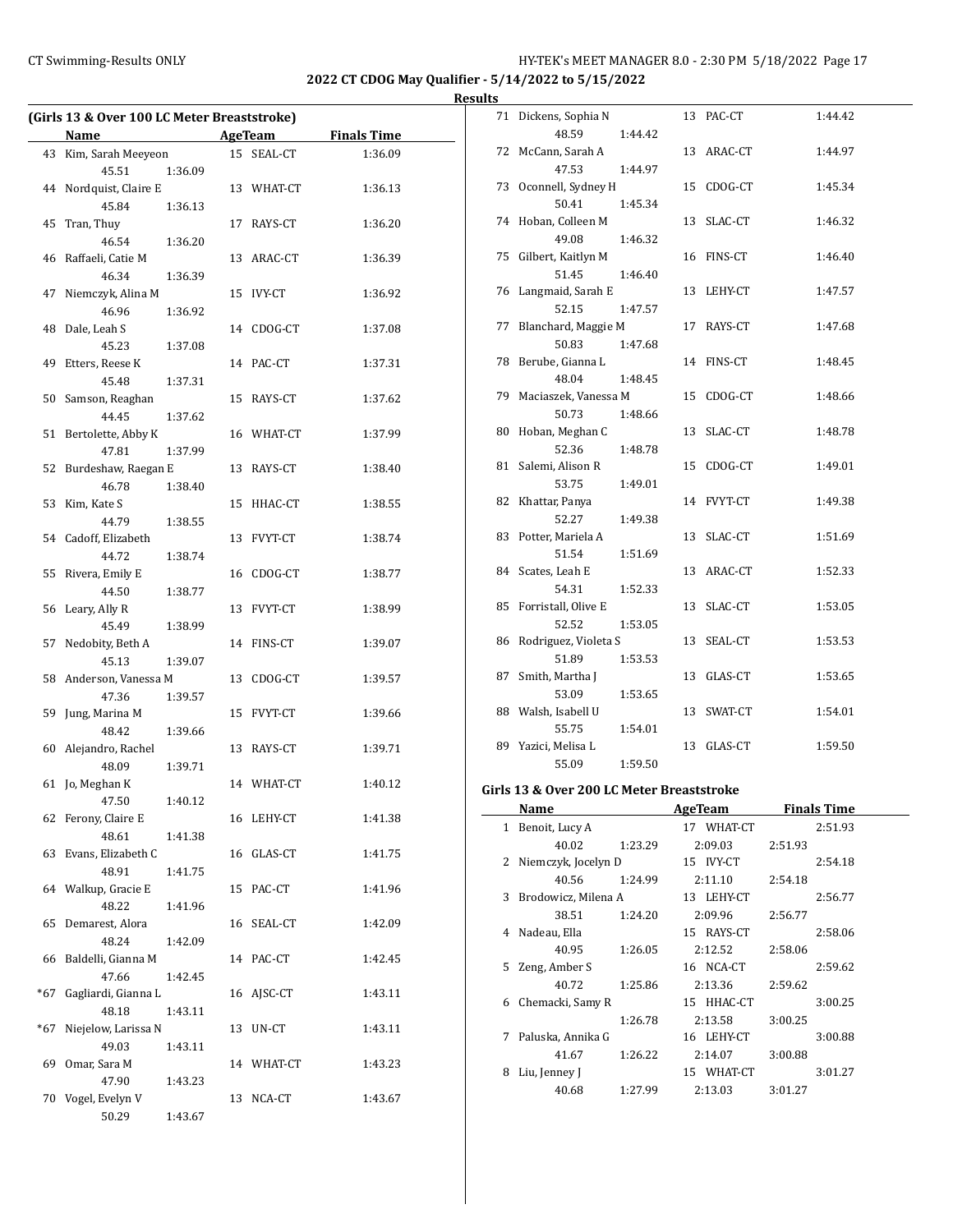## 2022 CT CDOG May Qualifier - 5/14/2022 to 5/15/2022

### Results

### (Girls 13 & Over 100 LC Meter Breaststroke)

| | Name | Age | Team | Finals Time | Splits |
|---|---|---|---|---|---|
| 43 | Kim, Sarah Meeyeon | 15 | SEAL-CT | 1:36.09 | 45.51, 1:36.09 |
| 44 | Nordquist, Claire E | 13 | WHAT-CT | 1:36.13 | 45.84, 1:36.13 |
| 45 | Tran, Thuy | 17 | RAYS-CT | 1:36.20 | 46.54, 1:36.20 |
| 46 | Raffaeli, Catie M | 13 | ARAC-CT | 1:36.39 | 46.34, 1:36.39 |
| 47 | Niemczyk, Alina M | 15 | IVY-CT | 1:36.92 | 46.96, 1:36.92 |
| 48 | Dale, Leah S | 14 | CDOG-CT | 1:37.08 | 45.23, 1:37.08 |
| 49 | Etters, Reese K | 14 | PAC-CT | 1:37.31 | 45.48, 1:37.31 |
| 50 | Samson, Reaghan | 15 | RAYS-CT | 1:37.62 | 44.45, 1:37.62 |
| 51 | Bertolette, Abby K | 16 | WHAT-CT | 1:37.99 | 47.81, 1:37.99 |
| 52 | Burdeshaw, Raegan E | 13 | RAYS-CT | 1:38.40 | 46.78, 1:38.40 |
| 53 | Kim, Kate S | 15 | HHAC-CT | 1:38.55 | 44.79, 1:38.55 |
| 54 | Cadoff, Elizabeth | 13 | FVYT-CT | 1:38.74 | 44.72, 1:38.74 |
| 55 | Rivera, Emily E | 16 | CDOG-CT | 1:38.77 | 44.50, 1:38.77 |
| 56 | Leary, Ally R | 13 | FVYT-CT | 1:38.99 | 45.49, 1:38.99 |
| 57 | Nedobity, Beth A | 14 | FINS-CT | 1:39.07 | 45.13, 1:39.07 |
| 58 | Anderson, Vanessa M | 13 | CDOG-CT | 1:39.57 | 47.36, 1:39.57 |
| 59 | Jung, Marina M | 15 | FVYT-CT | 1:39.66 | 48.42, 1:39.66 |
| 60 | Alejandro, Rachel | 13 | RAYS-CT | 1:39.71 | 48.09, 1:39.71 |
| 61 | Jo, Meghan K | 14 | WHAT-CT | 1:40.12 | 47.50, 1:40.12 |
| 62 | Ferony, Claire E | 16 | LEHY-CT | 1:41.38 | 48.61, 1:41.38 |
| 63 | Evans, Elizabeth C | 16 | GLAS-CT | 1:41.75 | 48.91, 1:41.75 |
| 64 | Walkup, Gracie E | 15 | PAC-CT | 1:41.96 | 48.22, 1:41.96 |
| 65 | Demarest, Alora | 16 | SEAL-CT | 1:42.09 | 48.24, 1:42.09 |
| 66 | Baldelli, Gianna M | 14 | PAC-CT | 1:42.45 | 47.66, 1:42.45 |
| *67 | Gagliardi, Gianna L | 16 | AJSC-CT | 1:43.11 | 48.18, 1:43.11 |
| *67 | Niejelow, Larissa N | 13 | UN-CT | 1:43.11 | 49.03, 1:43.11 |
| 69 | Omar, Sara M | 14 | WHAT-CT | 1:43.23 | 47.90, 1:43.23 |
| 70 | Vogel, Evelyn V | 13 | NCA-CT | 1:43.67 | 50.29, 1:43.67 |
| 71 | Dickens, Sophia N | 13 | PAC-CT | 1:44.42 | 48.59, 1:44.42 |
| 72 | McCann, Sarah A | 13 | ARAC-CT | 1:44.97 | 47.53, 1:44.97 |
| 73 | Oconnell, Sydney H | 15 | CDOG-CT | 1:45.34 | 50.41, 1:45.34 |
| 74 | Hoban, Colleen M | 13 | SLAC-CT | 1:46.32 | 49.08, 1:46.32 |
| 75 | Gilbert, Kaitlyn M | 16 | FINS-CT | 1:46.40 | 51.45, 1:46.40 |
| 76 | Langmaid, Sarah E | 13 | LEHY-CT | 1:47.57 | 52.15, 1:47.57 |
| 77 | Blanchard, Maggie M | 17 | RAYS-CT | 1:47.68 | 50.83, 1:47.68 |
| 78 | Berube, Gianna L | 14 | FINS-CT | 1:48.45 | 48.04, 1:48.45 |
| 79 | Maciaszek, Vanessa M | 15 | CDOG-CT | 1:48.66 | 50.73, 1:48.66 |
| 80 | Hoban, Meghan C | 13 | SLAC-CT | 1:48.78 | 52.36, 1:48.78 |
| 81 | Salemi, Alison R | 15 | CDOG-CT | 1:49.01 | 53.75, 1:49.01 |
| 82 | Khattar, Panya | 14 | FVYT-CT | 1:49.38 | 52.27, 1:49.38 |
| 83 | Potter, Mariela A | 13 | SLAC-CT | 1:51.69 | 51.54, 1:51.69 |
| 84 | Scates, Leah E | 13 | ARAC-CT | 1:52.33 | 54.31, 1:52.33 |
| 85 | Forristall, Olive E | 13 | SLAC-CT | 1:53.05 | 52.52, 1:53.05 |
| 86 | Rodriguez, Violeta S | 13 | SEAL-CT | 1:53.53 | 51.89, 1:53.53 |
| 87 | Smith, Martha J | 13 | GLAS-CT | 1:53.65 | 53.09, 1:53.65 |
| 88 | Walsh, Isabell U | 13 | SWAT-CT | 1:54.01 | 55.75, 1:54.01 |
| 89 | Yazici, Melisa L | 13 | GLAS-CT | 1:59.50 | 55.09, 1:59.50 |

### Girls 13 & Over 200 LC Meter Breaststroke

| | Name | Age | Team | Finals Time | Splits |
|---|---|---|---|---|---|
| 1 | Benoit, Lucy A | 17 | WHAT-CT | 2:51.93 | 40.02, 1:23.29, 2:09.03, 2:51.93 |
| 2 | Niemczyk, Jocelyn D | 15 | IVY-CT | 2:54.18 | 40.56, 1:24.99, 2:11.10, 2:54.18 |
| 3 | Brodowicz, Milena A | 13 | LEHY-CT | 2:56.77 | 38.51, 1:24.20, 2:09.96, 2:56.77 |
| 4 | Nadeau, Ella | 15 | RAYS-CT | 2:58.06 | 40.95, 1:26.05, 2:12.52, 2:58.06 |
| 5 | Zeng, Amber S | 16 | NCA-CT | 2:59.62 | 40.72, 1:25.86, 2:13.36, 2:59.62 |
| 6 | Chemacki, Samy R | 15 | HHAC-CT | 3:00.25 | 1:26.78, 2:13.58, 3:00.25 |
| 7 | Paluska, Annika G | 16 | LEHY-CT | 3:00.88 | 41.67, 1:26.22, 2:14.07, 3:00.88 |
| 8 | Liu, Jenney J | 15 | WHAT-CT | 3:01.27 | 40.68, 1:27.99, 2:13.03, 3:01.27 |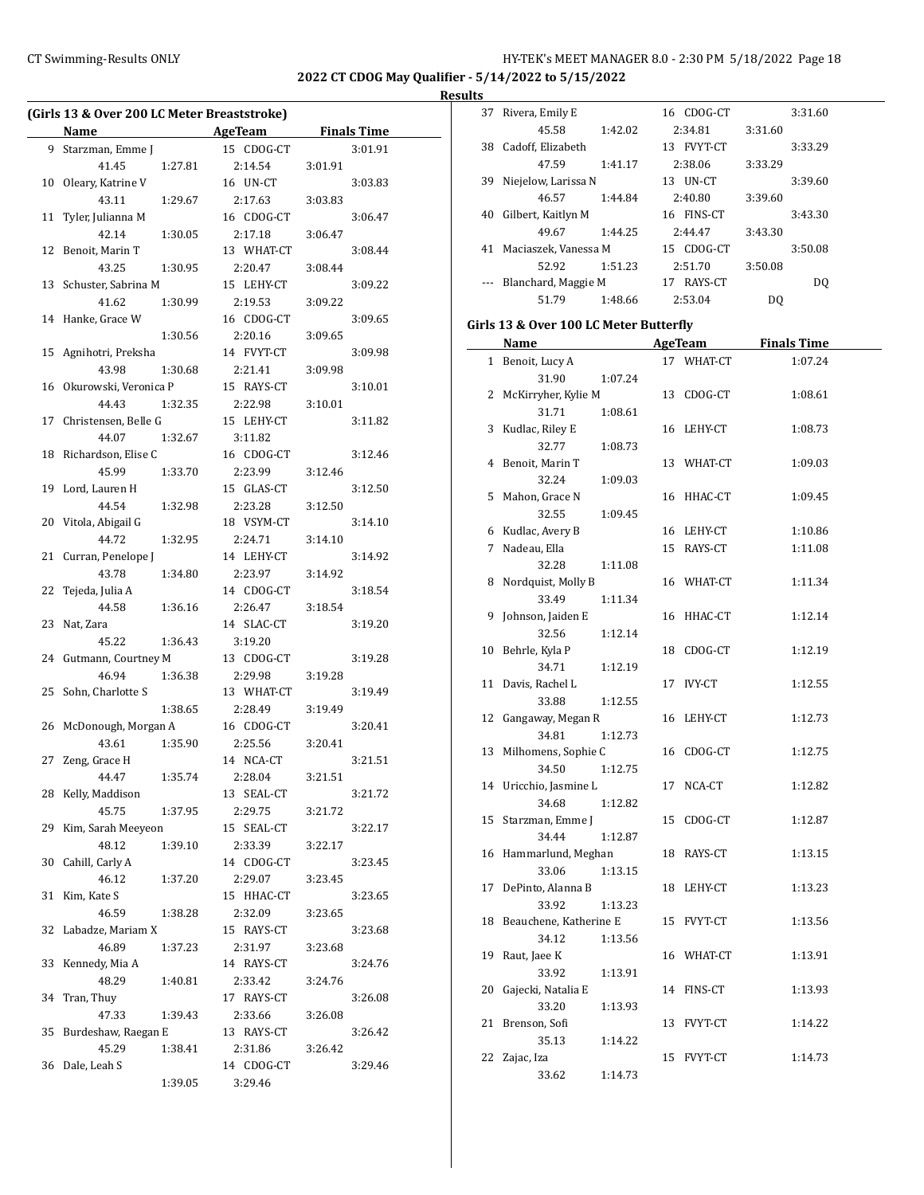## 2022 CT CDOG May Qualifier - 5/14/2022 to 5/15/2022

### Results

#### (Girls 13 & Over 200 LC Meter Breaststroke)

| | Name | AgeTeam | Finals Time |
|---|---|---|---|
| 9 | Starzman, Emme J | 15 CDOG-CT | 3:01.91 |
| | 41.45 1:27.81 2:14.54 3:01.91 | | |
| 10 | Oleary, Katrine V | 16 UN-CT | 3:03.83 |
| | 43.11 1:29.67 2:17.63 3:03.83 | | |
| 11 | Tyler, Julianna M | 16 CDOG-CT | 3:06.47 |
| | 42.14 1:30.05 2:17.18 3:06.47 | | |
| 12 | Benoit, Marin T | 13 WHAT-CT | 3:08.44 |
| | 43.25 1:30.95 2:20.47 3:08.44 | | |
| 13 | Schuster, Sabrina M | 15 LEHY-CT | 3:09.22 |
| | 41.62 1:30.99 2:19.53 3:09.22 | | |
| 14 | Hanke, Grace W | 16 CDOG-CT | 3:09.65 |
| | 1:30.56 2:20.16 3:09.65 | | |
| 15 | Agnihotri, Preksha | 14 FVYT-CT | 3:09.98 |
| | 43.98 1:30.68 2:21.41 3:09.98 | | |
| 16 | Okurowski, Veronica P | 15 RAYS-CT | 3:10.01 |
| | 44.43 1:32.35 2:22.98 3:10.01 | | |
| 17 | Christensen, Belle G | 15 LEHY-CT | 3:11.82 |
| | 44.07 1:32.67 3:11.82 | | |
| 18 | Richardson, Elise C | 16 CDOG-CT | 3:12.46 |
| | 45.99 1:33.70 2:23.99 3:12.46 | | |
| 19 | Lord, Lauren H | 15 GLAS-CT | 3:12.50 |
| | 44.54 1:32.98 2:23.28 3:12.50 | | |
| 20 | Vitola, Abigail G | 18 VSYM-CT | 3:14.10 |
| | 44.72 1:32.95 2:24.71 3:14.10 | | |
| 21 | Curran, Penelope J | 14 LEHY-CT | 3:14.92 |
| | 43.78 1:34.80 2:23.97 3:14.92 | | |
| 22 | Tejeda, Julia A | 14 CDOG-CT | 3:18.54 |
| | 44.58 1:36.16 2:26.47 3:18.54 | | |
| 23 | Nat, Zara | 14 SLAC-CT | 3:19.20 |
| | 45.22 1:36.43 3:19.20 | | |
| 24 | Gutmann, Courtney M | 13 CDOG-CT | 3:19.28 |
| | 46.94 1:36.38 2:29.98 3:19.28 | | |
| 25 | Sohn, Charlotte S | 13 WHAT-CT | 3:19.49 |
| | 1:38.65 2:28.49 3:19.49 | | |
| 26 | McDonough, Morgan A | 16 CDOG-CT | 3:20.41 |
| | 43.61 1:35.90 2:25.56 3:20.41 | | |
| 27 | Zeng, Grace H | 14 NCA-CT | 3:21.51 |
| | 44.47 1:35.74 2:28.04 3:21.51 | | |
| 28 | Kelly, Maddison | 13 SEAL-CT | 3:21.72 |
| | 45.75 1:37.95 2:29.75 3:21.72 | | |
| 29 | Kim, Sarah Meeyeon | 15 SEAL-CT | 3:22.17 |
| | 48.12 1:39.10 2:33.39 3:22.17 | | |
| 30 | Cahill, Carly A | 14 CDOG-CT | 3:23.45 |
| | 46.12 1:37.20 2:29.07 3:23.45 | | |
| 31 | Kim, Kate S | 15 HHAC-CT | 3:23.65 |
| | 46.59 1:38.28 2:32.09 3:23.65 | | |
| 32 | Labadze, Mariam X | 15 RAYS-CT | 3:23.68 |
| | 46.89 1:37.23 2:31.97 3:23.68 | | |
| 33 | Kennedy, Mia A | 14 RAYS-CT | 3:24.76 |
| | 48.29 1:40.81 2:33.42 3:24.76 | | |
| 34 | Tran, Thuy | 17 RAYS-CT | 3:26.08 |
| | 47.33 1:39.43 2:33.66 3:26.08 | | |
| 35 | Burdeshaw, Raegan E | 13 RAYS-CT | 3:26.42 |
| | 45.29 1:38.41 2:31.86 3:26.42 | | |
| 36 | Dale, Leah S | 14 CDOG-CT | 3:29.46 |
| | 1:39.05 3:29.46 | | |
| 37 | Rivera, Emily E | 16 CDOG-CT | 3:31.60 |
| | 45.58 1:42.02 2:34.81 3:31.60 | | |
| 38 | Cadoff, Elizabeth | 13 FVYT-CT | 3:33.29 |
| | 47.59 1:41.17 2:38.06 3:33.29 | | |
| 39 | Niejelow, Larissa N | 13 UN-CT | 3:39.60 |
| | 46.57 1:44.84 2:40.80 3:39.60 | | |
| 40 | Gilbert, Kaitlyn M | 16 FINS-CT | 3:43.30 |
| | 49.67 1:44.25 2:44.47 3:43.30 | | |
| 41 | Maciaszek, Vanessa M | 15 CDOG-CT | 3:50.08 |
| | 52.92 1:51.23 2:51.70 3:50.08 | | |
| --- | Blanchard, Maggie M | 17 RAYS-CT | DQ |
| | 51.79 1:48.66 2:53.04 DQ | | |

#### Girls 13 & Over 100 LC Meter Butterfly

| | Name | AgeTeam | Finals Time |
|---|---|---|---|
| 1 | Benoit, Lucy A | 17 WHAT-CT | 1:07.24 |
| | 31.90 1:07.24 | | |
| 2 | McKirryher, Kylie M | 13 CDOG-CT | 1:08.61 |
| | 31.71 1:08.61 | | |
| 3 | Kudlac, Riley E | 16 LEHY-CT | 1:08.73 |
| | 32.77 1:08.73 | | |
| 4 | Benoit, Marin T | 13 WHAT-CT | 1:09.03 |
| | 32.24 1:09.03 | | |
| 5 | Mahon, Grace N | 16 HHAC-CT | 1:09.45 |
| | 32.55 1:09.45 | | |
| 6 | Kudlac, Avery B | 16 LEHY-CT | 1:10.86 |
| 7 | Nadeau, Ella | 15 RAYS-CT | 1:11.08 |
| | 32.28 1:11.08 | | |
| 8 | Nordquist, Molly B | 16 WHAT-CT | 1:11.34 |
| | 33.49 1:11.34 | | |
| 9 | Johnson, Jaiden E | 16 HHAC-CT | 1:12.14 |
| | 32.56 1:12.14 | | |
| 10 | Behrle, Kyla P | 18 CDOG-CT | 1:12.19 |
| | 34.71 1:12.19 | | |
| 11 | Davis, Rachel L | 17 IVY-CT | 1:12.55 |
| | 33.88 1:12.55 | | |
| 12 | Gangaway, Megan R | 16 LEHY-CT | 1:12.73 |
| | 34.81 1:12.73 | | |
| 13 | Milhomens, Sophie C | 16 CDOG-CT | 1:12.75 |
| | 34.50 1:12.75 | | |
| 14 | Uricchio, Jasmine L | 17 NCA-CT | 1:12.82 |
| | 34.68 1:12.82 | | |
| 15 | Starzman, Emme J | 15 CDOG-CT | 1:12.87 |
| | 34.44 1:12.87 | | |
| 16 | Hammarlund, Meghan | 18 RAYS-CT | 1:13.15 |
| | 33.06 1:13.15 | | |
| 17 | DePinto, Alanna B | 18 LEHY-CT | 1:13.23 |
| | 33.92 1:13.23 | | |
| 18 | Beauchene, Katherine E | 15 FVYT-CT | 1:13.56 |
| | 34.12 1:13.56 | | |
| 19 | Raut, Jaee K | 16 WHAT-CT | 1:13.91 |
| | 33.92 1:13.91 | | |
| 20 | Gajecki, Natalia E | 14 FINS-CT | 1:13.93 |
| | 33.20 1:13.93 | | |
| 21 | Brenson, Sofi | 13 FVYT-CT | 1:14.22 |
| | 35.13 1:14.22 | | |
| 22 | Zajac, Iza | 15 FVYT-CT | 1:14.73 |
| | 33.62 1:14.73 | | |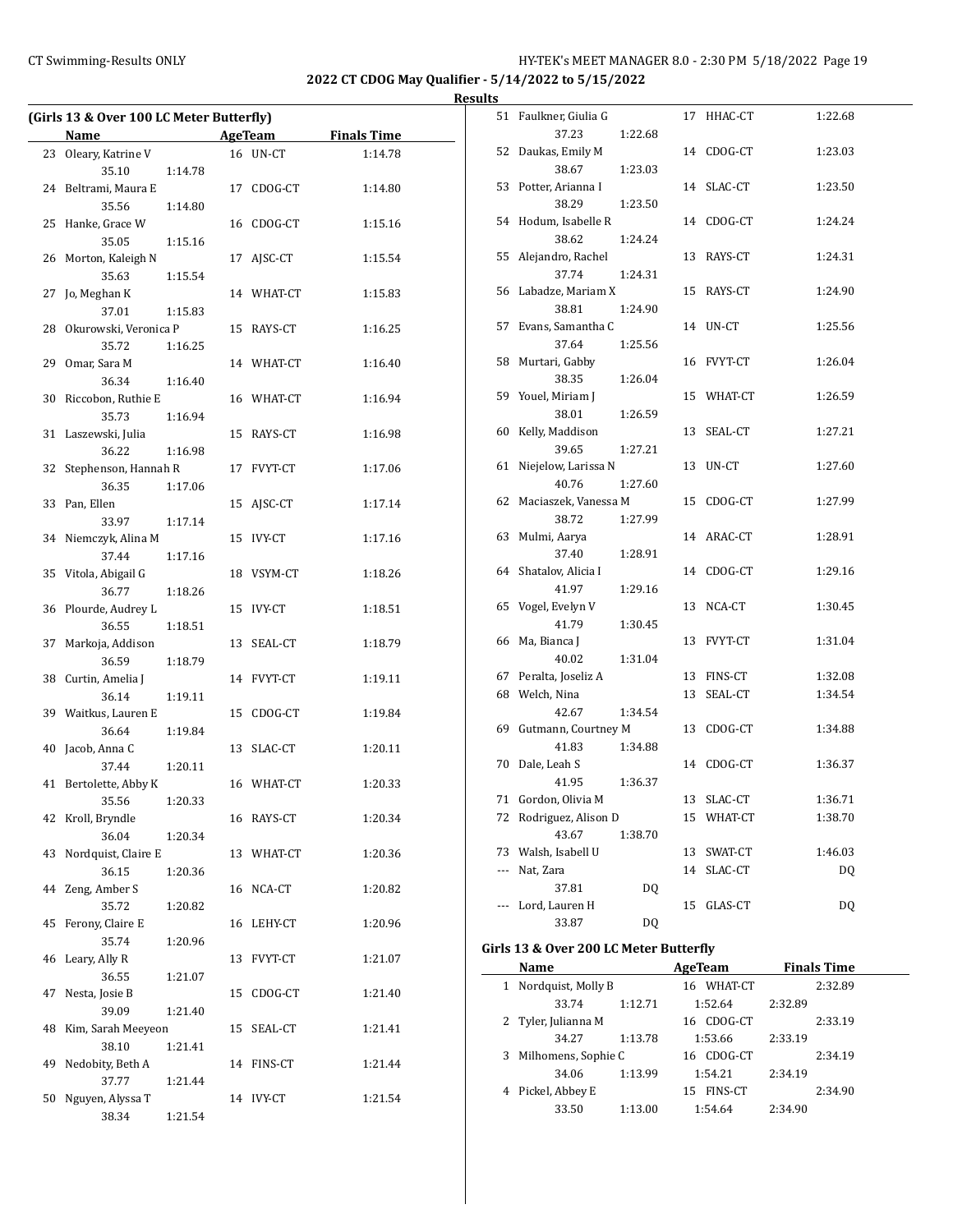## 2022 CT CDOG May Qualifier - 5/14/2022 to 5/15/2022

### Results

**(Girls 13 & Over 100 LC Meter Butterfly)**

| | Name | Age | Team | Finals Time |
|---|---|---|---|---|
| 23 | Oleary, Katrine V | 16 | UN-CT | 1:14.78 |
| | 35.10 1:14.78 | | | |
| 24 | Beltrami, Maura E | 17 | CDOG-CT | 1:14.80 |
| | 35.56 1:14.80 | | | |
| 25 | Hanke, Grace W | 16 | CDOG-CT | 1:15.16 |
| | 35.05 1:15.16 | | | |
| 26 | Morton, Kaleigh N | 17 | AJSC-CT | 1:15.54 |
| | 35.63 1:15.54 | | | |
| 27 | Jo, Meghan K | 14 | WHAT-CT | 1:15.83 |
| | 37.01 1:15.83 | | | |
| 28 | Okurowski, Veronica P | 15 | RAYS-CT | 1:16.25 |
| | 35.72 1:16.25 | | | |
| 29 | Omar, Sara M | 14 | WHAT-CT | 1:16.40 |
| | 36.34 1:16.40 | | | |
| 30 | Riccobon, Ruthie E | 16 | WHAT-CT | 1:16.94 |
| | 35.73 1:16.94 | | | |
| 31 | Laszewski, Julia | 15 | RAYS-CT | 1:16.98 |
| | 36.22 1:16.98 | | | |
| 32 | Stephenson, Hannah R | 17 | FVYT-CT | 1:17.06 |
| | 36.35 1:17.06 | | | |
| 33 | Pan, Ellen | 15 | AJSC-CT | 1:17.14 |
| | 33.97 1:17.14 | | | |
| 34 | Niemczyk, Alina M | 15 | IVY-CT | 1:17.16 |
| | 37.44 1:17.16 | | | |
| 35 | Vitola, Abigail G | 18 | VSYM-CT | 1:18.26 |
| | 36.77 1:18.26 | | | |
| 36 | Plourde, Audrey L | 15 | IVY-CT | 1:18.51 |
| | 36.55 1:18.51 | | | |
| 37 | Markoja, Addison | 13 | SEAL-CT | 1:18.79 |
| | 36.59 1:18.79 | | | |
| 38 | Curtin, Amelia J | 14 | FVYT-CT | 1:19.11 |
| | 36.14 1:19.11 | | | |
| 39 | Waitkus, Lauren E | 15 | CDOG-CT | 1:19.84 |
| | 36.64 1:19.84 | | | |
| 40 | Jacob, Anna C | 13 | SLAC-CT | 1:20.11 |
| | 37.44 1:20.11 | | | |
| 41 | Bertolette, Abby K | 16 | WHAT-CT | 1:20.33 |
| | 35.56 1:20.33 | | | |
| 42 | Kroll, Bryndle | 16 | RAYS-CT | 1:20.34 |
| | 36.04 1:20.34 | | | |
| 43 | Nordquist, Claire E | 13 | WHAT-CT | 1:20.36 |
| | 36.15 1:20.36 | | | |
| 44 | Zeng, Amber S | 16 | NCA-CT | 1:20.82 |
| | 35.72 1:20.82 | | | |
| 45 | Ferony, Claire E | 16 | LEHY-CT | 1:20.96 |
| | 35.74 1:20.96 | | | |
| 46 | Leary, Ally R | 13 | FVYT-CT | 1:21.07 |
| | 36.55 1:21.07 | | | |
| 47 | Nesta, Josie B | 15 | CDOG-CT | 1:21.40 |
| | 39.09 1:21.40 | | | |
| 48 | Kim, Sarah Meeyeon | 15 | SEAL-CT | 1:21.41 |
| | 38.10 1:21.41 | | | |
| 49 | Nedobity, Beth A | 14 | FINS-CT | 1:21.44 |
| | 37.77 1:21.44 | | | |
| 50 | Nguyen, Alyssa T | 14 | IVY-CT | 1:21.54 |
| | 38.34 1:21.54 | | | |
| 51 | Faulkner, Giulia G | 17 | HHAC-CT | 1:22.68 |
| | 37.23 1:22.68 | | | |
| 52 | Daukas, Emily M | 14 | CDOG-CT | 1:23.03 |
| | 38.67 1:23.03 | | | |
| 53 | Potter, Arianna I | 14 | SLAC-CT | 1:23.50 |
| | 38.29 1:23.50 | | | |
| 54 | Hodum, Isabelle R | 14 | CDOG-CT | 1:24.24 |
| | 38.62 1:24.24 | | | |
| 55 | Alejandro, Rachel | 13 | RAYS-CT | 1:24.31 |
| | 37.74 1:24.31 | | | |
| 56 | Labadze, Mariam X | 15 | RAYS-CT | 1:24.90 |
| | 38.81 1:24.90 | | | |
| 57 | Evans, Samantha C | 14 | UN-CT | 1:25.56 |
| | 37.64 1:25.56 | | | |
| 58 | Murtari, Gabby | 16 | FVYT-CT | 1:26.04 |
| | 38.35 1:26.04 | | | |
| 59 | Youel, Miriam J | 15 | WHAT-CT | 1:26.59 |
| | 38.01 1:26.59 | | | |
| 60 | Kelly, Maddison | 13 | SEAL-CT | 1:27.21 |
| | 39.65 1:27.21 | | | |
| 61 | Niejelow, Larissa N | 13 | UN-CT | 1:27.60 |
| | 40.76 1:27.60 | | | |
| 62 | Maciaszek, Vanessa M | 15 | CDOG-CT | 1:27.99 |
| | 38.72 1:27.99 | | | |
| 63 | Mulmi, Aarya | 14 | ARAC-CT | 1:28.91 |
| | 37.40 1:28.91 | | | |
| 64 | Shatalov, Alicia I | 14 | CDOG-CT | 1:29.16 |
| | 41.97 1:29.16 | | | |
| 65 | Vogel, Evelyn V | 13 | NCA-CT | 1:30.45 |
| | 41.79 1:30.45 | | | |
| 66 | Ma, Bianca J | 13 | FVYT-CT | 1:31.04 |
| | 40.02 1:31.04 | | | |
| 67 | Peralta, Joseliz A | 13 | FINS-CT | 1:32.08 |
| 68 | Welch, Nina | 13 | SEAL-CT | 1:34.54 |
| | 42.67 1:34.54 | | | |
| 69 | Gutmann, Courtney M | 13 | CDOG-CT | 1:34.88 |
| | 41.83 1:34.88 | | | |
| 70 | Dale, Leah S | 14 | CDOG-CT | 1:36.37 |
| | 41.95 1:36.37 | | | |
| 71 | Gordon, Olivia M | 13 | SLAC-CT | 1:36.71 |
| 72 | Rodriguez, Alison D | 15 | WHAT-CT | 1:38.70 |
| | 43.67 1:38.70 | | | |
| 73 | Walsh, Isabell U | 13 | SWAT-CT | 1:46.03 |
| --- | Nat, Zara | 14 | SLAC-CT | DQ |
| | 37.81 DQ | | | |
| --- | Lord, Lauren H | 15 | GLAS-CT | DQ |
| | 33.87 DQ | | | |

**Girls 13 & Over 200 LC Meter Butterfly**

| | Name | Age | Team | Finals Time |
|---|---|---|---|---|
| 1 | Nordquist, Molly B | 16 | WHAT-CT | 2:32.89 |
| | 33.74 1:12.71 1:52.64 2:32.89 | | | |
| 2 | Tyler, Julianna M | 16 | CDOG-CT | 2:33.19 |
| | 34.27 1:13.78 1:53.66 2:33.19 | | | |
| 3 | Milhomens, Sophie C | 16 | CDOG-CT | 2:34.19 |
| | 34.06 1:13.99 1:54.21 2:34.19 | | | |
| 4 | Pickel, Abbey E | 15 | FINS-CT | 2:34.90 |
| | 33.50 1:13.00 1:54.64 2:34.90 | | | |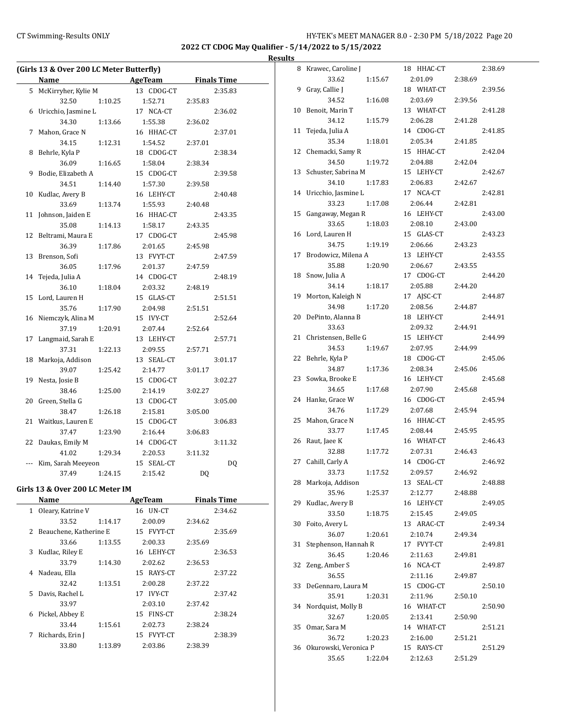## 2022 CT CDOG May Qualifier - 5/14/2022 to 5/15/2022

### Results

### (Girls 13 & Over 200 LC Meter Butterfly)

| | Name | AgeTeam | | Finals Time |
|---|---|---|---|---|
| 5 | McKirryher, Kylie M | 13 CDOG-CT | | 2:35.83 |
| | 32.50 1:10.25 | 1:52.71 | 2:35.83 | |
| 6 | Uricchio, Jasmine L | 17 NCA-CT | | 2:36.02 |
| | 34.30 1:13.66 | 1:55.38 | 2:36.02 | |
| 7 | Mahon, Grace N | 16 HHAC-CT | | 2:37.01 |
| | 34.15 1:12.31 | 1:54.52 | 2:37.01 | |
| 8 | Behrle, Kyla P | 18 CDOG-CT | | 2:38.34 |
| | 36.09 1:16.65 | 1:58.04 | 2:38.34 | |
| 9 | Bodie, Elizabeth A | 15 CDOG-CT | | 2:39.58 |
| | 34.51 1:14.40 | 1:57.30 | 2:39.58 | |
| 10 | Kudlac, Avery B | 16 LEHY-CT | | 2:40.48 |
| | 33.69 1:13.74 | 1:55.93 | 2:40.48 | |
| 11 | Johnson, Jaiden E | 16 HHAC-CT | | 2:43.35 |
| | 35.08 1:14.13 | 1:58.17 | 2:43.35 | |
| 12 | Beltrami, Maura E | 17 CDOG-CT | | 2:45.98 |
| | 36.39 1:17.86 | 2:01.65 | 2:45.98 | |
| 13 | Brenson, Sofi | 13 FVYT-CT | | 2:47.59 |
| | 36.05 1:17.96 | 2:01.37 | 2:47.59 | |
| 14 | Tejeda, Julia A | 14 CDOG-CT | | 2:48.19 |
| | 36.10 1:18.04 | 2:03.32 | 2:48.19 | |
| 15 | Lord, Lauren H | 15 GLAS-CT | | 2:51.51 |
| | 35.76 1:17.90 | 2:04.98 | 2:51.51 | |
| 16 | Niemczyk, Alina M | 15 IVY-CT | | 2:52.64 |
| | 37.19 1:20.91 | 2:07.44 | 2:52.64 | |
| 17 | Langmaid, Sarah E | 13 LEHY-CT | | 2:57.71 |
| | 37.31 1:22.13 | 2:09.55 | 2:57.71 | |
| 18 | Markoja, Addison | 13 SEAL-CT | | 3:01.17 |
| | 39.07 1:25.42 | 2:14.77 | 3:01.17 | |
| 19 | Nesta, Josie B | 15 CDOG-CT | | 3:02.27 |
| | 38.46 1:25.00 | 2:14.19 | 3:02.27 | |
| 20 | Green, Stella G | 13 CDOG-CT | | 3:05.00 |
| | 38.47 1:26.18 | 2:15.81 | 3:05.00 | |
| 21 | Waitkus, Lauren E | 15 CDOG-CT | | 3:06.83 |
| | 37.47 1:23.90 | 2:16.44 | 3:06.83 | |
| 22 | Daukas, Emily M | 14 CDOG-CT | | 3:11.32 |
| | 41.02 1:29.34 | 2:20.53 | 3:11.32 | |
| --- | Kim, Sarah Meeyeon | 15 SEAL-CT | | DQ |
| | 37.49 1:24.15 | 2:15.42 | DQ | |

### Girls 13 & Over 200 LC Meter IM

| | Name | AgeTeam | | Finals Time |
|---|---|---|---|---|
| 1 | Oleary, Katrine V | 16 UN-CT | | 2:34.62 |
| | 33.52 1:14.17 | 2:00.09 | 2:34.62 | |
| 2 | Beauchene, Katherine E | 15 FVYT-CT | | 2:35.69 |
| | 33.66 1:13.55 | 2:00.33 | 2:35.69 | |
| 3 | Kudlac, Riley E | 16 LEHY-CT | | 2:36.53 |
| | 33.79 1:14.30 | 2:02.62 | 2:36.53 | |
| 4 | Nadeau, Ella | 15 RAYS-CT | | 2:37.22 |
| | 32.42 1:13.51 | 2:00.28 | 2:37.22 | |
| 5 | Davis, Rachel L | 17 IVY-CT | | 2:37.42 |
| | 33.97 | 2:03.10 | 2:37.42 | |
| 6 | Pickel, Abbey E | 15 FINS-CT | | 2:38.24 |
| | 33.44 1:15.61 | 2:02.73 | 2:38.24 | |
| 7 | Richards, Erin J | 15 FVYT-CT | | 2:38.39 |
| | 33.80 1:13.89 | 2:03.86 | 2:38.39 | |
| 8 | Krawec, Caroline J | 18 HHAC-CT | | 2:38.69 |
| | 33.62 1:15.67 | 2:01.09 | 2:38.69 | |
| 9 | Gray, Callie J | 18 WHAT-CT | | 2:39.56 |
| | 34.52 1:16.08 | 2:03.69 | 2:39.56 | |
| 10 | Benoit, Marin T | 13 WHAT-CT | | 2:41.28 |
| | 34.12 1:15.79 | 2:06.28 | 2:41.28 | |
| 11 | Tejeda, Julia A | 14 CDOG-CT | | 2:41.85 |
| | 35.34 1:18.01 | 2:05.34 | 2:41.85 | |
| 12 | Chemacki, Samy R | 15 HHAC-CT | | 2:42.04 |
| | 34.50 1:19.72 | 2:04.88 | 2:42.04 | |
| 13 | Schuster, Sabrina M | 15 LEHY-CT | | 2:42.67 |
| | 34.10 1:17.83 | 2:06.83 | 2:42.67 | |
| 14 | Uricchio, Jasmine L | 17 NCA-CT | | 2:42.81 |
| | 33.23 1:17.08 | 2:06.44 | 2:42.81 | |
| 15 | Gangaway, Megan R | 16 LEHY-CT | | 2:43.00 |
| | 33.65 1:18.03 | 2:08.10 | 2:43.00 | |
| 16 | Lord, Lauren H | 15 GLAS-CT | | 2:43.23 |
| | 34.75 1:19.19 | 2:06.66 | 2:43.23 | |
| 17 | Brodowicz, Milena A | 13 LEHY-CT | | 2:43.55 |
| | 35.88 1:20.90 | 2:06.67 | 2:43.55 | |
| 18 | Snow, Julia A | 17 CDOG-CT | | 2:44.20 |
| | 34.14 1:18.17 | 2:05.88 | 2:44.20 | |
| 19 | Morton, Kaleigh N | 17 AJSC-CT | | 2:44.87 |
| | 34.98 1:17.20 | 2:08.56 | 2:44.87 | |
| 20 | DePinto, Alanna B | 18 LEHY-CT | | 2:44.91 |
| | 33.63 | 2:09.32 | 2:44.91 | |
| 21 | Christensen, Belle G | 15 LEHY-CT | | 2:44.99 |
| | 34.53 1:19.67 | 2:07.95 | 2:44.99 | |
| 22 | Behrle, Kyla P | 18 CDOG-CT | | 2:45.06 |
| | 34.87 1:17.36 | 2:08.34 | 2:45.06 | |
| 23 | Sowka, Brooke E | 16 LEHY-CT | | 2:45.68 |
| | 34.65 1:17.68 | 2:07.90 | 2:45.68 | |
| 24 | Hanke, Grace W | 16 CDOG-CT | | 2:45.94 |
| | 34.76 1:17.29 | 2:07.68 | 2:45.94 | |
| 25 | Mahon, Grace N | 16 HHAC-CT | | 2:45.95 |
| | 33.77 1:17.45 | 2:08.44 | 2:45.95 | |
| 26 | Raut, Jaee K | 16 WHAT-CT | | 2:46.43 |
| | 32.88 1:17.72 | 2:07.31 | 2:46.43 | |
| 27 | Cahill, Carly A | 14 CDOG-CT | | 2:46.92 |
| | 33.73 1:17.52 | 2:09.57 | 2:46.92 | |
| 28 | Markoja, Addison | 13 SEAL-CT | | 2:48.88 |
| | 35.96 1:25.37 | 2:12.77 | 2:48.88 | |
| 29 | Kudlac, Avery B | 16 LEHY-CT | | 2:49.05 |
| | 33.50 1:18.75 | 2:15.45 | 2:49.05 | |
| 30 | Foito, Avery L | 13 ARAC-CT | | 2:49.34 |
| | 36.07 1:20.61 | 2:10.74 | 2:49.34 | |
| 31 | Stephenson, Hannah R | 17 FVYT-CT | | 2:49.81 |
| | 36.45 1:20.46 | 2:11.63 | 2:49.81 | |
| 32 | Zeng, Amber S | 16 NCA-CT | | 2:49.87 |
| | 36.55 | 2:11.16 | 2:49.87 | |
| 33 | DeGennaro, Laura M | 15 CDOG-CT | | 2:50.10 |
| | 35.91 1:20.31 | 2:11.96 | 2:50.10 | |
| 34 | Nordquist, Molly B | 16 WHAT-CT | | 2:50.90 |
| | 32.67 1:20.05 | 2:13.41 | 2:50.90 | |
| 35 | Omar, Sara M | 14 WHAT-CT | | 2:51.21 |
| | 36.72 1:20.23 | 2:16.00 | 2:51.21 | |
| 36 | Okurowski, Veronica P | 15 RAYS-CT | | 2:51.29 |
| | 35.65 1:22.04 | 2:12.63 | 2:51.29 | |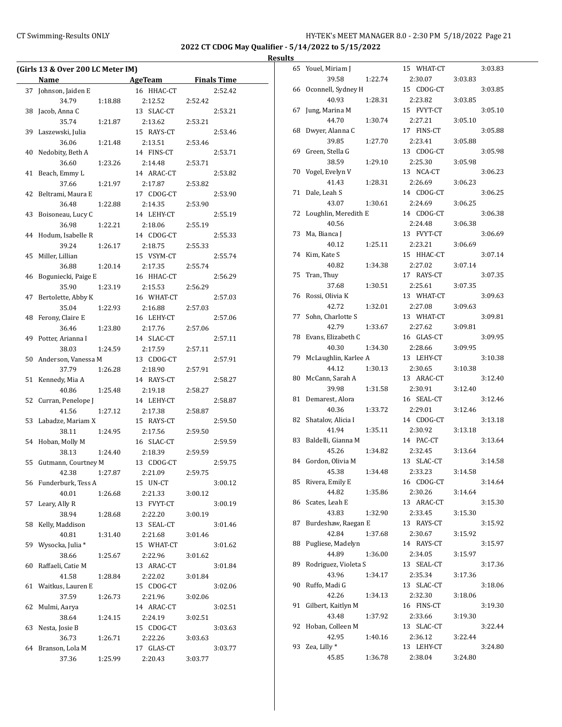**2022 CT CDOG May Qualifier - 5/14/2022 to 5/15/2022**

**Results**

### (Girls 13 & Over 200 LC Meter IM)

| | Name | AgeTeam | Finals Time |
|---|---|---|---|
| 37 | Johnson, Jaiden E | 16 HHAC-CT | 2:52.42 |
| | 34.79 1:18.88 2:12.52 2:52.42 | | |
| 38 | Jacob, Anna C | 13 SLAC-CT | 2:53.21 |
| | 35.74 1:21.87 2:13.62 2:53.21 | | |
| 39 | Laszewski, Julia | 15 RAYS-CT | 2:53.46 |
| | 36.06 1:21.48 2:13.51 2:53.46 | | |
| 40 | Nedobity, Beth A | 14 FINS-CT | 2:53.71 |
| | 36.60 1:23.26 2:14.48 2:53.71 | | |
| 41 | Beach, Emmy L | 14 ARAC-CT | 2:53.82 |
| | 37.66 1:21.97 2:17.87 2:53.82 | | |
| 42 | Beltrami, Maura E | 17 CDOG-CT | 2:53.90 |
| | 36.48 1:22.88 2:14.35 2:53.90 | | |
| 43 | Boisoneau, Lucy C | 14 LEHY-CT | 2:55.19 |
| | 36.98 1:22.21 2:18.06 2:55.19 | | |
| 44 | Hodum, Isabelle R | 14 CDOG-CT | 2:55.33 |
| | 39.24 1:26.17 2:18.75 2:55.33 | | |
| 45 | Miller, Lillian | 15 VSYM-CT | 2:55.74 |
| | 36.88 1:20.14 2:17.35 2:55.74 | | |
| 46 | Boguniecki, Paige E | 16 HHAC-CT | 2:56.29 |
| | 35.90 1:23.19 2:15.53 2:56.29 | | |
| 47 | Bertolette, Abby K | 16 WHAT-CT | 2:57.03 |
| | 35.04 1:22.93 2:16.88 2:57.03 | | |
| 48 | Ferony, Claire E | 16 LEHY-CT | 2:57.06 |
| | 36.46 1:23.80 2:17.76 2:57.06 | | |
| 49 | Potter, Arianna I | 14 SLAC-CT | 2:57.11 |
| | 38.03 1:24.59 2:17.59 2:57.11 | | |
| 50 | Anderson, Vanessa M | 13 CDOG-CT | 2:57.91 |
| | 37.79 1:26.28 2:18.90 2:57.91 | | |
| 51 | Kennedy, Mia A | 14 RAYS-CT | 2:58.27 |
| | 40.86 1:25.48 2:19.18 2:58.27 | | |
| 52 | Curran, Penelope J | 14 LEHY-CT | 2:58.87 |
| | 41.56 1:27.12 2:17.38 2:58.87 | | |
| 53 | Labadze, Mariam X | 15 RAYS-CT | 2:59.50 |
| | 38.11 1:24.95 2:17.56 2:59.50 | | |
| 54 | Hoban, Molly M | 16 SLAC-CT | 2:59.59 |
| | 38.13 1:24.40 2:18.39 2:59.59 | | |
| 55 | Gutmann, Courtney M | 13 CDOG-CT | 2:59.75 |
| | 42.38 1:27.87 2:21.09 2:59.75 | | |
| 56 | Funderburk, Tess A | 15 UN-CT | 3:00.12 |
| | 40.01 1:26.68 2:21.33 3:00.12 | | |
| 57 | Leary, Ally R | 13 FVYT-CT | 3:00.19 |
| | 38.94 1:28.68 2:22.20 3:00.19 | | |
| 58 | Kelly, Maddison | 13 SEAL-CT | 3:01.46 |
| | 40.81 1:31.40 2:21.68 3:01.46 | | |
| 59 | Wysocka, Julia * | 15 WHAT-CT | 3:01.62 |
| | 38.66 1:25.67 2:22.96 3:01.62 | | |
| 60 | Raffaeli, Catie M | 13 ARAC-CT | 3:01.84 |
| | 41.58 1:28.84 2:22.02 3:01.84 | | |
| 61 | Waitkus, Lauren E | 15 CDOG-CT | 3:02.06 |
| | 37.59 1:26.73 2:21.96 3:02.06 | | |
| 62 | Mulmi, Aarya | 14 ARAC-CT | 3:02.51 |
| | 38.64 1:24.15 2:24.19 3:02.51 | | |
| 63 | Nesta, Josie B | 15 CDOG-CT | 3:03.63 |
| | 36.73 1:26.71 2:22.26 3:03.63 | | |
| 64 | Branson, Lola M | 17 GLAS-CT | 3:03.77 |
| | 37.36 1:25.99 2:20.43 3:03.77 | | |
| 65 | Youel, Miriam J | 15 WHAT-CT | 3:03.83 |
| | 39.58 1:22.74 2:30.07 3:03.83 | | |
| 66 | Oconnell, Sydney H | 15 CDOG-CT | 3:03.85 |
| | 40.93 1:28.31 2:23.82 3:03.85 | | |
| 67 | Jung, Marina M | 15 FVYT-CT | 3:05.10 |
| | 44.70 1:30.74 2:27.21 3:05.10 | | |
| 68 | Dwyer, Alanna C | 17 FINS-CT | 3:05.88 |
| | 39.85 1:27.70 2:23.41 3:05.88 | | |
| 69 | Green, Stella G | 13 CDOG-CT | 3:05.98 |
| | 38.59 1:29.10 2:25.30 3:05.98 | | |
| 70 | Vogel, Evelyn V | 13 NCA-CT | 3:06.23 |
| | 41.43 1:28.31 2:26.69 3:06.23 | | |
| 71 | Dale, Leah S | 14 CDOG-CT | 3:06.25 |
| | 43.07 1:30.61 2:24.69 3:06.25 | | |
| 72 | Loughlin, Meredith E | 14 CDOG-CT | 3:06.38 |
| | 40.56 2:24.48 3:06.38 | | |
| 73 | Ma, Bianca J | 13 FVYT-CT | 3:06.69 |
| | 40.12 1:25.11 2:23.21 3:06.69 | | |
| 74 | Kim, Kate S | 15 HHAC-CT | 3:07.14 |
| | 40.82 1:34.38 2:27.02 3:07.14 | | |
| 75 | Tran, Thuy | 17 RAYS-CT | 3:07.35 |
| | 37.68 1:30.51 2:25.61 3:07.35 | | |
| 76 | Rossi, Olivia K | 13 WHAT-CT | 3:09.63 |
| | 42.72 1:32.01 2:27.08 3:09.63 | | |
| 77 | Sohn, Charlotte S | 13 WHAT-CT | 3:09.81 |
| | 42.79 1:33.67 2:27.62 3:09.81 | | |
| 78 | Evans, Elizabeth C | 16 GLAS-CT | 3:09.95 |
| | 40.30 1:34.30 2:28.66 3:09.95 | | |
| 79 | McLaughlin, Karlee A | 13 LEHY-CT | 3:10.38 |
| | 44.12 1:30.13 2:30.65 3:10.38 | | |
| 80 | McCann, Sarah A | 13 ARAC-CT | 3:12.40 |
| | 39.98 1:31.58 2:30.91 3:12.40 | | |
| 81 | Demarest, Alora | 16 SEAL-CT | 3:12.46 |
| | 40.36 1:33.72 2:29.01 3:12.46 | | |
| 82 | Shatalov, Alicia I | 14 CDOG-CT | 3:13.18 |
| | 41.94 1:35.11 2:30.92 3:13.18 | | |
| 83 | Baldelli, Gianna M | 14 PAC-CT | 3:13.64 |
| | 45.26 1:34.82 2:32.45 3:13.64 | | |
| 84 | Gordon, Olivia M | 13 SLAC-CT | 3:14.58 |
| | 45.38 1:34.48 2:33.23 3:14.58 | | |
| 85 | Rivera, Emily E | 16 CDOG-CT | 3:14.64 |
| | 44.82 1:35.86 2:30.26 3:14.64 | | |
| 86 | Scates, Leah E | 13 ARAC-CT | 3:15.30 |
| | 43.83 1:32.90 2:33.45 3:15.30 | | |
| 87 | Burdeshaw, Raegan E | 13 RAYS-CT | 3:15.92 |
| | 42.84 1:37.68 2:30.67 3:15.92 | | |
| 88 | Pugliese, Madelyn | 14 RAYS-CT | 3:15.97 |
| | 44.89 1:36.00 2:34.05 3:15.97 | | |
| 89 | Rodriguez, Violeta S | 13 SEAL-CT | 3:17.36 |
| | 43.96 1:34.17 2:35.34 3:17.36 | | |
| 90 | Ruffo, Madi G | 13 SLAC-CT | 3:18.06 |
| | 42.26 1:34.13 2:32.30 3:18.06 | | |
| 91 | Gilbert, Kaitlyn M | 16 FINS-CT | 3:19.30 |
| | 43.48 1:37.92 2:33.66 3:19.30 | | |
| 92 | Hoban, Colleen M | 13 SLAC-CT | 3:22.44 |
| | 42.95 1:40.16 2:36.12 3:22.44 | | |
| 93 | Zea, Lilly * | 13 LEHY-CT | 3:24.80 |
| | 45.85 1:36.78 2:38.04 3:24.80 | | |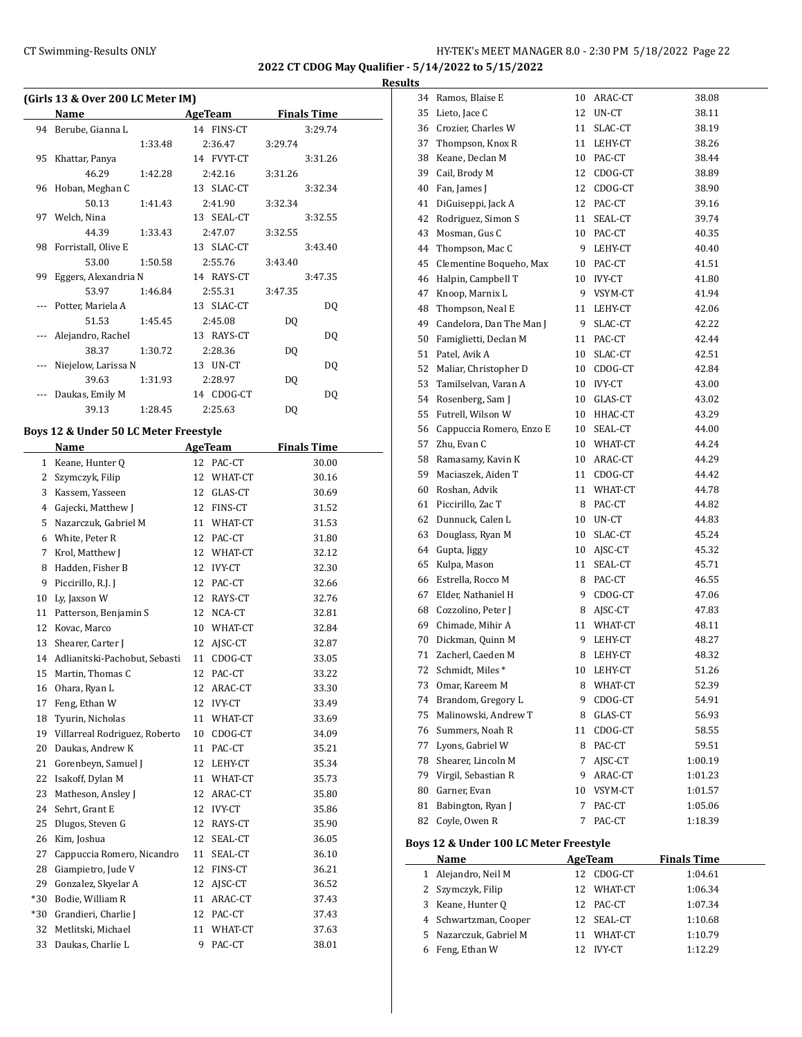## 2022 CT CDOG May Qualifier - 5/14/2022 to 5/15/2022

### Results

**(Girls 13 & Over 200 LC Meter IM)**

| | Name | Age | Team | Finals Time |
|---|---|---|---|---|
| 94 | Berube, Gianna L | 14 | FINS-CT | 3:29.74 |
| | 1:33.48 | 2:36.47 | 3:29.74 | |
| 95 | Khattar, Panya | 14 | FVYT-CT | 3:31.26 |
| | 46.29 | 1:42.28 | 2:42.16 | 3:31.26 |
| 96 | Hoban, Meghan C | 13 | SLAC-CT | 3:32.34 |
| | 50.13 | 1:41.43 | 2:41.90 | 3:32.34 |
| 97 | Welch, Nina | 13 | SEAL-CT | 3:32.55 |
| | 44.39 | 1:33.43 | 2:47.07 | 3:32.55 |
| 98 | Forristall, Olive E | 13 | SLAC-CT | 3:43.40 |
| | 53.00 | 1:50.58 | 2:55.76 | 3:43.40 |
| 99 | Eggers, Alexandria N | 14 | RAYS-CT | 3:47.35 |
| | 53.97 | 1:46.84 | 2:55.31 | 3:47.35 |
| --- | Potter, Mariela A | 13 | SLAC-CT | DQ |
| | 51.53 | 1:45.45 | 2:45.08 | DQ |
| --- | Alejandro, Rachel | 13 | RAYS-CT | DQ |
| | 38.37 | 1:30.72 | 2:28.36 | DQ |
| --- | Niejelow, Larissa N | 13 | UN-CT | DQ |
| | 39.63 | 1:31.93 | 2:28.97 | DQ |
| --- | Daukas, Emily M | 14 | CDOG-CT | DQ |
| | 39.13 | 1:28.45 | 2:25.63 | DQ |

**Boys 12 & Under 50 LC Meter Freestyle**

| | Name | Age | Team | Finals Time |
|---|---|---|---|---|
| 1 | Keane, Hunter Q | 12 | PAC-CT | 30.00 |
| 2 | Szymczyk, Filip | 12 | WHAT-CT | 30.16 |
| 3 | Kassem, Yasseen | 12 | GLAS-CT | 30.69 |
| 4 | Gajecki, Matthew J | 12 | FINS-CT | 31.52 |
| 5 | Nazarczuk, Gabriel M | 11 | WHAT-CT | 31.53 |
| 6 | White, Peter R | 12 | PAC-CT | 31.80 |
| 7 | Krol, Matthew J | 12 | WHAT-CT | 32.12 |
| 8 | Hadden, Fisher B | 12 | IVY-CT | 32.30 |
| 9 | Piccirillo, R.J. J | 12 | PAC-CT | 32.66 |
| 10 | Ly, Jaxson W | 12 | RAYS-CT | 32.76 |
| 11 | Patterson, Benjamin S | 12 | NCA-CT | 32.81 |
| 12 | Kovac, Marco | 10 | WHAT-CT | 32.84 |
| 13 | Shearer, Carter J | 12 | AJSC-CT | 32.87 |
| 14 | Adlianitski-Pachobut, Sebasti | 11 | CDOG-CT | 33.05 |
| 15 | Martin, Thomas C | 12 | PAC-CT | 33.22 |
| 16 | Ohara, Ryan L | 12 | ARAC-CT | 33.30 |
| 17 | Feng, Ethan W | 12 | IVY-CT | 33.49 |
| 18 | Tyurin, Nicholas | 11 | WHAT-CT | 33.69 |
| 19 | Villarreal Rodriguez, Roberto | 10 | CDOG-CT | 34.09 |
| 20 | Daukas, Andrew K | 11 | PAC-CT | 35.21 |
| 21 | Gorenbeyn, Samuel J | 12 | LEHY-CT | 35.34 |
| 22 | Isakoff, Dylan M | 11 | WHAT-CT | 35.73 |
| 23 | Matheson, Ansley J | 12 | ARAC-CT | 35.80 |
| 24 | Sehrt, Grant E | 12 | IVY-CT | 35.86 |
| 25 | Dlugos, Steven G | 12 | RAYS-CT | 35.90 |
| 26 | Kim, Joshua | 12 | SEAL-CT | 36.05 |
| 27 | Cappuccia Romero, Nicandro | 11 | SEAL-CT | 36.10 |
| 28 | Giampietro, Jude V | 12 | FINS-CT | 36.21 |
| 29 | Gonzalez, Skyelar A | 12 | AJSC-CT | 36.52 |
| *30 | Bodie, William R | 11 | ARAC-CT | 37.43 |
| *30 | Grandieri, Charlie J | 12 | PAC-CT | 37.43 |
| 32 | Metlitski, Michael | 11 | WHAT-CT | 37.63 |
| 33 | Daukas, Charlie L | 9 | PAC-CT | 38.01 |
| 34 | Ramos, Blaise E | 10 | ARAC-CT | 38.08 |
| 35 | Lieto, Jace C | 12 | UN-CT | 38.11 |
| 36 | Crozier, Charles W | 11 | SLAC-CT | 38.19 |
| 37 | Thompson, Knox R | 11 | LEHY-CT | 38.26 |
| 38 | Keane, Declan M | 10 | PAC-CT | 38.44 |
| 39 | Cail, Brody M | 12 | CDOG-CT | 38.89 |
| 40 | Fan, James J | 12 | CDOG-CT | 38.90 |
| 41 | DiGuiseppi, Jack A | 12 | PAC-CT | 39.16 |
| 42 | Rodriguez, Simon S | 11 | SEAL-CT | 39.74 |
| 43 | Mosman, Gus C | 10 | PAC-CT | 40.35 |
| 44 | Thompson, Mac C | 9 | LEHY-CT | 40.40 |
| 45 | Clementine Boqueho, Max | 10 | PAC-CT | 41.51 |
| 46 | Halpin, Campbell T | 10 | IVY-CT | 41.80 |
| 47 | Knoop, Marnix L | 9 | VSYM-CT | 41.94 |
| 48 | Thompson, Neal E | 11 | LEHY-CT | 42.06 |
| 49 | Candelora, Dan The Man J | 9 | SLAC-CT | 42.22 |
| 50 | Famiglietti, Declan M | 11 | PAC-CT | 42.44 |
| 51 | Patel, Avik A | 10 | SLAC-CT | 42.51 |
| 52 | Maliar, Christopher D | 10 | CDOG-CT | 42.84 |
| 53 | Tamilselvan, Varan A | 10 | IVY-CT | 43.00 |
| 54 | Rosenberg, Sam J | 10 | GLAS-CT | 43.02 |
| 55 | Futrell, Wilson W | 10 | HHAC-CT | 43.29 |
| 56 | Cappuccia Romero, Enzo E | 10 | SEAL-CT | 44.00 |
| 57 | Zhu, Evan C | 10 | WHAT-CT | 44.24 |
| 58 | Ramasamy, Kavin K | 10 | ARAC-CT | 44.29 |
| 59 | Maciaszek, Aiden T | 11 | CDOG-CT | 44.42 |
| 60 | Roshan, Advik | 11 | WHAT-CT | 44.78 |
| 61 | Piccirillo, Zac T | 8 | PAC-CT | 44.82 |
| 62 | Dunnuck, Calen L | 10 | UN-CT | 44.83 |
| 63 | Douglass, Ryan M | 10 | SLAC-CT | 45.24 |
| 64 | Gupta, Jiggy | 10 | AJSC-CT | 45.32 |
| 65 | Kulpa, Mason | 11 | SEAL-CT | 45.71 |
| 66 | Estrella, Rocco M | 8 | PAC-CT | 46.55 |
| 67 | Elder, Nathaniel H | 9 | CDOG-CT | 47.06 |
| 68 | Cozzolino, Peter J | 8 | AJSC-CT | 47.83 |
| 69 | Chimade, Mihir A | 11 | WHAT-CT | 48.11 |
| 70 | Dickman, Quinn M | 9 | LEHY-CT | 48.27 |
| 71 | Zacherl, Caeden M | 8 | LEHY-CT | 48.32 |
| 72 | Schmidt, Miles * | 10 | LEHY-CT | 51.26 |
| 73 | Omar, Kareem M | 8 | WHAT-CT | 52.39 |
| 74 | Brandom, Gregory L | 9 | CDOG-CT | 54.91 |
| 75 | Malinowski, Andrew T | 8 | GLAS-CT | 56.93 |
| 76 | Summers, Noah R | 11 | CDOG-CT | 58.55 |
| 77 | Lyons, Gabriel W | 8 | PAC-CT | 59.51 |
| 78 | Shearer, Lincoln M | 7 | AJSC-CT | 1:00.19 |
| 79 | Virgil, Sebastian R | 9 | ARAC-CT | 1:01.23 |
| 80 | Garner, Evan | 10 | VSYM-CT | 1:01.57 |
| 81 | Babington, Ryan J | 7 | PAC-CT | 1:05.06 |
| 82 | Coyle, Owen R | 7 | PAC-CT | 1:18.39 |

**Boys 12 & Under 100 LC Meter Freestyle**

| | Name | Age | Team | Finals Time |
|---|---|---|---|---|
| 1 | Alejandro, Neil M | 12 | CDOG-CT | 1:04.61 |
| 2 | Szymczyk, Filip | 12 | WHAT-CT | 1:06.34 |
| 3 | Keane, Hunter Q | 12 | PAC-CT | 1:07.34 |
| 4 | Schwartzman, Cooper | 12 | SEAL-CT | 1:10.68 |
| 5 | Nazarczuk, Gabriel M | 11 | WHAT-CT | 1:10.79 |
| 6 | Feng, Ethan W | 12 | IVY-CT | 1:12.29 |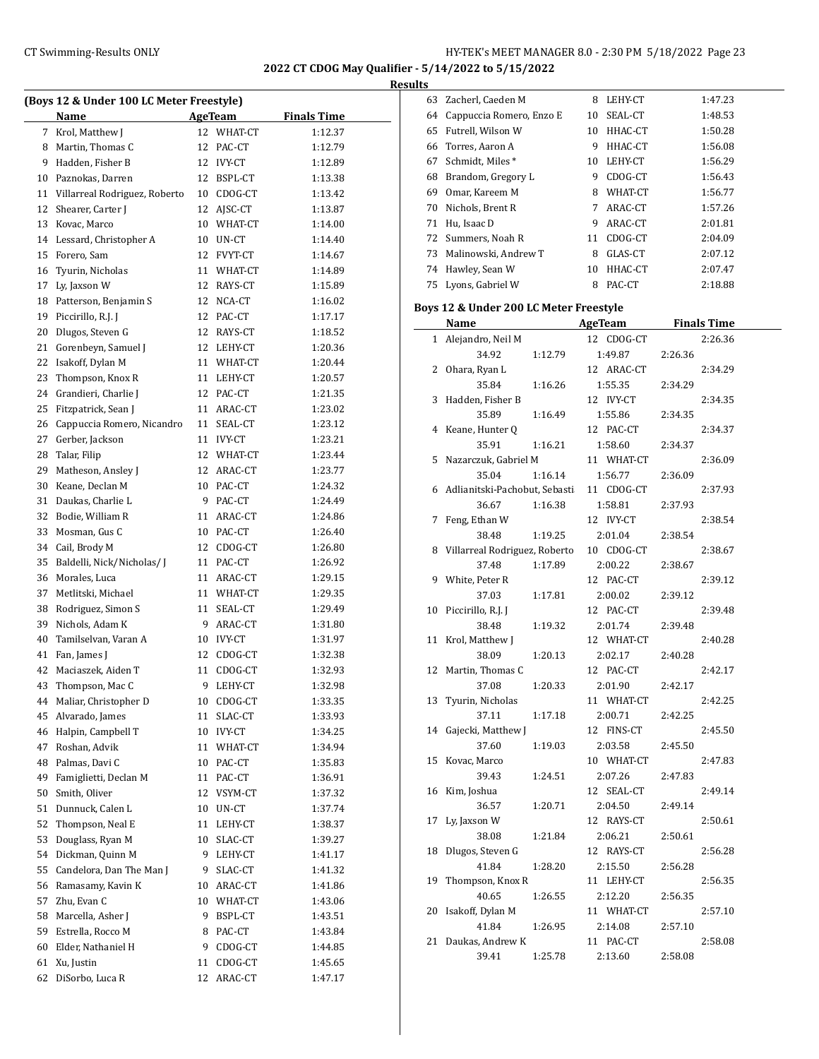**2022 CT CDOG May Qualifier - 5/14/2022 to 5/15/2022**

**Results**

### (Boys 12 & Under 100 LC Meter Freestyle)

| | Name | Age | Team | Finals Time |
|---|---|---|---|---|
| 7 | Krol, Matthew J | 12 | WHAT-CT | 1:12.37 |
| 8 | Martin, Thomas C | 12 | PAC-CT | 1:12.79 |
| 9 | Hadden, Fisher B | 12 | IVY-CT | 1:12.89 |
| 10 | Paznokas, Darren | 12 | BSPL-CT | 1:13.38 |
| 11 | Villarreal Rodriguez, Roberto | 10 | CDOG-CT | 1:13.42 |
| 12 | Shearer, Carter J | 12 | AJSC-CT | 1:13.87 |
| 13 | Kovac, Marco | 10 | WHAT-CT | 1:14.00 |
| 14 | Lessard, Christopher A | 10 | UN-CT | 1:14.40 |
| 15 | Forero, Sam | 12 | FVYT-CT | 1:14.67 |
| 16 | Tyurin, Nicholas | 11 | WHAT-CT | 1:14.89 |
| 17 | Ly, Jaxson W | 12 | RAYS-CT | 1:15.89 |
| 18 | Patterson, Benjamin S | 12 | NCA-CT | 1:16.02 |
| 19 | Piccirillo, R.J. J | 12 | PAC-CT | 1:17.17 |
| 20 | Dlugos, Steven G | 12 | RAYS-CT | 1:18.52 |
| 21 | Gorenbeyn, Samuel J | 12 | LEHY-CT | 1:20.36 |
| 22 | Isakoff, Dylan M | 11 | WHAT-CT | 1:20.44 |
| 23 | Thompson, Knox R | 11 | LEHY-CT | 1:20.57 |
| 24 | Grandieri, Charlie J | 12 | PAC-CT | 1:21.35 |
| 25 | Fitzpatrick, Sean J | 11 | ARAC-CT | 1:23.02 |
| 26 | Cappuccia Romero, Nicandro | 11 | SEAL-CT | 1:23.12 |
| 27 | Gerber, Jackson | 11 | IVY-CT | 1:23.21 |
| 28 | Talar, Filip | 12 | WHAT-CT | 1:23.44 |
| 29 | Matheson, Ansley J | 12 | ARAC-CT | 1:23.77 |
| 30 | Keane, Declan M | 10 | PAC-CT | 1:24.32 |
| 31 | Daukas, Charlie L | 9 | PAC-CT | 1:24.49 |
| 32 | Bodie, William R | 11 | ARAC-CT | 1:24.86 |
| 33 | Mosman, Gus C | 10 | PAC-CT | 1:26.40 |
| 34 | Cail, Brody M | 12 | CDOG-CT | 1:26.80 |
| 35 | Baldelli, Nick/Nicholas/ J | 11 | PAC-CT | 1:26.92 |
| 36 | Morales, Luca | 11 | ARAC-CT | 1:29.15 |
| 37 | Metlitski, Michael | 11 | WHAT-CT | 1:29.35 |
| 38 | Rodriguez, Simon S | 11 | SEAL-CT | 1:29.49 |
| 39 | Nichols, Adam K | 9 | ARAC-CT | 1:31.80 |
| 40 | Tamilselvan, Varan A | 10 | IVY-CT | 1:31.97 |
| 41 | Fan, James J | 12 | CDOG-CT | 1:32.38 |
| 42 | Maciaszek, Aiden T | 11 | CDOG-CT | 1:32.93 |
| 43 | Thompson, Mac C | 9 | LEHY-CT | 1:32.98 |
| 44 | Maliar, Christopher D | 10 | CDOG-CT | 1:33.35 |
| 45 | Alvarado, James | 11 | SLAC-CT | 1:33.93 |
| 46 | Halpin, Campbell T | 10 | IVY-CT | 1:34.25 |
| 47 | Roshan, Advik | 11 | WHAT-CT | 1:34.94 |
| 48 | Palmas, Davi C | 10 | PAC-CT | 1:35.83 |
| 49 | Famiglietti, Declan M | 11 | PAC-CT | 1:36.91 |
| 50 | Smith, Oliver | 12 | VSYM-CT | 1:37.32 |
| 51 | Dunnuck, Calen L | 10 | UN-CT | 1:37.74 |
| 52 | Thompson, Neal E | 11 | LEHY-CT | 1:38.37 |
| 53 | Douglass, Ryan M | 10 | SLAC-CT | 1:39.27 |
| 54 | Dickman, Quinn M | 9 | LEHY-CT | 1:41.17 |
| 55 | Candelora, Dan The Man J | 9 | SLAC-CT | 1:41.32 |
| 56 | Ramasamy, Kavin K | 10 | ARAC-CT | 1:41.86 |
| 57 | Zhu, Evan C | 10 | WHAT-CT | 1:43.06 |
| 58 | Marcella, Asher J | 9 | BSPL-CT | 1:43.51 |
| 59 | Estrella, Rocco M | 8 | PAC-CT | 1:43.84 |
| 60 | Elder, Nathaniel H | 9 | CDOG-CT | 1:44.85 |
| 61 | Xu, Justin | 11 | CDOG-CT | 1:45.65 |
| 62 | DiSorbo, Luca R | 12 | ARAC-CT | 1:47.17 |
| 63 | Zacherl, Caeden M | 8 | LEHY-CT | 1:47.23 |
| 64 | Cappuccia Romero, Enzo E | 10 | SEAL-CT | 1:48.53 |
| 65 | Futrell, Wilson W | 10 | HHAC-CT | 1:50.28 |
| 66 | Torres, Aaron A | 9 | HHAC-CT | 1:56.08 |
| 67 | Schmidt, Miles * | 10 | LEHY-CT | 1:56.29 |
| 68 | Brandom, Gregory L | 9 | CDOG-CT | 1:56.43 |
| 69 | Omar, Kareem M | 8 | WHAT-CT | 1:56.77 |
| 70 | Nichols, Brent R | 7 | ARAC-CT | 1:57.26 |
| 71 | Hu, Isaac D | 9 | ARAC-CT | 2:01.81 |
| 72 | Summers, Noah R | 11 | CDOG-CT | 2:04.09 |
| 73 | Malinowski, Andrew T | 8 | GLAS-CT | 2:07.12 |
| 74 | Hawley, Sean W | 10 | HHAC-CT | 2:07.47 |
| 75 | Lyons, Gabriel W | 8 | PAC-CT | 2:18.88 |

### Boys 12 & Under 200 LC Meter Freestyle

| | Name | Age | Team | Finals Time |
|---|---|---|---|---|
| 1 | Alejandro, Neil M | 12 | CDOG-CT | 2:26.36 |
| | 34.92 / 1:12.79 / 1:49.87 / 2:26.36 | | | |
| 2 | Ohara, Ryan L | 12 | ARAC-CT | 2:34.29 |
| | 35.84 / 1:16.26 / 1:55.35 / 2:34.29 | | | |
| 3 | Hadden, Fisher B | 12 | IVY-CT | 2:34.35 |
| | 35.89 / 1:16.49 / 1:55.86 / 2:34.35 | | | |
| 4 | Keane, Hunter Q | 12 | PAC-CT | 2:34.37 |
| | 35.91 / 1:16.21 / 1:58.60 / 2:34.37 | | | |
| 5 | Nazarczuk, Gabriel M | 11 | WHAT-CT | 2:36.09 |
| | 35.04 / 1:16.14 / 1:56.77 / 2:36.09 | | | |
| 6 | Adlianitski-Pachobut, Sebasti | 11 | CDOG-CT | 2:37.93 |
| | 36.67 / 1:16.38 / 1:58.81 / 2:37.93 | | | |
| 7 | Feng, Ethan W | 12 | IVY-CT | 2:38.54 |
| | 38.48 / 1:19.25 / 2:01.04 / 2:38.54 | | | |
| 8 | Villarreal Rodriguez, Roberto | 10 | CDOG-CT | 2:38.67 |
| | 37.48 / 1:17.89 / 2:00.22 / 2:38.67 | | | |
| 9 | White, Peter R | 12 | PAC-CT | 2:39.12 |
| | 37.03 / 1:17.81 / 2:00.02 / 2:39.12 | | | |
| 10 | Piccirillo, R.J. J | 12 | PAC-CT | 2:39.48 |
| | 38.48 / 1:19.32 / 2:01.74 / 2:39.48 | | | |
| 11 | Krol, Matthew J | 12 | WHAT-CT | 2:40.28 |
| | 38.09 / 1:20.13 / 2:02.17 / 2:40.28 | | | |
| 12 | Martin, Thomas C | 12 | PAC-CT | 2:42.17 |
| | 37.08 / 1:20.33 / 2:01.90 / 2:42.17 | | | |
| 13 | Tyurin, Nicholas | 11 | WHAT-CT | 2:42.25 |
| | 37.11 / 1:17.18 / 2:00.71 / 2:42.25 | | | |
| 14 | Gajecki, Matthew J | 12 | FINS-CT | 2:45.50 |
| | 37.60 / 1:19.03 / 2:03.58 / 2:45.50 | | | |
| 15 | Kovac, Marco | 10 | WHAT-CT | 2:47.83 |
| | 39.43 / 1:24.51 / 2:07.26 / 2:47.83 | | | |
| 16 | Kim, Joshua | 12 | SEAL-CT | 2:49.14 |
| | 36.57 / 1:20.71 / 2:04.50 / 2:49.14 | | | |
| 17 | Ly, Jaxson W | 12 | RAYS-CT | 2:50.61 |
| | 38.08 / 1:21.84 / 2:06.21 / 2:50.61 | | | |
| 18 | Dlugos, Steven G | 12 | RAYS-CT | 2:56.28 |
| | 41.84 / 1:28.20 / 2:15.50 / 2:56.28 | | | |
| 19 | Thompson, Knox R | 11 | LEHY-CT | 2:56.35 |
| | 40.65 / 1:26.55 / 2:12.20 / 2:56.35 | | | |
| 20 | Isakoff, Dylan M | 11 | WHAT-CT | 2:57.10 |
| | 41.84 / 1:26.95 / 2:14.08 / 2:57.10 | | | |
| 21 | Daukas, Andrew K | 11 | PAC-CT | 2:58.08 |
| | 39.41 / 1:25.78 / 2:13.60 / 2:58.08 | | | |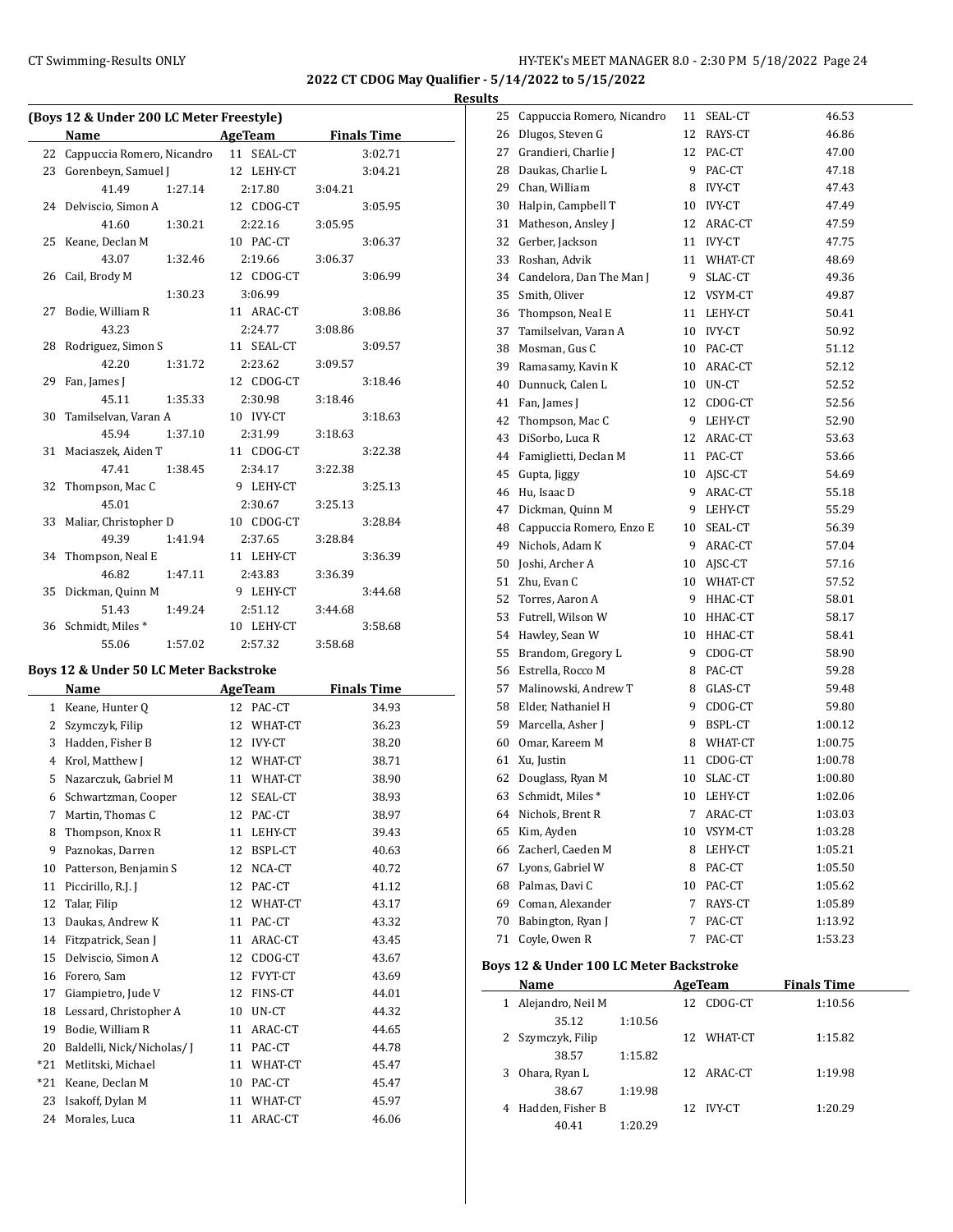## Results

### (Boys 12 & Under 200 LC Meter Freestyle)

| | Name | Age | Team | Finals Time |
|---|---|---|---|---|
| 22 | Cappuccia Romero, Nicandro | 11 | SEAL-CT | 3:02.71 |
| 23 | Gorenbeyn, Samuel J | 12 | LEHY-CT | 3:04.21 |
| | 41.49 1:27.14 2:17.80 3:04.21 | | | |
| 24 | Delviscio, Simon A | 12 | CDOG-CT | 3:05.95 |
| | 41.60 1:30.21 2:22.16 3:05.95 | | | |
| 25 | Keane, Declan M | 10 | PAC-CT | 3:06.37 |
| | 43.07 1:32.46 2:19.66 3:06.37 | | | |
| 26 | Cail, Brody M | 12 | CDOG-CT | 3:06.99 |
| | 1:30.23 3:06.99 | | | |
| 27 | Bodie, William R | 11 | ARAC-CT | 3:08.86 |
| | 43.23 2:24.77 3:08.86 | | | |
| 28 | Rodriguez, Simon S | 11 | SEAL-CT | 3:09.57 |
| | 42.20 1:31.72 2:23.62 3:09.57 | | | |
| 29 | Fan, James J | 12 | CDOG-CT | 3:18.46 |
| | 45.11 1:35.33 2:30.98 3:18.46 | | | |
| 30 | Tamilselvan, Varan A | 10 | IVY-CT | 3:18.63 |
| | 45.94 1:37.10 2:31.99 3:18.63 | | | |
| 31 | Maciaszek, Aiden T | 11 | CDOG-CT | 3:22.38 |
| | 47.41 1:38.45 2:34.17 3:22.38 | | | |
| 32 | Thompson, Mac C | 9 | LEHY-CT | 3:25.13 |
| | 45.01 2:30.67 3:25.13 | | | |
| 33 | Maliar, Christopher D | 10 | CDOG-CT | 3:28.84 |
| | 49.39 1:41.94 2:37.65 3:28.84 | | | |
| 34 | Thompson, Neal E | 11 | LEHY-CT | 3:36.39 |
| | 46.82 1:47.11 2:43.83 3:36.39 | | | |
| 35 | Dickman, Quinn M | 9 | LEHY-CT | 3:44.68 |
| | 51.43 1:49.24 2:51.12 3:44.68 | | | |
| 36 | Schmidt, Miles * | 10 | LEHY-CT | 3:58.68 |
| | 55.06 1:57.02 2:57.32 3:58.68 | | | |

### Boys 12 & Under 50 LC Meter Backstroke

| | Name | Age | Team | Finals Time |
|---|---|---|---|---|
| 1 | Keane, Hunter Q | 12 | PAC-CT | 34.93 |
| 2 | Szymczyk, Filip | 12 | WHAT-CT | 36.23 |
| 3 | Hadden, Fisher B | 12 | IVY-CT | 38.20 |
| 4 | Krol, Matthew J | 12 | WHAT-CT | 38.71 |
| 5 | Nazarczuk, Gabriel M | 11 | WHAT-CT | 38.90 |
| 6 | Schwartzman, Cooper | 12 | SEAL-CT | 38.93 |
| 7 | Martin, Thomas C | 12 | PAC-CT | 38.97 |
| 8 | Thompson, Knox R | 11 | LEHY-CT | 39.43 |
| 9 | Paznokas, Darren | 12 | BSPL-CT | 40.63 |
| 10 | Patterson, Benjamin S | 12 | NCA-CT | 40.72 |
| 11 | Piccirillo, R.J. J | 12 | PAC-CT | 41.12 |
| 12 | Talar, Filip | 12 | WHAT-CT | 43.17 |
| 13 | Daukas, Andrew K | 11 | PAC-CT | 43.32 |
| 14 | Fitzpatrick, Sean J | 11 | ARAC-CT | 43.45 |
| 15 | Delviscio, Simon A | 12 | CDOG-CT | 43.67 |
| 16 | Forero, Sam | 12 | FVYT-CT | 43.69 |
| 17 | Giampietro, Jude V | 12 | FINS-CT | 44.01 |
| 18 | Lessard, Christopher A | 10 | UN-CT | 44.32 |
| 19 | Bodie, William R | 11 | ARAC-CT | 44.65 |
| 20 | Baldelli, Nick/Nicholas/ J | 11 | PAC-CT | 44.78 |
| *21 | Metlitski, Michael | 11 | WHAT-CT | 45.47 |
| *21 | Keane, Declan M | 10 | PAC-CT | 45.47 |
| 23 | Isakoff, Dylan M | 11 | WHAT-CT | 45.97 |
| 24 | Morales, Luca | 11 | ARAC-CT | 46.06 |
| 25 | Cappuccia Romero, Nicandro | 11 | SEAL-CT | 46.53 |
| 26 | Dlugos, Steven G | 12 | RAYS-CT | 46.86 |
| 27 | Grandieri, Charlie J | 12 | PAC-CT | 47.00 |
| 28 | Daukas, Charlie L | 9 | PAC-CT | 47.18 |
| 29 | Chan, William | 8 | IVY-CT | 47.43 |
| 30 | Halpin, Campbell T | 10 | IVY-CT | 47.49 |
| 31 | Matheson, Ansley J | 12 | ARAC-CT | 47.59 |
| 32 | Gerber, Jackson | 11 | IVY-CT | 47.75 |
| 33 | Roshan, Advik | 11 | WHAT-CT | 48.69 |
| 34 | Candelora, Dan The Man J | 9 | SLAC-CT | 49.36 |
| 35 | Smith, Oliver | 12 | VSYM-CT | 49.87 |
| 36 | Thompson, Neal E | 11 | LEHY-CT | 50.41 |
| 37 | Tamilselvan, Varan A | 10 | IVY-CT | 50.92 |
| 38 | Mosman, Gus C | 10 | PAC-CT | 51.12 |
| 39 | Ramasamy, Kavin K | 10 | ARAC-CT | 52.12 |
| 40 | Dunnuck, Calen L | 10 | UN-CT | 52.52 |
| 41 | Fan, James J | 12 | CDOG-CT | 52.56 |
| 42 | Thompson, Mac C | 9 | LEHY-CT | 52.90 |
| 43 | DiSorbo, Luca R | 12 | ARAC-CT | 53.63 |
| 44 | Famiglietti, Declan M | 11 | PAC-CT | 53.66 |
| 45 | Gupta, Jiggy | 10 | AJSC-CT | 54.69 |
| 46 | Hu, Isaac D | 9 | ARAC-CT | 55.18 |
| 47 | Dickman, Quinn M | 9 | LEHY-CT | 55.29 |
| 48 | Cappuccia Romero, Enzo E | 10 | SEAL-CT | 56.39 |
| 49 | Nichols, Adam K | 9 | ARAC-CT | 57.04 |
| 50 | Joshi, Archer A | 10 | AJSC-CT | 57.16 |
| 51 | Zhu, Evan C | 10 | WHAT-CT | 57.52 |
| 52 | Torres, Aaron A | 9 | HHAC-CT | 58.01 |
| 53 | Futrell, Wilson W | 10 | HHAC-CT | 58.17 |
| 54 | Hawley, Sean W | 10 | HHAC-CT | 58.41 |
| 55 | Brandom, Gregory L | 9 | CDOG-CT | 58.90 |
| 56 | Estrella, Rocco M | 8 | PAC-CT | 59.28 |
| 57 | Malinowski, Andrew T | 8 | GLAS-CT | 59.48 |
| 58 | Elder, Nathaniel H | 9 | CDOG-CT | 59.80 |
| 59 | Marcella, Asher J | 9 | BSPL-CT | 1:00.12 |
| 60 | Omar, Kareem M | 8 | WHAT-CT | 1:00.75 |
| 61 | Xu, Justin | 11 | CDOG-CT | 1:00.78 |
| 62 | Douglass, Ryan M | 10 | SLAC-CT | 1:00.80 |
| 63 | Schmidt, Miles * | 10 | LEHY-CT | 1:02.06 |
| 64 | Nichols, Brent R | 7 | ARAC-CT | 1:03.03 |
| 65 | Kim, Ayden | 10 | VSYM-CT | 1:03.28 |
| 66 | Zacherl, Caeden M | 8 | LEHY-CT | 1:05.21 |
| 67 | Lyons, Gabriel W | 8 | PAC-CT | 1:05.50 |
| 68 | Palmas, Davi C | 10 | PAC-CT | 1:05.62 |
| 69 | Coman, Alexander | 7 | RAYS-CT | 1:05.89 |
| 70 | Babington, Ryan J | 7 | PAC-CT | 1:13.92 |
| 71 | Coyle, Owen R | 7 | PAC-CT | 1:53.23 |

### Boys 12 & Under 100 LC Meter Backstroke

| | Name | Age | Team | Finals Time |
|---|---|---|---|---|
| 1 | Alejandro, Neil M | 12 | CDOG-CT | 1:10.56 |
| | 35.12 1:10.56 | | | |
| 2 | Szymczyk, Filip | 12 | WHAT-CT | 1:15.82 |
| | 38.57 1:15.82 | | | |
| 3 | Ohara, Ryan L | 12 | ARAC-CT | 1:19.98 |
| | 38.67 1:19.98 | | | |
| 4 | Hadden, Fisher B | 12 | IVY-CT | 1:20.29 |
| | 40.41 1:20.29 | | | |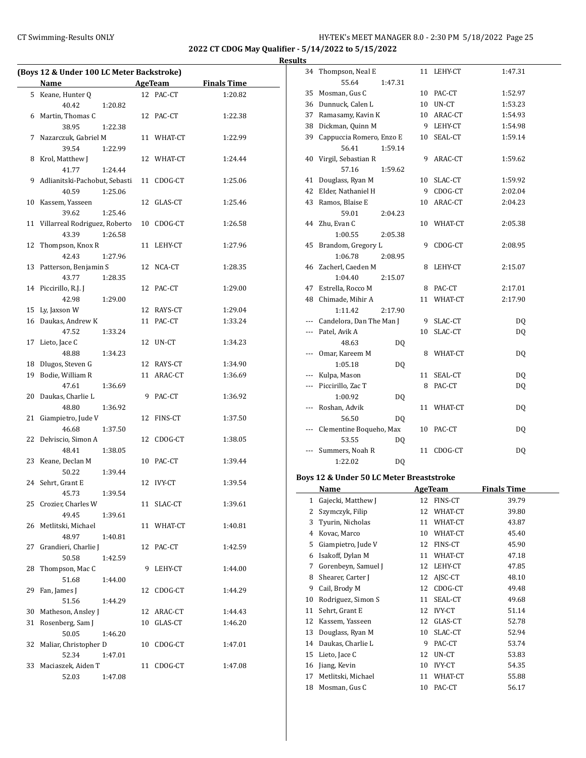## 2022 CT CDOG May Qualifier - 5/14/2022 to 5/15/2022

**Results**

### (Boys 12 & Under 100 LC Meter Backstroke)

| | Name | Age | Team | Finals Time |
|---|---|---|---|---|
| 5 | Keane, Hunter Q | 12 | PAC-CT | 1:20.82 |
| | 40.42 1:20.82 | | | |
| 6 | Martin, Thomas C | 12 | PAC-CT | 1:22.38 |
| | 38.95 1:22.38 | | | |
| 7 | Nazarczuk, Gabriel M | 11 | WHAT-CT | 1:22.99 |
| | 39.54 1:22.99 | | | |
| 8 | Krol, Matthew J | 12 | WHAT-CT | 1:24.44 |
| | 41.77 1:24.44 | | | |
| 9 | Adlianitski-Pachobut, Sebasti | 11 | CDOG-CT | 1:25.06 |
| | 40.59 1:25.06 | | | |
| 10 | Kassem, Yasseen | 12 | GLAS-CT | 1:25.46 |
| | 39.62 1:25.46 | | | |
| 11 | Villarreal Rodriguez, Roberto | 10 | CDOG-CT | 1:26.58 |
| | 43.39 1:26.58 | | | |
| 12 | Thompson, Knox R | 11 | LEHY-CT | 1:27.96 |
| | 42.43 1:27.96 | | | |
| 13 | Patterson, Benjamin S | 12 | NCA-CT | 1:28.35 |
| | 43.77 1:28.35 | | | |
| 14 | Piccirillo, R.J. J | 12 | PAC-CT | 1:29.00 |
| | 42.98 1:29.00 | | | |
| 15 | Ly, Jaxson W | 12 | RAYS-CT | 1:29.04 |
| 16 | Daukas, Andrew K | 11 | PAC-CT | 1:33.24 |
| | 47.52 1:33.24 | | | |
| 17 | Lieto, Jace C | 12 | UN-CT | 1:34.23 |
| | 48.88 1:34.23 | | | |
| 18 | Dlugos, Steven G | 12 | RAYS-CT | 1:34.90 |
| 19 | Bodie, William R | 11 | ARAC-CT | 1:36.69 |
| | 47.61 1:36.69 | | | |
| 20 | Daukas, Charlie L | 9 | PAC-CT | 1:36.92 |
| | 48.80 1:36.92 | | | |
| 21 | Giampietro, Jude V | 12 | FINS-CT | 1:37.50 |
| | 46.68 1:37.50 | | | |
| 22 | Delviscio, Simon A | 12 | CDOG-CT | 1:38.05 |
| | 48.41 1:38.05 | | | |
| 23 | Keane, Declan M | 10 | PAC-CT | 1:39.44 |
| | 50.22 1:39.44 | | | |
| 24 | Sehrt, Grant E | 12 | IVY-CT | 1:39.54 |
| | 45.73 1:39.54 | | | |
| 25 | Crozier, Charles W | 11 | SLAC-CT | 1:39.61 |
| | 49.45 1:39.61 | | | |
| 26 | Metlitski, Michael | 11 | WHAT-CT | 1:40.81 |
| | 48.97 1:40.81 | | | |
| 27 | Grandieri, Charlie J | 12 | PAC-CT | 1:42.59 |
| | 50.58 1:42.59 | | | |
| 28 | Thompson, Mac C | 9 | LEHY-CT | 1:44.00 |
| | 51.68 1:44.00 | | | |
| 29 | Fan, James J | 12 | CDOG-CT | 1:44.29 |
| | 51.56 1:44.29 | | | |
| 30 | Matheson, Ansley J | 12 | ARAC-CT | 1:44.43 |
| 31 | Rosenberg, Sam J | 10 | GLAS-CT | 1:46.20 |
| | 50.05 1:46.20 | | | |
| 32 | Maliar, Christopher D | 10 | CDOG-CT | 1:47.01 |
| | 52.34 1:47.01 | | | |
| 33 | Maciaszek, Aiden T | 11 | CDOG-CT | 1:47.08 |
| | 52.03 1:47.08 | | | |
| 34 | Thompson, Neal E | 11 | LEHY-CT | 1:47.31 |
| | 55.64 1:47.31 | | | |
| 35 | Mosman, Gus C | 10 | PAC-CT | 1:52.97 |
| 36 | Dunnuck, Calen L | 10 | UN-CT | 1:53.23 |
| 37 | Ramasamy, Kavin K | 10 | ARAC-CT | 1:54.93 |
| 38 | Dickman, Quinn M | 9 | LEHY-CT | 1:54.98 |
| 39 | Cappuccia Romero, Enzo E | 10 | SEAL-CT | 1:59.14 |
| | 56.41 1:59.14 | | | |
| 40 | Virgil, Sebastian R | 9 | ARAC-CT | 1:59.62 |
| | 57.16 1:59.62 | | | |
| 41 | Douglass, Ryan M | 10 | SLAC-CT | 1:59.92 |
| 42 | Elder, Nathaniel H | 9 | CDOG-CT | 2:02.04 |
| 43 | Ramos, Blaise E | 10 | ARAC-CT | 2:04.23 |
| | 59.01 2:04.23 | | | |
| 44 | Zhu, Evan C | 10 | WHAT-CT | 2:05.38 |
| | 1:00.55 2:05.38 | | | |
| 45 | Brandom, Gregory L | 9 | CDOG-CT | 2:08.95 |
| | 1:06.78 2:08.95 | | | |
| 46 | Zacherl, Caeden M | 8 | LEHY-CT | 2:15.07 |
| | 1:04.40 2:15.07 | | | |
| 47 | Estrella, Rocco M | 8 | PAC-CT | 2:17.01 |
| 48 | Chimade, Mihir A | 11 | WHAT-CT | 2:17.90 |
| | 1:11.42 2:17.90 | | | |
| --- | Candelora, Dan The Man J | 9 | SLAC-CT | DQ |
| --- | Patel, Avik A | 10 | SLAC-CT | DQ |
| | 48.63 DQ | | | |
| --- | Omar, Kareem M | 8 | WHAT-CT | DQ |
| | 1:05.18 DQ | | | |
| --- | Kulpa, Mason | 11 | SEAL-CT | DQ |
| --- | Piccirillo, Zac T | 8 | PAC-CT | DQ |
| | 1:00.92 DQ | | | |
| --- | Roshan, Advik | 11 | WHAT-CT | DQ |
| | 56.50 DQ | | | |
| --- | Clementine Boqueho, Max | 10 | PAC-CT | DQ |
| | 53.55 DQ | | | |
| --- | Summers, Noah R | 11 | CDOG-CT | DQ |
| | 1:22.02 DQ | | | |

### Boys 12 & Under 50 LC Meter Breaststroke

| | Name | Age | Team | Finals Time |
|---|---|---|---|---|
| 1 | Gajecki, Matthew J | 12 | FINS-CT | 39.79 |
| 2 | Szymczyk, Filip | 12 | WHAT-CT | 39.80 |
| 3 | Tyurin, Nicholas | 11 | WHAT-CT | 43.87 |
| 4 | Kovac, Marco | 10 | WHAT-CT | 45.40 |
| 5 | Giampietro, Jude V | 12 | FINS-CT | 45.90 |
| 6 | Isakoff, Dylan M | 11 | WHAT-CT | 47.18 |
| 7 | Gorenbeyn, Samuel J | 12 | LEHY-CT | 47.85 |
| 8 | Shearer, Carter J | 12 | AJSC-CT | 48.10 |
| 9 | Cail, Brody M | 12 | CDOG-CT | 49.48 |
| 10 | Rodriguez, Simon S | 11 | SEAL-CT | 49.68 |
| 11 | Sehrt, Grant E | 12 | IVY-CT | 51.14 |
| 12 | Kassem, Yasseen | 12 | GLAS-CT | 52.78 |
| 13 | Douglass, Ryan M | 10 | SLAC-CT | 52.94 |
| 14 | Daukas, Charlie L | 9 | PAC-CT | 53.74 |
| 15 | Lieto, Jace C | 12 | UN-CT | 53.83 |
| 16 | Jiang, Kevin | 10 | IVY-CT | 54.35 |
| 17 | Metlitski, Michael | 11 | WHAT-CT | 55.88 |
| 18 | Mosman, Gus C | 10 | PAC-CT | 56.17 |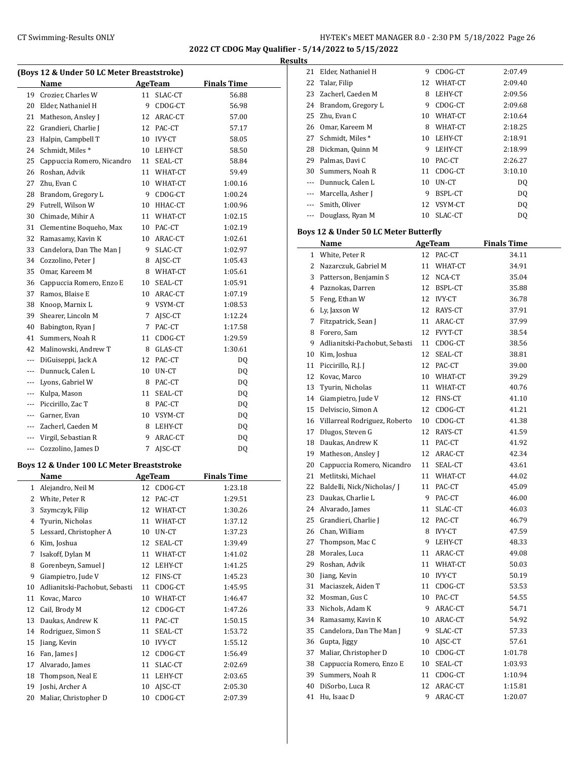## 2022 CT CDOG May Qualifier - 5/14/2022 to 5/15/2022

### Results

#### (Boys 12 & Under 50 LC Meter Breaststroke)

| | Name | Age | Team | Finals Time |
|---|---|---|---|---|
| 19 | Crozier, Charles W | 11 | SLAC-CT | 56.88 |
| 20 | Elder, Nathaniel H | 9 | CDOG-CT | 56.98 |
| 21 | Matheson, Ansley J | 12 | ARAC-CT | 57.00 |
| 22 | Grandieri, Charlie J | 12 | PAC-CT | 57.17 |
| 23 | Halpin, Campbell T | 10 | IVY-CT | 58.05 |
| 24 | Schmidt, Miles * | 10 | LEHY-CT | 58.50 |
| 25 | Cappuccia Romero, Nicandro | 11 | SEAL-CT | 58.84 |
| 26 | Roshan, Advik | 11 | WHAT-CT | 59.49 |
| 27 | Zhu, Evan C | 10 | WHAT-CT | 1:00.16 |
| 28 | Brandom, Gregory L | 9 | CDOG-CT | 1:00.24 |
| 29 | Futrell, Wilson W | 10 | HHAC-CT | 1:00.96 |
| 30 | Chimade, Mihir A | 11 | WHAT-CT | 1:02.15 |
| 31 | Clementine Boqueho, Max | 10 | PAC-CT | 1:02.19 |
| 32 | Ramasamy, Kavin K | 10 | ARAC-CT | 1:02.61 |
| 33 | Candelora, Dan The Man J | 9 | SLAC-CT | 1:02.97 |
| 34 | Cozzolino, Peter J | 8 | AJSC-CT | 1:05.43 |
| 35 | Omar, Kareem M | 8 | WHAT-CT | 1:05.61 |
| 36 | Cappuccia Romero, Enzo E | 10 | SEAL-CT | 1:05.91 |
| 37 | Ramos, Blaise E | 10 | ARAC-CT | 1:07.19 |
| 38 | Knoop, Marnix L | 9 | VSYM-CT | 1:08.53 |
| 39 | Shearer, Lincoln M | 7 | AJSC-CT | 1:12.24 |
| 40 | Babington, Ryan J | 7 | PAC-CT | 1:17.58 |
| 41 | Summers, Noah R | 11 | CDOG-CT | 1:29.59 |
| 42 | Malinowski, Andrew T | 8 | GLAS-CT | 1:30.61 |
| --- | DiGuiseppi, Jack A | 12 | PAC-CT | DQ |
| --- | Dunnuck, Calen L | 10 | UN-CT | DQ |
| --- | Lyons, Gabriel W | 8 | PAC-CT | DQ |
| --- | Kulpa, Mason | 11 | SEAL-CT | DQ |
| --- | Piccirillo, Zac T | 8 | PAC-CT | DQ |
| --- | Garner, Evan | 10 | VSYM-CT | DQ |
| --- | Zacherl, Caeden M | 8 | LEHY-CT | DQ |
| --- | Virgil, Sebastian R | 9 | ARAC-CT | DQ |
| --- | Cozzolino, James D | 7 | AJSC-CT | DQ |

#### Boys 12 & Under 100 LC Meter Breaststroke

| | Name | Age | Team | Finals Time |
|---|---|---|---|---|
| 1 | Alejandro, Neil M | 12 | CDOG-CT | 1:23.18 |
| 2 | White, Peter R | 12 | PAC-CT | 1:29.51 |
| 3 | Szymczyk, Filip | 12 | WHAT-CT | 1:30.26 |
| 4 | Tyurin, Nicholas | 11 | WHAT-CT | 1:37.12 |
| 5 | Lessard, Christopher A | 10 | UN-CT | 1:37.23 |
| 6 | Kim, Joshua | 12 | SEAL-CT | 1:39.49 |
| 7 | Isakoff, Dylan M | 11 | WHAT-CT | 1:41.02 |
| 8 | Gorenbeyn, Samuel J | 12 | LEHY-CT | 1:41.25 |
| 9 | Giampietro, Jude V | 12 | FINS-CT | 1:45.23 |
| 10 | Adlianitski-Pachobut, Sebasti | 11 | CDOG-CT | 1:45.95 |
| 11 | Kovac, Marco | 10 | WHAT-CT | 1:46.47 |
| 12 | Cail, Brody M | 12 | CDOG-CT | 1:47.26 |
| 13 | Daukas, Andrew K | 11 | PAC-CT | 1:50.15 |
| 14 | Rodriguez, Simon S | 11 | SEAL-CT | 1:53.72 |
| 15 | Jiang, Kevin | 10 | IVY-CT | 1:55.12 |
| 16 | Fan, James J | 12 | CDOG-CT | 1:56.49 |
| 17 | Alvarado, James | 11 | SLAC-CT | 2:02.69 |
| 18 | Thompson, Neal E | 11 | LEHY-CT | 2:03.65 |
| 19 | Joshi, Archer A | 10 | AJSC-CT | 2:05.30 |
| 20 | Maliar, Christopher D | 10 | CDOG-CT | 2:07.39 |
| 21 | Elder, Nathaniel H | 9 | CDOG-CT | 2:07.49 |
| 22 | Talar, Filip | 12 | WHAT-CT | 2:09.40 |
| 23 | Zacherl, Caeden M | 8 | LEHY-CT | 2:09.56 |
| 24 | Brandom, Gregory L | 9 | CDOG-CT | 2:09.68 |
| 25 | Zhu, Evan C | 10 | WHAT-CT | 2:10.64 |
| 26 | Omar, Kareem M | 8 | WHAT-CT | 2:18.25 |
| 27 | Schmidt, Miles * | 10 | LEHY-CT | 2:18.91 |
| 28 | Dickman, Quinn M | 9 | LEHY-CT | 2:18.99 |
| 29 | Palmas, Davi C | 10 | PAC-CT | 2:26.27 |
| 30 | Summers, Noah R | 11 | CDOG-CT | 3:10.10 |
| --- | Dunnuck, Calen L | 10 | UN-CT | DQ |
| --- | Marcella, Asher J | 9 | BSPL-CT | DQ |
| --- | Smith, Oliver | 12 | VSYM-CT | DQ |
| --- | Douglass, Ryan M | 10 | SLAC-CT | DQ |

#### Boys 12 & Under 50 LC Meter Butterfly

| | Name | Age | Team | Finals Time |
|---|---|---|---|---|
| 1 | White, Peter R | 12 | PAC-CT | 34.11 |
| 2 | Nazarczuk, Gabriel M | 11 | WHAT-CT | 34.91 |
| 3 | Patterson, Benjamin S | 12 | NCA-CT | 35.04 |
| 4 | Paznokas, Darren | 12 | BSPL-CT | 35.88 |
| 5 | Feng, Ethan W | 12 | IVY-CT | 36.78 |
| 6 | Ly, Jaxson W | 12 | RAYS-CT | 37.91 |
| 7 | Fitzpatrick, Sean J | 11 | ARAC-CT | 37.99 |
| 8 | Forero, Sam | 12 | FVYT-CT | 38.54 |
| 9 | Adlianitski-Pachobut, Sebasti | 11 | CDOG-CT | 38.56 |
| 10 | Kim, Joshua | 12 | SEAL-CT | 38.81 |
| 11 | Piccirillo, R.J. J | 12 | PAC-CT | 39.00 |
| 12 | Kovac, Marco | 10 | WHAT-CT | 39.29 |
| 13 | Tyurin, Nicholas | 11 | WHAT-CT | 40.76 |
| 14 | Giampietro, Jude V | 12 | FINS-CT | 41.10 |
| 15 | Delviscio, Simon A | 12 | CDOG-CT | 41.21 |
| 16 | Villarreal Rodriguez, Roberto | 10 | CDOG-CT | 41.38 |
| 17 | Dlugos, Steven G | 12 | RAYS-CT | 41.59 |
| 18 | Daukas, Andrew K | 11 | PAC-CT | 41.92 |
| 19 | Matheson, Ansley J | 12 | ARAC-CT | 42.34 |
| 20 | Cappuccia Romero, Nicandro | 11 | SEAL-CT | 43.61 |
| 21 | Metlitski, Michael | 11 | WHAT-CT | 44.02 |
| 22 | Baldelli, Nick/Nicholas/ J | 11 | PAC-CT | 45.09 |
| 23 | Daukas, Charlie L | 9 | PAC-CT | 46.00 |
| 24 | Alvarado, James | 11 | SLAC-CT | 46.03 |
| 25 | Grandieri, Charlie J | 12 | PAC-CT | 46.79 |
| 26 | Chan, William | 8 | IVY-CT | 47.59 |
| 27 | Thompson, Mac C | 9 | LEHY-CT | 48.33 |
| 28 | Morales, Luca | 11 | ARAC-CT | 49.08 |
| 29 | Roshan, Advik | 11 | WHAT-CT | 50.03 |
| 30 | Jiang, Kevin | 10 | IVY-CT | 50.19 |
| 31 | Maciaszek, Aiden T | 11 | CDOG-CT | 53.53 |
| 32 | Mosman, Gus C | 10 | PAC-CT | 54.55 |
| 33 | Nichols, Adam K | 9 | ARAC-CT | 54.71 |
| 34 | Ramasamy, Kavin K | 10 | ARAC-CT | 54.92 |
| 35 | Candelora, Dan The Man J | 9 | SLAC-CT | 57.33 |
| 36 | Gupta, Jiggy | 10 | AJSC-CT | 57.61 |
| 37 | Maliar, Christopher D | 10 | CDOG-CT | 1:01.78 |
| 38 | Cappuccia Romero, Enzo E | 10 | SEAL-CT | 1:03.93 |
| 39 | Summers, Noah R | 11 | CDOG-CT | 1:10.94 |
| 40 | DiSorbo, Luca R | 12 | ARAC-CT | 1:15.81 |
| 41 | Hu, Isaac D | 9 | ARAC-CT | 1:20.07 |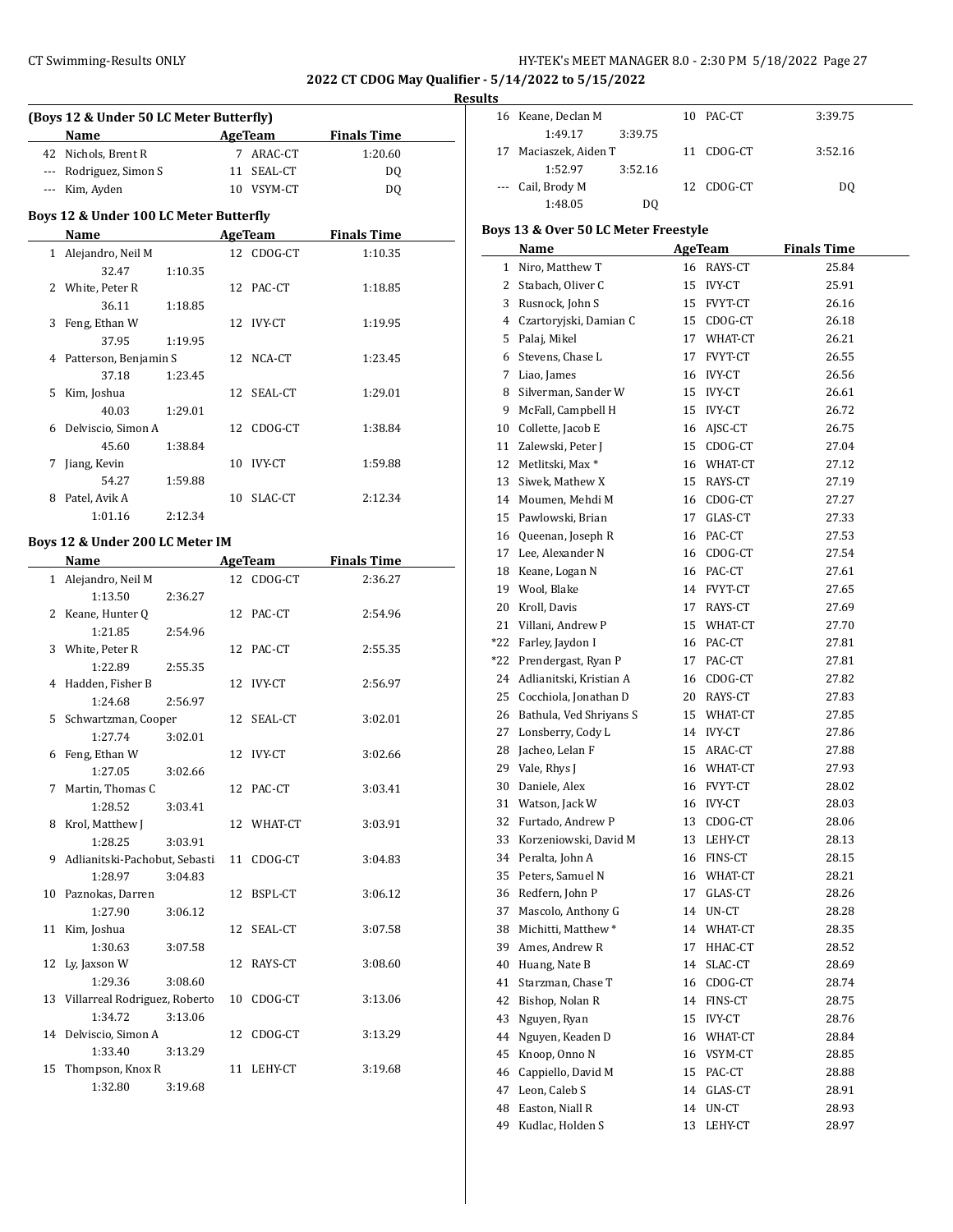**2022 CT CDOG May Qualifier - 5/14/2022 to 5/15/2022**

**Results**

### (Boys 12 & Under 50 LC Meter Butterfly)

| | Name | Age | Team | Finals Time |
|---|---|---|---|---|
| 42 | Nichols, Brent R | 7 | ARAC-CT | 1:20.60 |
| --- | Rodriguez, Simon S | 11 | SEAL-CT | DQ |
| --- | Kim, Ayden | 10 | VSYM-CT | DQ |

### Boys 12 & Under 100 LC Meter Butterfly

| | Name | Age | Team | Finals Time |
|---|---|---|---|---|
| 1 | Alejandro, Neil M | 12 | CDOG-CT | 1:10.35 |
| | 32.47 1:10.35 | | | |
| 2 | White, Peter R | 12 | PAC-CT | 1:18.85 |
| | 36.11 1:18.85 | | | |
| 3 | Feng, Ethan W | 12 | IVY-CT | 1:19.95 |
| | 37.95 1:19.95 | | | |
| 4 | Patterson, Benjamin S | 12 | NCA-CT | 1:23.45 |
| | 37.18 1:23.45 | | | |
| 5 | Kim, Joshua | 12 | SEAL-CT | 1:29.01 |
| | 40.03 1:29.01 | | | |
| 6 | Delviscio, Simon A | 12 | CDOG-CT | 1:38.84 |
| | 45.60 1:38.84 | | | |
| 7 | Jiang, Kevin | 10 | IVY-CT | 1:59.88 |
| | 54.27 1:59.88 | | | |
| 8 | Patel, Avik A | 10 | SLAC-CT | 2:12.34 |
| | 1:01.16 2:12.34 | | | |

### Boys 12 & Under 200 LC Meter IM

| | Name | Age | Team | Finals Time |
|---|---|---|---|---|
| 1 | Alejandro, Neil M | 12 | CDOG-CT | 2:36.27 |
| | 1:13.50 2:36.27 | | | |
| 2 | Keane, Hunter Q | 12 | PAC-CT | 2:54.96 |
| | 1:21.85 2:54.96 | | | |
| 3 | White, Peter R | 12 | PAC-CT | 2:55.35 |
| | 1:22.89 2:55.35 | | | |
| 4 | Hadden, Fisher B | 12 | IVY-CT | 2:56.97 |
| | 1:24.68 2:56.97 | | | |
| 5 | Schwartzman, Cooper | 12 | SEAL-CT | 3:02.01 |
| | 1:27.74 3:02.01 | | | |
| 6 | Feng, Ethan W | 12 | IVY-CT | 3:02.66 |
| | 1:27.05 3:02.66 | | | |
| 7 | Martin, Thomas C | 12 | PAC-CT | 3:03.41 |
| | 1:28.52 3:03.41 | | | |
| 8 | Krol, Matthew J | 12 | WHAT-CT | 3:03.91 |
| | 1:28.25 3:03.91 | | | |
| 9 | Adlianitski-Pachobut, Sebasti | 11 | CDOG-CT | 3:04.83 |
| | 1:28.97 3:04.83 | | | |
| 10 | Paznokas, Darren | 12 | BSPL-CT | 3:06.12 |
| | 1:27.90 3:06.12 | | | |
| 11 | Kim, Joshua | 12 | SEAL-CT | 3:07.58 |
| | 1:30.63 3:07.58 | | | |
| 12 | Ly, Jaxson W | 12 | RAYS-CT | 3:08.60 |
| | 1:29.36 3:08.60 | | | |
| 13 | Villarreal Rodriguez, Roberto | 10 | CDOG-CT | 3:13.06 |
| | 1:34.72 3:13.06 | | | |
| 14 | Delviscio, Simon A | 12 | CDOG-CT | 3:13.29 |
| | 1:33.40 3:13.29 | | | |
| 15 | Thompson, Knox R | 11 | LEHY-CT | 3:19.68 |
| | 1:32.80 3:19.68 | | | |
| 16 | Keane, Declan M | 10 | PAC-CT | 3:39.75 |
| | 1:49.17 3:39.75 | | | |
| 17 | Maciaszek, Aiden T | 11 | CDOG-CT | 3:52.16 |
| | 1:52.97 3:52.16 | | | |
| --- | Cail, Brody M | 12 | CDOG-CT | DQ |
| | 1:48.05 DQ | | | |

### Boys 13 & Over 50 LC Meter Freestyle

| | Name | Age | Team | Finals Time |
|---|---|---|---|---|
| 1 | Niro, Matthew T | 16 | RAYS-CT | 25.84 |
| 2 | Stabach, Oliver C | 15 | IVY-CT | 25.91 |
| 3 | Rusnock, John S | 15 | FVYT-CT | 26.16 |
| 4 | Czartoryjski, Damian C | 15 | CDOG-CT | 26.18 |
| 5 | Palaj, Mikel | 17 | WHAT-CT | 26.21 |
| 6 | Stevens, Chase L | 17 | FVYT-CT | 26.55 |
| 7 | Liao, James | 16 | IVY-CT | 26.56 |
| 8 | Silverman, Sander W | 15 | IVY-CT | 26.61 |
| 9 | McFall, Campbell H | 15 | IVY-CT | 26.72 |
| 10 | Collette, Jacob E | 16 | AJSC-CT | 26.75 |
| 11 | Zalewski, Peter J | 15 | CDOG-CT | 27.04 |
| 12 | Metlitski, Max * | 16 | WHAT-CT | 27.12 |
| 13 | Siwek, Mathew X | 15 | RAYS-CT | 27.19 |
| 14 | Moumen, Mehdi M | 16 | CDOG-CT | 27.27 |
| 15 | Pawlowski, Brian | 17 | GLAS-CT | 27.33 |
| 16 | Queenan, Joseph R | 16 | PAC-CT | 27.53 |
| 17 | Lee, Alexander N | 16 | CDOG-CT | 27.54 |
| 18 | Keane, Logan N | 16 | PAC-CT | 27.61 |
| 19 | Wool, Blake | 14 | FVYT-CT | 27.65 |
| 20 | Kroll, Davis | 17 | RAYS-CT | 27.69 |
| 21 | Villani, Andrew P | 15 | WHAT-CT | 27.70 |
| *22 | Farley, Jaydon I | 16 | PAC-CT | 27.81 |
| *22 | Prendergast, Ryan P | 17 | PAC-CT | 27.81 |
| 24 | Adlianitski, Kristian A | 16 | CDOG-CT | 27.82 |
| 25 | Cocchiola, Jonathan D | 20 | RAYS-CT | 27.83 |
| 26 | Bathula, Ved Shriyans S | 15 | WHAT-CT | 27.85 |
| 27 | Lonsberry, Cody L | 14 | IVY-CT | 27.86 |
| 28 | Jacheo, Lelan F | 15 | ARAC-CT | 27.88 |
| 29 | Vale, Rhys J | 16 | WHAT-CT | 27.93 |
| 30 | Daniele, Alex | 16 | FVYT-CT | 28.02 |
| 31 | Watson, Jack W | 16 | IVY-CT | 28.03 |
| 32 | Furtado, Andrew P | 13 | CDOG-CT | 28.06 |
| 33 | Korzeniowski, David M | 13 | LEHY-CT | 28.13 |
| 34 | Peralta, John A | 16 | FINS-CT | 28.15 |
| 35 | Peters, Samuel N | 16 | WHAT-CT | 28.21 |
| 36 | Redfern, John P | 17 | GLAS-CT | 28.26 |
| 37 | Mascolo, Anthony G | 14 | UN-CT | 28.28 |
| 38 | Michitti, Matthew * | 14 | WHAT-CT | 28.35 |
| 39 | Ames, Andrew R | 17 | HHAC-CT | 28.52 |
| 40 | Huang, Nate B | 14 | SLAC-CT | 28.69 |
| 41 | Starzman, Chase T | 16 | CDOG-CT | 28.74 |
| 42 | Bishop, Nolan R | 14 | FINS-CT | 28.75 |
| 43 | Nguyen, Ryan | 15 | IVY-CT | 28.76 |
| 44 | Nguyen, Keaden D | 16 | WHAT-CT | 28.84 |
| 45 | Knoop, Onno N | 16 | VSYM-CT | 28.85 |
| 46 | Cappiello, David M | 15 | PAC-CT | 28.88 |
| 47 | Leon, Caleb S | 14 | GLAS-CT | 28.91 |
| 48 | Easton, Niall R | 14 | UN-CT | 28.93 |
| 49 | Kudlac, Holden S | 13 | LEHY-CT | 28.97 |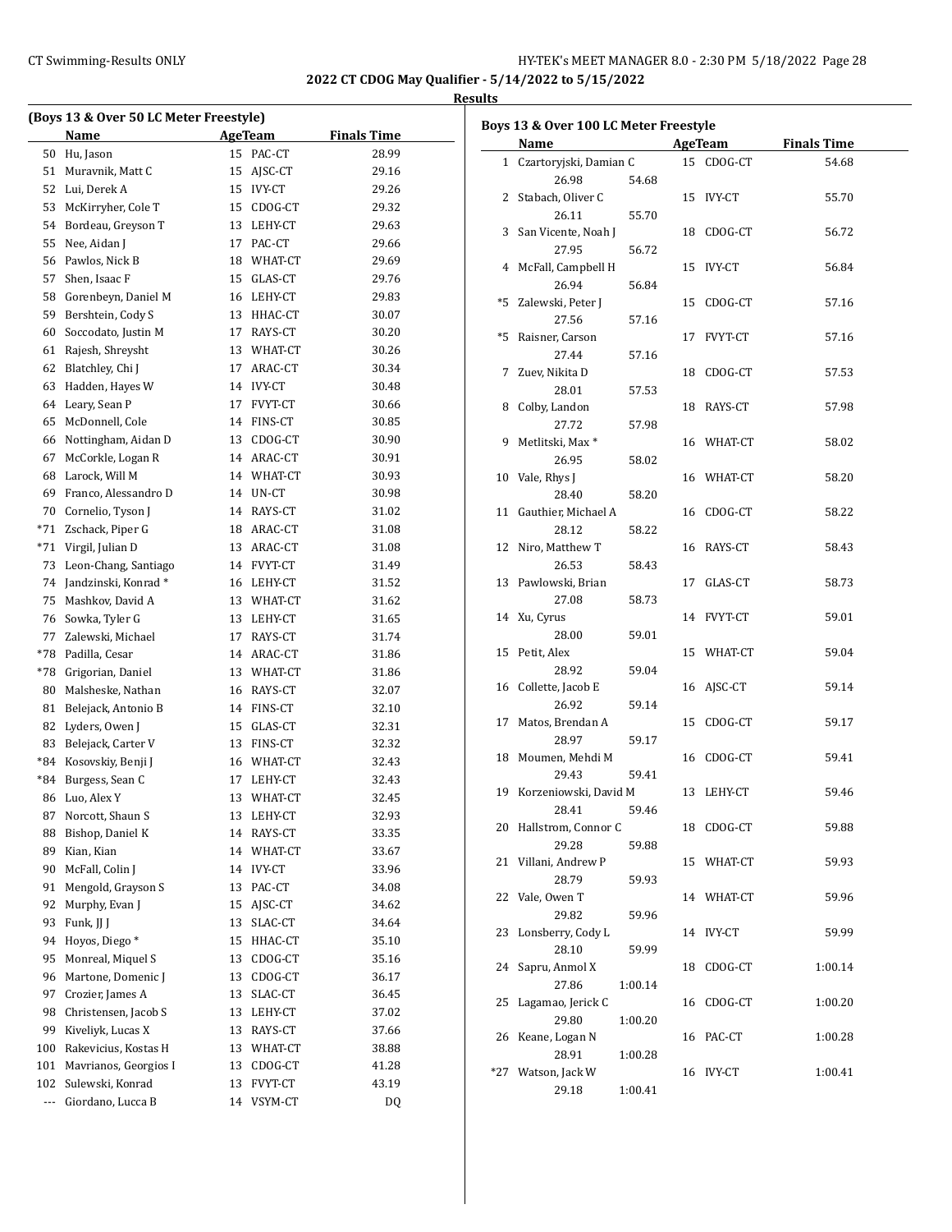## 2022 CT CDOG May Qualifier - 5/14/2022 to 5/15/2022

### Results

### (Boys 13 & Over 50 LC Meter Freestyle)

| | Name | Age | Team | Finals Time |
|---|---|---|---|---|
| 50 | Hu, Jason | 15 | PAC-CT | 28.99 |
| 51 | Muravnik, Matt C | 15 | AJSC-CT | 29.16 |
| 52 | Lui, Derek A | 15 | IVY-CT | 29.26 |
| 53 | McKirryher, Cole T | 15 | CDOG-CT | 29.32 |
| 54 | Bordeau, Greyson T | 13 | LEHY-CT | 29.63 |
| 55 | Nee, Aidan J | 17 | PAC-CT | 29.66 |
| 56 | Pawlos, Nick B | 18 | WHAT-CT | 29.69 |
| 57 | Shen, Isaac F | 15 | GLAS-CT | 29.76 |
| 58 | Gorenbeyn, Daniel M | 16 | LEHY-CT | 29.83 |
| 59 | Bershtein, Cody S | 13 | HHAC-CT | 30.07 |
| 60 | Soccodato, Justin M | 17 | RAYS-CT | 30.20 |
| 61 | Rajesh, Shreysht | 13 | WHAT-CT | 30.26 |
| 62 | Blatchley, Chi J | 17 | ARAC-CT | 30.34 |
| 63 | Hadden, Hayes W | 14 | IVY-CT | 30.48 |
| 64 | Leary, Sean P | 17 | FVYT-CT | 30.66 |
| 65 | McDonnell, Cole | 14 | FINS-CT | 30.85 |
| 66 | Nottingham, Aidan D | 13 | CDOG-CT | 30.90 |
| 67 | McCorkle, Logan R | 14 | ARAC-CT | 30.91 |
| 68 | Larock, Will M | 14 | WHAT-CT | 30.93 |
| 69 | Franco, Alessandro D | 14 | UN-CT | 30.98 |
| 70 | Cornelio, Tyson J | 14 | RAYS-CT | 31.02 |
| *71 | Zschack, Piper G | 18 | ARAC-CT | 31.08 |
| *71 | Virgil, Julian D | 13 | ARAC-CT | 31.08 |
| 73 | Leon-Chang, Santiago | 14 | FVYT-CT | 31.49 |
| 74 | Jandzinski, Konrad * | 16 | LEHY-CT | 31.52 |
| 75 | Mashkov, David A | 13 | WHAT-CT | 31.62 |
| 76 | Sowka, Tyler G | 13 | LEHY-CT | 31.65 |
| 77 | Zalewski, Michael | 17 | RAYS-CT | 31.74 |
| *78 | Padilla, Cesar | 14 | ARAC-CT | 31.86 |
| *78 | Grigorian, Daniel | 13 | WHAT-CT | 31.86 |
| 80 | Malsheske, Nathan | 16 | RAYS-CT | 32.07 |
| 81 | Belejack, Antonio B | 14 | FINS-CT | 32.10 |
| 82 | Lyders, Owen J | 15 | GLAS-CT | 32.31 |
| 83 | Belejack, Carter V | 13 | FINS-CT | 32.32 |
| *84 | Kosovskiy, Benji J | 16 | WHAT-CT | 32.43 |
| *84 | Burgess, Sean C | 17 | LEHY-CT | 32.43 |
| 86 | Luo, Alex Y | 13 | WHAT-CT | 32.45 |
| 87 | Norcott, Shaun S | 13 | LEHY-CT | 32.93 |
| 88 | Bishop, Daniel K | 14 | RAYS-CT | 33.35 |
| 89 | Kian, Kian | 14 | WHAT-CT | 33.67 |
| 90 | McFall, Colin J | 14 | IVY-CT | 33.96 |
| 91 | Mengold, Grayson S | 13 | PAC-CT | 34.08 |
| 92 | Murphy, Evan J | 15 | AJSC-CT | 34.62 |
| 93 | Funk, JJ J | 13 | SLAC-CT | 34.64 |
| 94 | Hoyos, Diego * | 15 | HHAC-CT | 35.10 |
| 95 | Monreal, Miquel S | 13 | CDOG-CT | 35.16 |
| 96 | Martone, Domenic J | 13 | CDOG-CT | 36.17 |
| 97 | Crozier, James A | 13 | SLAC-CT | 36.45 |
| 98 | Christensen, Jacob S | 13 | LEHY-CT | 37.02 |
| 99 | Kiveliyk, Lucas X | 13 | RAYS-CT | 37.66 |
| 100 | Rakevicius, Kostas H | 13 | WHAT-CT | 38.88 |
| 101 | Mavrianos, Georgios I | 13 | CDOG-CT | 41.28 |
| 102 | Sulewski, Konrad | 13 | FVYT-CT | 43.19 |
| --- | Giordano, Lucca B | 14 | VSYM-CT | DQ |

### Boys 13 & Over 100 LC Meter Freestyle

| | Name | Age | Team | Finals Time | Splits |
|---|---|---|---|---|---|
| 1 | Czartoryjski, Damian C | 15 | CDOG-CT | 54.68 | 26.98, 54.68 |
| 2 | Stabach, Oliver C | 15 | IVY-CT | 55.70 | 26.11, 55.70 |
| 3 | San Vicente, Noah J | 18 | CDOG-CT | 56.72 | 27.95, 56.72 |
| 4 | McFall, Campbell H | 15 | IVY-CT | 56.84 | 26.94, 56.84 |
| *5 | Zalewski, Peter J | 15 | CDOG-CT | 57.16 | 27.56, 57.16 |
| *5 | Raisner, Carson | 17 | FVYT-CT | 57.16 | 27.44, 57.16 |
| 7 | Zuev, Nikita D | 18 | CDOG-CT | 57.53 | 28.01, 57.53 |
| 8 | Colby, Landon | 18 | RAYS-CT | 57.98 | 27.72, 57.98 |
| 9 | Metlitski, Max * | 16 | WHAT-CT | 58.02 | 26.95, 58.02 |
| 10 | Vale, Rhys J | 16 | WHAT-CT | 58.20 | 28.40, 58.20 |
| 11 | Gauthier, Michael A | 16 | CDOG-CT | 58.22 | 28.12, 58.22 |
| 12 | Niro, Matthew T | 16 | RAYS-CT | 58.43 | 26.53, 58.43 |
| 13 | Pawlowski, Brian | 17 | GLAS-CT | 58.73 | 27.08, 58.73 |
| 14 | Xu, Cyrus | 14 | FVYT-CT | 59.01 | 28.00, 59.01 |
| 15 | Petit, Alex | 15 | WHAT-CT | 59.04 | 28.92, 59.04 |
| 16 | Collette, Jacob E | 16 | AJSC-CT | 59.14 | 26.92, 59.14 |
| 17 | Matos, Brendan A | 15 | CDOG-CT | 59.17 | 28.97, 59.17 |
| 18 | Moumen, Mehdi M | 16 | CDOG-CT | 59.41 | 29.43, 59.41 |
| 19 | Korzeniowski, David M | 13 | LEHY-CT | 59.46 | 28.41, 59.46 |
| 20 | Hallstrom, Connor C | 18 | CDOG-CT | 59.88 | 29.28, 59.88 |
| 21 | Villani, Andrew P | 15 | WHAT-CT | 59.93 | 28.79, 59.93 |
| 22 | Vale, Owen T | 14 | WHAT-CT | 59.96 | 29.82, 59.96 |
| 23 | Lonsberry, Cody L | 14 | IVY-CT | 59.99 | 28.10, 59.99 |
| 24 | Sapru, Anmol X | 18 | CDOG-CT | 1:00.14 | 27.86, 1:00.14 |
| 25 | Lagamao, Jerick C | 16 | CDOG-CT | 1:00.20 | 29.80, 1:00.20 |
| 26 | Keane, Logan N | 16 | PAC-CT | 1:00.28 | 28.91, 1:00.28 |
| *27 | Watson, Jack W | 16 | IVY-CT | 1:00.41 | 29.18, 1:00.41 |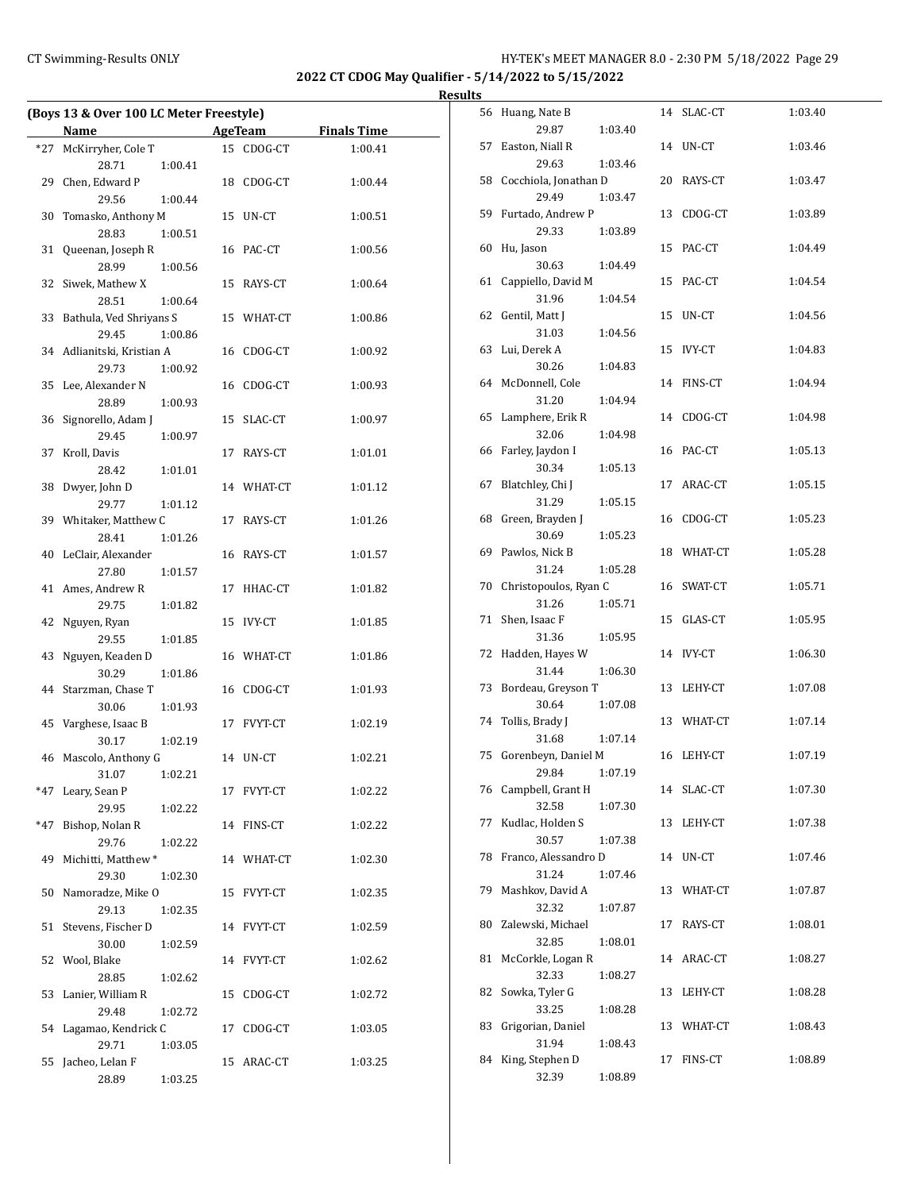## 2022 CT CDOG May Qualifier - 5/14/2022 to 5/15/2022

### Results

**(Boys 13 & Over 100 LC Meter Freestyle)**

| | Name | Age | Team | Finals Time |
|---|---|---|---|---|
| *27 | McKirryher, Cole T | 15 | CDOG-CT | 1:00.41 |
| | 28.71 1:00.41 | | | |
| 29 | Chen, Edward P | 18 | CDOG-CT | 1:00.44 |
| | 29.56 1:00.44 | | | |
| 30 | Tomasko, Anthony M | 15 | UN-CT | 1:00.51 |
| | 28.83 1:00.51 | | | |
| 31 | Queenan, Joseph R | 16 | PAC-CT | 1:00.56 |
| | 28.99 1:00.56 | | | |
| 32 | Siwek, Mathew X | 15 | RAYS-CT | 1:00.64 |
| | 28.51 1:00.64 | | | |
| 33 | Bathula, Ved Shriyans S | 15 | WHAT-CT | 1:00.86 |
| | 29.45 1:00.86 | | | |
| 34 | Adlianitski, Kristian A | 16 | CDOG-CT | 1:00.92 |
| | 29.73 1:00.92 | | | |
| 35 | Lee, Alexander N | 16 | CDOG-CT | 1:00.93 |
| | 28.89 1:00.93 | | | |
| 36 | Signorello, Adam J | 15 | SLAC-CT | 1:00.97 |
| | 29.45 1:00.97 | | | |
| 37 | Kroll, Davis | 17 | RAYS-CT | 1:01.01 |
| | 28.42 1:01.01 | | | |
| 38 | Dwyer, John D | 14 | WHAT-CT | 1:01.12 |
| | 29.77 1:01.12 | | | |
| 39 | Whitaker, Matthew C | 17 | RAYS-CT | 1:01.26 |
| | 28.41 1:01.26 | | | |
| 40 | LeClair, Alexander | 16 | RAYS-CT | 1:01.57 |
| | 27.80 1:01.57 | | | |
| 41 | Ames, Andrew R | 17 | HHAC-CT | 1:01.82 |
| | 29.75 1:01.82 | | | |
| 42 | Nguyen, Ryan | 15 | IVY-CT | 1:01.85 |
| | 29.55 1:01.85 | | | |
| 43 | Nguyen, Keaden D | 16 | WHAT-CT | 1:01.86 |
| | 30.29 1:01.86 | | | |
| 44 | Starzman, Chase T | 16 | CDOG-CT | 1:01.93 |
| | 30.06 1:01.93 | | | |
| 45 | Varghese, Isaac B | 17 | FVYT-CT | 1:02.19 |
| | 30.17 1:02.19 | | | |
| 46 | Mascolo, Anthony G | 14 | UN-CT | 1:02.21 |
| | 31.07 1:02.21 | | | |
| *47 | Leary, Sean P | 17 | FVYT-CT | 1:02.22 |
| | 29.95 1:02.22 | | | |
| *47 | Bishop, Nolan R | 14 | FINS-CT | 1:02.22 |
| | 29.76 1:02.22 | | | |
| 49 | Michitti, Matthew * | 14 | WHAT-CT | 1:02.30 |
| | 29.30 1:02.30 | | | |
| 50 | Namoradze, Mike O | 15 | FVYT-CT | 1:02.35 |
| | 29.13 1:02.35 | | | |
| 51 | Stevens, Fischer D | 14 | FVYT-CT | 1:02.59 |
| | 30.00 1:02.59 | | | |
| 52 | Wool, Blake | 14 | FVYT-CT | 1:02.62 |
| | 28.85 1:02.62 | | | |
| 53 | Lanier, William R | 15 | CDOG-CT | 1:02.72 |
| | 29.48 1:02.72 | | | |
| 54 | Lagamao, Kendrick C | 17 | CDOG-CT | 1:03.05 |
| | 29.71 1:03.05 | | | |
| 55 | Jacheo, Lelan F | 15 | ARAC-CT | 1:03.25 |
| | 28.89 1:03.25 | | | |
| 56 | Huang, Nate B | 14 | SLAC-CT | 1:03.40 |
| | 29.87 1:03.40 | | | |
| 57 | Easton, Niall R | 14 | UN-CT | 1:03.46 |
| | 29.63 1:03.46 | | | |
| 58 | Cocchiola, Jonathan D | 20 | RAYS-CT | 1:03.47 |
| | 29.49 1:03.47 | | | |
| 59 | Furtado, Andrew P | 13 | CDOG-CT | 1:03.89 |
| | 29.33 1:03.89 | | | |
| 60 | Hu, Jason | 15 | PAC-CT | 1:04.49 |
| | 30.63 1:04.49 | | | |
| 61 | Cappiello, David M | 15 | PAC-CT | 1:04.54 |
| | 31.96 1:04.54 | | | |
| 62 | Gentil, Matt J | 15 | UN-CT | 1:04.56 |
| | 31.03 1:04.56 | | | |
| 63 | Lui, Derek A | 15 | IVY-CT | 1:04.83 |
| | 30.26 1:04.83 | | | |
| 64 | McDonnell, Cole | 14 | FINS-CT | 1:04.94 |
| | 31.20 1:04.94 | | | |
| 65 | Lamphere, Erik R | 14 | CDOG-CT | 1:04.98 |
| | 32.06 1:04.98 | | | |
| 66 | Farley, Jaydon I | 16 | PAC-CT | 1:05.13 |
| | 30.34 1:05.13 | | | |
| 67 | Blatchley, Chi J | 17 | ARAC-CT | 1:05.15 |
| | 31.29 1:05.15 | | | |
| 68 | Green, Brayden J | 16 | CDOG-CT | 1:05.23 |
| | 30.69 1:05.23 | | | |
| 69 | Pawlos, Nick B | 18 | WHAT-CT | 1:05.28 |
| | 31.24 1:05.28 | | | |
| 70 | Christopoulos, Ryan C | 16 | SWAT-CT | 1:05.71 |
| | 31.26 1:05.71 | | | |
| 71 | Shen, Isaac F | 15 | GLAS-CT | 1:05.95 |
| | 31.36 1:05.95 | | | |
| 72 | Hadden, Hayes W | 14 | IVY-CT | 1:06.30 |
| | 31.44 1:06.30 | | | |
| 73 | Bordeau, Greyson T | 13 | LEHY-CT | 1:07.08 |
| | 30.64 1:07.08 | | | |
| 74 | Tollis, Brady J | 13 | WHAT-CT | 1:07.14 |
| | 31.68 1:07.14 | | | |
| 75 | Gorenbeyn, Daniel M | 16 | LEHY-CT | 1:07.19 |
| | 29.84 1:07.19 | | | |
| 76 | Campbell, Grant H | 14 | SLAC-CT | 1:07.30 |
| | 32.58 1:07.30 | | | |
| 77 | Kudlac, Holden S | 13 | LEHY-CT | 1:07.38 |
| | 30.57 1:07.38 | | | |
| 78 | Franco, Alessandro D | 14 | UN-CT | 1:07.46 |
| | 31.24 1:07.46 | | | |
| 79 | Mashkov, David A | 13 | WHAT-CT | 1:07.87 |
| | 32.32 1:07.87 | | | |
| 80 | Zalewski, Michael | 17 | RAYS-CT | 1:08.01 |
| | 32.85 1:08.01 | | | |
| 81 | McCorkle, Logan R | 14 | ARAC-CT | 1:08.27 |
| | 32.33 1:08.27 | | | |
| 82 | Sowka, Tyler G | 13 | LEHY-CT | 1:08.28 |
| | 33.25 1:08.28 | | | |
| 83 | Grigorian, Daniel | 13 | WHAT-CT | 1:08.43 |
| | 31.94 1:08.43 | | | |
| 84 | King, Stephen D | 17 | FINS-CT | 1:08.89 |
| | 32.39 1:08.89 | | | |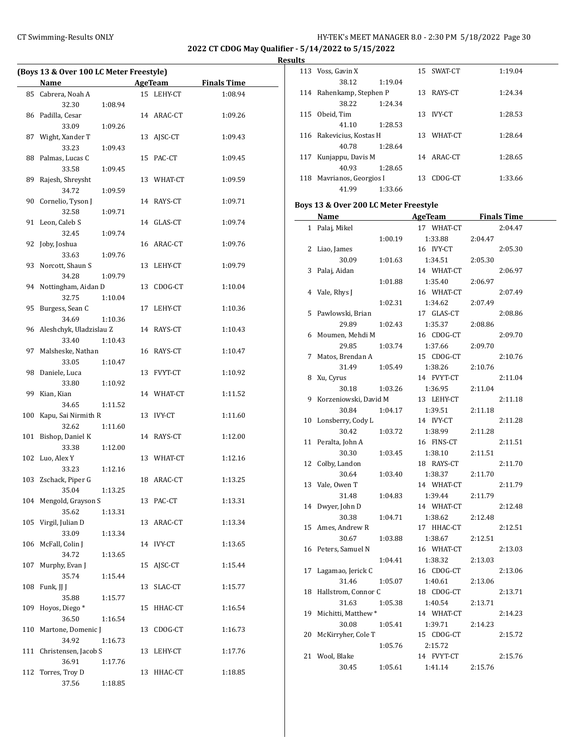## 2022 CT CDOG May Qualifier - 5/14/2022 to 5/15/2022

### Results

### (Boys 13 & Over 100 LC Meter Freestyle)

| | Name | Age | Team | Finals Time |
|---|---|---|---|---|
| 85 | Cabrera, Noah A | 15 | LEHY-CT | 1:08.94 |
| | 32.30 1:08.94 | | | |
| 86 | Padilla, Cesar | 14 | ARAC-CT | 1:09.26 |
| | 33.09 1:09.26 | | | |
| 87 | Wight, Xander T | 13 | AJSC-CT | 1:09.43 |
| | 33.23 1:09.43 | | | |
| 88 | Palmas, Lucas C | 15 | PAC-CT | 1:09.45 |
| | 33.58 1:09.45 | | | |
| 89 | Rajesh, Shreysht | 13 | WHAT-CT | 1:09.59 |
| | 34.72 1:09.59 | | | |
| 90 | Cornelio, Tyson J | 14 | RAYS-CT | 1:09.71 |
| | 32.58 1:09.71 | | | |
| 91 | Leon, Caleb S | 14 | GLAS-CT | 1:09.74 |
| | 32.45 1:09.74 | | | |
| 92 | Joby, Joshua | 16 | ARAC-CT | 1:09.76 |
| | 33.63 1:09.76 | | | |
| 93 | Norcott, Shaun S | 13 | LEHY-CT | 1:09.79 |
| | 34.28 1:09.79 | | | |
| 94 | Nottingham, Aidan D | 13 | CDOG-CT | 1:10.04 |
| | 32.75 1:10.04 | | | |
| 95 | Burgess, Sean C | 17 | LEHY-CT | 1:10.36 |
| | 34.69 1:10.36 | | | |
| 96 | Aleshchyk, Uladzislau Z | 14 | RAYS-CT | 1:10.43 |
| | 33.40 1:10.43 | | | |
| 97 | Malsheske, Nathan | 16 | RAYS-CT | 1:10.47 |
| | 33.05 1:10.47 | | | |
| 98 | Daniele, Luca | 13 | FVYT-CT | 1:10.92 |
| | 33.80 1:10.92 | | | |
| 99 | Kian, Kian | 14 | WHAT-CT | 1:11.52 |
| | 34.65 1:11.52 | | | |
| 100 | Kapu, Sai Nirmith R | 13 | IVY-CT | 1:11.60 |
| | 32.62 1:11.60 | | | |
| 101 | Bishop, Daniel K | 14 | RAYS-CT | 1:12.00 |
| | 33.38 1:12.00 | | | |
| 102 | Luo, Alex Y | 13 | WHAT-CT | 1:12.16 |
| | 33.23 1:12.16 | | | |
| 103 | Zschack, Piper G | 18 | ARAC-CT | 1:13.25 |
| | 35.04 1:13.25 | | | |
| 104 | Mengold, Grayson S | 13 | PAC-CT | 1:13.31 |
| | 35.62 1:13.31 | | | |
| 105 | Virgil, Julian D | 13 | ARAC-CT | 1:13.34 |
| | 33.09 1:13.34 | | | |
| 106 | McFall, Colin J | 14 | IVY-CT | 1:13.65 |
| | 34.72 1:13.65 | | | |
| 107 | Murphy, Evan J | 15 | AJSC-CT | 1:15.44 |
| | 35.74 1:15.44 | | | |
| 108 | Funk, JJ J | 13 | SLAC-CT | 1:15.77 |
| | 35.88 1:15.77 | | | |
| 109 | Hoyos, Diego * | 15 | HHAC-CT | 1:16.54 |
| | 36.50 1:16.54 | | | |
| 110 | Martone, Domenic J | 13 | CDOG-CT | 1:16.73 |
| | 34.92 1:16.73 | | | |
| 111 | Christensen, Jacob S | 13 | LEHY-CT | 1:17.76 |
| | 36.91 1:17.76 | | | |
| 112 | Torres, Troy D | 13 | HHAC-CT | 1:18.85 |
| | 37.56 1:18.85 | | | |
| 113 | Voss, Gavin X | 15 | SWAT-CT | 1:19.04 |
| | 38.12 1:19.04 | | | |
| 114 | Rahenkamp, Stephen P | 13 | RAYS-CT | 1:24.34 |
| | 38.22 1:24.34 | | | |
| 115 | Obeid, Tim | 13 | IVY-CT | 1:28.53 |
| | 41.10 1:28.53 | | | |
| 116 | Rakevicius, Kostas H | 13 | WHAT-CT | 1:28.64 |
| | 40.78 1:28.64 | | | |
| 117 | Kunjappu, Davis M | 14 | ARAC-CT | 1:28.65 |
| | 40.93 1:28.65 | | | |
| 118 | Mavrianos, Georgios I | 13 | CDOG-CT | 1:33.66 |
| | 41.99 1:33.66 | | | |

### Boys 13 & Over 200 LC Meter Freestyle

| | Name | Age | Team | Finals Time |
|---|---|---|---|---|
| 1 | Palaj, Mikel | 17 | WHAT-CT | 2:04.47 |
| | 1:00.19 1:33.88 2:04.47 | | | |
| 2 | Liao, James | 16 | IVY-CT | 2:05.30 |
| | 30.09 1:01.63 1:34.51 2:05.30 | | | |
| 3 | Palaj, Aidan | 14 | WHAT-CT | 2:06.97 |
| | 1:01.88 1:35.40 2:06.97 | | | |
| 4 | Vale, Rhys J | 16 | WHAT-CT | 2:07.49 |
| | 1:02.31 1:34.62 2:07.49 | | | |
| 5 | Pawlowski, Brian | 17 | GLAS-CT | 2:08.86 |
| | 29.89 1:02.43 1:35.37 2:08.86 | | | |
| 6 | Moumen, Mehdi M | 16 | CDOG-CT | 2:09.70 |
| | 29.85 1:03.74 1:37.66 2:09.70 | | | |
| 7 | Matos, Brendan A | 15 | CDOG-CT | 2:10.76 |
| | 31.49 1:05.49 1:38.26 2:10.76 | | | |
| 8 | Xu, Cyrus | 14 | FVYT-CT | 2:11.04 |
| | 30.18 1:03.26 1:36.95 2:11.04 | | | |
| 9 | Korzeniowski, David M | 13 | LEHY-CT | 2:11.18 |
| | 30.84 1:04.17 1:39.51 2:11.18 | | | |
| 10 | Lonsberry, Cody L | 14 | IVY-CT | 2:11.28 |
| | 30.42 1:03.72 1:38.99 2:11.28 | | | |
| 11 | Peralta, John A | 16 | FINS-CT | 2:11.51 |
| | 30.30 1:03.45 1:38.10 2:11.51 | | | |
| 12 | Colby, Landon | 18 | RAYS-CT | 2:11.70 |
| | 30.64 1:03.40 1:38.37 2:11.70 | | | |
| 13 | Vale, Owen T | 14 | WHAT-CT | 2:11.79 |
| | 31.48 1:04.83 1:39.44 2:11.79 | | | |
| 14 | Dwyer, John D | 14 | WHAT-CT | 2:12.48 |
| | 30.38 1:04.71 1:38.62 2:12.48 | | | |
| 15 | Ames, Andrew R | 17 | HHAC-CT | 2:12.51 |
| | 30.67 1:03.88 1:38.67 2:12.51 | | | |
| 16 | Peters, Samuel N | 16 | WHAT-CT | 2:13.03 |
| | 1:04.41 1:38.32 2:13.03 | | | |
| 17 | Lagamao, Jerick C | 16 | CDOG-CT | 2:13.06 |
| | 31.46 1:05.07 1:40.61 2:13.06 | | | |
| 18 | Hallstrom, Connor C | 18 | CDOG-CT | 2:13.71 |
| | 31.63 1:05.38 1:40.54 2:13.71 | | | |
| 19 | Michitti, Matthew * | 14 | WHAT-CT | 2:14.23 |
| | 30.08 1:05.41 1:39.71 2:14.23 | | | |
| 20 | McKirryher, Cole T | 15 | CDOG-CT | 2:15.72 |
| | 1:05.76 2:15.72 | | | |
| 21 | Wool, Blake | 14 | FVYT-CT | 2:15.76 |
| | 30.45 1:05.61 1:41.14 2:15.76 | | | |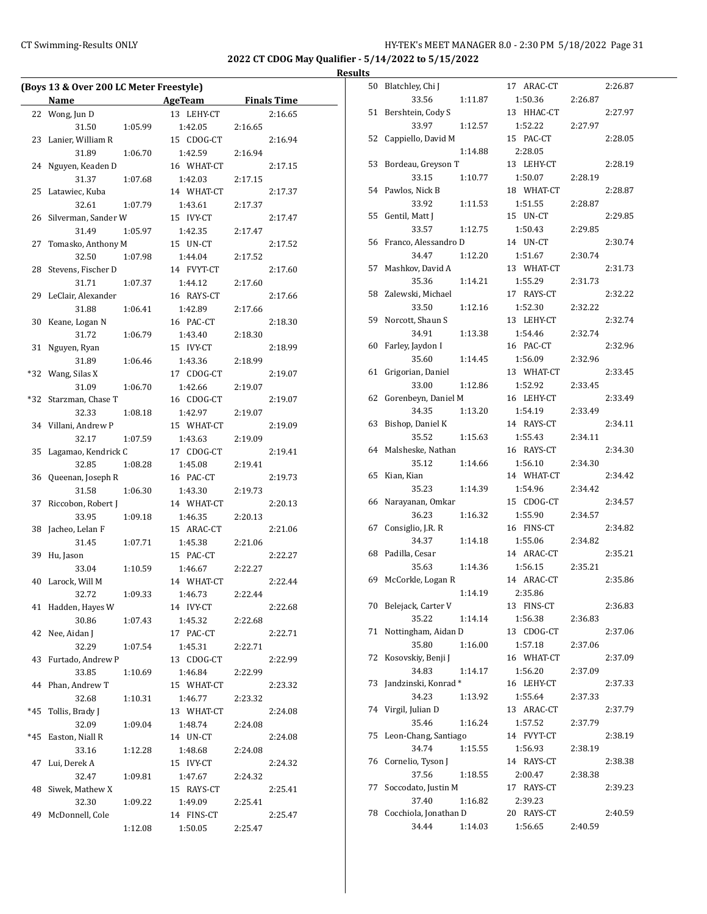**2022 CT CDOG May Qualifier - 5/14/2022 to 5/15/2022**

**Results**

### (Boys 13 & Over 200 LC Meter Freestyle)

| | Name | AgeTeam | Finals Time |
|---|---|---|---|
| 22 | Wong, Jun D | 13 LEHY-CT | 2:16.65 |
| | 31.50 1:05.99 1:42.05 2:16.65 | | |
| 23 | Lanier, William R | 15 CDOG-CT | 2:16.94 |
| | 31.89 1:06.70 1:42.59 2:16.94 | | |
| 24 | Nguyen, Keaden D | 16 WHAT-CT | 2:17.15 |
| | 31.37 1:07.68 1:42.03 2:17.15 | | |
| 25 | Latawiec, Kuba | 14 WHAT-CT | 2:17.37 |
| | 32.61 1:07.79 1:43.61 2:17.37 | | |
| 26 | Silverman, Sander W | 15 IVY-CT | 2:17.47 |
| | 31.49 1:05.97 1:42.35 2:17.47 | | |
| 27 | Tomasko, Anthony M | 15 UN-CT | 2:17.52 |
| | 32.50 1:07.98 1:44.04 2:17.52 | | |
| 28 | Stevens, Fischer D | 14 FVYT-CT | 2:17.60 |
| | 31.71 1:07.37 1:44.12 2:17.60 | | |
| 29 | LeClair, Alexander | 16 RAYS-CT | 2:17.66 |
| | 31.88 1:06.41 1:42.89 2:17.66 | | |
| 30 | Keane, Logan N | 16 PAC-CT | 2:18.30 |
| | 31.72 1:06.79 1:43.40 2:18.30 | | |
| 31 | Nguyen, Ryan | 15 IVY-CT | 2:18.99 |
| | 31.89 1:06.46 1:43.36 2:18.99 | | |
| *32 | Wang, Silas X | 17 CDOG-CT | 2:19.07 |
| | 31.09 1:06.70 1:42.66 2:19.07 | | |
| *32 | Starzman, Chase T | 16 CDOG-CT | 2:19.07 |
| | 32.33 1:08.18 1:42.97 2:19.07 | | |
| 34 | Villani, Andrew P | 15 WHAT-CT | 2:19.09 |
| | 32.17 1:07.59 1:43.63 2:19.09 | | |
| 35 | Lagamao, Kendrick C | 17 CDOG-CT | 2:19.41 |
| | 32.85 1:08.28 1:45.08 2:19.41 | | |
| 36 | Queenan, Joseph R | 16 PAC-CT | 2:19.73 |
| | 31.58 1:06.30 1:43.30 2:19.73 | | |
| 37 | Riccobon, Robert J | 14 WHAT-CT | 2:20.13 |
| | 33.95 1:09.18 1:46.35 2:20.13 | | |
| 38 | Jacheo, Lelan F | 15 ARAC-CT | 2:21.06 |
| | 31.45 1:07.71 1:45.38 2:21.06 | | |
| 39 | Hu, Jason | 15 PAC-CT | 2:22.27 |
| | 33.04 1:10.59 1:46.67 2:22.27 | | |
| 40 | Larock, Will M | 14 WHAT-CT | 2:22.44 |
| | 32.72 1:09.33 1:46.73 2:22.44 | | |
| 41 | Hadden, Hayes W | 14 IVY-CT | 2:22.68 |
| | 30.86 1:07.43 1:45.32 2:22.68 | | |
| 42 | Nee, Aidan J | 17 PAC-CT | 2:22.71 |
| | 32.29 1:07.54 1:45.31 2:22.71 | | |
| 43 | Furtado, Andrew P | 13 CDOG-CT | 2:22.99 |
| | 33.85 1:10.69 1:46.84 2:22.99 | | |
| 44 | Phan, Andrew T | 15 WHAT-CT | 2:23.32 |
| | 32.68 1:10.31 1:46.77 2:23.32 | | |
| *45 | Tollis, Brady J | 13 WHAT-CT | 2:24.08 |
| | 32.09 1:09.04 1:48.74 2:24.08 | | |
| *45 | Easton, Niall R | 14 UN-CT | 2:24.08 |
| | 33.16 1:12.28 1:48.68 2:24.08 | | |
| 47 | Lui, Derek A | 15 IVY-CT | 2:24.32 |
| | 32.47 1:09.81 1:47.67 2:24.32 | | |
| 48 | Siwek, Mathew X | 15 RAYS-CT | 2:25.41 |
| | 32.30 1:09.22 1:49.09 2:25.41 | | |
| 49 | McDonnell, Cole | 14 FINS-CT | 2:25.47 |
| | 1:12.08 1:50.05 2:25.47 | | |
| 50 | Blatchley, Chi J | 17 ARAC-CT | 2:26.87 |
| | 33.56 1:11.87 1:50.36 2:26.87 | | |
| 51 | Bershtein, Cody S | 13 HHAC-CT | 2:27.97 |
| | 33.97 1:12.57 1:52.22 2:27.97 | | |
| 52 | Cappiello, David M | 15 PAC-CT | 2:28.05 |
| | 1:14.88 2:28.05 | | |
| 53 | Bordeau, Greyson T | 13 LEHY-CT | 2:28.19 |
| | 33.15 1:10.77 1:50.07 2:28.19 | | |
| 54 | Pawlos, Nick B | 18 WHAT-CT | 2:28.87 |
| | 33.92 1:11.53 1:51.55 2:28.87 | | |
| 55 | Gentil, Matt J | 15 UN-CT | 2:29.85 |
| | 33.57 1:12.75 1:50.43 2:29.85 | | |
| 56 | Franco, Alessandro D | 14 UN-CT | 2:30.74 |
| | 34.47 1:12.20 1:51.67 2:30.74 | | |
| 57 | Mashkov, David A | 13 WHAT-CT | 2:31.73 |
| | 35.36 1:14.21 1:55.29 2:31.73 | | |
| 58 | Zalewski, Michael | 17 RAYS-CT | 2:32.22 |
| | 33.50 1:12.16 1:52.30 2:32.22 | | |
| 59 | Norcott, Shaun S | 13 LEHY-CT | 2:32.74 |
| | 34.91 1:13.38 1:54.46 2:32.74 | | |
| 60 | Farley, Jaydon I | 16 PAC-CT | 2:32.96 |
| | 35.60 1:14.45 1:56.09 2:32.96 | | |
| 61 | Grigorian, Daniel | 13 WHAT-CT | 2:33.45 |
| | 33.00 1:12.86 1:52.92 2:33.45 | | |
| 62 | Gorenbeyn, Daniel M | 16 LEHY-CT | 2:33.49 |
| | 34.35 1:13.20 1:54.19 2:33.49 | | |
| 63 | Bishop, Daniel K | 14 RAYS-CT | 2:34.11 |
| | 35.52 1:15.63 1:55.43 2:34.11 | | |
| 64 | Malsheske, Nathan | 16 RAYS-CT | 2:34.30 |
| | 35.12 1:14.66 1:56.10 2:34.30 | | |
| 65 | Kian, Kian | 14 WHAT-CT | 2:34.42 |
| | 35.23 1:14.39 1:54.96 2:34.42 | | |
| 66 | Narayanan, Omkar | 15 CDOG-CT | 2:34.57 |
| | 36.23 1:16.32 1:55.90 2:34.57 | | |
| 67 | Consiglio, J.R. R | 16 FINS-CT | 2:34.82 |
| | 34.37 1:14.18 1:55.06 2:34.82 | | |
| 68 | Padilla, Cesar | 14 ARAC-CT | 2:35.21 |
| | 35.63 1:14.36 1:56.15 2:35.21 | | |
| 69 | McCorkle, Logan R | 14 ARAC-CT | 2:35.86 |
| | 1:14.19 2:35.86 | | |
| 70 | Belejack, Carter V | 13 FINS-CT | 2:36.83 |
| | 35.22 1:14.14 1:56.38 2:36.83 | | |
| 71 | Nottingham, Aidan D | 13 CDOG-CT | 2:37.06 |
| | 35.80 1:16.00 1:57.18 2:37.06 | | |
| 72 | Kosovskiy, Benji J | 16 WHAT-CT | 2:37.09 |
| | 34.83 1:14.17 1:56.20 2:37.09 | | |
| 73 | Jandzinski, Konrad * | 16 LEHY-CT | 2:37.33 |
| | 34.23 1:13.92 1:55.64 2:37.33 | | |
| 74 | Virgil, Julian D | 13 ARAC-CT | 2:37.79 |
| | 35.46 1:16.24 1:57.52 2:37.79 | | |
| 75 | Leon-Chang, Santiago | 14 FVYT-CT | 2:38.19 |
| | 34.74 1:15.55 1:56.93 2:38.19 | | |
| 76 | Cornelio, Tyson J | 14 RAYS-CT | 2:38.38 |
| | 37.56 1:18.55 2:00.47 2:38.38 | | |
| 77 | Soccodato, Justin M | 17 RAYS-CT | 2:39.23 |
| | 37.40 1:16.82 2:39.23 | | |
| 78 | Cocchiola, Jonathan D | 20 RAYS-CT | 2:40.59 |
| | 34.44 1:14.03 1:56.65 2:40.59 | | |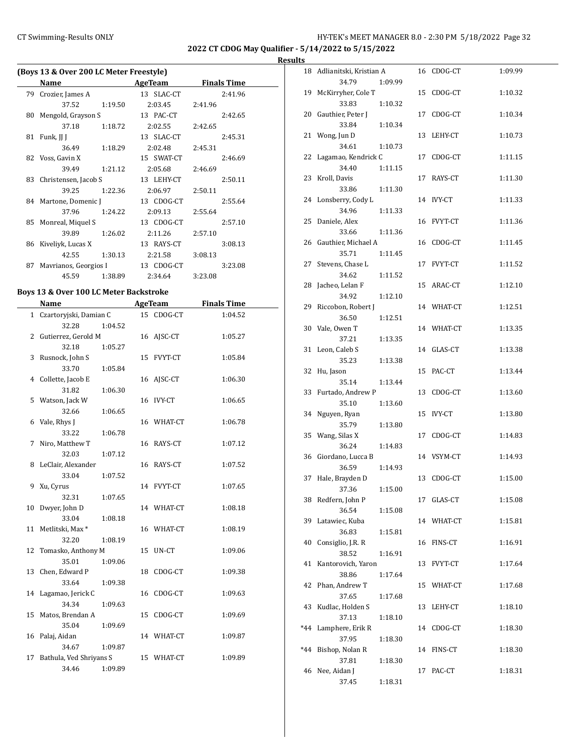## 2022 CT CDOG May Qualifier - 5/14/2022 to 5/15/2022

### Results

### (Boys 13 & Over 200 LC Meter Freestyle)

| | Name | Age | Team | Finals Time |
|---|---|---|---|---|
| 79 | Crozier, James A | 13 | SLAC-CT | 2:41.96 |
| | 37.52 / 1:19.50 / 2:03.45 / 2:41.96 | | | |
| 80 | Mengold, Grayson S | 13 | PAC-CT | 2:42.65 |
| | 37.18 / 1:18.72 / 2:02.55 / 2:42.65 | | | |
| 81 | Funk, JJ J | 13 | SLAC-CT | 2:45.31 |
| | 36.49 / 1:18.29 / 2:02.48 / 2:45.31 | | | |
| 82 | Voss, Gavin X | 15 | SWAT-CT | 2:46.69 |
| | 39.49 / 1:21.12 / 2:05.68 / 2:46.69 | | | |
| 83 | Christensen, Jacob S | 13 | LEHY-CT | 2:50.11 |
| | 39.25 / 1:22.36 / 2:06.97 / 2:50.11 | | | |
| 84 | Martone, Domenic J | 13 | CDOG-CT | 2:55.64 |
| | 37.96 / 1:24.22 / 2:09.13 / 2:55.64 | | | |
| 85 | Monreal, Miquel S | 13 | CDOG-CT | 2:57.10 |
| | 39.89 / 1:26.02 / 2:11.26 / 2:57.10 | | | |
| 86 | Kiveliyk, Lucas X | 13 | RAYS-CT | 3:08.13 |
| | 42.55 / 1:30.13 / 2:21.58 / 3:08.13 | | | |
| 87 | Mavrianos, Georgios I | 13 | CDOG-CT | 3:23.08 |
| | 45.59 / 1:38.89 / 2:34.64 / 3:23.08 | | | |

### Boys 13 & Over 100 LC Meter Backstroke

| | Name | Age | Team | Finals Time |
|---|---|---|---|---|
| 1 | Czartoryjski, Damian C | 15 | CDOG-CT | 1:04.52 |
| | 32.28 / 1:04.52 | | | |
| 2 | Gutierrez, Gerold M | 16 | AJSC-CT | 1:05.27 |
| | 32.18 / 1:05.27 | | | |
| 3 | Rusnock, John S | 15 | FVYT-CT | 1:05.84 |
| | 33.70 / 1:05.84 | | | |
| 4 | Collette, Jacob E | 16 | AJSC-CT | 1:06.30 |
| | 31.82 / 1:06.30 | | | |
| 5 | Watson, Jack W | 16 | IVY-CT | 1:06.65 |
| | 32.66 / 1:06.65 | | | |
| 6 | Vale, Rhys J | 16 | WHAT-CT | 1:06.78 |
| | 33.22 / 1:06.78 | | | |
| 7 | Niro, Matthew T | 16 | RAYS-CT | 1:07.12 |
| | 32.03 / 1:07.12 | | | |
| 8 | LeClair, Alexander | 16 | RAYS-CT | 1:07.52 |
| | 33.04 / 1:07.52 | | | |
| 9 | Xu, Cyrus | 14 | FVYT-CT | 1:07.65 |
| | 32.31 / 1:07.65 | | | |
| 10 | Dwyer, John D | 14 | WHAT-CT | 1:08.18 |
| | 33.04 / 1:08.18 | | | |
| 11 | Metlitski, Max * | 16 | WHAT-CT | 1:08.19 |
| | 32.20 / 1:08.19 | | | |
| 12 | Tomasko, Anthony M | 15 | UN-CT | 1:09.06 |
| | 35.01 / 1:09.06 | | | |
| 13 | Chen, Edward P | 18 | CDOG-CT | 1:09.38 |
| | 33.64 / 1:09.38 | | | |
| 14 | Lagamao, Jerick C | 16 | CDOG-CT | 1:09.63 |
| | 34.34 / 1:09.63 | | | |
| 15 | Matos, Brendan A | 15 | CDOG-CT | 1:09.69 |
| | 35.04 / 1:09.69 | | | |
| 16 | Palaj, Aidan | 14 | WHAT-CT | 1:09.87 |
| | 34.67 / 1:09.87 | | | |
| 17 | Bathula, Ved Shriyans S | 15 | WHAT-CT | 1:09.89 |
| | 34.46 / 1:09.89 | | | |
| 18 | Adlianitski, Kristian A | 16 | CDOG-CT | 1:09.99 |
| | 34.79 / 1:09.99 | | | |
| 19 | McKirryher, Cole T | 15 | CDOG-CT | 1:10.32 |
| | 33.83 / 1:10.32 | | | |
| 20 | Gauthier, Peter J | 17 | CDOG-CT | 1:10.34 |
| | 33.84 / 1:10.34 | | | |
| 21 | Wong, Jun D | 13 | LEHY-CT | 1:10.73 |
| | 34.61 / 1:10.73 | | | |
| 22 | Lagamao, Kendrick C | 17 | CDOG-CT | 1:11.15 |
| | 34.40 / 1:11.15 | | | |
| 23 | Kroll, Davis | 17 | RAYS-CT | 1:11.30 |
| | 33.86 / 1:11.30 | | | |
| 24 | Lonsberry, Cody L | 14 | IVY-CT | 1:11.33 |
| | 34.96 / 1:11.33 | | | |
| 25 | Daniele, Alex | 16 | FVYT-CT | 1:11.36 |
| | 33.66 / 1:11.36 | | | |
| 26 | Gauthier, Michael A | 16 | CDOG-CT | 1:11.45 |
| | 35.71 / 1:11.45 | | | |
| 27 | Stevens, Chase L | 17 | FVYT-CT | 1:11.52 |
| | 34.62 / 1:11.52 | | | |
| 28 | Jacheo, Lelan F | 15 | ARAC-CT | 1:12.10 |
| | 34.92 / 1:12.10 | | | |
| 29 | Riccobon, Robert J | 14 | WHAT-CT | 1:12.51 |
| | 36.50 / 1:12.51 | | | |
| 30 | Vale, Owen T | 14 | WHAT-CT | 1:13.35 |
| | 37.21 / 1:13.35 | | | |
| 31 | Leon, Caleb S | 14 | GLAS-CT | 1:13.38 |
| | 35.23 / 1:13.38 | | | |
| 32 | Hu, Jason | 15 | PAC-CT | 1:13.44 |
| | 35.14 / 1:13.44 | | | |
| 33 | Furtado, Andrew P | 13 | CDOG-CT | 1:13.60 |
| | 35.10 / 1:13.60 | | | |
| 34 | Nguyen, Ryan | 15 | IVY-CT | 1:13.80 |
| | 35.79 / 1:13.80 | | | |
| 35 | Wang, Silas X | 17 | CDOG-CT | 1:14.83 |
| | 36.24 / 1:14.83 | | | |
| 36 | Giordano, Lucca B | 14 | VSYM-CT | 1:14.93 |
| | 36.59 / 1:14.93 | | | |
| 37 | Hale, Brayden D | 13 | CDOG-CT | 1:15.00 |
| | 37.36 / 1:15.00 | | | |
| 38 | Redfern, John P | 17 | GLAS-CT | 1:15.08 |
| | 36.54 / 1:15.08 | | | |
| 39 | Latawiec, Kuba | 14 | WHAT-CT | 1:15.81 |
| | 36.83 / 1:15.81 | | | |
| 40 | Consiglio, J.R. R | 16 | FINS-CT | 1:16.91 |
| | 38.52 / 1:16.91 | | | |
| 41 | Kantorovich, Yaron | 13 | FVYT-CT | 1:17.64 |
| | 38.86 / 1:17.64 | | | |
| 42 | Phan, Andrew T | 15 | WHAT-CT | 1:17.68 |
| | 37.65 / 1:17.68 | | | |
| 43 | Kudlac, Holden S | 13 | LEHY-CT | 1:18.10 |
| | 37.13 / 1:18.10 | | | |
| *44 | Lamphere, Erik R | 14 | CDOG-CT | 1:18.30 |
| | 37.95 / 1:18.30 | | | |
| *44 | Bishop, Nolan R | 14 | FINS-CT | 1:18.30 |
| | 37.81 / 1:18.30 | | | |
| 46 | Nee, Aidan J | 17 | PAC-CT | 1:18.31 |
| | 37.45 / 1:18.31 | | | |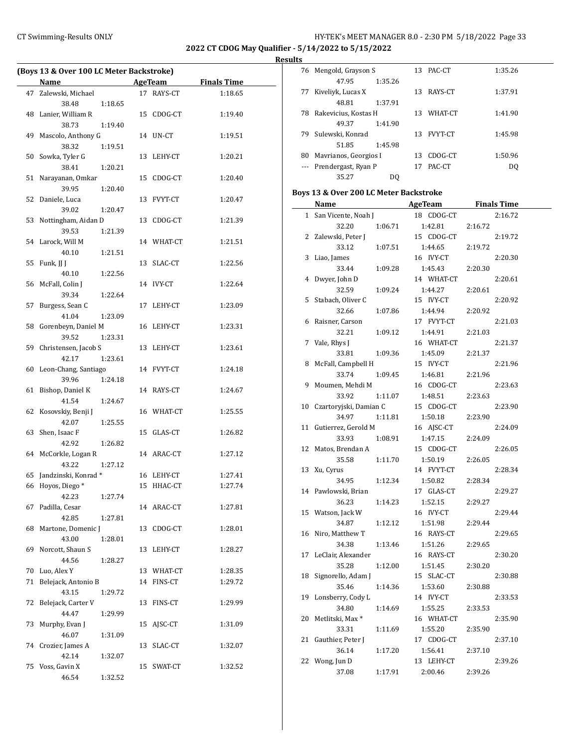## 2022 CT CDOG May Qualifier - 5/14/2022 to 5/15/2022

### Results

#### (Boys 13 & Over 100 LC Meter Backstroke)

| | Name | Age | Team | Finals Time |
|---|---|---|---|---|
| 47 | Zalewski, Michael | 17 | RAYS-CT | 1:18.65 |
| | 38.48 1:18.65 | | | |
| 48 | Lanier, William R | 15 | CDOG-CT | 1:19.40 |
| | 38.73 1:19.40 | | | |
| 49 | Mascolo, Anthony G | 14 | UN-CT | 1:19.51 |
| | 38.32 1:19.51 | | | |
| 50 | Sowka, Tyler G | 13 | LEHY-CT | 1:20.21 |
| | 38.41 1:20.21 | | | |
| 51 | Narayanan, Omkar | 15 | CDOG-CT | 1:20.40 |
| | 39.95 1:20.40 | | | |
| 52 | Daniele, Luca | 13 | FVYT-CT | 1:20.47 |
| | 39.02 1:20.47 | | | |
| 53 | Nottingham, Aidan D | 13 | CDOG-CT | 1:21.39 |
| | 39.53 1:21.39 | | | |
| 54 | Larock, Will M | 14 | WHAT-CT | 1:21.51 |
| | 40.10 1:21.51 | | | |
| 55 | Funk, JJ J | 13 | SLAC-CT | 1:22.56 |
| | 40.10 1:22.56 | | | |
| 56 | McFall, Colin J | 14 | IVY-CT | 1:22.64 |
| | 39.34 1:22.64 | | | |
| 57 | Burgess, Sean C | 17 | LEHY-CT | 1:23.09 |
| | 41.04 1:23.09 | | | |
| 58 | Gorenbeyn, Daniel M | 16 | LEHY-CT | 1:23.31 |
| | 39.52 1:23.31 | | | |
| 59 | Christensen, Jacob S | 13 | LEHY-CT | 1:23.61 |
| | 42.17 1:23.61 | | | |
| 60 | Leon-Chang, Santiago | 14 | FVYT-CT | 1:24.18 |
| | 39.96 1:24.18 | | | |
| 61 | Bishop, Daniel K | 14 | RAYS-CT | 1:24.67 |
| | 41.54 1:24.67 | | | |
| 62 | Kosovskiy, Benji J | 16 | WHAT-CT | 1:25.55 |
| | 42.07 1:25.55 | | | |
| 63 | Shen, Isaac F | 15 | GLAS-CT | 1:26.82 |
| | 42.92 1:26.82 | | | |
| 64 | McCorkle, Logan R | 14 | ARAC-CT | 1:27.12 |
| | 43.22 1:27.12 | | | |
| 65 | Jandzinski, Konrad * | 16 | LEHY-CT | 1:27.41 |
| 66 | Hoyos, Diego * | 15 | HHAC-CT | 1:27.74 |
| | 42.23 1:27.74 | | | |
| 67 | Padilla, Cesar | 14 | ARAC-CT | 1:27.81 |
| | 42.85 1:27.81 | | | |
| 68 | Martone, Domenic J | 13 | CDOG-CT | 1:28.01 |
| | 43.00 1:28.01 | | | |
| 69 | Norcott, Shaun S | 13 | LEHY-CT | 1:28.27 |
| | 44.56 1:28.27 | | | |
| 70 | Luo, Alex Y | 13 | WHAT-CT | 1:28.35 |
| 71 | Belejack, Antonio B | 14 | FINS-CT | 1:29.72 |
| | 43.15 1:29.72 | | | |
| 72 | Belejack, Carter V | 13 | FINS-CT | 1:29.99 |
| | 44.47 1:29.99 | | | |
| 73 | Murphy, Evan J | 15 | AJSC-CT | 1:31.09 |
| | 46.07 1:31.09 | | | |
| 74 | Crozier, James A | 13 | SLAC-CT | 1:32.07 |
| | 42.14 1:32.07 | | | |
| 75 | Voss, Gavin X | 15 | SWAT-CT | 1:32.52 |
| | 46.54 1:32.52 | | | |
| 76 | Mengold, Grayson S | 13 | PAC-CT | 1:35.26 |
| | 47.95 1:35.26 | | | |
| 77 | Kiveliyk, Lucas X | 13 | RAYS-CT | 1:37.91 |
| | 48.81 1:37.91 | | | |
| 78 | Rakevicius, Kostas H | 13 | WHAT-CT | 1:41.90 |
| | 49.37 1:41.90 | | | |
| 79 | Sulewski, Konrad | 13 | FVYT-CT | 1:45.98 |
| | 51.85 1:45.98 | | | |
| 80 | Mavrianos, Georgios I | 13 | CDOG-CT | 1:50.96 |
| --- | Prendergast, Ryan P | 17 | PAC-CT | DQ |
| | 35.27 DQ | | | |

#### Boys 13 & Over 200 LC Meter Backstroke

| | Name | Age | Team | Finals Time |
|---|---|---|---|---|
| 1 | San Vicente, Noah J | 18 | CDOG-CT | 2:16.72 |
| | 32.20 1:06.71 1:42.81 2:16.72 | | | |
| 2 | Zalewski, Peter J | 15 | CDOG-CT | 2:19.72 |
| | 33.12 1:07.51 1:44.65 2:19.72 | | | |
| 3 | Liao, James | 16 | IVY-CT | 2:20.30 |
| | 33.44 1:09.28 1:45.43 2:20.30 | | | |
| 4 | Dwyer, John D | 14 | WHAT-CT | 2:20.61 |
| | 32.59 1:09.24 1:44.27 2:20.61 | | | |
| 5 | Stabach, Oliver C | 15 | IVY-CT | 2:20.92 |
| | 32.66 1:07.86 1:44.94 2:20.92 | | | |
| 6 | Raisner, Carson | 17 | FVYT-CT | 2:21.03 |
| | 32.21 1:09.12 1:44.91 2:21.03 | | | |
| 7 | Vale, Rhys J | 16 | WHAT-CT | 2:21.37 |
| | 33.81 1:09.36 1:45.09 2:21.37 | | | |
| 8 | McFall, Campbell H | 15 | IVY-CT | 2:21.96 |
| | 33.74 1:09.45 1:46.81 2:21.96 | | | |
| 9 | Moumen, Mehdi M | 16 | CDOG-CT | 2:23.63 |
| | 33.92 1:11.07 1:48.51 2:23.63 | | | |
| 10 | Czartoryjski, Damian C | 15 | CDOG-CT | 2:23.90 |
| | 34.97 1:11.81 1:50.18 2:23.90 | | | |
| 11 | Gutierrez, Gerold M | 16 | AJSC-CT | 2:24.09 |
| | 33.93 1:08.91 1:47.15 2:24.09 | | | |
| 12 | Matos, Brendan A | 15 | CDOG-CT | 2:26.05 |
| | 35.58 1:11.70 1:50.19 2:26.05 | | | |
| 13 | Xu, Cyrus | 14 | FVYT-CT | 2:28.34 |
| | 34.95 1:12.34 1:50.82 2:28.34 | | | |
| 14 | Pawlowski, Brian | 17 | GLAS-CT | 2:29.27 |
| | 36.23 1:14.23 1:52.15 2:29.27 | | | |
| 15 | Watson, Jack W | 16 | IVY-CT | 2:29.44 |
| | 34.87 1:12.12 1:51.98 2:29.44 | | | |
| 16 | Niro, Matthew T | 16 | RAYS-CT | 2:29.65 |
| | 34.38 1:13.46 1:51.26 2:29.65 | | | |
| 17 | LeClair, Alexander | 16 | RAYS-CT | 2:30.20 |
| | 35.28 1:12.00 1:51.45 2:30.20 | | | |
| 18 | Signorello, Adam J | 15 | SLAC-CT | 2:30.88 |
| | 35.46 1:14.36 1:53.60 2:30.88 | | | |
| 19 | Lonsberry, Cody L | 14 | IVY-CT | 2:33.53 |
| | 34.80 1:14.69 1:55.25 2:33.53 | | | |
| 20 | Metlitski, Max * | 16 | WHAT-CT | 2:35.90 |
| | 33.31 1:11.69 1:55.20 2:35.90 | | | |
| 21 | Gauthier, Peter J | 17 | CDOG-CT | 2:37.10 |
| | 36.14 1:17.20 1:56.41 2:37.10 | | | |
| 22 | Wong, Jun D | 13 | LEHY-CT | 2:39.26 |
| | 37.08 1:17.91 2:00.46 2:39.26 | | | |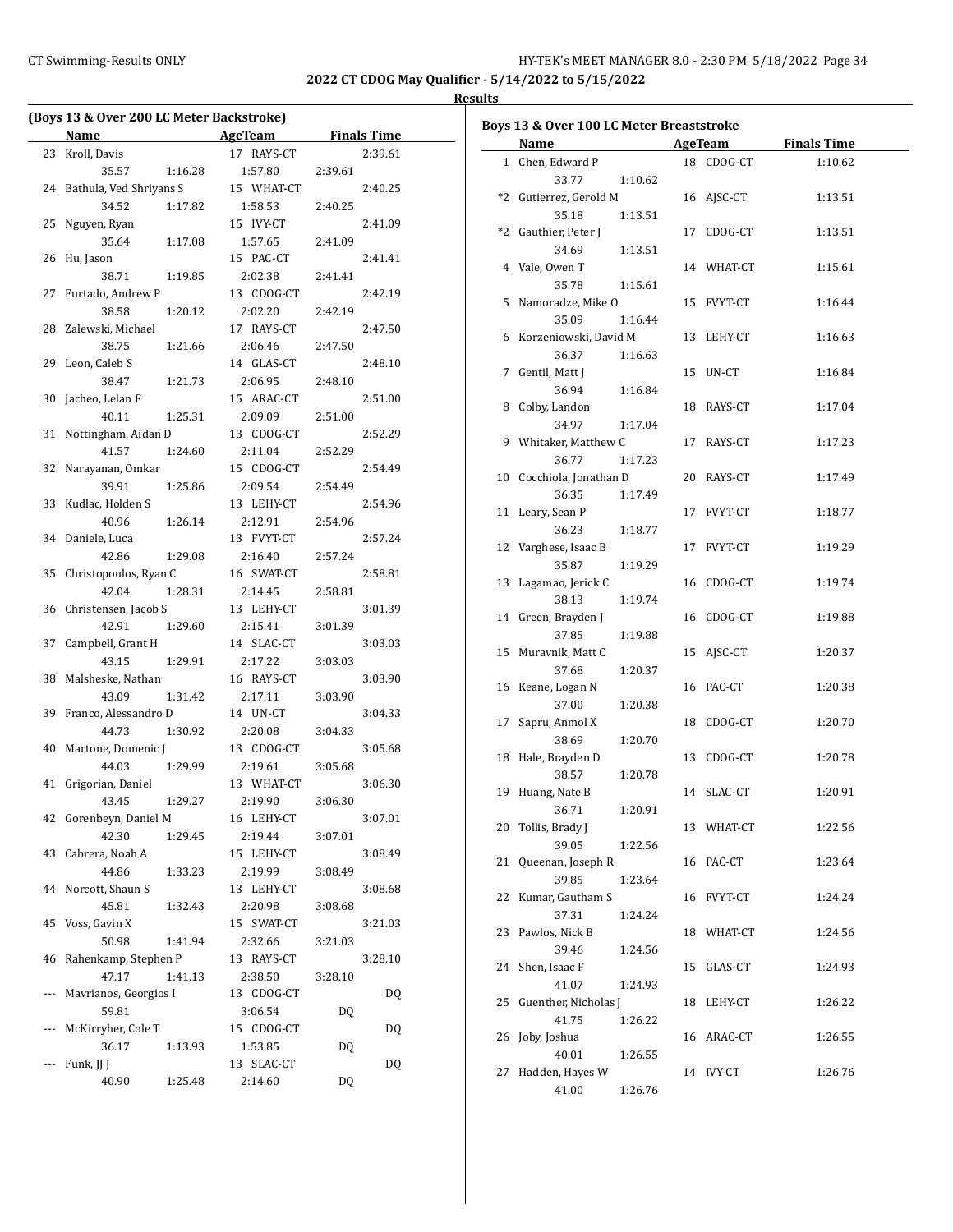**2022 CT CDOG May Qualifier - 5/14/2022 to 5/15/2022**

**Results**

## (Boys 13 & Over 200 LC Meter Backstroke)

| | Name | Age | Team | Finals Time |
|---|---|---|---|---|
| 23 | Kroll, Davis | 17 | RAYS-CT | 2:39.61 |
| | 35.57 / 1:16.28 / 1:57.80 / 2:39.61 | | | |
| 24 | Bathula, Ved Shriyans S | 15 | WHAT-CT | 2:40.25 |
| | 34.52 / 1:17.82 / 1:58.53 / 2:40.25 | | | |
| 25 | Nguyen, Ryan | 15 | IVY-CT | 2:41.09 |
| | 35.64 / 1:17.08 / 1:57.65 / 2:41.09 | | | |
| 26 | Hu, Jason | 15 | PAC-CT | 2:41.41 |
| | 38.71 / 1:19.85 / 2:02.38 / 2:41.41 | | | |
| 27 | Furtado, Andrew P | 13 | CDOG-CT | 2:42.19 |
| | 38.58 / 1:20.12 / 2:02.20 / 2:42.19 | | | |
| 28 | Zalewski, Michael | 17 | RAYS-CT | 2:47.50 |
| | 38.75 / 1:21.66 / 2:06.46 / 2:47.50 | | | |
| 29 | Leon, Caleb S | 14 | GLAS-CT | 2:48.10 |
| | 38.47 / 1:21.73 / 2:06.95 / 2:48.10 | | | |
| 30 | Jacheo, Lelan F | 15 | ARAC-CT | 2:51.00 |
| | 40.11 / 1:25.31 / 2:09.09 / 2:51.00 | | | |
| 31 | Nottingham, Aidan D | 13 | CDOG-CT | 2:52.29 |
| | 41.57 / 1:24.60 / 2:11.04 / 2:52.29 | | | |
| 32 | Narayanan, Omkar | 15 | CDOG-CT | 2:54.49 |
| | 39.91 / 1:25.86 / 2:09.54 / 2:54.49 | | | |
| 33 | Kudlac, Holden S | 13 | LEHY-CT | 2:54.96 |
| | 40.96 / 1:26.14 / 2:12.91 / 2:54.96 | | | |
| 34 | Daniele, Luca | 13 | FVYT-CT | 2:57.24 |
| | 42.86 / 1:29.08 / 2:16.40 / 2:57.24 | | | |
| 35 | Christopoulos, Ryan C | 16 | SWAT-CT | 2:58.81 |
| | 42.04 / 1:28.31 / 2:14.45 / 2:58.81 | | | |
| 36 | Christensen, Jacob S | 13 | LEHY-CT | 3:01.39 |
| | 42.91 / 1:29.60 / 2:15.41 / 3:01.39 | | | |
| 37 | Campbell, Grant H | 14 | SLAC-CT | 3:03.03 |
| | 43.15 / 1:29.91 / 2:17.22 / 3:03.03 | | | |
| 38 | Malsheske, Nathan | 16 | RAYS-CT | 3:03.90 |
| | 43.09 / 1:31.42 / 2:17.11 / 3:03.90 | | | |
| 39 | Franco, Alessandro D | 14 | UN-CT | 3:04.33 |
| | 44.73 / 1:30.92 / 2:20.08 / 3:04.33 | | | |
| 40 | Martone, Domenic J | 13 | CDOG-CT | 3:05.68 |
| | 44.03 / 1:29.99 / 2:19.61 / 3:05.68 | | | |
| 41 | Grigorian, Daniel | 13 | WHAT-CT | 3:06.30 |
| | 43.45 / 1:29.27 / 2:19.90 / 3:06.30 | | | |
| 42 | Gorenbeyn, Daniel M | 16 | LEHY-CT | 3:07.01 |
| | 42.30 / 1:29.45 / 2:19.44 / 3:07.01 | | | |
| 43 | Cabrera, Noah A | 15 | LEHY-CT | 3:08.49 |
| | 44.86 / 1:33.23 / 2:19.99 / 3:08.49 | | | |
| 44 | Norcott, Shaun S | 13 | LEHY-CT | 3:08.68 |
| | 45.81 / 1:32.43 / 2:20.98 / 3:08.68 | | | |
| 45 | Voss, Gavin X | 15 | SWAT-CT | 3:21.03 |
| | 50.98 / 1:41.94 / 2:32.66 / 3:21.03 | | | |
| 46 | Rahenkamp, Stephen P | 13 | RAYS-CT | 3:28.10 |
| | 47.17 / 1:41.13 / 2:38.50 / 3:28.10 | | | |
| --- | Mavrianos, Georgios I | 13 | CDOG-CT | DQ |
| | 59.81 / 3:06.54 / DQ | | | |
| --- | McKirryher, Cole T | 15 | CDOG-CT | DQ |
| | 36.17 / 1:13.93 / 1:53.85 / DQ | | | |
| --- | Funk, JJ J | 13 | SLAC-CT | DQ |
| | 40.90 / 1:25.48 / 2:14.60 / DQ | | | |

## Boys 13 & Over 100 LC Meter Breaststroke

| | Name | Age | Team | Finals Time |
|---|---|---|---|---|
| 1 | Chen, Edward P | 18 | CDOG-CT | 1:10.62 |
| | 33.77 / 1:10.62 | | | |
| *2 | Gutierrez, Gerold M | 16 | AJSC-CT | 1:13.51 |
| | 35.18 / 1:13.51 | | | |
| *2 | Gauthier, Peter J | 17 | CDOG-CT | 1:13.51 |
| | 34.69 / 1:13.51 | | | |
| 4 | Vale, Owen T | 14 | WHAT-CT | 1:15.61 |
| | 35.78 / 1:15.61 | | | |
| 5 | Namoradze, Mike O | 15 | FVYT-CT | 1:16.44 |
| | 35.09 / 1:16.44 | | | |
| 6 | Korzeniowski, David M | 13 | LEHY-CT | 1:16.63 |
| | 36.37 / 1:16.63 | | | |
| 7 | Gentil, Matt J | 15 | UN-CT | 1:16.84 |
| | 36.94 / 1:16.84 | | | |
| 8 | Colby, Landon | 18 | RAYS-CT | 1:17.04 |
| | 34.97 / 1:17.04 | | | |
| 9 | Whitaker, Matthew C | 17 | RAYS-CT | 1:17.23 |
| | 36.77 / 1:17.23 | | | |
| 10 | Cocchiola, Jonathan D | 20 | RAYS-CT | 1:17.49 |
| | 36.35 / 1:17.49 | | | |
| 11 | Leary, Sean P | 17 | FVYT-CT | 1:18.77 |
| | 36.23 / 1:18.77 | | | |
| 12 | Varghese, Isaac B | 17 | FVYT-CT | 1:19.29 |
| | 35.87 / 1:19.29 | | | |
| 13 | Lagamao, Jerick C | 16 | CDOG-CT | 1:19.74 |
| | 38.13 / 1:19.74 | | | |
| 14 | Green, Brayden J | 16 | CDOG-CT | 1:19.88 |
| | 37.85 / 1:19.88 | | | |
| 15 | Muravnik, Matt C | 15 | AJSC-CT | 1:20.37 |
| | 37.68 / 1:20.37 | | | |
| 16 | Keane, Logan N | 16 | PAC-CT | 1:20.38 |
| | 37.00 / 1:20.38 | | | |
| 17 | Sapru, Anmol X | 18 | CDOG-CT | 1:20.70 |
| | 38.69 / 1:20.70 | | | |
| 18 | Hale, Brayden D | 13 | CDOG-CT | 1:20.78 |
| | 38.57 / 1:20.78 | | | |
| 19 | Huang, Nate B | 14 | SLAC-CT | 1:20.91 |
| | 36.71 / 1:20.91 | | | |
| 20 | Tollis, Brady J | 13 | WHAT-CT | 1:22.56 |
| | 39.05 / 1:22.56 | | | |
| 21 | Queenan, Joseph R | 16 | PAC-CT | 1:23.64 |
| | 39.85 / 1:23.64 | | | |
| 22 | Kumar, Gautham S | 16 | FVYT-CT | 1:24.24 |
| | 37.31 / 1:24.24 | | | |
| 23 | Pawlos, Nick B | 18 | WHAT-CT | 1:24.56 |
| | 39.46 / 1:24.56 | | | |
| 24 | Shen, Isaac F | 15 | GLAS-CT | 1:24.93 |
| | 41.07 / 1:24.93 | | | |
| 25 | Guenther, Nicholas J | 18 | LEHY-CT | 1:26.22 |
| | 41.75 / 1:26.22 | | | |
| 26 | Joby, Joshua | 16 | ARAC-CT | 1:26.55 |
| | 40.01 / 1:26.55 | | | |
| 27 | Hadden, Hayes W | 14 | IVY-CT | 1:26.76 |
| | 41.00 / 1:26.76 | | | |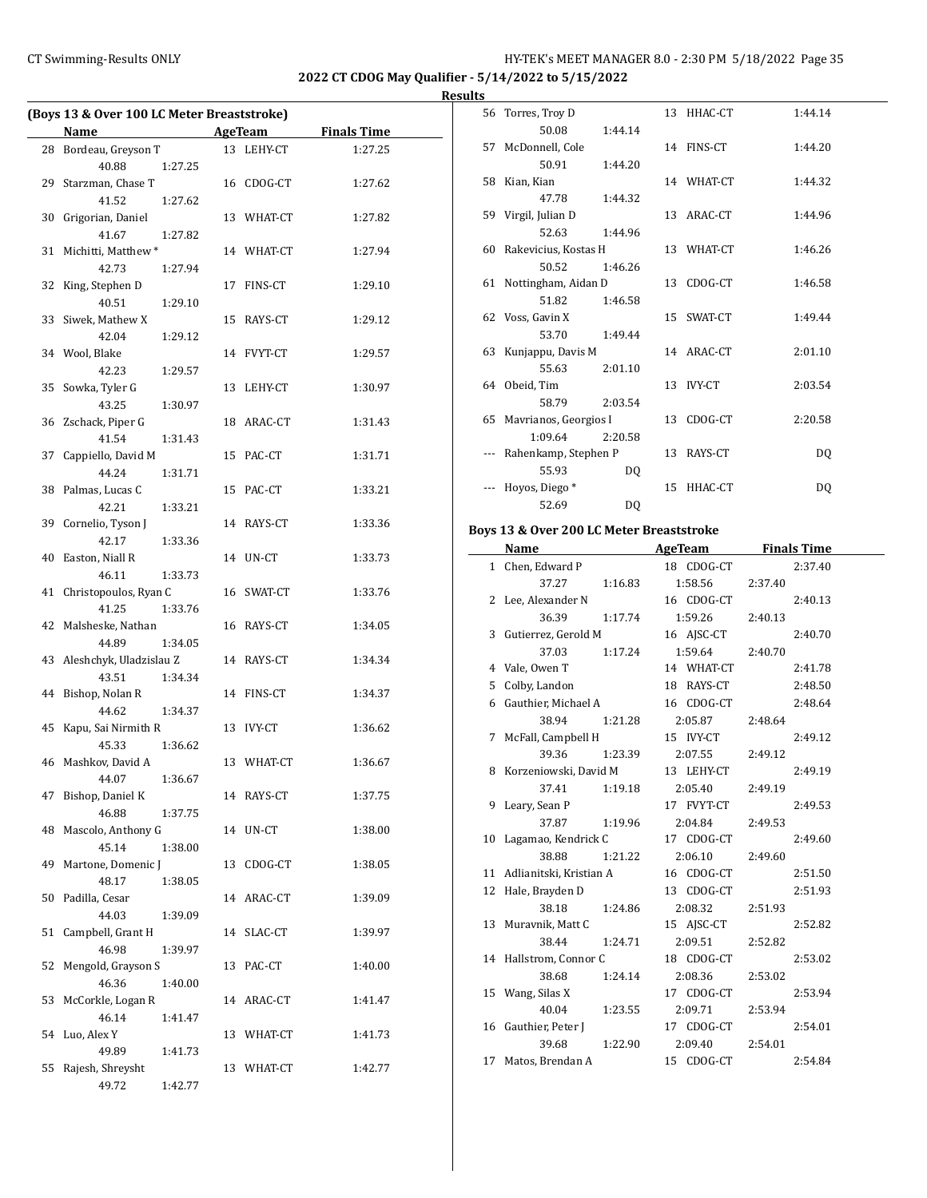## 2022 CT CDOG May Qualifier - 5/14/2022 to 5/15/2022

### Results

#### (Boys 13 & Over 100 LC Meter Breaststroke)

| | Name | Age | Team | Finals Time |
|---|---|---|---|---|
| 28 | Bordeau, Greyson T | 13 | LEHY-CT | 1:27.25 |
| | 40.88 1:27.25 | | | |
| 29 | Starzman, Chase T | 16 | CDOG-CT | 1:27.62 |
| | 41.52 1:27.62 | | | |
| 30 | Grigorian, Daniel | 13 | WHAT-CT | 1:27.82 |
| | 41.67 1:27.82 | | | |
| 31 | Michitti, Matthew * | 14 | WHAT-CT | 1:27.94 |
| | 42.73 1:27.94 | | | |
| 32 | King, Stephen D | 17 | FINS-CT | 1:29.10 |
| | 40.51 1:29.10 | | | |
| 33 | Siwek, Mathew X | 15 | RAYS-CT | 1:29.12 |
| | 42.04 1:29.12 | | | |
| 34 | Wool, Blake | 14 | FVYT-CT | 1:29.57 |
| | 42.23 1:29.57 | | | |
| 35 | Sowka, Tyler G | 13 | LEHY-CT | 1:30.97 |
| | 43.25 1:30.97 | | | |
| 36 | Zschack, Piper G | 18 | ARAC-CT | 1:31.43 |
| | 41.54 1:31.43 | | | |
| 37 | Cappiello, David M | 15 | PAC-CT | 1:31.71 |
| | 44.24 1:31.71 | | | |
| 38 | Palmas, Lucas C | 15 | PAC-CT | 1:33.21 |
| | 42.21 1:33.21 | | | |
| 39 | Cornelio, Tyson J | 14 | RAYS-CT | 1:33.36 |
| | 42.17 1:33.36 | | | |
| 40 | Easton, Niall R | 14 | UN-CT | 1:33.73 |
| | 46.11 1:33.73 | | | |
| 41 | Christopoulos, Ryan C | 16 | SWAT-CT | 1:33.76 |
| | 41.25 1:33.76 | | | |
| 42 | Malsheske, Nathan | 16 | RAYS-CT | 1:34.05 |
| | 44.89 1:34.05 | | | |
| 43 | Aleshchyk, Uladzislau Z | 14 | RAYS-CT | 1:34.34 |
| | 43.51 1:34.34 | | | |
| 44 | Bishop, Nolan R | 14 | FINS-CT | 1:34.37 |
| | 44.62 1:34.37 | | | |
| 45 | Kapu, Sai Nirmith R | 13 | IVY-CT | 1:36.62 |
| | 45.33 1:36.62 | | | |
| 46 | Mashkov, David A | 13 | WHAT-CT | 1:36.67 |
| | 44.07 1:36.67 | | | |
| 47 | Bishop, Daniel K | 14 | RAYS-CT | 1:37.75 |
| | 46.88 1:37.75 | | | |
| 48 | Mascolo, Anthony G | 14 | UN-CT | 1:38.00 |
| | 45.14 1:38.00 | | | |
| 49 | Martone, Domenic J | 13 | CDOG-CT | 1:38.05 |
| | 48.17 1:38.05 | | | |
| 50 | Padilla, Cesar | 14 | ARAC-CT | 1:39.09 |
| | 44.03 1:39.09 | | | |
| 51 | Campbell, Grant H | 14 | SLAC-CT | 1:39.97 |
| | 46.98 1:39.97 | | | |
| 52 | Mengold, Grayson S | 13 | PAC-CT | 1:40.00 |
| | 46.36 1:40.00 | | | |
| 53 | McCorkle, Logan R | 14 | ARAC-CT | 1:41.47 |
| | 46.14 1:41.47 | | | |
| 54 | Luo, Alex Y | 13 | WHAT-CT | 1:41.73 |
| | 49.89 1:41.73 | | | |
| 55 | Rajesh, Shreysht | 13 | WHAT-CT | 1:42.77 |
| | 49.72 1:42.77 | | | |
| 56 | Torres, Troy D | 13 | HHAC-CT | 1:44.14 |
| | 50.08 1:44.14 | | | |
| 57 | McDonnell, Cole | 14 | FINS-CT | 1:44.20 |
| | 50.91 1:44.20 | | | |
| 58 | Kian, Kian | 14 | WHAT-CT | 1:44.32 |
| | 47.78 1:44.32 | | | |
| 59 | Virgil, Julian D | 13 | ARAC-CT | 1:44.96 |
| | 52.63 1:44.96 | | | |
| 60 | Rakevicius, Kostas H | 13 | WHAT-CT | 1:46.26 |
| | 50.52 1:46.26 | | | |
| 61 | Nottingham, Aidan D | 13 | CDOG-CT | 1:46.58 |
| | 51.82 1:46.58 | | | |
| 62 | Voss, Gavin X | 15 | SWAT-CT | 1:49.44 |
| | 53.70 1:49.44 | | | |
| 63 | Kunjappu, Davis M | 14 | ARAC-CT | 2:01.10 |
| | 55.63 2:01.10 | | | |
| 64 | Obeid, Tim | 13 | IVY-CT | 2:03.54 |
| | 58.79 2:03.54 | | | |
| 65 | Mavrianos, Georgios I | 13 | CDOG-CT | 2:20.58 |
| | 1:09.64 2:20.58 | | | |
| --- | Rahenkamp, Stephen P | 13 | RAYS-CT | DQ |
| | 55.93 DQ | | | |
| --- | Hoyos, Diego * | 15 | HHAC-CT | DQ |
| | 52.69 DQ | | | |

#### Boys 13 & Over 200 LC Meter Breaststroke

| | Name | Age | Team | Finals Time |
|---|---|---|---|---|
| 1 | Chen, Edward P | 18 | CDOG-CT | 2:37.40 |
| | 37.27 1:16.83 1:58.56 2:37.40 | | | |
| 2 | Lee, Alexander N | 16 | CDOG-CT | 2:40.13 |
| | 36.39 1:17.74 1:59.26 2:40.13 | | | |
| 3 | Gutierrez, Gerold M | 16 | AJSC-CT | 2:40.70 |
| | 37.03 1:17.24 1:59.64 2:40.70 | | | |
| 4 | Vale, Owen T | 14 | WHAT-CT | 2:41.78 |
| 5 | Colby, Landon | 18 | RAYS-CT | 2:48.50 |
| 6 | Gauthier, Michael A | 16 | CDOG-CT | 2:48.64 |
| | 38.94 1:21.28 2:05.87 2:48.64 | | | |
| 7 | McFall, Campbell H | 15 | IVY-CT | 2:49.12 |
| | 39.36 1:23.39 2:07.55 2:49.12 | | | |
| 8 | Korzeniowski, David M | 13 | LEHY-CT | 2:49.19 |
| | 37.41 1:19.18 2:05.40 2:49.19 | | | |
| 9 | Leary, Sean P | 17 | FVYT-CT | 2:49.53 |
| | 37.87 1:19.96 2:04.84 2:49.53 | | | |
| 10 | Lagamao, Kendrick C | 17 | CDOG-CT | 2:49.60 |
| | 38.88 1:21.22 2:06.10 2:49.60 | | | |
| 11 | Adlianitski, Kristian A | 16 | CDOG-CT | 2:51.50 |
| 12 | Hale, Brayden D | 13 | CDOG-CT | 2:51.93 |
| | 38.18 1:24.86 2:08.32 2:51.93 | | | |
| 13 | Muravnik, Matt C | 15 | AJSC-CT | 2:52.82 |
| | 38.44 1:24.71 2:09.51 2:52.82 | | | |
| 14 | Hallstrom, Connor C | 18 | CDOG-CT | 2:53.02 |
| | 38.68 1:24.14 2:08.36 2:53.02 | | | |
| 15 | Wang, Silas X | 17 | CDOG-CT | 2:53.94 |
| | 40.04 1:23.55 2:09.71 2:53.94 | | | |
| 16 | Gauthier, Peter J | 17 | CDOG-CT | 2:54.01 |
| | 39.68 1:22.90 2:09.40 2:54.01 | | | |
| 17 | Matos, Brendan A | 15 | CDOG-CT | 2:54.84 |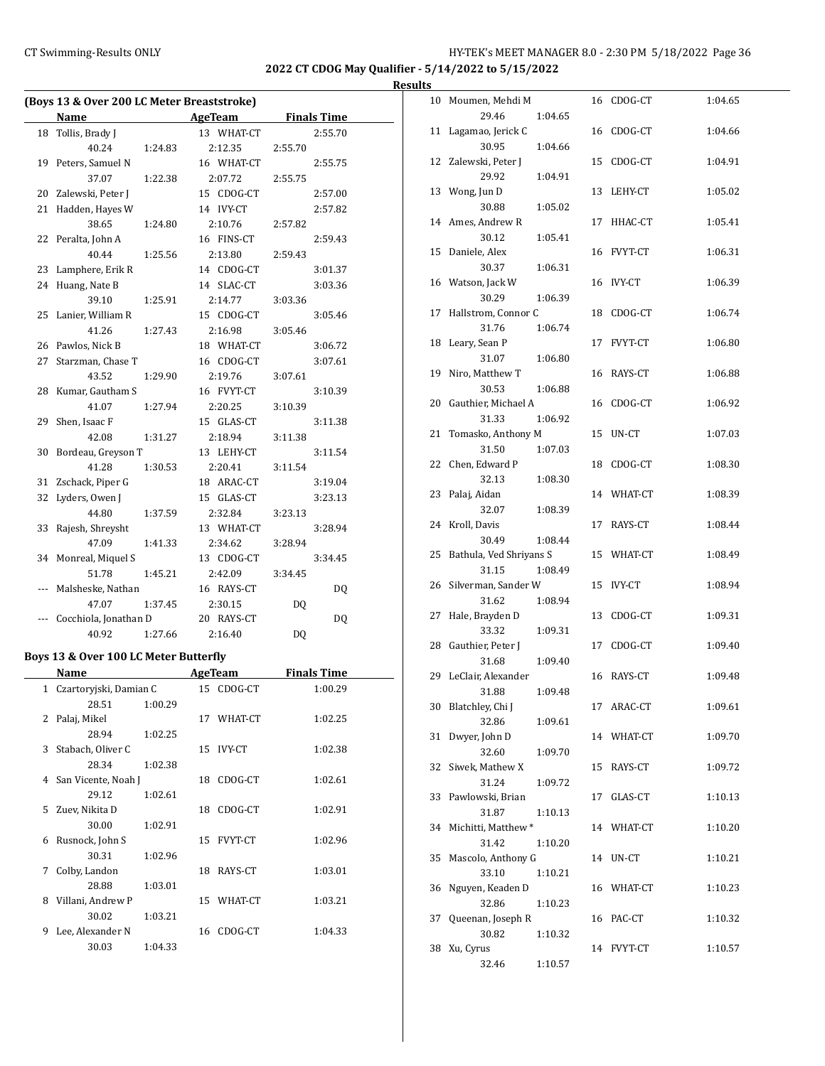**2022 CT CDOG May Qualifier - 5/14/2022 to 5/15/2022**

**Results**

## (Boys 13 & Over 200 LC Meter Breaststroke)

| | Name | Age | Team | Finals Time |
|---|---|---|---|---|
| 18 | Tollis, Brady J | 13 | WHAT-CT | 2:55.70 |
| | 40.24 1:24.83 2:12.35 2:55.70 | | | |
| 19 | Peters, Samuel N | 16 | WHAT-CT | 2:55.75 |
| | 37.07 1:22.38 2:07.72 2:55.75 | | | |
| 20 | Zalewski, Peter J | 15 | CDOG-CT | 2:57.00 |
| 21 | Hadden, Hayes W | 14 | IVY-CT | 2:57.82 |
| | 38.65 1:24.80 2:10.76 2:57.82 | | | |
| 22 | Peralta, John A | 16 | FINS-CT | 2:59.43 |
| | 40.44 1:25.56 2:13.80 2:59.43 | | | |
| 23 | Lamphere, Erik R | 14 | CDOG-CT | 3:01.37 |
| 24 | Huang, Nate B | 14 | SLAC-CT | 3:03.36 |
| | 39.10 1:25.91 2:14.77 3:03.36 | | | |
| 25 | Lanier, William R | 15 | CDOG-CT | 3:05.46 |
| | 41.26 1:27.43 2:16.98 3:05.46 | | | |
| 26 | Pawlos, Nick B | 18 | WHAT-CT | 3:06.72 |
| 27 | Starzman, Chase T | 16 | CDOG-CT | 3:07.61 |
| | 43.52 1:29.90 2:19.76 3:07.61 | | | |
| 28 | Kumar, Gautham S | 16 | FVYT-CT | 3:10.39 |
| | 41.07 1:27.94 2:20.25 3:10.39 | | | |
| 29 | Shen, Isaac F | 15 | GLAS-CT | 3:11.38 |
| | 42.08 1:31.27 2:18.94 3:11.38 | | | |
| 30 | Bordeau, Greyson T | 13 | LEHY-CT | 3:11.54 |
| | 41.28 1:30.53 2:20.41 3:11.54 | | | |
| 31 | Zschack, Piper G | 18 | ARAC-CT | 3:19.04 |
| 32 | Lyders, Owen J | 15 | GLAS-CT | 3:23.13 |
| | 44.80 1:37.59 2:32.84 3:23.13 | | | |
| 33 | Rajesh, Shreysht | 13 | WHAT-CT | 3:28.94 |
| | 47.09 1:41.33 2:34.62 3:28.94 | | | |
| 34 | Monreal, Miquel S | 13 | CDOG-CT | 3:34.45 |
| | 51.78 1:45.21 2:42.09 3:34.45 | | | |
| --- | Malsheske, Nathan | 16 | RAYS-CT | DQ |
| | 47.07 1:37.45 2:30.15 DQ | | | |
| --- | Cocchiola, Jonathan D | 20 | RAYS-CT | DQ |
| | 40.92 1:27.66 2:16.40 DQ | | | |

## Boys 13 & Over 100 LC Meter Butterfly

| | Name | Age | Team | Finals Time |
|---|---|---|---|---|
| 1 | Czartoryjski, Damian C | 15 | CDOG-CT | 1:00.29 |
| | 28.51 1:00.29 | | | |
| 2 | Palaj, Mikel | 17 | WHAT-CT | 1:02.25 |
| | 28.94 1:02.25 | | | |
| 3 | Stabach, Oliver C | 15 | IVY-CT | 1:02.38 |
| | 28.34 1:02.38 | | | |
| 4 | San Vicente, Noah J | 18 | CDOG-CT | 1:02.61 |
| | 29.12 1:02.61 | | | |
| 5 | Zuev, Nikita D | 18 | CDOG-CT | 1:02.91 |
| | 30.00 1:02.91 | | | |
| 6 | Rusnock, John S | 15 | FVYT-CT | 1:02.96 |
| | 30.31 1:02.96 | | | |
| 7 | Colby, Landon | 18 | RAYS-CT | 1:03.01 |
| | 28.88 1:03.01 | | | |
| 8 | Villani, Andrew P | 15 | WHAT-CT | 1:03.21 |
| | 30.02 1:03.21 | | | |
| 9 | Lee, Alexander N | 16 | CDOG-CT | 1:04.33 |
| | 30.03 1:04.33 | | | |
| 10 | Moumen, Mehdi M | 16 | CDOG-CT | 1:04.65 |
| | 29.46 1:04.65 | | | |
| 11 | Lagamao, Jerick C | 16 | CDOG-CT | 1:04.66 |
| | 30.95 1:04.66 | | | |
| 12 | Zalewski, Peter J | 15 | CDOG-CT | 1:04.91 |
| | 29.92 1:04.91 | | | |
| 13 | Wong, Jun D | 13 | LEHY-CT | 1:05.02 |
| | 30.88 1:05.02 | | | |
| 14 | Ames, Andrew R | 17 | HHAC-CT | 1:05.41 |
| | 30.12 1:05.41 | | | |
| 15 | Daniele, Alex | 16 | FVYT-CT | 1:06.31 |
| | 30.37 1:06.31 | | | |
| 16 | Watson, Jack W | 16 | IVY-CT | 1:06.39 |
| | 30.29 1:06.39 | | | |
| 17 | Hallstrom, Connor C | 18 | CDOG-CT | 1:06.74 |
| | 31.76 1:06.74 | | | |
| 18 | Leary, Sean P | 17 | FVYT-CT | 1:06.80 |
| | 31.07 1:06.80 | | | |
| 19 | Niro, Matthew T | 16 | RAYS-CT | 1:06.88 |
| | 30.53 1:06.88 | | | |
| 20 | Gauthier, Michael A | 16 | CDOG-CT | 1:06.92 |
| | 31.33 1:06.92 | | | |
| 21 | Tomasko, Anthony M | 15 | UN-CT | 1:07.03 |
| | 31.50 1:07.03 | | | |
| 22 | Chen, Edward P | 18 | CDOG-CT | 1:08.30 |
| | 32.13 1:08.30 | | | |
| 23 | Palaj, Aidan | 14 | WHAT-CT | 1:08.39 |
| | 32.07 1:08.39 | | | |
| 24 | Kroll, Davis | 17 | RAYS-CT | 1:08.44 |
| | 30.49 1:08.44 | | | |
| 25 | Bathula, Ved Shriyans S | 15 | WHAT-CT | 1:08.49 |
| | 31.15 1:08.49 | | | |
| 26 | Silverman, Sander W | 15 | IVY-CT | 1:08.94 |
| | 31.62 1:08.94 | | | |
| 27 | Hale, Brayden D | 13 | CDOG-CT | 1:09.31 |
| | 33.32 1:09.31 | | | |
| 28 | Gauthier, Peter J | 17 | CDOG-CT | 1:09.40 |
| | 31.68 1:09.40 | | | |
| 29 | LeClair, Alexander | 16 | RAYS-CT | 1:09.48 |
| | 31.88 1:09.48 | | | |
| 30 | Blatchley, Chi J | 17 | ARAC-CT | 1:09.61 |
| | 32.86 1:09.61 | | | |
| 31 | Dwyer, John D | 14 | WHAT-CT | 1:09.70 |
| | 32.60 1:09.70 | | | |
| 32 | Siwek, Mathew X | 15 | RAYS-CT | 1:09.72 |
| | 31.24 1:09.72 | | | |
| 33 | Pawlowski, Brian | 17 | GLAS-CT | 1:10.13 |
| | 31.87 1:10.13 | | | |
| 34 | Michitti, Matthew * | 14 | WHAT-CT | 1:10.20 |
| | 31.42 1:10.20 | | | |
| 35 | Mascolo, Anthony G | 14 | UN-CT | 1:10.21 |
| | 33.10 1:10.21 | | | |
| 36 | Nguyen, Keaden D | 16 | WHAT-CT | 1:10.23 |
| | 32.86 1:10.23 | | | |
| 37 | Queenan, Joseph R | 16 | PAC-CT | 1:10.32 |
| | 30.82 1:10.32 | | | |
| 38 | Xu, Cyrus | 14 | FVYT-CT | 1:10.57 |
| | 32.46 1:10.57 | | | |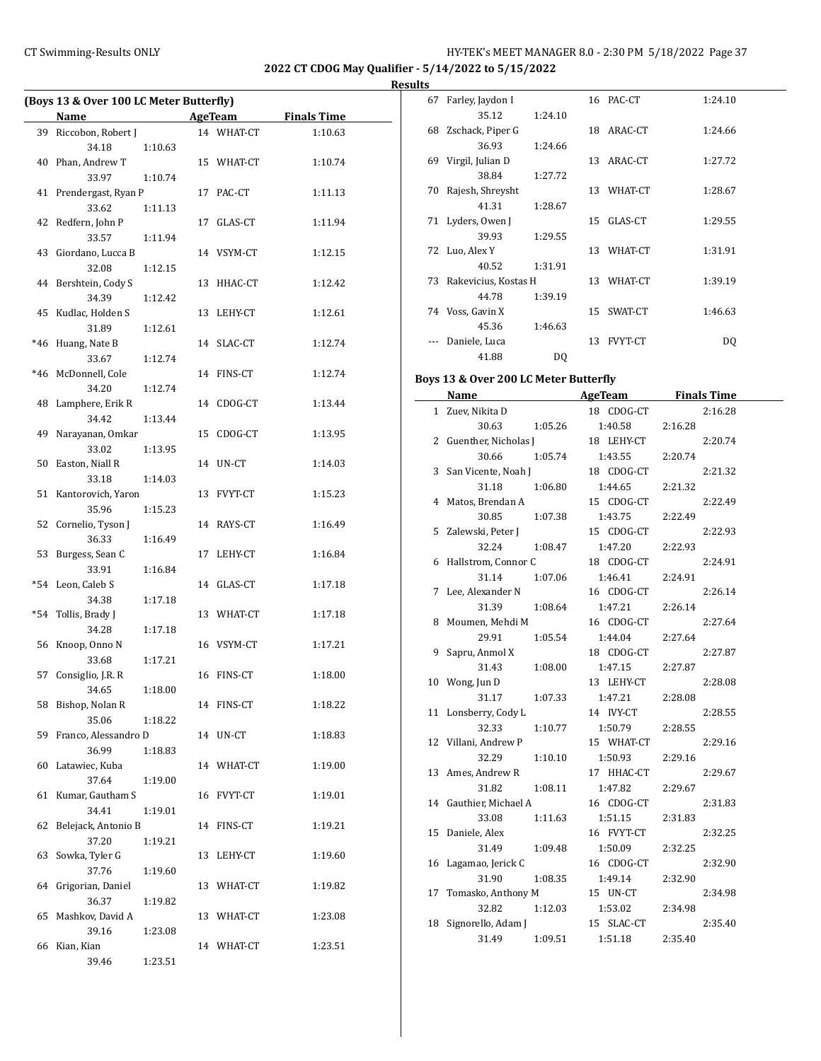**2022 CT CDOG May Qualifier - 5/14/2022 to 5/15/2022**

**Results**

### (Boys 13 & Over 100 LC Meter Butterfly)

| | Name | Age | Team | Finals Time |
|---|---|---|---|---|
| 39 | Riccobon, Robert J | 14 | WHAT-CT | 1:10.63 |
| | 34.18 1:10.63 | | | |
| 40 | Phan, Andrew T | 15 | WHAT-CT | 1:10.74 |
| | 33.97 1:10.74 | | | |
| 41 | Prendergast, Ryan P | 17 | PAC-CT | 1:11.13 |
| | 33.62 1:11.13 | | | |
| 42 | Redfern, John P | 17 | GLAS-CT | 1:11.94 |
| | 33.57 1:11.94 | | | |
| 43 | Giordano, Lucca B | 14 | VSYM-CT | 1:12.15 |
| | 32.08 1:12.15 | | | |
| 44 | Bershtein, Cody S | 13 | HHAC-CT | 1:12.42 |
| | 34.39 1:12.42 | | | |
| 45 | Kudlac, Holden S | 13 | LEHY-CT | 1:12.61 |
| | 31.89 1:12.61 | | | |
| *46 | Huang, Nate B | 14 | SLAC-CT | 1:12.74 |
| | 33.67 1:12.74 | | | |
| *46 | McDonnell, Cole | 14 | FINS-CT | 1:12.74 |
| | 34.20 1:12.74 | | | |
| 48 | Lamphere, Erik R | 14 | CDOG-CT | 1:13.44 |
| | 34.42 1:13.44 | | | |
| 49 | Narayanan, Omkar | 15 | CDOG-CT | 1:13.95 |
| | 33.02 1:13.95 | | | |
| 50 | Easton, Niall R | 14 | UN-CT | 1:14.03 |
| | 33.18 1:14.03 | | | |
| 51 | Kantorovich, Yaron | 13 | FVYT-CT | 1:15.23 |
| | 35.96 1:15.23 | | | |
| 52 | Cornelio, Tyson J | 14 | RAYS-CT | 1:16.49 |
| | 36.33 1:16.49 | | | |
| 53 | Burgess, Sean C | 17 | LEHY-CT | 1:16.84 |
| | 33.91 1:16.84 | | | |
| *54 | Leon, Caleb S | 14 | GLAS-CT | 1:17.18 |
| | 34.38 1:17.18 | | | |
| *54 | Tollis, Brady J | 13 | WHAT-CT | 1:17.18 |
| | 34.28 1:17.18 | | | |
| 56 | Knoop, Onno N | 16 | VSYM-CT | 1:17.21 |
| | 33.68 1:17.21 | | | |
| 57 | Consiglio, J.R. R | 16 | FINS-CT | 1:18.00 |
| | 34.65 1:18.00 | | | |
| 58 | Bishop, Nolan R | 14 | FINS-CT | 1:18.22 |
| | 35.06 1:18.22 | | | |
| 59 | Franco, Alessandro D | 14 | UN-CT | 1:18.83 |
| | 36.99 1:18.83 | | | |
| 60 | Latawiec, Kuba | 14 | WHAT-CT | 1:19.00 |
| | 37.64 1:19.00 | | | |
| 61 | Kumar, Gautham S | 16 | FVYT-CT | 1:19.01 |
| | 34.41 1:19.01 | | | |
| 62 | Belejack, Antonio B | 14 | FINS-CT | 1:19.21 |
| | 37.20 1:19.21 | | | |
| 63 | Sowka, Tyler G | 13 | LEHY-CT | 1:19.60 |
| | 37.76 1:19.60 | | | |
| 64 | Grigorian, Daniel | 13 | WHAT-CT | 1:19.82 |
| | 36.37 1:19.82 | | | |
| 65 | Mashkov, David A | 13 | WHAT-CT | 1:23.08 |
| | 39.16 1:23.08 | | | |
| 66 | Kian, Kian | 14 | WHAT-CT | 1:23.51 |
| | 39.46 1:23.51 | | | |
| 67 | Farley, Jaydon I | 16 | PAC-CT | 1:24.10 |
| | 35.12 1:24.10 | | | |
| 68 | Zschack, Piper G | 18 | ARAC-CT | 1:24.66 |
| | 36.93 1:24.66 | | | |
| 69 | Virgil, Julian D | 13 | ARAC-CT | 1:27.72 |
| | 38.84 1:27.72 | | | |
| 70 | Rajesh, Shreysht | 13 | WHAT-CT | 1:28.67 |
| | 41.31 1:28.67 | | | |
| 71 | Lyders, Owen J | 15 | GLAS-CT | 1:29.55 |
| | 39.93 1:29.55 | | | |
| 72 | Luo, Alex Y | 13 | WHAT-CT | 1:31.91 |
| | 40.52 1:31.91 | | | |
| 73 | Rakevicius, Kostas H | 13 | WHAT-CT | 1:39.19 |
| | 44.78 1:39.19 | | | |
| 74 | Voss, Gavin X | 15 | SWAT-CT | 1:46.63 |
| | 45.36 1:46.63 | | | |
| --- | Daniele, Luca | 13 | FVYT-CT | DQ |
| | 41.88 DQ | | | |

### Boys 13 & Over 200 LC Meter Butterfly

| | Name | Age | Team | Finals Time |
|---|---|---|---|---|
| 1 | Zuev, Nikita D | 18 | CDOG-CT | 2:16.28 |
| | 30.63 1:05.26 1:40.58 2:16.28 | | | |
| 2 | Guenther, Nicholas J | 18 | LEHY-CT | 2:20.74 |
| | 30.66 1:05.74 1:43.55 2:20.74 | | | |
| 3 | San Vicente, Noah J | 18 | CDOG-CT | 2:21.32 |
| | 31.18 1:06.80 1:44.65 2:21.32 | | | |
| 4 | Matos, Brendan A | 15 | CDOG-CT | 2:22.49 |
| | 30.85 1:07.38 1:43.75 2:22.49 | | | |
| 5 | Zalewski, Peter J | 15 | CDOG-CT | 2:22.93 |
| | 32.24 1:08.47 1:47.20 2:22.93 | | | |
| 6 | Hallstrom, Connor C | 18 | CDOG-CT | 2:24.91 |
| | 31.14 1:07.06 1:46.41 2:24.91 | | | |
| 7 | Lee, Alexander N | 16 | CDOG-CT | 2:26.14 |
| | 31.39 1:08.64 1:47.21 2:26.14 | | | |
| 8 | Moumen, Mehdi M | 16 | CDOG-CT | 2:27.64 |
| | 29.91 1:05.54 1:44.04 2:27.64 | | | |
| 9 | Sapru, Anmol X | 18 | CDOG-CT | 2:27.87 |
| | 31.43 1:08.00 1:47.15 2:27.87 | | | |
| 10 | Wong, Jun D | 13 | LEHY-CT | 2:28.08 |
| | 31.17 1:07.33 1:47.21 2:28.08 | | | |
| 11 | Lonsberry, Cody L | 14 | IVY-CT | 2:28.55 |
| | 32.33 1:10.77 1:50.79 2:28.55 | | | |
| 12 | Villani, Andrew P | 15 | WHAT-CT | 2:29.16 |
| | 32.29 1:10.10 1:50.93 2:29.16 | | | |
| 13 | Ames, Andrew R | 17 | HHAC-CT | 2:29.67 |
| | 31.82 1:08.11 1:47.82 2:29.67 | | | |
| 14 | Gauthier, Michael A | 16 | CDOG-CT | 2:31.83 |
| | 33.08 1:11.63 1:51.15 2:31.83 | | | |
| 15 | Daniele, Alex | 16 | FVYT-CT | 2:32.25 |
| | 31.49 1:09.48 1:50.09 2:32.25 | | | |
| 16 | Lagamao, Jerick C | 16 | CDOG-CT | 2:32.90 |
| | 31.90 1:08.35 1:49.14 2:32.90 | | | |
| 17 | Tomasko, Anthony M | 15 | UN-CT | 2:34.98 |
| | 32.82 1:12.03 1:53.02 2:34.98 | | | |
| 18 | Signorello, Adam J | 15 | SLAC-CT | 2:35.40 |
| | 31.49 1:09.51 1:51.18 2:35.40 | | | |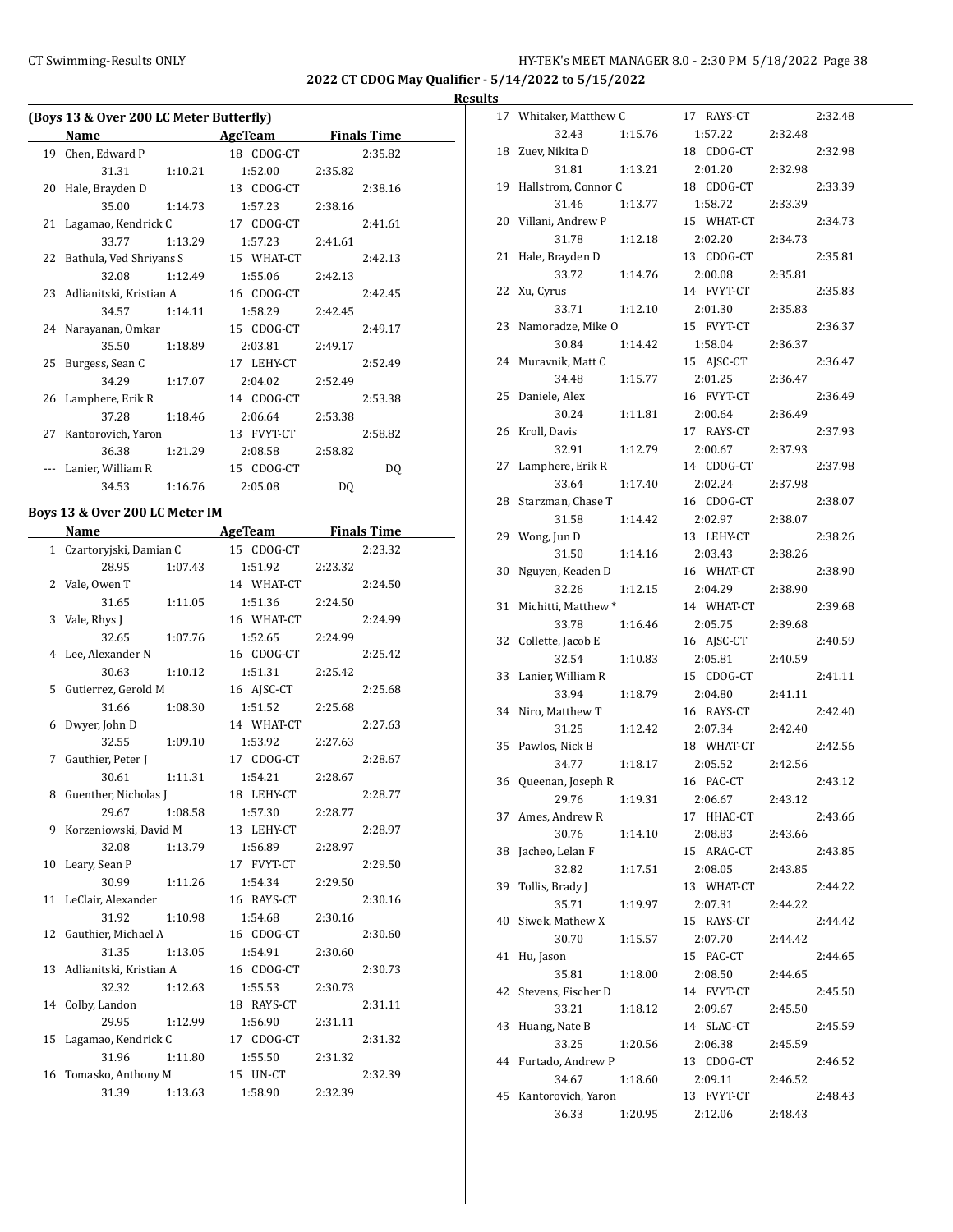## 2022 CT CDOG May Qualifier - 5/14/2022 to 5/15/2022

### Results

### (Boys 13 & Over 200 LC Meter Butterfly)

| | Name | AgeTeam | | Finals Time |
|---|---|---|---|---|
| 19 | Chen, Edward P | 18 CDOG-CT | | 2:35.82 |
| | 31.31 1:10.21 | 1:52.00 | 2:35.82 | |
| 20 | Hale, Brayden D | 13 CDOG-CT | | 2:38.16 |
| | 35.00 1:14.73 | 1:57.23 | 2:38.16 | |
| 21 | Lagamao, Kendrick C | 17 CDOG-CT | | 2:41.61 |
| | 33.77 1:13.29 | 1:57.23 | 2:41.61 | |
| 22 | Bathula, Ved Shriyans S | 15 WHAT-CT | | 2:42.13 |
| | 32.08 1:12.49 | 1:55.06 | 2:42.13 | |
| 23 | Adlianitski, Kristian A | 16 CDOG-CT | | 2:42.45 |
| | 34.57 1:14.11 | 1:58.29 | 2:42.45 | |
| 24 | Narayanan, Omkar | 15 CDOG-CT | | 2:49.17 |
| | 35.50 1:18.89 | 2:03.81 | 2:49.17 | |
| 25 | Burgess, Sean C | 17 LEHY-CT | | 2:52.49 |
| | 34.29 1:17.07 | 2:04.02 | 2:52.49 | |
| 26 | Lamphere, Erik R | 14 CDOG-CT | | 2:53.38 |
| | 37.28 1:18.46 | 2:06.64 | 2:53.38 | |
| 27 | Kantorovich, Yaron | 13 FVYT-CT | | 2:58.82 |
| | 36.38 1:21.29 | 2:08.58 | 2:58.82 | |
| --- | Lanier, William R | 15 CDOG-CT | | DQ |
| | 34.53 1:16.76 | 2:05.08 | DQ | |

### Boys 13 & Over 200 LC Meter IM

| | Name | AgeTeam | | Finals Time |
|---|---|---|---|---|
| 1 | Czartoryjski, Damian C | 15 CDOG-CT | | 2:23.32 |
| | 28.95 1:07.43 | 1:51.92 | 2:23.32 | |
| 2 | Vale, Owen T | 14 WHAT-CT | | 2:24.50 |
| | 31.65 1:11.05 | 1:51.36 | 2:24.50 | |
| 3 | Vale, Rhys J | 16 WHAT-CT | | 2:24.99 |
| | 32.65 1:07.76 | 1:52.65 | 2:24.99 | |
| 4 | Lee, Alexander N | 16 CDOG-CT | | 2:25.42 |
| | 30.63 1:10.12 | 1:51.31 | 2:25.42 | |
| 5 | Gutierrez, Gerold M | 16 AJSC-CT | | 2:25.68 |
| | 31.66 1:08.30 | 1:51.52 | 2:25.68 | |
| 6 | Dwyer, John D | 14 WHAT-CT | | 2:27.63 |
| | 32.55 1:09.10 | 1:53.92 | 2:27.63 | |
| 7 | Gauthier, Peter J | 17 CDOG-CT | | 2:28.67 |
| | 30.61 1:11.31 | 1:54.21 | 2:28.67 | |
| 8 | Guenther, Nicholas J | 18 LEHY-CT | | 2:28.77 |
| | 29.67 1:08.58 | 1:57.30 | 2:28.77 | |
| 9 | Korzeniowski, David M | 13 LEHY-CT | | 2:28.97 |
| | 32.08 1:13.79 | 1:56.89 | 2:28.97 | |
| 10 | Leary, Sean P | 17 FVYT-CT | | 2:29.50 |
| | 30.99 1:11.26 | 1:54.34 | 2:29.50 | |
| 11 | LeClair, Alexander | 16 RAYS-CT | | 2:30.16 |
| | 31.92 1:10.98 | 1:54.68 | 2:30.16 | |
| 12 | Gauthier, Michael A | 16 CDOG-CT | | 2:30.60 |
| | 31.35 1:13.05 | 1:54.91 | 2:30.60 | |
| 13 | Adlianitski, Kristian A | 16 CDOG-CT | | 2:30.73 |
| | 32.32 1:12.63 | 1:55.53 | 2:30.73 | |
| 14 | Colby, Landon | 18 RAYS-CT | | 2:31.11 |
| | 29.95 1:12.99 | 1:56.90 | 2:31.11 | |
| 15 | Lagamao, Kendrick C | 17 CDOG-CT | | 2:31.32 |
| | 31.96 1:11.80 | 1:55.50 | 2:31.32 | |
| 16 | Tomasko, Anthony M | 15 UN-CT | | 2:32.39 |
| | 31.39 1:13.63 | 1:58.90 | 2:32.39 | |
| 17 | Whitaker, Matthew C | 17 RAYS-CT | | 2:32.48 |
| | 32.43 1:15.76 | 1:57.22 | 2:32.48 | |
| 18 | Zuev, Nikita D | 18 CDOG-CT | | 2:32.98 |
| | 31.81 1:13.21 | 2:01.20 | 2:32.98 | |
| 19 | Hallstrom, Connor C | 18 CDOG-CT | | 2:33.39 |
| | 31.46 1:13.77 | 1:58.72 | 2:33.39 | |
| 20 | Villani, Andrew P | 15 WHAT-CT | | 2:34.73 |
| | 31.78 1:12.18 | 2:02.20 | 2:34.73 | |
| 21 | Hale, Brayden D | 13 CDOG-CT | | 2:35.81 |
| | 33.72 1:14.76 | 2:00.08 | 2:35.81 | |
| 22 | Xu, Cyrus | 14 FVYT-CT | | 2:35.83 |
| | 33.71 1:12.10 | 2:01.30 | 2:35.83 | |
| 23 | Namoradze, Mike O | 15 FVYT-CT | | 2:36.37 |
| | 30.84 1:14.42 | 1:58.04 | 2:36.37 | |
| 24 | Muravnik, Matt C | 15 AJSC-CT | | 2:36.47 |
| | 34.48 1:15.77 | 2:01.25 | 2:36.47 | |
| 25 | Daniele, Alex | 16 FVYT-CT | | 2:36.49 |
| | 30.24 1:11.81 | 2:00.64 | 2:36.49 | |
| 26 | Kroll, Davis | 17 RAYS-CT | | 2:37.93 |
| | 32.91 1:12.79 | 2:00.67 | 2:37.93 | |
| 27 | Lamphere, Erik R | 14 CDOG-CT | | 2:37.98 |
| | 33.64 1:17.40 | 2:02.24 | 2:37.98 | |
| 28 | Starzman, Chase T | 16 CDOG-CT | | 2:38.07 |
| | 31.58 1:14.42 | 2:02.97 | 2:38.07 | |
| 29 | Wong, Jun D | 13 LEHY-CT | | 2:38.26 |
| | 31.50 1:14.16 | 2:03.43 | 2:38.26 | |
| 30 | Nguyen, Keaden D | 16 WHAT-CT | | 2:38.90 |
| | 32.26 1:12.15 | 2:04.29 | 2:38.90 | |
| 31 | Michitti, Matthew * | 14 WHAT-CT | | 2:39.68 |
| | 33.78 1:16.46 | 2:05.75 | 2:39.68 | |
| 32 | Collette, Jacob E | 16 AJSC-CT | | 2:40.59 |
| | 32.54 1:10.83 | 2:05.81 | 2:40.59 | |
| 33 | Lanier, William R | 15 CDOG-CT | | 2:41.11 |
| | 33.94 1:18.79 | 2:04.80 | 2:41.11 | |
| 34 | Niro, Matthew T | 16 RAYS-CT | | 2:42.40 |
| | 31.25 1:12.42 | 2:07.34 | 2:42.40 | |
| 35 | Pawlos, Nick B | 18 WHAT-CT | | 2:42.56 |
| | 34.77 1:18.17 | 2:05.52 | 2:42.56 | |
| 36 | Queenan, Joseph R | 16 PAC-CT | | 2:43.12 |
| | 29.76 1:19.31 | 2:06.67 | 2:43.12 | |
| 37 | Ames, Andrew R | 17 HHAC-CT | | 2:43.66 |
| | 30.76 1:14.10 | 2:08.83 | 2:43.66 | |
| 38 | Jacheo, Lelan F | 15 ARAC-CT | | 2:43.85 |
| | 32.82 1:17.51 | 2:08.05 | 2:43.85 | |
| 39 | Tollis, Brady J | 13 WHAT-CT | | 2:44.22 |
| | 35.71 1:19.97 | 2:07.31 | 2:44.22 | |
| 40 | Siwek, Mathew X | 15 RAYS-CT | | 2:44.42 |
| | 30.70 1:15.57 | 2:07.70 | 2:44.42 | |
| 41 | Hu, Jason | 15 PAC-CT | | 2:44.65 |
| | 35.81 1:18.00 | 2:08.50 | 2:44.65 | |
| 42 | Stevens, Fischer D | 14 FVYT-CT | | 2:45.50 |
| | 33.21 1:18.12 | 2:09.67 | 2:45.50 | |
| 43 | Huang, Nate B | 14 SLAC-CT | | 2:45.59 |
| | 33.25 1:20.56 | 2:06.38 | 2:45.59 | |
| 44 | Furtado, Andrew P | 13 CDOG-CT | | 2:46.52 |
| | 34.67 1:18.60 | 2:09.11 | 2:46.52 | |
| 45 | Kantorovich, Yaron | 13 FVYT-CT | | 2:48.43 |
| | 36.33 1:20.95 | 2:12.06 | 2:48.43 | |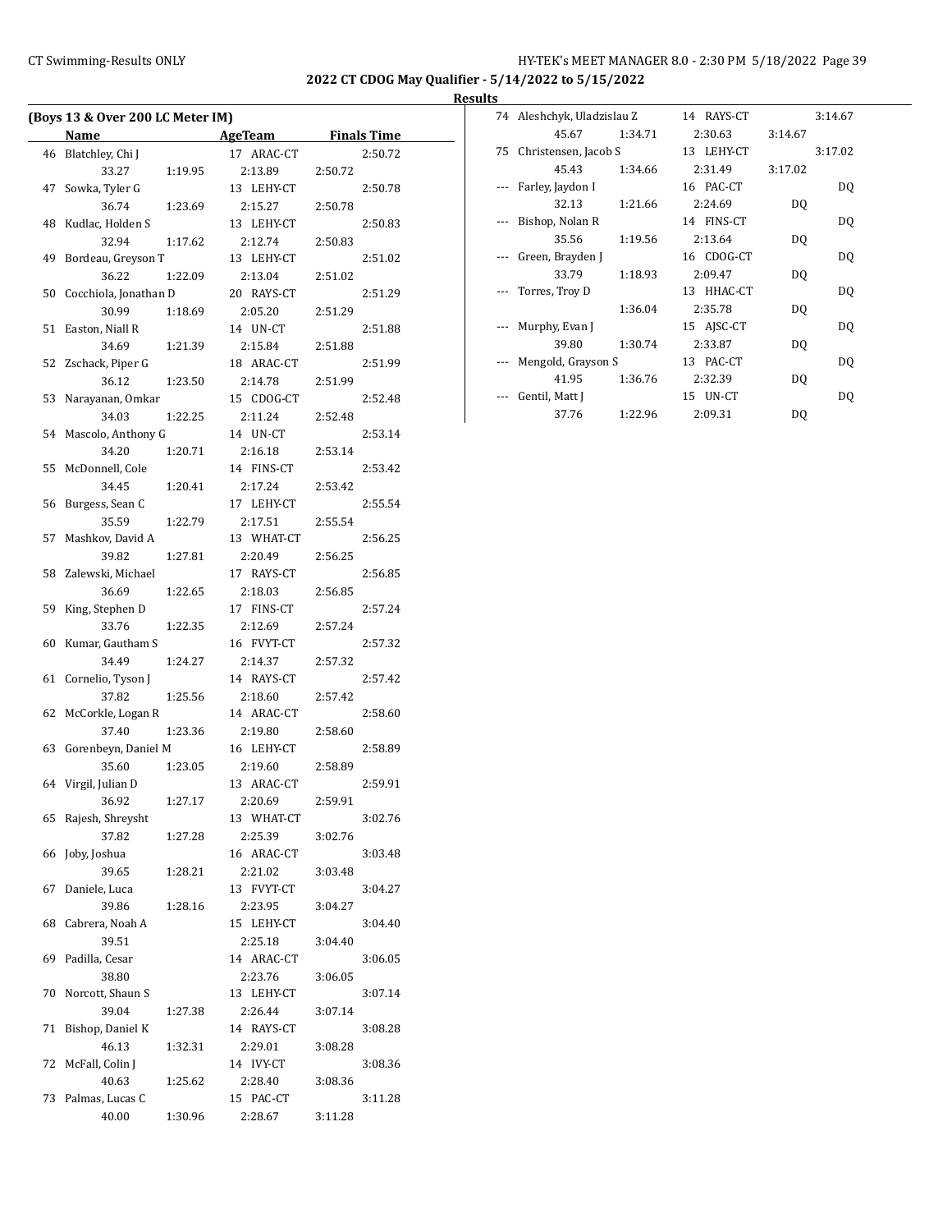## 2022 CT CDOG May Qualifier - 5/14/2022 to 5/15/2022

**Results**

### (Boys 13 & Over 200 LC Meter IM)

| | Name | AgeTeam | | Finals Time |
|---|---|---|---|---|
| 46 | Blatchley, Chi J | 17 | ARAC-CT | 2:50.72 |
| | 33.27 | 1:19.95 | 2:13.89 | 2:50.72 |
| 47 | Sowka, Tyler G | 13 | LEHY-CT | 2:50.78 |
| | 36.74 | 1:23.69 | 2:15.27 | 2:50.78 |
| 48 | Kudlac, Holden S | 13 | LEHY-CT | 2:50.83 |
| | 32.94 | 1:17.62 | 2:12.74 | 2:50.83 |
| 49 | Bordeau, Greyson T | 13 | LEHY-CT | 2:51.02 |
| | 36.22 | 1:22.09 | 2:13.04 | 2:51.02 |
| 50 | Cocchiola, Jonathan D | 20 | RAYS-CT | 2:51.29 |
| | 30.99 | 1:18.69 | 2:05.20 | 2:51.29 |
| 51 | Easton, Niall R | 14 | UN-CT | 2:51.88 |
| | 34.69 | 1:21.39 | 2:15.84 | 2:51.88 |
| 52 | Zschack, Piper G | 18 | ARAC-CT | 2:51.99 |
| | 36.12 | 1:23.50 | 2:14.78 | 2:51.99 |
| 53 | Narayanan, Omkar | 15 | CDOG-CT | 2:52.48 |
| | 34.03 | 1:22.25 | 2:11.24 | 2:52.48 |
| 54 | Mascolo, Anthony G | 14 | UN-CT | 2:53.14 |
| | 34.20 | 1:20.71 | 2:16.18 | 2:53.14 |
| 55 | McDonnell, Cole | 14 | FINS-CT | 2:53.42 |
| | 34.45 | 1:20.41 | 2:17.24 | 2:53.42 |
| 56 | Burgess, Sean C | 17 | LEHY-CT | 2:55.54 |
| | 35.59 | 1:22.79 | 2:17.51 | 2:55.54 |
| 57 | Mashkov, David A | 13 | WHAT-CT | 2:56.25 |
| | 39.82 | 1:27.81 | 2:20.49 | 2:56.25 |
| 58 | Zalewski, Michael | 17 | RAYS-CT | 2:56.85 |
| | 36.69 | 1:22.65 | 2:18.03 | 2:56.85 |
| 59 | King, Stephen D | 17 | FINS-CT | 2:57.24 |
| | 33.76 | 1:22.35 | 2:12.69 | 2:57.24 |
| 60 | Kumar, Gautham S | 16 | FVYT-CT | 2:57.32 |
| | 34.49 | 1:24.27 | 2:14.37 | 2:57.32 |
| 61 | Cornelio, Tyson J | 14 | RAYS-CT | 2:57.42 |
| | 37.82 | 1:25.56 | 2:18.60 | 2:57.42 |
| 62 | McCorkle, Logan R | 14 | ARAC-CT | 2:58.60 |
| | 37.40 | 1:23.36 | 2:19.80 | 2:58.60 |
| 63 | Gorenbeyn, Daniel M | 16 | LEHY-CT | 2:58.89 |
| | 35.60 | 1:23.05 | 2:19.60 | 2:58.89 |
| 64 | Virgil, Julian D | 13 | ARAC-CT | 2:59.91 |
| | 36.92 | 1:27.17 | 2:20.69 | 2:59.91 |
| 65 | Rajesh, Shreysht | 13 | WHAT-CT | 3:02.76 |
| | 37.82 | 1:27.28 | 2:25.39 | 3:02.76 |
| 66 | Joby, Joshua | 16 | ARAC-CT | 3:03.48 |
| | 39.65 | 1:28.21 | 2:21.02 | 3:03.48 |
| 67 | Daniele, Luca | 13 | FVYT-CT | 3:04.27 |
| | 39.86 | 1:28.16 | 2:23.95 | 3:04.27 |
| 68 | Cabrera, Noah A | 15 | LEHY-CT | 3:04.40 |
| | 39.51 | | 2:25.18 | 3:04.40 |
| 69 | Padilla, Cesar | 14 | ARAC-CT | 3:06.05 |
| | 38.80 | | 2:23.76 | 3:06.05 |
| 70 | Norcott, Shaun S | 13 | LEHY-CT | 3:07.14 |
| | 39.04 | 1:27.38 | 2:26.44 | 3:07.14 |
| 71 | Bishop, Daniel K | 14 | RAYS-CT | 3:08.28 |
| | 46.13 | 1:32.31 | 2:29.01 | 3:08.28 |
| 72 | McFall, Colin J | 14 | IVY-CT | 3:08.36 |
| | 40.63 | 1:25.62 | 2:28.40 | 3:08.36 |
| 73 | Palmas, Lucas C | 15 | PAC-CT | 3:11.28 |
| | 40.00 | 1:30.96 | 2:28.67 | 3:11.28 |
| 74 | Aleshchyk, Uladzislau Z | 14 | RAYS-CT | 3:14.67 |
| | 45.67 | 1:34.71 | 2:30.63 | 3:14.67 |
| 75 | Christensen, Jacob S | 13 | LEHY-CT | 3:17.02 |
| | 45.43 | 1:34.66 | 2:31.49 | 3:17.02 |
| --- | Farley, Jaydon I | 16 | PAC-CT | DQ |
| | 32.13 | 1:21.66 | 2:24.69 | DQ |
| --- | Bishop, Nolan R | 14 | FINS-CT | DQ |
| | 35.56 | 1:19.56 | 2:13.64 | DQ |
| --- | Green, Brayden J | 16 | CDOG-CT | DQ |
| | 33.79 | 1:18.93 | 2:09.47 | DQ |
| --- | Torres, Troy D | 13 | HHAC-CT | DQ |
| | | 1:36.04 | 2:35.78 | DQ |
| --- | Murphy, Evan J | 15 | AJSC-CT | DQ |
| | 39.80 | 1:30.74 | 2:33.87 | DQ |
| --- | Mengold, Grayson S | 13 | PAC-CT | DQ |
| | 41.95 | 1:36.76 | 2:32.39 | DQ |
| --- | Gentil, Matt J | 15 | UN-CT | DQ |
| | 37.76 | 1:22.96 | 2:09.31 | DQ |